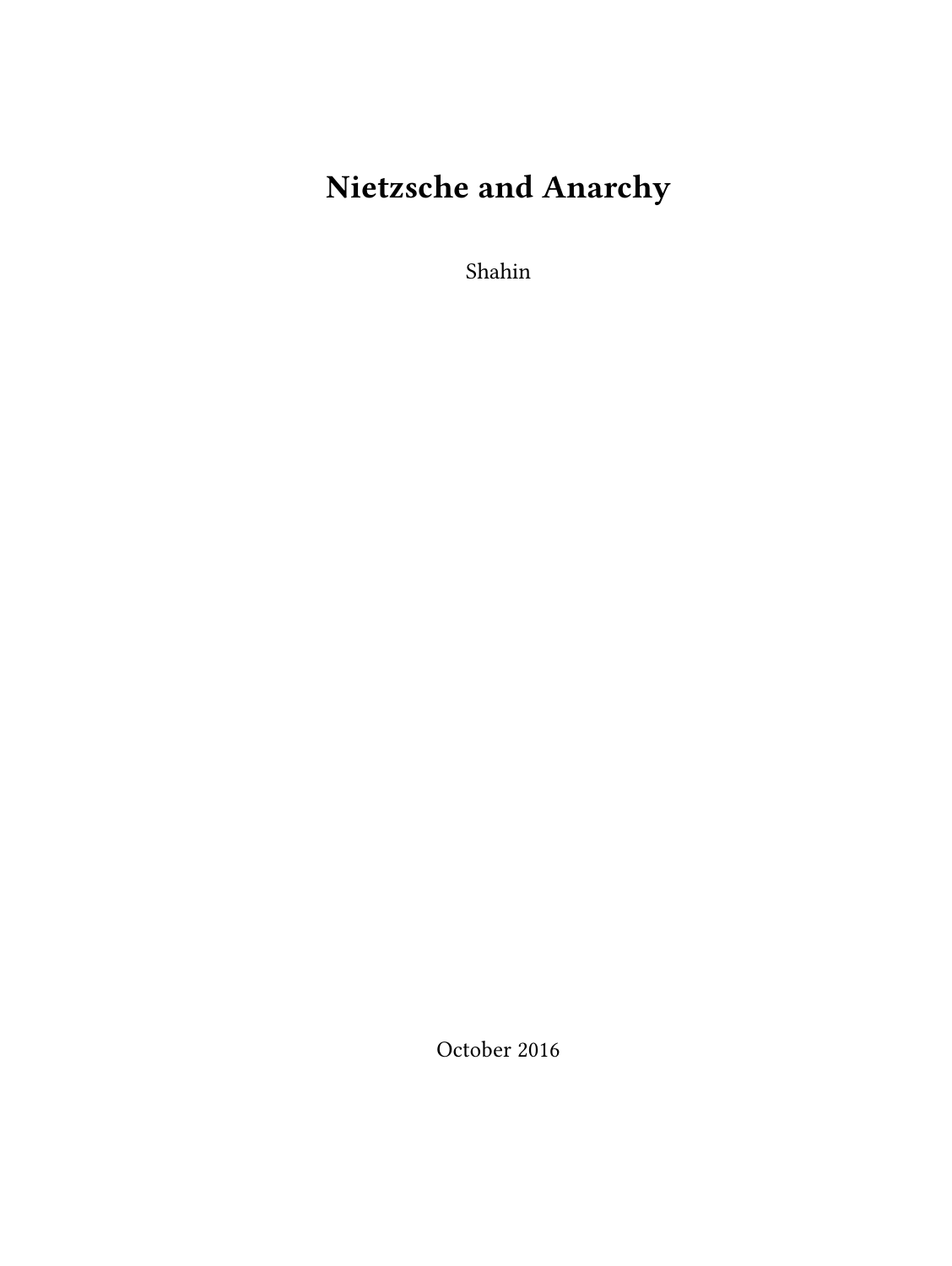# Nietzsche and Anarchy

Shahin

October 2016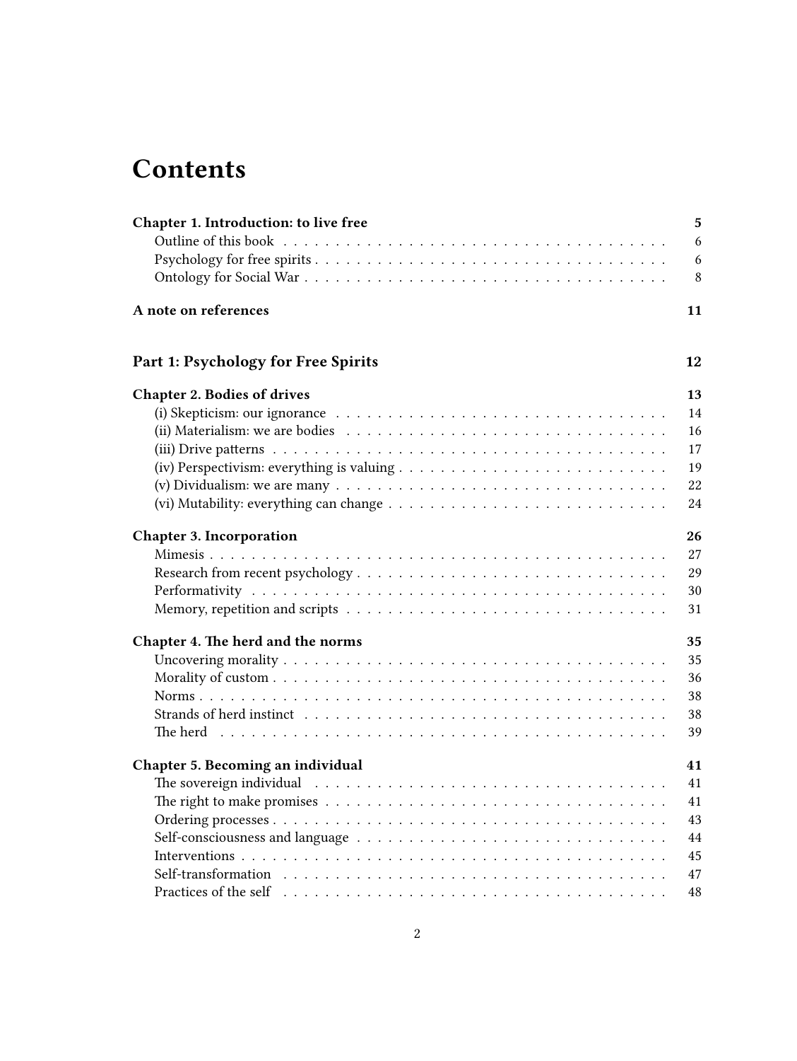# Contents

**Chapter 1. Introduction: to live free** **5**

- Outline of this book 6
- Psychology for free spirits 6
- Ontology for Social War 8

**A note on references** **11**

## Part 1: Psychology for Free Spirits **12**

**Chapter 2. Bodies of drives** **13**

- (i) Skepticism: our ignorance 14
- (ii) Materialism: we are bodies 16
- (iii) Drive patterns 17
- (iv) Perspectivism: everything is valuing 19
- (v) Dividualism: we are many 22
- (vi) Mutability: everything can change 24

**Chapter 3. Incorporation** **26**

- Mimesis 27
- Research from recent psychology 29
- Performativity 30
- Memory, repetition and scripts 31

**Chapter 4. The herd and the norms** **35**

- Uncovering morality 35
- Morality of custom 36
- Norms 38
- Strands of herd instinct 38
- The herd 39

**Chapter 5. Becoming an individual** **41**

- The sovereign individual 41
- The right to make promises 41
- Ordering processes 43
- Self-consciousness and language 44
- Interventions 45
- Self-transformation 47
- Practices of the self 48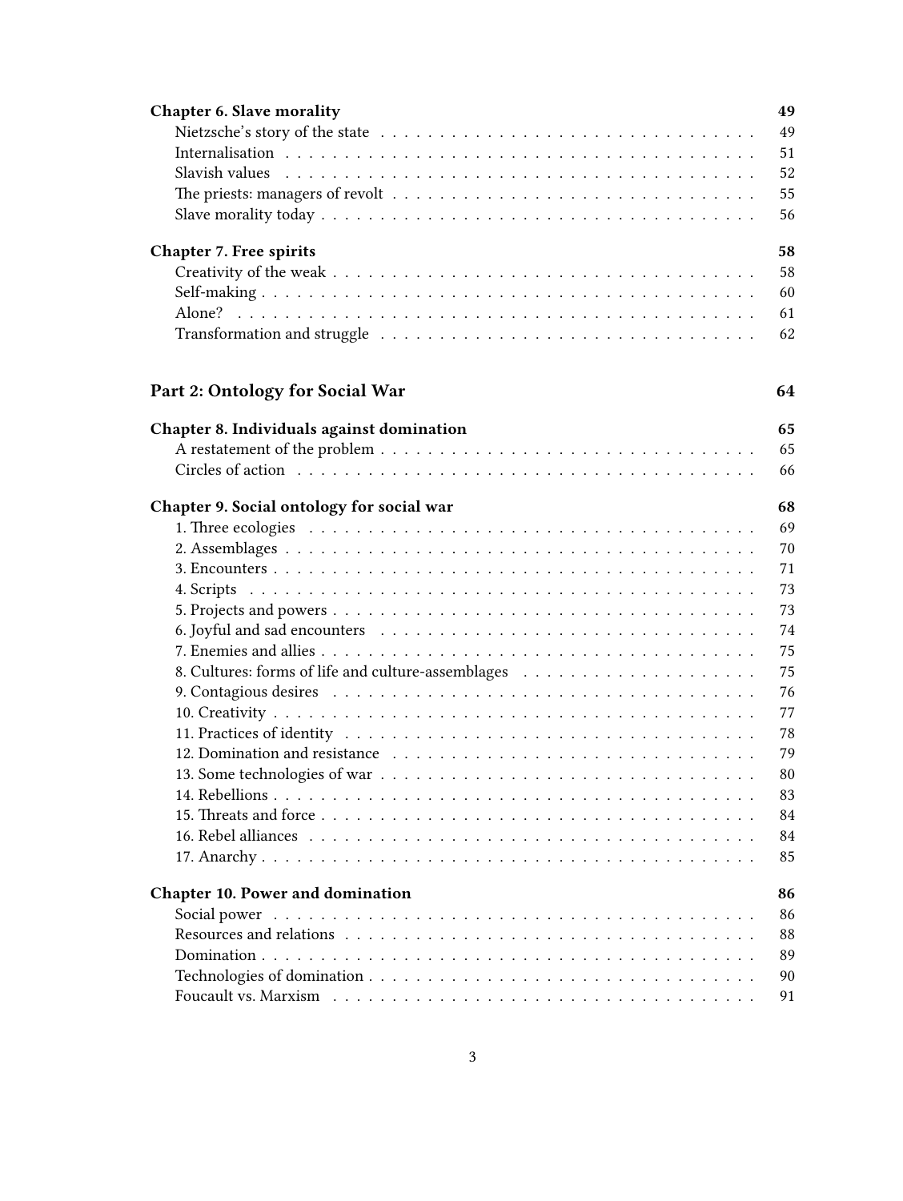**Chapter 6. Slave morality** 49

Nietzsche's story of the state . . . 49
Internalisation . . . 51
Slavish values . . . 52
The priests: managers of revolt . . . 55
Slave morality today . . . 56

**Chapter 7. Free spirits** 58

Creativity of the weak . . . 58
Self-making . . . 60
Alone? . . . 61
Transformation and struggle . . . 62

**Part 2: Ontology for Social War** 64

**Chapter 8. Individuals against domination** 65

A restatement of the problem . . . 65
Circles of action . . . 66

**Chapter 9. Social ontology for social war** 68

1. Three ecologies . . . 69
2. Assemblages . . . 70
3. Encounters . . . 71
4. Scripts . . . 73
5. Projects and powers . . . 73
6. Joyful and sad encounters . . . 74
7. Enemies and allies . . . 75
8. Cultures: forms of life and culture-assemblages . . . 75
9. Contagious desires . . . 76
10. Creativity . . . 77
11. Practices of identity . . . 78
12. Domination and resistance . . . 79
13. Some technologies of war . . . 80
14. Rebellions . . . 83
15. Threats and force . . . 84
16. Rebel alliances . . . 84
17. Anarchy . . . 85

**Chapter 10. Power and domination** 86

Social power . . . 86
Resources and relations . . . 88
Domination . . . 89
Technologies of domination . . . 90
Foucault vs. Marxism . . . 91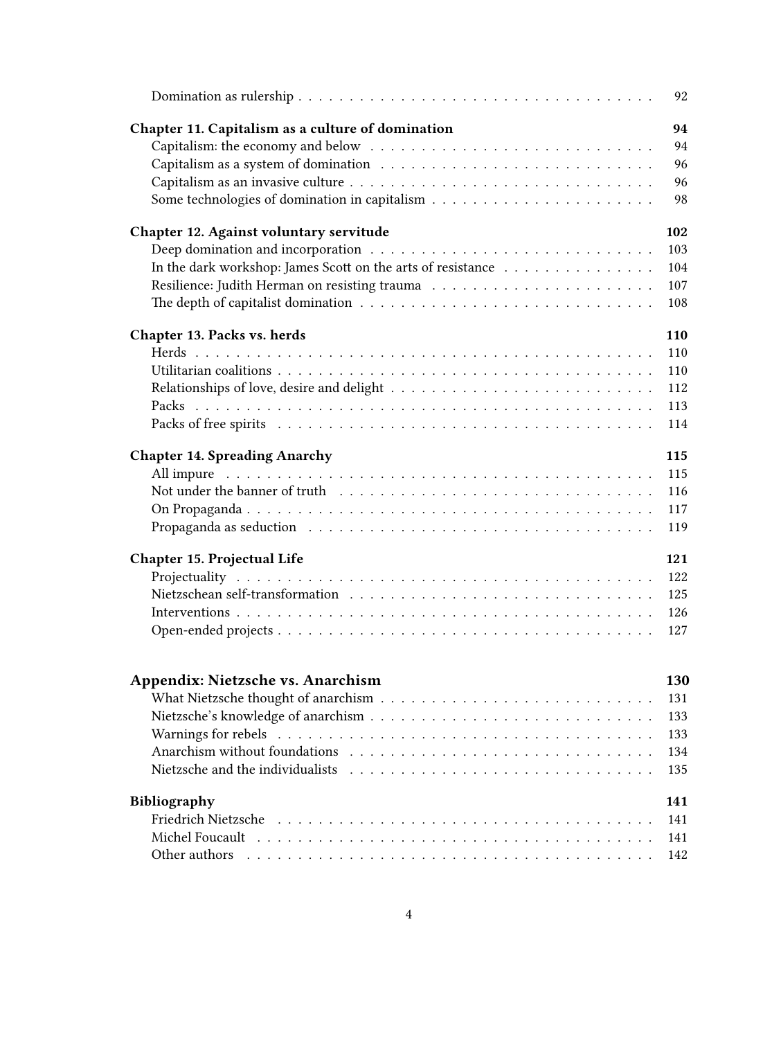Domination as rulership . . . . . 92

**Chapter 11. Capitalism as a culture of domination** **94**

Capitalism: the economy and below . . . . . 94
Capitalism as a system of domination . . . . . 96
Capitalism as an invasive culture . . . . . 96
Some technologies of domination in capitalism . . . . . 98

**Chapter 12. Against voluntary servitude** **102**

Deep domination and incorporation . . . . . 103
In the dark workshop: James Scott on the arts of resistance . . . . . 104
Resilience: Judith Herman on resisting trauma . . . . . 107
The depth of capitalist domination . . . . . 108

**Chapter 13. Packs vs. herds** **110**

Herds . . . . . 110
Utilitarian coalitions . . . . . 110
Relationships of love, desire and delight . . . . . 112
Packs . . . . . 113
Packs of free spirits . . . . . 114

**Chapter 14. Spreading Anarchy** **115**

All impure . . . . . 115
Not under the banner of truth . . . . . 116
On Propaganda . . . . . 117
Propaganda as seduction . . . . . 119

**Chapter 15. Projectual Life** **121**

Projectuality . . . . . 122
Nietzschean self-transformation . . . . . 125
Interventions . . . . . 126
Open-ended projects . . . . . 127

**Appendix: Nietzsche vs. Anarchism** **130**

What Nietzsche thought of anarchism . . . . . 131
Nietzsche's knowledge of anarchism . . . . . 133
Warnings for rebels . . . . . 133
Anarchism without foundations . . . . . 134
Nietzsche and the individualists . . . . . 135

**Bibliography** **141**

Friedrich Nietzsche . . . . . 141
Michel Foucault . . . . . 141
Other authors . . . . . 142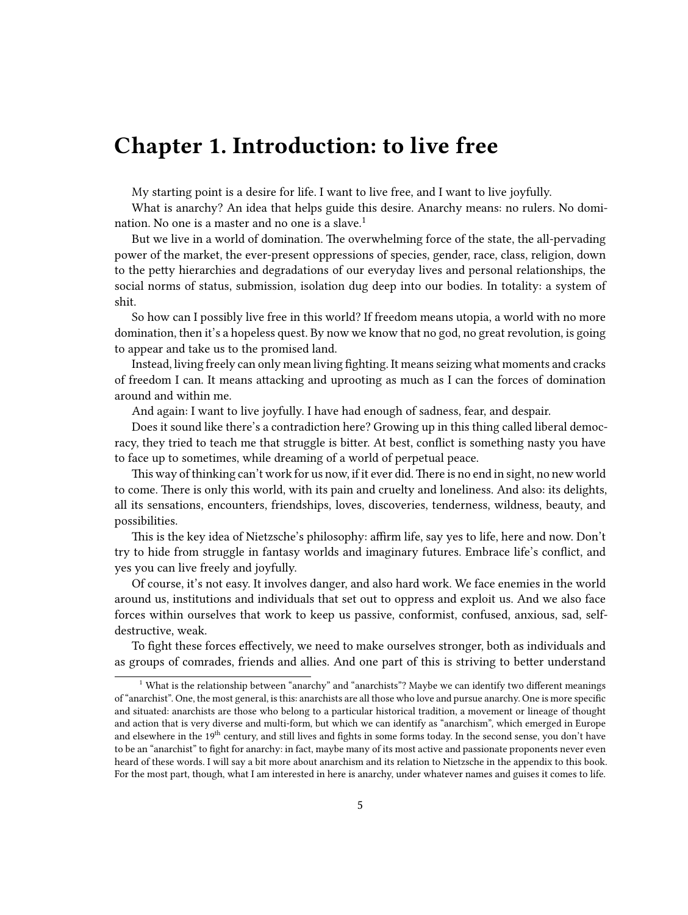# Chapter 1. Introduction: to live free

My starting point is a desire for life. I want to live free, and I want to live joyfully.

What is anarchy? An idea that helps guide this desire. Anarchy means: no rulers. No domination. No one is a master and no one is a slave.[1]

But we live in a world of domination. The overwhelming force of the state, the all-pervading power of the market, the ever-present oppressions of species, gender, race, class, religion, down to the petty hierarchies and degradations of our everyday lives and personal relationships, the social norms of status, submission, isolation dug deep into our bodies. In totality: a system of shit.

So how can I possibly live free in this world? If freedom means utopia, a world with no more domination, then it's a hopeless quest. By now we know that no god, no great revolution, is going to appear and take us to the promised land.

Instead, living freely can only mean living fighting. It means seizing what moments and cracks of freedom I can. It means attacking and uprooting as much as I can the forces of domination around and within me.

And again: I want to live joyfully. I have had enough of sadness, fear, and despair.

Does it sound like there's a contradiction here? Growing up in this thing called liberal democracy, they tried to teach me that struggle is bitter. At best, conflict is something nasty you have to face up to sometimes, while dreaming of a world of perpetual peace.

This way of thinking can't work for us now, if it ever did. There is no end in sight, no new world to come. There is only this world, with its pain and cruelty and loneliness. And also: its delights, all its sensations, encounters, friendships, loves, discoveries, tenderness, wildness, beauty, and possibilities.

This is the key idea of Nietzsche's philosophy: affirm life, say yes to life, here and now. Don't try to hide from struggle in fantasy worlds and imaginary futures. Embrace life's conflict, and yes you can live freely and joyfully.

Of course, it's not easy. It involves danger, and also hard work. We face enemies in the world around us, institutions and individuals that set out to oppress and exploit us. And we also face forces within ourselves that work to keep us passive, conformist, confused, anxious, sad, self-destructive, weak.

To fight these forces effectively, we need to make ourselves stronger, both as individuals and as groups of comrades, friends and allies. And one part of this is striving to better understand

---

[1] What is the relationship between "anarchy" and "anarchists"? Maybe we can identify two different meanings of "anarchist". One, the most general, is this: anarchists are all those who love and pursue anarchy. One is more specific and situated: anarchists are those who belong to a particular historical tradition, a movement or lineage of thought and action that is very diverse and multi-form, but which we can identify as "anarchism", which emerged in Europe and elsewhere in the 19th century, and still lives and fights in some forms today. In the second sense, you don't have to be an "anarchist" to fight for anarchy: in fact, maybe many of its most active and passionate proponents never even heard of these words. I will say a bit more about anarchism and its relation to Nietzsche in the appendix to this book. For the most part, though, what I am interested in here is anarchy, under whatever names and guises it comes to life.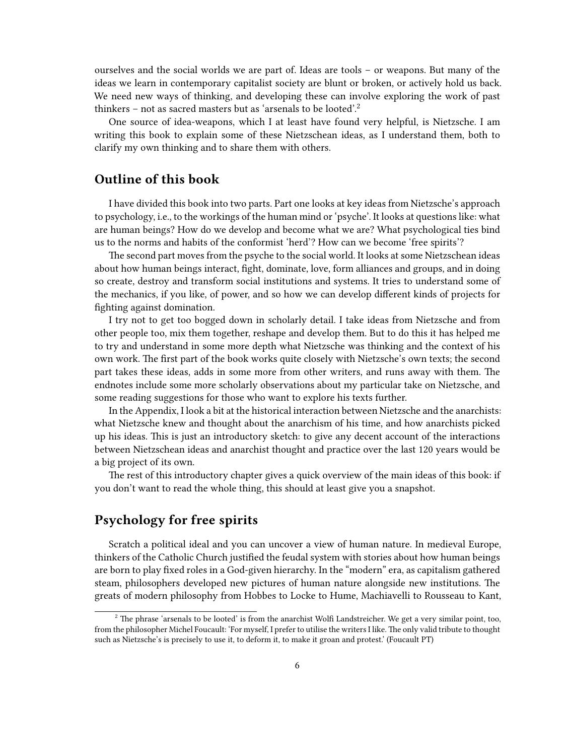ourselves and the social worlds we are part of. Ideas are tools – or weapons. But many of the ideas we learn in contemporary capitalist society are blunt or broken, or actively hold us back. We need new ways of thinking, and developing these can involve exploring the work of past thinkers – not as sacred masters but as 'arsenals to be looted'.[2]

One source of idea-weapons, which I at least have found very helpful, is Nietzsche. I am writing this book to explain some of these Nietzschean ideas, as I understand them, both to clarify my own thinking and to share them with others.

## Outline of this book

I have divided this book into two parts. Part one looks at key ideas from Nietzsche's approach to psychology, i.e., to the workings of the human mind or 'psyche'. It looks at questions like: what are human beings? How do we develop and become what we are? What psychological ties bind us to the norms and habits of the conformist 'herd'? How can we become 'free spirits'?

The second part moves from the psyche to the social world. It looks at some Nietzschean ideas about how human beings interact, fight, dominate, love, form alliances and groups, and in doing so create, destroy and transform social institutions and systems. It tries to understand some of the mechanics, if you like, of power, and so how we can develop different kinds of projects for fighting against domination.

I try not to get too bogged down in scholarly detail. I take ideas from Nietzsche and from other people too, mix them together, reshape and develop them. But to do this it has helped me to try and understand in some more depth what Nietzsche was thinking and the context of his own work. The first part of the book works quite closely with Nietzsche's own texts; the second part takes these ideas, adds in some more from other writers, and runs away with them. The endnotes include some more scholarly observations about my particular take on Nietzsche, and some reading suggestions for those who want to explore his texts further.

In the Appendix, I look a bit at the historical interaction between Nietzsche and the anarchists: what Nietzsche knew and thought about the anarchism of his time, and how anarchists picked up his ideas. This is just an introductory sketch: to give any decent account of the interactions between Nietzschean ideas and anarchist thought and practice over the last 120 years would be a big project of its own.

The rest of this introductory chapter gives a quick overview of the main ideas of this book: if you don't want to read the whole thing, this should at least give you a snapshot.

## Psychology for free spirits

Scratch a political ideal and you can uncover a view of human nature. In medieval Europe, thinkers of the Catholic Church justified the feudal system with stories about how human beings are born to play fixed roles in a God-given hierarchy. In the "modern" era, as capitalism gathered steam, philosophers developed new pictures of human nature alongside new institutions. The greats of modern philosophy from Hobbes to Locke to Hume, Machiavelli to Rousseau to Kant,

[2] The phrase 'arsenals to be looted' is from the anarchist Wolfi Landstreicher. We get a very similar point, too, from the philosopher Michel Foucault: 'For myself, I prefer to utilise the writers I like. The only valid tribute to thought such as Nietzsche's is precisely to use it, to deform it, to make it groan and protest.' (Foucault PT)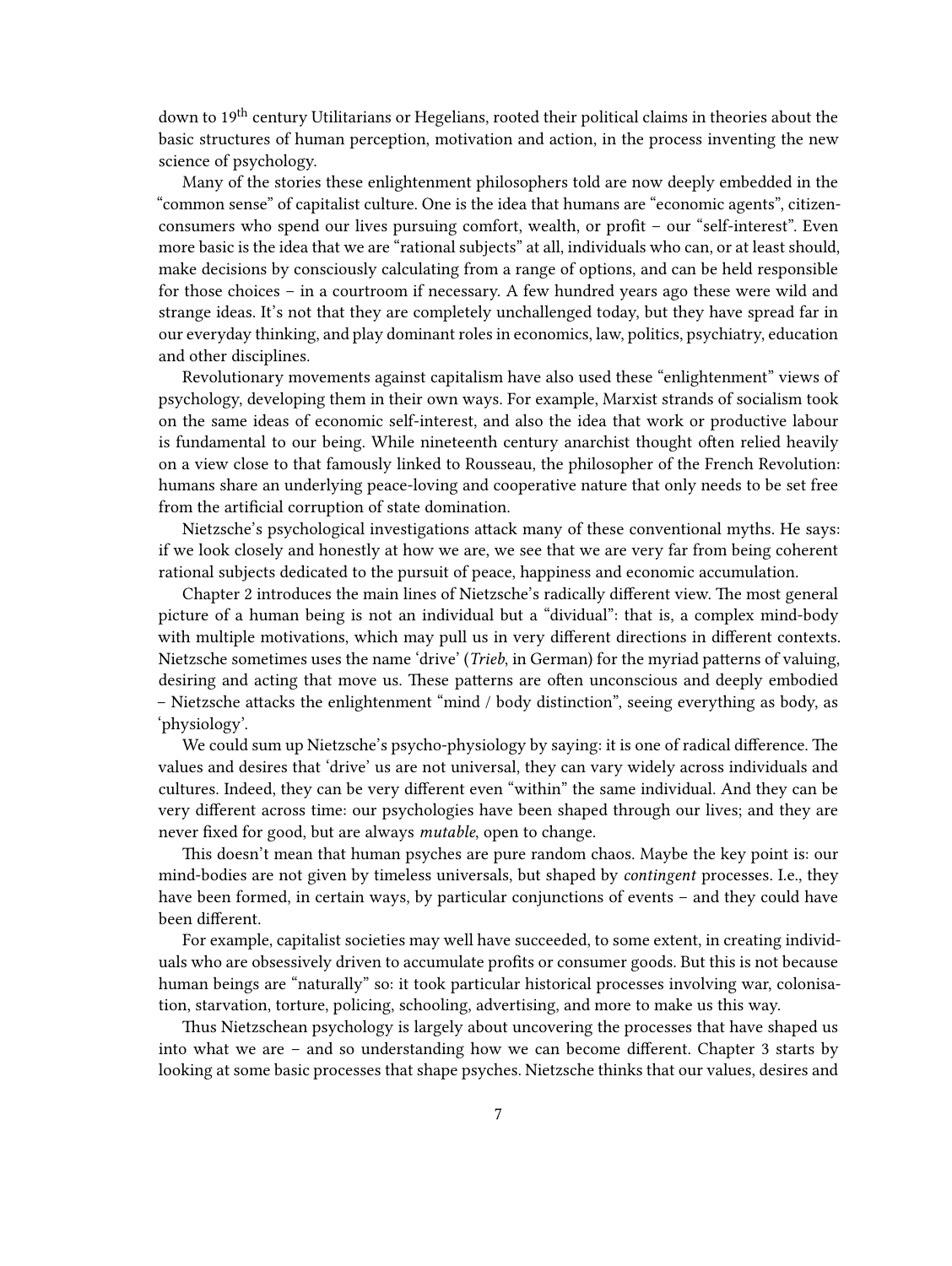down to 19th century Utilitarians or Hegelians, rooted their political claims in theories about the basic structures of human perception, motivation and action, in the process inventing the new science of psychology.

Many of the stories these enlightenment philosophers told are now deeply embedded in the "common sense" of capitalist culture. One is the idea that humans are "economic agents", citizen-consumers who spend our lives pursuing comfort, wealth, or profit – our "self-interest". Even more basic is the idea that we are "rational subjects" at all, individuals who can, or at least should, make decisions by consciously calculating from a range of options, and can be held responsible for those choices – in a courtroom if necessary. A few hundred years ago these were wild and strange ideas. It's not that they are completely unchallenged today, but they have spread far in our everyday thinking, and play dominant roles in economics, law, politics, psychiatry, education and other disciplines.

Revolutionary movements against capitalism have also used these "enlightenment" views of psychology, developing them in their own ways. For example, Marxist strands of socialism took on the same ideas of economic self-interest, and also the idea that work or productive labour is fundamental to our being. While nineteenth century anarchist thought often relied heavily on a view close to that famously linked to Rousseau, the philosopher of the French Revolution: humans share an underlying peace-loving and cooperative nature that only needs to be set free from the artificial corruption of state domination.

Nietzsche's psychological investigations attack many of these conventional myths. He says: if we look closely and honestly at how we are, we see that we are very far from being coherent rational subjects dedicated to the pursuit of peace, happiness and economic accumulation.

Chapter 2 introduces the main lines of Nietzsche's radically different view. The most general picture of a human being is not an individual but a "dividual": that is, a complex mind-body with multiple motivations, which may pull us in very different directions in different contexts. Nietzsche sometimes uses the name 'drive' (*Trieb*, in German) for the myriad patterns of valuing, desiring and acting that move us. These patterns are often unconscious and deeply embodied – Nietzsche attacks the enlightenment "mind / body distinction", seeing everything as body, as 'physiology'.

We could sum up Nietzsche's psycho-physiology by saying: it is one of radical difference. The values and desires that 'drive' us are not universal, they can vary widely across individuals and cultures. Indeed, they can be very different even "within" the same individual. And they can be very different across time: our psychologies have been shaped through our lives; and they are never fixed for good, but are always *mutable*, open to change.

This doesn't mean that human psyches are pure random chaos. Maybe the key point is: our mind-bodies are not given by timeless universals, but shaped by *contingent* processes. I.e., they have been formed, in certain ways, by particular conjunctions of events – and they could have been different.

For example, capitalist societies may well have succeeded, to some extent, in creating individuals who are obsessively driven to accumulate profits or consumer goods. But this is not because human beings are "naturally" so: it took particular historical processes involving war, colonisation, starvation, torture, policing, schooling, advertising, and more to make us this way.

Thus Nietzschean psychology is largely about uncovering the processes that have shaped us into what we are – and so understanding how we can become different. Chapter 3 starts by looking at some basic processes that shape psyches. Nietzsche thinks that our values, desires and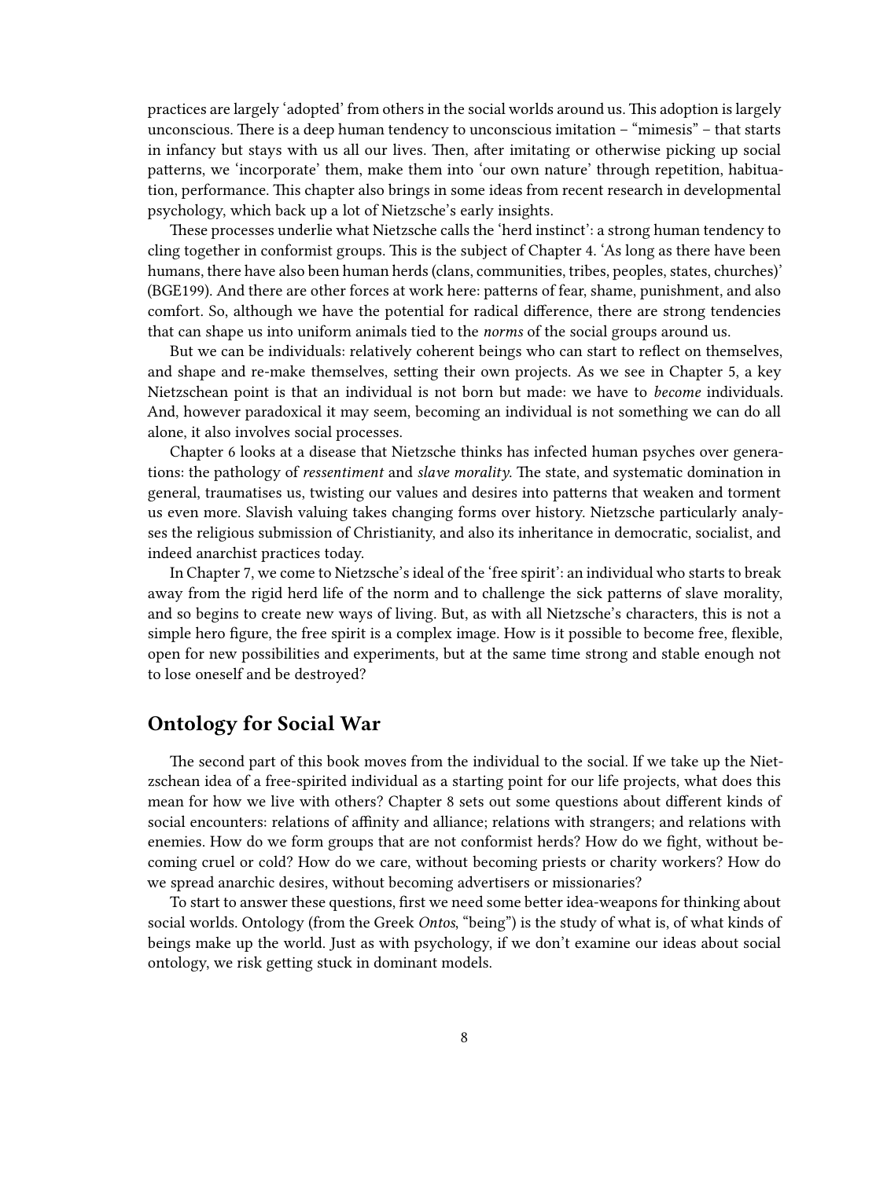practices are largely 'adopted' from others in the social worlds around us. This adoption is largely unconscious. There is a deep human tendency to unconscious imitation – "mimesis" – that starts in infancy but stays with us all our lives. Then, after imitating or otherwise picking up social patterns, we 'incorporate' them, make them into 'our own nature' through repetition, habituation, performance. This chapter also brings in some ideas from recent research in developmental psychology, which back up a lot of Nietzsche's early insights.

These processes underlie what Nietzsche calls the 'herd instinct': a strong human tendency to cling together in conformist groups. This is the subject of Chapter 4. 'As long as there have been humans, there have also been human herds (clans, communities, tribes, peoples, states, churches)' (BGE199). And there are other forces at work here: patterns of fear, shame, punishment, and also comfort. So, although we have the potential for radical difference, there are strong tendencies that can shape us into uniform animals tied to the *norms* of the social groups around us.

But we can be individuals: relatively coherent beings who can start to reflect on themselves, and shape and re-make themselves, setting their own projects. As we see in Chapter 5, a key Nietzschean point is that an individual is not born but made: we have to *become* individuals. And, however paradoxical it may seem, becoming an individual is not something we can do all alone, it also involves social processes.

Chapter 6 looks at a disease that Nietzsche thinks has infected human psyches over generations: the pathology of *ressentiment* and *slave morality*. The state, and systematic domination in general, traumatises us, twisting our values and desires into patterns that weaken and torment us even more. Slavish valuing takes changing forms over history. Nietzsche particularly analyses the religious submission of Christianity, and also its inheritance in democratic, socialist, and indeed anarchist practices today.

In Chapter 7, we come to Nietzsche's ideal of the 'free spirit': an individual who starts to break away from the rigid herd life of the norm and to challenge the sick patterns of slave morality, and so begins to create new ways of living. But, as with all Nietzsche's characters, this is not a simple hero figure, the free spirit is a complex image. How is it possible to become free, flexible, open for new possibilities and experiments, but at the same time strong and stable enough not to lose oneself and be destroyed?

## Ontology for Social War

The second part of this book moves from the individual to the social. If we take up the Nietzschean idea of a free-spirited individual as a starting point for our life projects, what does this mean for how we live with others? Chapter 8 sets out some questions about different kinds of social encounters: relations of affinity and alliance; relations with strangers; and relations with enemies. How do we form groups that are not conformist herds? How do we fight, without becoming cruel or cold? How do we care, without becoming priests or charity workers? How do we spread anarchic desires, without becoming advertisers or missionaries?

To start to answer these questions, first we need some better idea-weapons for thinking about social worlds. Ontology (from the Greek *Ontos*, "being") is the study of what is, of what kinds of beings make up the world. Just as with psychology, if we don't examine our ideas about social ontology, we risk getting stuck in dominant models.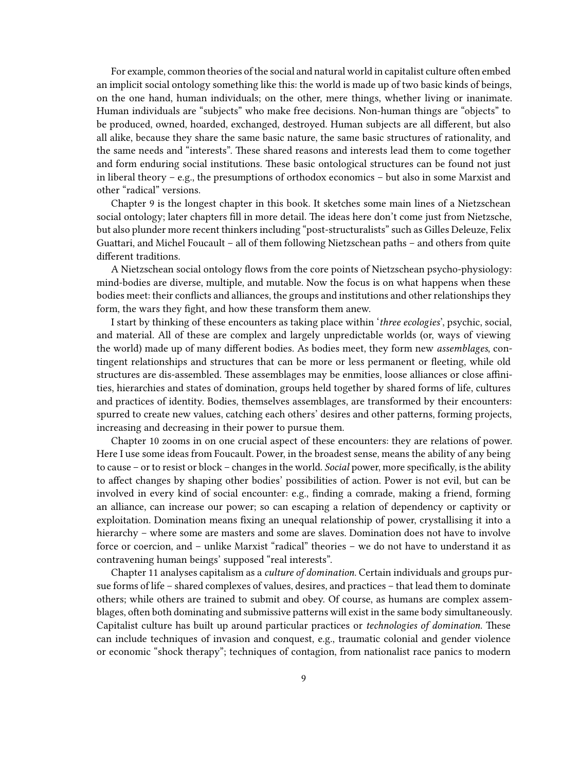For example, common theories of the social and natural world in capitalist culture often embed an implicit social ontology something like this: the world is made up of two basic kinds of beings, on the one hand, human individuals; on the other, mere things, whether living or inanimate. Human individuals are "subjects" who make free decisions. Non-human things are "objects" to be produced, owned, hoarded, exchanged, destroyed. Human subjects are all different, but also all alike, because they share the same basic nature, the same basic structures of rationality, and the same needs and "interests". These shared reasons and interests lead them to come together and form enduring social institutions. These basic ontological structures can be found not just in liberal theory – e.g., the presumptions of orthodox economics – but also in some Marxist and other "radical" versions.

Chapter 9 is the longest chapter in this book. It sketches some main lines of a Nietzschean social ontology; later chapters fill in more detail. The ideas here don't come just from Nietzsche, but also plunder more recent thinkers including "post-structuralists" such as Gilles Deleuze, Felix Guattari, and Michel Foucault – all of them following Nietzschean paths – and others from quite different traditions.

A Nietzschean social ontology flows from the core points of Nietzschean psycho-physiology: mind-bodies are diverse, multiple, and mutable. Now the focus is on what happens when these bodies meet: their conflicts and alliances, the groups and institutions and other relationships they form, the wars they fight, and how these transform them anew.

I start by thinking of these encounters as taking place within '*three ecologies*', psychic, social, and material. All of these are complex and largely unpredictable worlds (or, ways of viewing the world) made up of many different bodies. As bodies meet, they form new *assemblages*, contingent relationships and structures that can be more or less permanent or fleeting, while old structures are dis-assembled. These assemblages may be enmities, loose alliances or close affinities, hierarchies and states of domination, groups held together by shared forms of life, cultures and practices of identity. Bodies, themselves assemblages, are transformed by their encounters: spurred to create new values, catching each others' desires and other patterns, forming projects, increasing and decreasing in their power to pursue them.

Chapter 10 zooms in on one crucial aspect of these encounters: they are relations of power. Here I use some ideas from Foucault. Power, in the broadest sense, means the ability of any being to cause – or to resist or block – changes in the world. *Social* power, more specifically, is the ability to affect changes by shaping other bodies' possibilities of action. Power is not evil, but can be involved in every kind of social encounter: e.g., finding a comrade, making a friend, forming an alliance, can increase our power; so can escaping a relation of dependency or captivity or exploitation. Domination means fixing an unequal relationship of power, crystallising it into a hierarchy – where some are masters and some are slaves. Domination does not have to involve force or coercion, and – unlike Marxist "radical" theories – we do not have to understand it as contravening human beings' supposed "real interests".

Chapter 11 analyses capitalism as a *culture of domination.* Certain individuals and groups pursue forms of life – shared complexes of values, desires, and practices – that lead them to dominate others; while others are trained to submit and obey. Of course, as humans are complex assemblages, often both dominating and submissive patterns will exist in the same body simultaneously. Capitalist culture has built up around particular practices or *technologies of domination.* These can include techniques of invasion and conquest, e.g., traumatic colonial and gender violence or economic "shock therapy"; techniques of contagion, from nationalist race panics to modern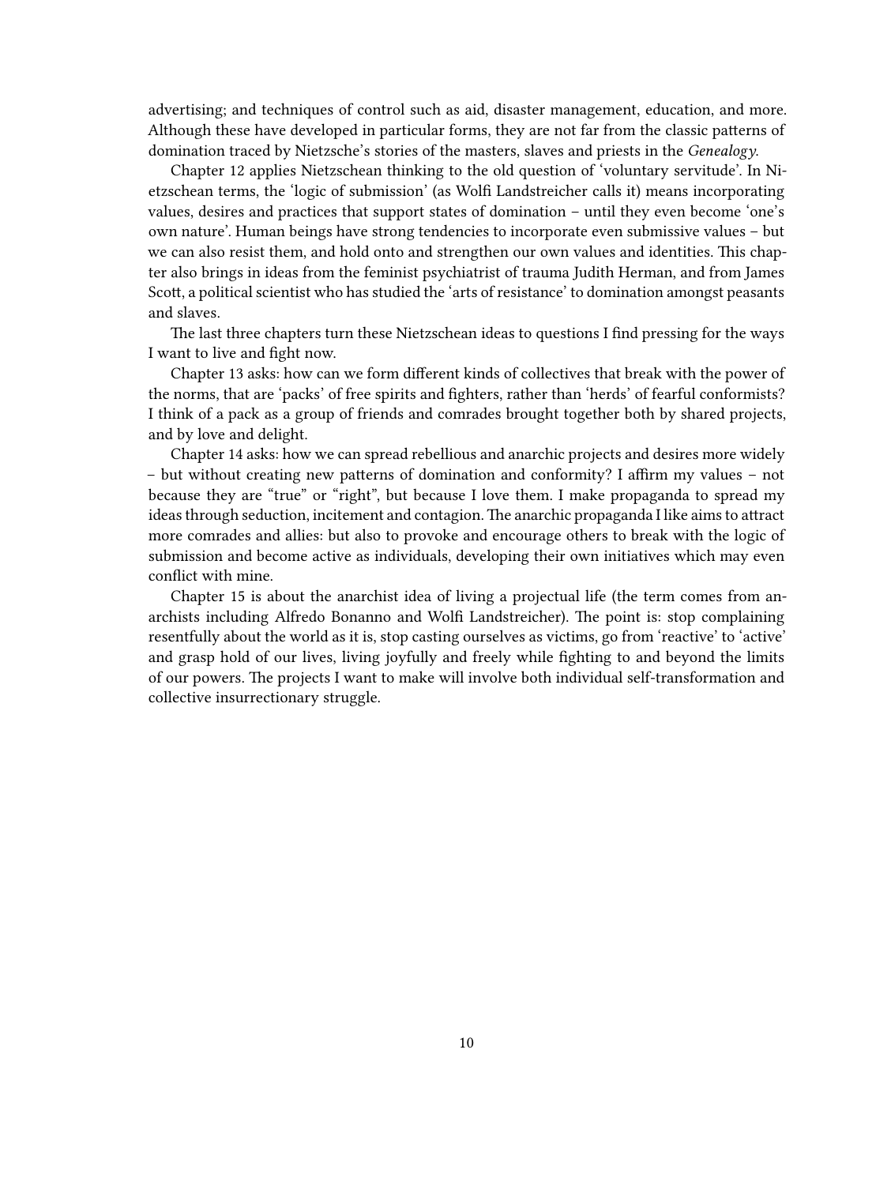advertising; and techniques of control such as aid, disaster management, education, and more. Although these have developed in particular forms, they are not far from the classic patterns of domination traced by Nietzsche's stories of the masters, slaves and priests in the *Genealogy*.

Chapter 12 applies Nietzschean thinking to the old question of 'voluntary servitude'. In Nietzschean terms, the 'logic of submission' (as Wolfi Landstreicher calls it) means incorporating values, desires and practices that support states of domination – until they even become 'one's own nature'. Human beings have strong tendencies to incorporate even submissive values – but we can also resist them, and hold onto and strengthen our own values and identities. This chapter also brings in ideas from the feminist psychiatrist of trauma Judith Herman, and from James Scott, a political scientist who has studied the 'arts of resistance' to domination amongst peasants and slaves.

The last three chapters turn these Nietzschean ideas to questions I find pressing for the ways I want to live and fight now.

Chapter 13 asks: how can we form different kinds of collectives that break with the power of the norms, that are 'packs' of free spirits and fighters, rather than 'herds' of fearful conformists? I think of a pack as a group of friends and comrades brought together both by shared projects, and by love and delight.

Chapter 14 asks: how we can spread rebellious and anarchic projects and desires more widely – but without creating new patterns of domination and conformity? I affirm my values – not because they are "true" or "right", but because I love them. I make propaganda to spread my ideas through seduction, incitement and contagion. The anarchic propaganda I like aims to attract more comrades and allies: but also to provoke and encourage others to break with the logic of submission and become active as individuals, developing their own initiatives which may even conflict with mine.

Chapter 15 is about the anarchist idea of living a projectual life (the term comes from anarchists including Alfredo Bonanno and Wolfi Landstreicher). The point is: stop complaining resentfully about the world as it is, stop casting ourselves as victims, go from 'reactive' to 'active' and grasp hold of our lives, living joyfully and freely while fighting to and beyond the limits of our powers. The projects I want to make will involve both individual self-transformation and collective insurrectionary struggle.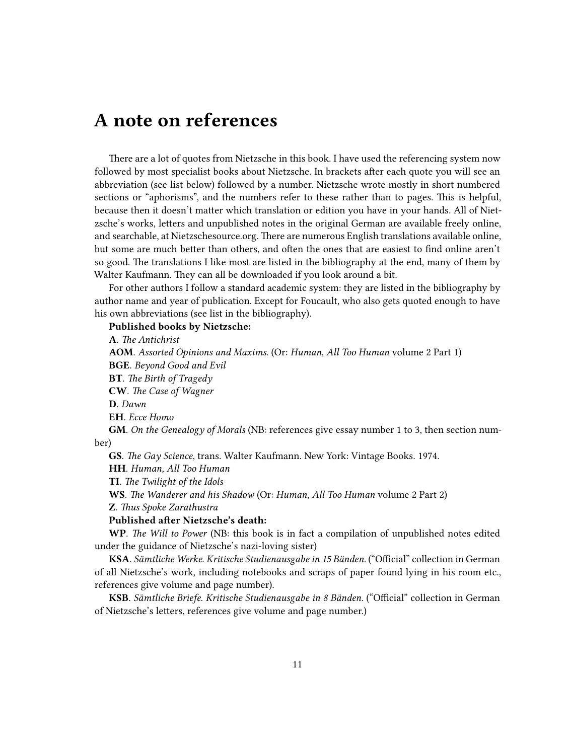# A note on references

There are a lot of quotes from Nietzsche in this book. I have used the referencing system now followed by most specialist books about Nietzsche. In brackets after each quote you will see an abbreviation (see list below) followed by a number. Nietzsche wrote mostly in short numbered sections or "aphorisms", and the numbers refer to these rather than to pages. This is helpful, because then it doesn't matter which translation or edition you have in your hands. All of Nietzsche's works, letters and unpublished notes in the original German are available freely online, and searchable, at Nietzschesource.org. There are numerous English translations available online, but some are much better than others, and often the ones that are easiest to find online aren't so good. The translations I like most are listed in the bibliography at the end, many of them by Walter Kaufmann. They can all be downloaded if you look around a bit.

For other authors I follow a standard academic system: they are listed in the bibliography by author name and year of publication. Except for Foucault, who also gets quoted enough to have his own abbreviations (see list in the bibliography).

**Published books by Nietzsche:**

**A**. *The Antichrist*

**AOM**. *Assorted Opinions and Maxims*. (Or: *Human, All Too Human* volume 2 Part 1)

**BGE**. *Beyond Good and Evil*

**BT**. *The Birth of Tragedy*

**CW**. *The Case of Wagner*

**D**. *Dawn*

**EH**. *Ecce Homo*

**GM**. *On the Genealogy of Morals* (NB: references give essay number 1 to 3, then section number)

**GS**. *The Gay Science*, trans. Walter Kaufmann. New York: Vintage Books. 1974.

**HH**. *Human, All Too Human*

**TI**. *The Twilight of the Idols*

**WS**. *The Wanderer and his Shadow* (Or: *Human, All Too Human* volume 2 Part 2)

**Z**. *Thus Spoke Zarathustra*

**Published after Nietzsche's death:**

**WP**. *The Will to Power* (NB: this book is in fact a compilation of unpublished notes edited under the guidance of Nietzsche's nazi-loving sister)

**KSA**. *Sämtliche Werke. Kritische Studienausgabe in 15 Bänden.* ("Official" collection in German of all Nietzsche's work, including notebooks and scraps of paper found lying in his room etc., references give volume and page number).

**KSB**. *Sämtliche Briefe. Kritische Studienausgabe in 8 Bänden.* ("Official" collection in German of Nietzsche's letters, references give volume and page number.)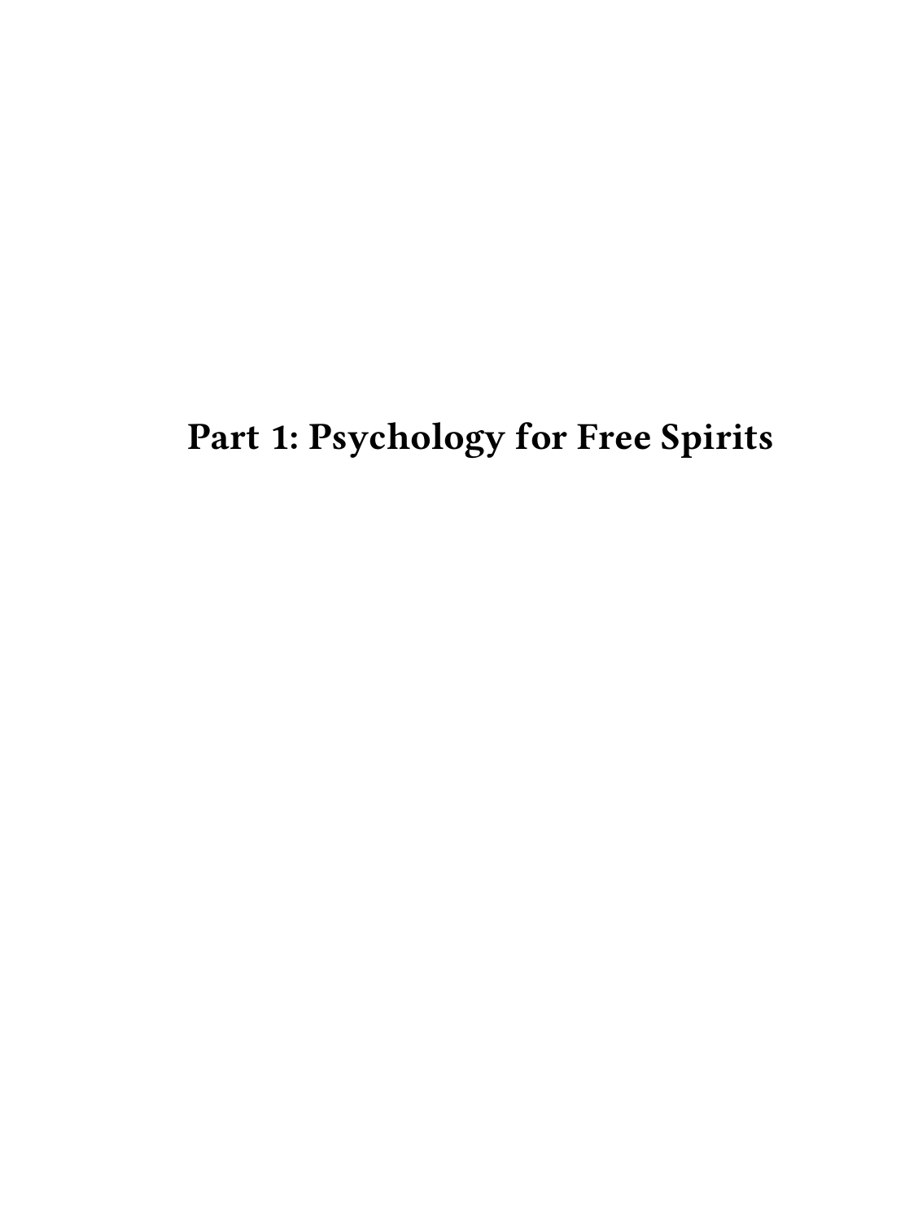# Part 1: Psychology for Free Spirits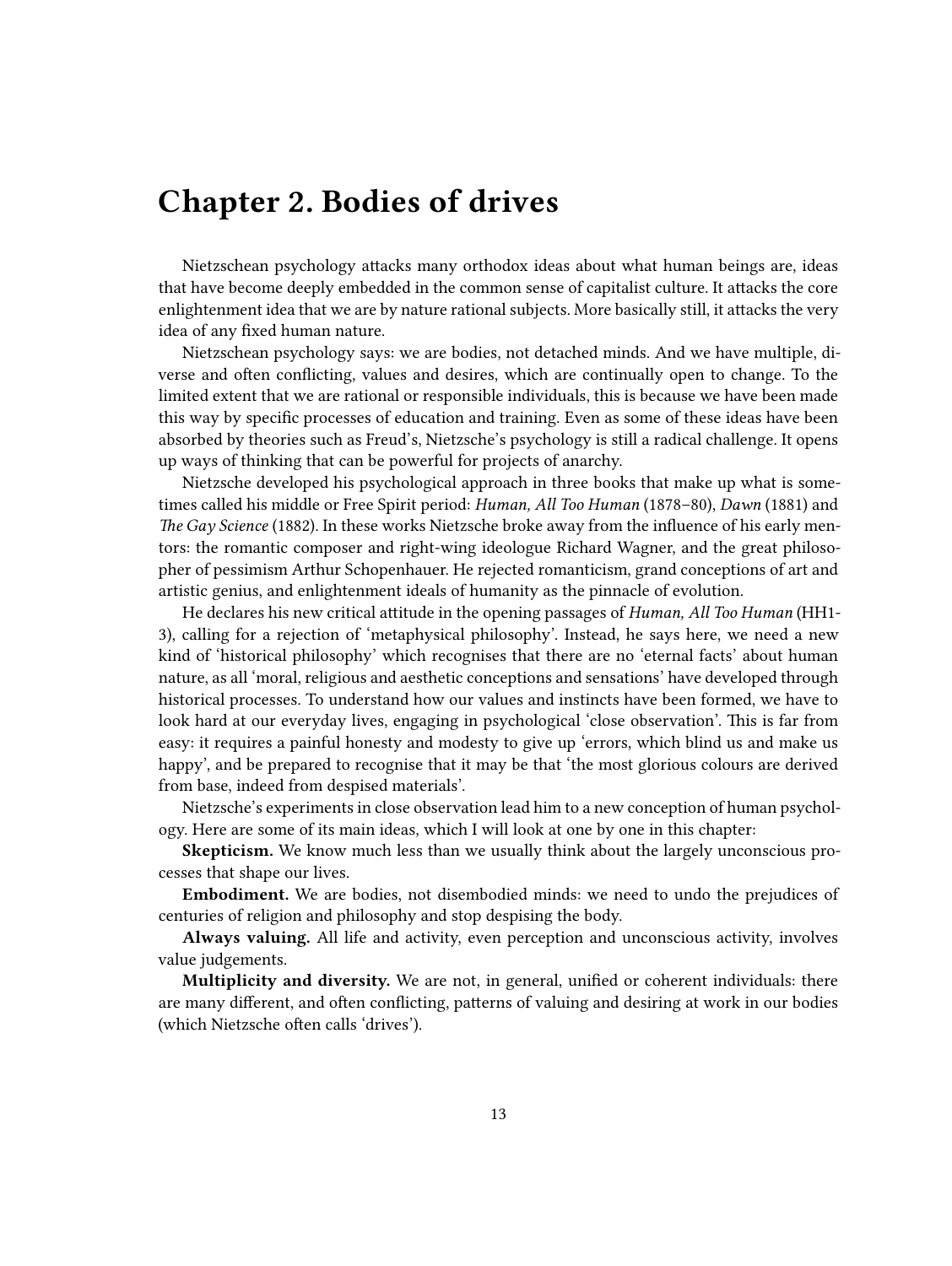# Chapter 2. Bodies of drives

Nietzschean psychology attacks many orthodox ideas about what human beings are, ideas that have become deeply embedded in the common sense of capitalist culture. It attacks the core enlightenment idea that we are by nature rational subjects. More basically still, it attacks the very idea of any fixed human nature.

Nietzschean psychology says: we are bodies, not detached minds. And we have multiple, diverse and often conflicting, values and desires, which are continually open to change. To the limited extent that we are rational or responsible individuals, this is because we have been made this way by specific processes of education and training. Even as some of these ideas have been absorbed by theories such as Freud's, Nietzsche's psychology is still a radical challenge. It opens up ways of thinking that can be powerful for projects of anarchy.

Nietzsche developed his psychological approach in three books that make up what is sometimes called his middle or Free Spirit period: *Human, All Too Human* (1878–80), *Dawn* (1881) and *The Gay Science* (1882). In these works Nietzsche broke away from the influence of his early mentors: the romantic composer and right-wing ideologue Richard Wagner, and the great philosopher of pessimism Arthur Schopenhauer. He rejected romanticism, grand conceptions of art and artistic genius, and enlightenment ideals of humanity as the pinnacle of evolution.

He declares his new critical attitude in the opening passages of *Human, All Too Human* (HH1-3), calling for a rejection of 'metaphysical philosophy'. Instead, he says here, we need a new kind of 'historical philosophy' which recognises that there are no 'eternal facts' about human nature, as all 'moral, religious and aesthetic conceptions and sensations' have developed through historical processes. To understand how our values and instincts have been formed, we have to look hard at our everyday lives, engaging in psychological 'close observation'. This is far from easy: it requires a painful honesty and modesty to give up 'errors, which blind us and make us happy', and be prepared to recognise that it may be that 'the most glorious colours are derived from base, indeed from despised materials'.

Nietzsche's experiments in close observation lead him to a new conception of human psychology. Here are some of its main ideas, which I will look at one by one in this chapter:

**Skepticism.** We know much less than we usually think about the largely unconscious processes that shape our lives.

**Embodiment.** We are bodies, not disembodied minds: we need to undo the prejudices of centuries of religion and philosophy and stop despising the body.

**Always valuing.** All life and activity, even perception and unconscious activity, involves value judgements.

**Multiplicity and diversity.** We are not, in general, unified or coherent individuals: there are many different, and often conflicting, patterns of valuing and desiring at work in our bodies (which Nietzsche often calls 'drives').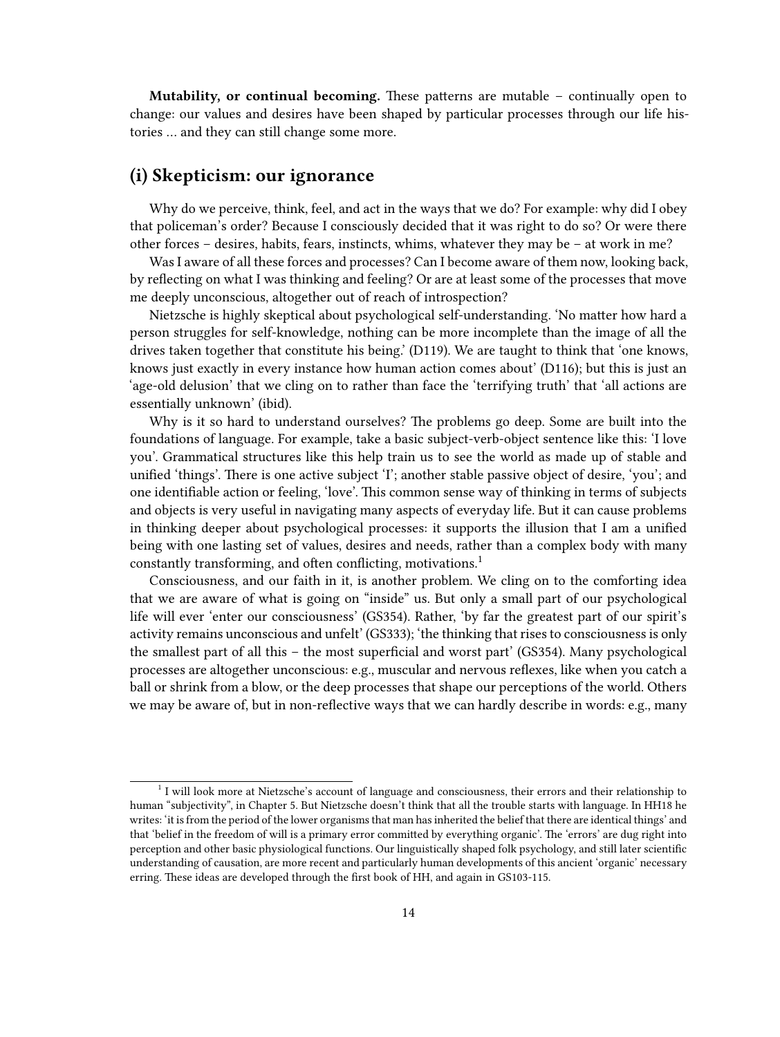**Mutability, or continual becoming.** These patterns are mutable – continually open to change: our values and desires have been shaped by particular processes through our life histories … and they can still change some more.

## (i) Skepticism: our ignorance

Why do we perceive, think, feel, and act in the ways that we do? For example: why did I obey that policeman's order? Because I consciously decided that it was right to do so? Or were there other forces – desires, habits, fears, instincts, whims, whatever they may be – at work in me?

Was I aware of all these forces and processes? Can I become aware of them now, looking back, by reflecting on what I was thinking and feeling? Or are at least some of the processes that move me deeply unconscious, altogether out of reach of introspection?

Nietzsche is highly skeptical about psychological self-understanding. 'No matter how hard a person struggles for self-knowledge, nothing can be more incomplete than the image of all the drives taken together that constitute his being.' (D119). We are taught to think that 'one knows, knows just exactly in every instance how human action comes about' (D116); but this is just an 'age-old delusion' that we cling on to rather than face the 'terrifying truth' that 'all actions are essentially unknown' (ibid).

Why is it so hard to understand ourselves? The problems go deep. Some are built into the foundations of language. For example, take a basic subject-verb-object sentence like this: 'I love you'. Grammatical structures like this help train us to see the world as made up of stable and unified 'things'. There is one active subject 'I'; another stable passive object of desire, 'you'; and one identifiable action or feeling, 'love'. This common sense way of thinking in terms of subjects and objects is very useful in navigating many aspects of everyday life. But it can cause problems in thinking deeper about psychological processes: it supports the illusion that I am a unified being with one lasting set of values, desires and needs, rather than a complex body with many constantly transforming, and often conflicting, motivations.[1]

Consciousness, and our faith in it, is another problem. We cling on to the comforting idea that we are aware of what is going on "inside" us. But only a small part of our psychological life will ever 'enter our consciousness' (GS354). Rather, 'by far the greatest part of our spirit's activity remains unconscious and unfelt' (GS333); 'the thinking that rises to consciousness is only the smallest part of all this – the most superficial and worst part' (GS354). Many psychological processes are altogether unconscious: e.g., muscular and nervous reflexes, like when you catch a ball or shrink from a blow, or the deep processes that shape our perceptions of the world. Others we may be aware of, but in non-reflective ways that we can hardly describe in words: e.g., many

[1] I will look more at Nietzsche's account of language and consciousness, their errors and their relationship to human "subjectivity", in Chapter 5. But Nietzsche doesn't think that all the trouble starts with language. In HH18 he writes: 'it is from the period of the lower organisms that man has inherited the belief that there are identical things' and that 'belief in the freedom of will is a primary error committed by everything organic'. The 'errors' are dug right into perception and other basic physiological functions. Our linguistically shaped folk psychology, and still later scientific understanding of causation, are more recent and particularly human developments of this ancient 'organic' necessary erring. These ideas are developed through the first book of HH, and again in GS103-115.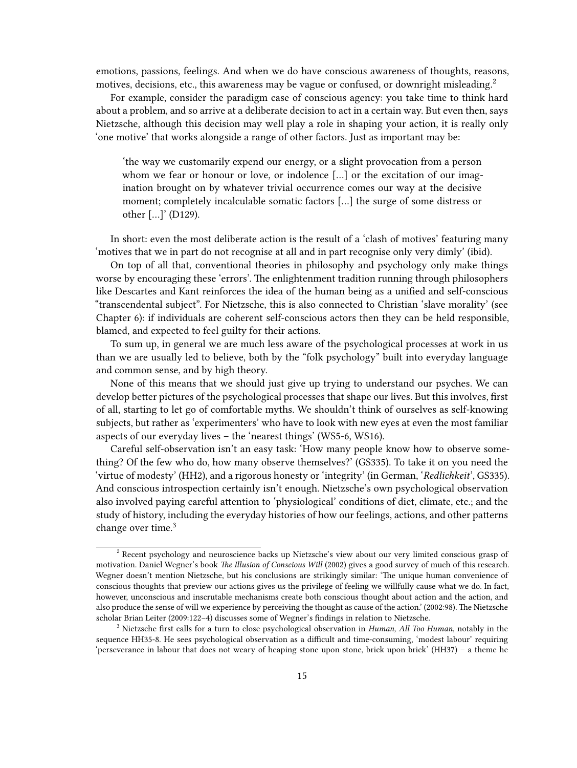emotions, passions, feelings. And when we do have conscious awareness of thoughts, reasons, motives, decisions, etc., this awareness may be vague or confused, or downright misleading.[2]

For example, consider the paradigm case of conscious agency: you take time to think hard about a problem, and so arrive at a deliberate decision to act in a certain way. But even then, says Nietzsche, although this decision may well play a role in shaping your action, it is really only 'one motive' that works alongside a range of other factors. Just as important may be:

> 'the way we customarily expend our energy, or a slight provocation from a person whom we fear or honour or love, or indolence […] or the excitation of our imagination brought on by whatever trivial occurrence comes our way at the decisive moment; completely incalculable somatic factors […] the surge of some distress or other […]' (D129).

In short: even the most deliberate action is the result of a 'clash of motives' featuring many 'motives that we in part do not recognise at all and in part recognise only very dimly' (ibid).

On top of all that, conventional theories in philosophy and psychology only make things worse by encouraging these 'errors'. The enlightenment tradition running through philosophers like Descartes and Kant reinforces the idea of the human being as a unified and self-conscious "transcendental subject". For Nietzsche, this is also connected to Christian 'slave morality' (see Chapter 6): if individuals are coherent self-conscious actors then they can be held responsible, blamed, and expected to feel guilty for their actions.

To sum up, in general we are much less aware of the psychological processes at work in us than we are usually led to believe, both by the "folk psychology" built into everyday language and common sense, and by high theory.

None of this means that we should just give up trying to understand our psyches. We can develop better pictures of the psychological processes that shape our lives. But this involves, first of all, starting to let go of comfortable myths. We shouldn't think of ourselves as self-knowing subjects, but rather as 'experimenters' who have to look with new eyes at even the most familiar aspects of our everyday lives – the 'nearest things' (WS5-6, WS16).

Careful self-observation isn't an easy task: 'How many people know how to observe something? Of the few who do, how many observe themselves?' (GS335). To take it on you need the 'virtue of modesty' (HH2), and a rigorous honesty or 'integrity' (in German, '*Redlichkeit*', GS335). And conscious introspection certainly isn't enough. Nietzsche's own psychological observation also involved paying careful attention to 'physiological' conditions of diet, climate, etc.; and the study of history, including the everyday histories of how our feelings, actions, and other patterns change over time.[3]

---

[2] Recent psychology and neuroscience backs up Nietzsche's view about our very limited conscious grasp of motivation. Daniel Wegner's book *The Illusion of Conscious Will* (2002) gives a good survey of much of this research. Wegner doesn't mention Nietzsche, but his conclusions are strikingly similar: 'The unique human convenience of conscious thoughts that preview our actions gives us the privilege of feeling we willfully cause what we do. In fact, however, unconscious and inscrutable mechanisms create both conscious thought about action and the action, and also produce the sense of will we experience by perceiving the thought as cause of the action.' (2002:98). The Nietzsche scholar Brian Leiter (2009:122–4) discusses some of Wegner's findings in relation to Nietzsche.

[3] Nietzsche first calls for a turn to close psychological observation in *Human, All Too Human*, notably in the sequence HH35-8. He sees psychological observation as a difficult and time-consuming, 'modest labour' requiring 'perseverance in labour that does not weary of heaping stone upon stone, brick upon brick' (HH37) – a theme he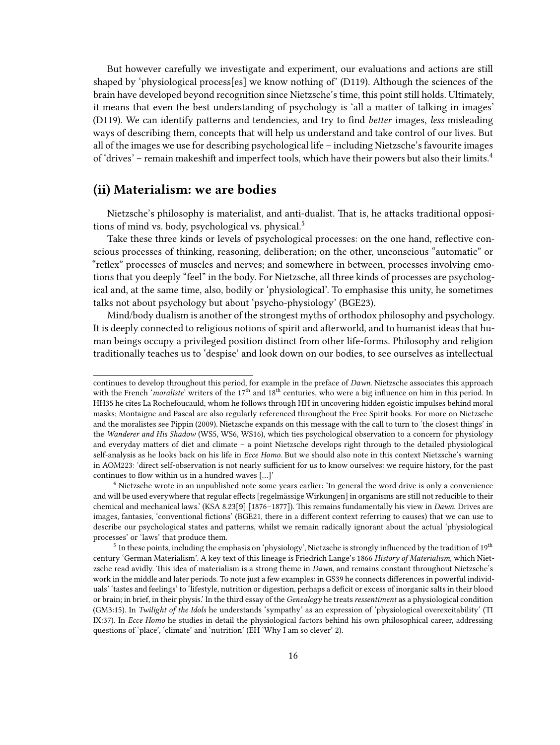But however carefully we investigate and experiment, our evaluations and actions are still shaped by 'physiological process[es] we know nothing of' (D119). Although the sciences of the brain have developed beyond recognition since Nietzsche's time, this point still holds. Ultimately, it means that even the best understanding of psychology is 'all a matter of talking in images' (D119). We can identify patterns and tendencies, and try to find *better* images, *less* misleading ways of describing them, concepts that will help us understand and take control of our lives. But all of the images we use for describing psychological life – including Nietzsche's favourite images of 'drives' – remain makeshift and imperfect tools, which have their powers but also their limits.[4]

## (ii) Materialism: we are bodies

Nietzsche's philosophy is materialist, and anti-dualist. That is, he attacks traditional oppositions of mind vs. body, psychological vs. physical.[5]

Take these three kinds or levels of psychological processes: on the one hand, reflective conscious processes of thinking, reasoning, deliberation; on the other, unconscious "automatic" or "reflex" processes of muscles and nerves; and somewhere in between, processes involving emotions that you deeply "feel" in the body. For Nietzsche, all three kinds of processes are psychological and, at the same time, also, bodily or 'physiological'. To emphasise this unity, he sometimes talks not about psychology but about 'psycho-physiology' (BGE23).

Mind/body dualism is another of the strongest myths of orthodox philosophy and psychology. It is deeply connected to religious notions of spirit and afterworld, and to humanist ideas that human beings occupy a privileged position distinct from other life-forms. Philosophy and religion traditionally teaches us to 'despise' and look down on our bodies, to see ourselves as intellectual

---

continues to develop throughout this period, for example in the preface of *Dawn*. Nietzsche associates this approach with the French '*moraliste*' writers of the 17th and 18th centuries, who were a big influence on him in this period. In HH35 he cites La Rochefoucauld, whom he follows through HH in uncovering hidden egoistic impulses behind moral masks; Montaigne and Pascal are also regularly referenced throughout the Free Spirit books. For more on Nietzsche and the moralistes see Pippin (2009). Nietzsche expands on this message with the call to turn to 'the closest things' in the *Wanderer and His Shadow* (WS5, WS6, WS16), which ties psychological observation to a concern for physiology and everyday matters of diet and climate – a point Nietzsche develops right through to the detailed physiological self-analysis as he looks back on his life in *Ecce Homo*. But we should also note in this context Nietzsche's warning in AOM223: 'direct self-observation is not nearly sufficient for us to know ourselves: we require history, for the past continues to flow within us in a hundred waves […]'

[4] Nietzsche wrote in an unpublished note some years earlier: 'In general the word drive is only a convenience and will be used everywhere that regular effects [regelmässige Wirkungen] in organisms are still not reducible to their chemical and mechanical laws.' (KSA 8.23[9] [1876–1877]). This remains fundamentally his view in *Dawn*. Drives are images, fantasies, 'conventional fictions' (BGE21, there in a different context referring to causes) that we can use to describe our psychological states and patterns, whilst we remain radically ignorant about the actual 'physiological processes' or 'laws' that produce them.

[5] In these points, including the emphasis on 'physiology', Nietzsche is strongly influenced by the tradition of 19th century 'German Materialism'. A key text of this lineage is Friedrich Lange's 1866 *History of Materialism*, which Nietzsche read avidly. This idea of materialism is a strong theme in *Dawn*, and remains constant throughout Nietzsche's work in the middle and later periods. To note just a few examples: in GS39 he connects differences in powerful individuals' 'tastes and feelings' to 'lifestyle, nutrition or digestion, perhaps a deficit or excess of inorganic salts in their blood or brain; in brief, in their physis.' In the third essay of the *Genealogy* he treats *ressentiment* as a physiological condition (GM3:15). In *Twilight of the Idols* he understands 'sympathy' as an expression of 'physiological overexcitability' (TI IX:37). In *Ecce Homo* he studies in detail the physiological factors behind his own philosophical career, addressing questions of 'place', 'climate' and 'nutrition' (EH 'Why I am so clever' 2).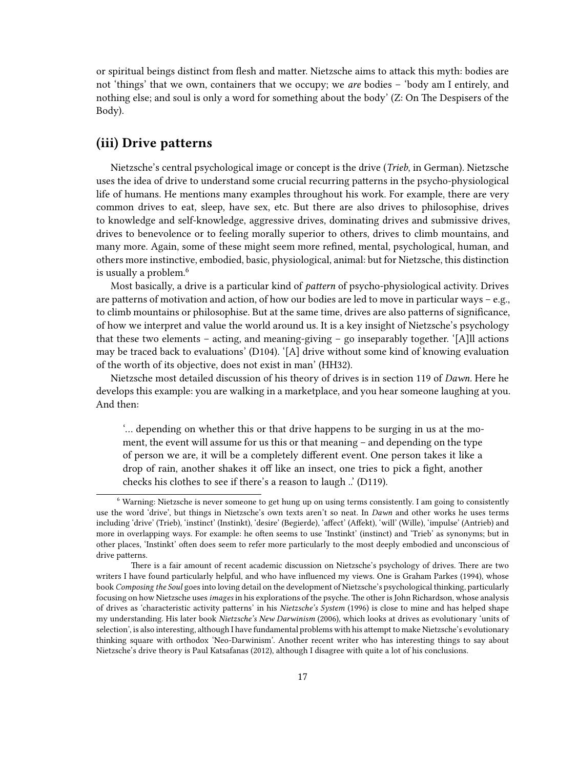or spiritual beings distinct from flesh and matter. Nietzsche aims to attack this myth: bodies are not 'things' that we own, containers that we occupy; we *are* bodies – 'body am I entirely, and nothing else; and soul is only a word for something about the body' (Z: On The Despisers of the Body).

## (iii) Drive patterns

Nietzsche's central psychological image or concept is the drive (*Trieb*, in German). Nietzsche uses the idea of drive to understand some crucial recurring patterns in the psycho-physiological life of humans. He mentions many examples throughout his work. For example, there are very common drives to eat, sleep, have sex, etc. But there are also drives to philosophise, drives to knowledge and self-knowledge, aggressive drives, dominating drives and submissive drives, drives to benevolence or to feeling morally superior to others, drives to climb mountains, and many more. Again, some of these might seem more refined, mental, psychological, human, and others more instinctive, embodied, basic, physiological, animal: but for Nietzsche, this distinction is usually a problem.[6]

Most basically, a drive is a particular kind of *pattern* of psycho-physiological activity. Drives are patterns of motivation and action, of how our bodies are led to move in particular ways – e.g., to climb mountains or philosophise. But at the same time, drives are also patterns of significance, of how we interpret and value the world around us. It is a key insight of Nietzsche's psychology that these two elements – acting, and meaning-giving – go inseparably together. '[A]ll actions may be traced back to evaluations' (D104). '[A] drive without some kind of knowing evaluation of the worth of its objective, does not exist in man' (HH32).

Nietzsche most detailed discussion of his theory of drives is in section 119 of *Dawn*. Here he develops this example: you are walking in a marketplace, and you hear someone laughing at you. And then:

> '… depending on whether this or that drive happens to be surging in us at the moment, the event will assume for us this or that meaning – and depending on the type of person we are, it will be a completely different event. One person takes it like a drop of rain, another shakes it off like an insect, one tries to pick a fight, another checks his clothes to see if there's a reason to laugh ..' (D119).

[6] Warning: Nietzsche is never someone to get hung up on using terms consistently. I am going to consistently use the word 'drive', but things in Nietzsche's own texts aren't so neat. In *Dawn* and other works he uses terms including 'drive' (Trieb), 'instinct' (Instinkt), 'desire' (Begierde), 'affect' (Affekt), 'will' (Wille), 'impulse' (Antrieb) and more in overlapping ways. For example: he often seems to use 'Instinkt' (instinct) and 'Trieb' as synonyms; but in other places, 'Instinkt' often does seem to refer more particularly to the most deeply embodied and unconscious of drive patterns.

There is a fair amount of recent academic discussion on Nietzsche's psychology of drives. There are two writers I have found particularly helpful, and who have influenced my views. One is Graham Parkes (1994), whose book *Composing the Soul* goes into loving detail on the development of Nietzsche's psychological thinking, particularly focusing on how Nietzsche uses *images* in his explorations of the psyche. The other is John Richardson, whose analysis of drives as 'characteristic activity patterns' in his *Nietzsche's System* (1996) is close to mine and has helped shape my understanding. His later book *Nietzsche's New Darwinism* (2006), which looks at drives as evolutionary 'units of selection', is also interesting, although I have fundamental problems with his attempt to make Nietzsche's evolutionary thinking square with orthodox 'Neo-Darwinism'. Another recent writer who has interesting things to say about Nietzsche's drive theory is Paul Katsafanas (2012), although I disagree with quite a lot of his conclusions.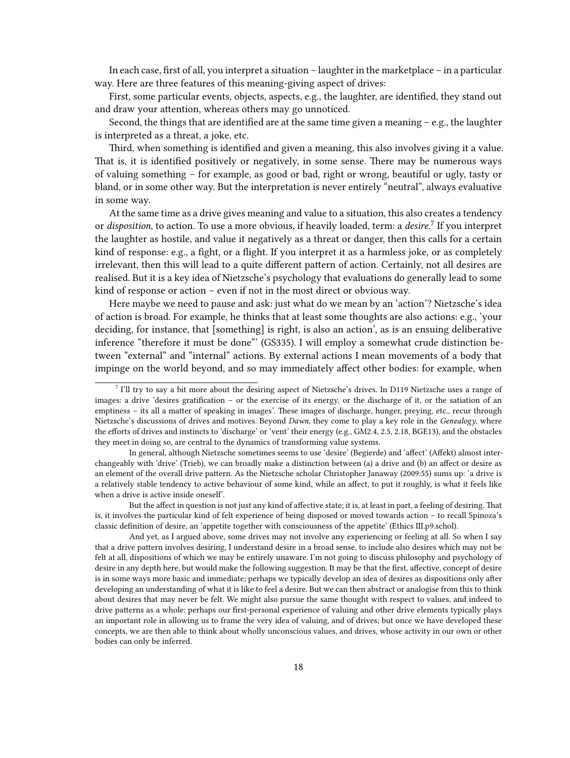In each case, first of all, you interpret a situation – laughter in the marketplace – in a particular way. Here are three features of this meaning-giving aspect of drives:

First, some particular events, objects, aspects, e.g., the laughter, are identified, they stand out and draw your attention, whereas others may go unnoticed.

Second, the things that are identified are at the same time given a meaning – e.g., the laughter is interpreted as a threat, a joke, etc.

Third, when something is identified and given a meaning, this also involves giving it a value. That is, it is identified positively or negatively, in some sense. There may be numerous ways of valuing something – for example, as good or bad, right or wrong, beautiful or ugly, tasty or bland, or in some other way. But the interpretation is never entirely "neutral", always evaluative in some way.

At the same time as a drive gives meaning and value to a situation, this also creates a tendency or *disposition*, to action. To use a more obvious, if heavily loaded, term: a *desire*.[7] If you interpret the laughter as hostile, and value it negatively as a threat or danger, then this calls for a certain kind of response: e.g., a fight, or a flight. If you interpret it as a harmless joke, or as completely irrelevant, then this will lead to a quite different pattern of action. Certainly, not all desires are realised. But it is a key idea of Nietzsche's psychology that evaluations do generally lead to some kind of response or action – even if not in the most direct or obvious way.

Here maybe we need to pause and ask: just what do we mean by an 'action'? Nietzsche's idea of action is broad. For example, he thinks that at least some thoughts are also actions: e.g., 'your deciding, for instance, that [something] is right, is also an action', as is an ensuing deliberative inference "therefore it must be done"' (GS335). I will employ a somewhat crude distinction between "external" and "internal" actions. By external actions I mean movements of a body that impinge on the world beyond, and so may immediately affect other bodies: for example, when

---

[7] I'll try to say a bit more about the desiring aspect of Nietzsche's drives. In D119 Nietzsche uses a range of images: a drive 'desires gratification – or the exercise of its energy, or the discharge of it, or the satiation of an emptiness – its all a matter of speaking in images'. These images of discharge, hunger, preying, etc., recur through Nietzsche's discussions of drives and motives. Beyond *Dawn*, they come to play a key role in the *Genealogy*, where the efforts of drives and instincts to 'discharge' or 'vent' their energy (e.g., GM2.4, 2.5, 2.18, BGE13), and the obstacles they meet in doing so, are central to the dynamics of transforming value systems.

In general, although Nietzsche sometimes seems to use 'desire' (Begierde) and 'affect' (Affekt) almost interchangeably with 'drive' (Trieb), we can broadly make a distinction between (a) a drive and (b) an affect or desire as an element of the overall drive pattern. As the Nietzsche scholar Christopher Janaway (2009:55) sums up: 'a drive is a relatively stable tendency to active behaviour of some kind, while an affect, to put it roughly, is what it feels like when a drive is active inside oneself'.

But the affect in question is not just any kind of affective state; it is, at least in part, a feeling of desiring. That is, it involves the particular kind of felt experience of being disposed or moved towards action – to recall Spinoza's classic definition of desire, an 'appetite together with consciousness of the appetite' (Ethics III.p9.schol).

And yet, as I argued above, some drives may not involve any experiencing or feeling at all. So when I say that a drive pattern involves desiring, I understand desire in a broad sense, to include also desires which may not be felt at all, dispositions of which we may be entirely unaware. I'm not going to discuss philosophy and psychology of desire in any depth here, but would make the following suggestion. It may be that the first, affective, concept of desire is in some ways more basic and immediate; perhaps we typically develop an idea of desires as dispositions only after developing an understanding of what it is like to feel a desire. But we can then abstract or analogise from this to think about desires that may never be felt. We might also pursue the same thought with respect to values, and indeed to drive patterns as a whole: perhaps our first-personal experience of valuing and other drive elements typically plays an important role in allowing us to frame the very idea of valuing, and of drives; but once we have developed these concepts, we are then able to think about wholly unconscious values, and drives, whose activity in our own or other bodies can only be inferred.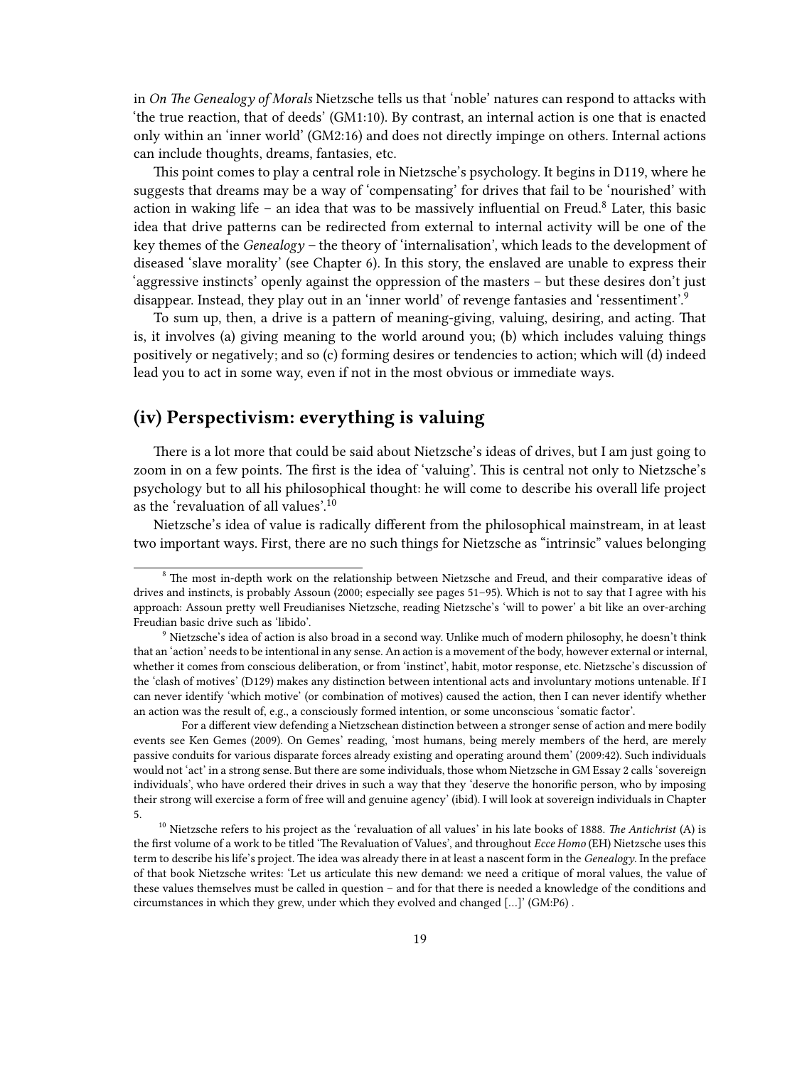in *On The Genealogy of Morals* Nietzsche tells us that 'noble' natures can respond to attacks with 'the true reaction, that of deeds' (GM1:10). By contrast, an internal action is one that is enacted only within an 'inner world' (GM2:16) and does not directly impinge on others. Internal actions can include thoughts, dreams, fantasies, etc.

This point comes to play a central role in Nietzsche's psychology. It begins in D119, where he suggests that dreams may be a way of 'compensating' for drives that fail to be 'nourished' with action in waking life – an idea that was to be massively influential on Freud.[8] Later, this basic idea that drive patterns can be redirected from external to internal activity will be one of the key themes of the *Genealogy* – the theory of 'internalisation', which leads to the development of diseased 'slave morality' (see Chapter 6). In this story, the enslaved are unable to express their 'aggressive instincts' openly against the oppression of the masters – but these desires don't just disappear. Instead, they play out in an 'inner world' of revenge fantasies and 'ressentiment'.[9]

To sum up, then, a drive is a pattern of meaning-giving, valuing, desiring, and acting. That is, it involves (a) giving meaning to the world around you; (b) which includes valuing things positively or negatively; and so (c) forming desires or tendencies to action; which will (d) indeed lead you to act in some way, even if not in the most obvious or immediate ways.

## (iv) Perspectivism: everything is valuing

There is a lot more that could be said about Nietzsche's ideas of drives, but I am just going to zoom in on a few points. The first is the idea of 'valuing'. This is central not only to Nietzsche's psychology but to all his philosophical thought: he will come to describe his overall life project as the 'revaluation of all values'.[10]

Nietzsche's idea of value is radically different from the philosophical mainstream, in at least two important ways. First, there are no such things for Nietzsche as "intrinsic" values belonging

---

[8] The most in-depth work on the relationship between Nietzsche and Freud, and their comparative ideas of drives and instincts, is probably Assoun (2000; especially see pages 51–95). Which is not to say that I agree with his approach: Assoun pretty well Freudianises Nietzsche, reading Nietzsche's 'will to power' a bit like an over-arching Freudian basic drive such as 'libido'.

[9] Nietzsche's idea of action is also broad in a second way. Unlike much of modern philosophy, he doesn't think that an 'action' needs to be intentional in any sense. An action is a movement of the body, however external or internal, whether it comes from conscious deliberation, or from 'instinct', habit, motor response, etc. Nietzsche's discussion of the 'clash of motives' (D129) makes any distinction between intentional acts and involuntary motions untenable. If I can never identify 'which motive' (or combination of motives) caused the action, then I can never identify whether an action was the result of, e.g., a consciously formed intention, or some unconscious 'somatic factor'.

For a different view defending a Nietzschean distinction between a stronger sense of action and mere bodily events see Ken Gemes (2009). On Gemes' reading, 'most humans, being merely members of the herd, are merely passive conduits for various disparate forces already existing and operating around them' (2009:42). Such individuals would not 'act' in a strong sense. But there are some individuals, those whom Nietzsche in GM Essay 2 calls 'sovereign individuals', who have ordered their drives in such a way that they 'deserve the honorific person, who by imposing their strong will exercise a form of free will and genuine agency' (ibid). I will look at sovereign individuals in Chapter 5.

[10] Nietzsche refers to his project as the 'revaluation of all values' in his late books of 1888. *The Antichrist* (A) is the first volume of a work to be titled 'The Revaluation of Values', and throughout *Ecce Homo* (EH) Nietzsche uses this term to describe his life's project. The idea was already there in at least a nascent form in the *Genealogy*. In the preface of that book Nietzsche writes: 'Let us articulate this new demand: we need a critique of moral values, the value of these values themselves must be called in question – and for that there is needed a knowledge of the conditions and circumstances in which they grew, under which they evolved and changed […]' (GM:P6) .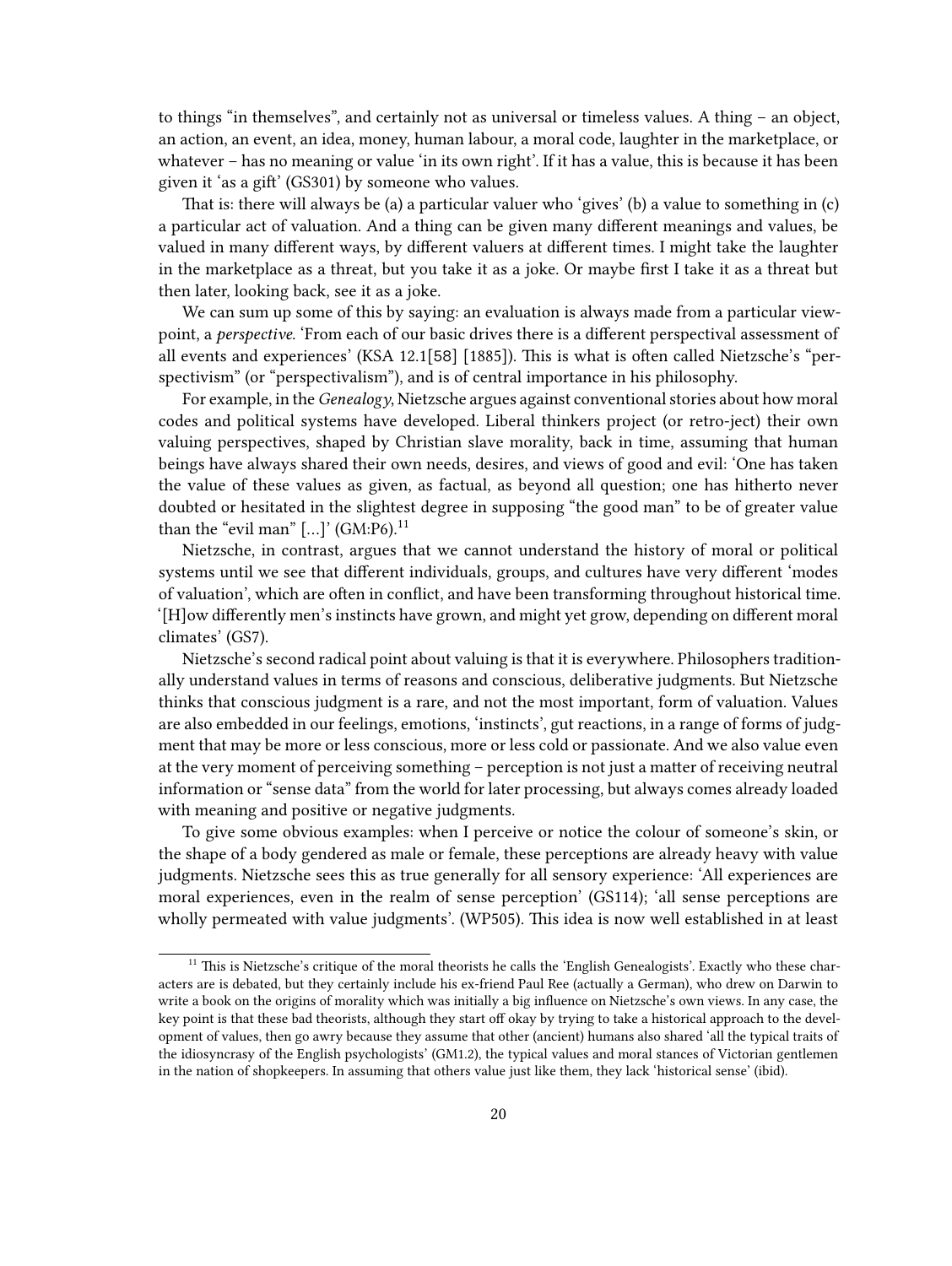to things "in themselves", and certainly not as universal or timeless values. A thing – an object, an action, an event, an idea, money, human labour, a moral code, laughter in the marketplace, or whatever – has no meaning or value 'in its own right'. If it has a value, this is because it has been given it 'as a gift' (GS301) by someone who values.

That is: there will always be (a) a particular valuer who 'gives' (b) a value to something in (c) a particular act of valuation. And a thing can be given many different meanings and values, be valued in many different ways, by different valuers at different times. I might take the laughter in the marketplace as a threat, but you take it as a joke. Or maybe first I take it as a threat but then later, looking back, see it as a joke.

We can sum up some of this by saying: an evaluation is always made from a particular viewpoint, a *perspective*. 'From each of our basic drives there is a different perspectival assessment of all events and experiences' (KSA 12.1[58] [1885]). This is what is often called Nietzsche's "perspectivism" (or "perspectivalism"), and is of central importance in his philosophy.

For example, in the *Genealogy*, Nietzsche argues against conventional stories about how moral codes and political systems have developed. Liberal thinkers project (or retro-ject) their own valuing perspectives, shaped by Christian slave morality, back in time, assuming that human beings have always shared their own needs, desires, and views of good and evil: 'One has taken the value of these values as given, as factual, as beyond all question; one has hitherto never doubted or hesitated in the slightest degree in supposing "the good man" to be of greater value than the "evil man" [...]' (GM:P6).[11]

Nietzsche, in contrast, argues that we cannot understand the history of moral or political systems until we see that different individuals, groups, and cultures have very different 'modes of valuation', which are often in conflict, and have been transforming throughout historical time. '[H]ow differently men's instincts have grown, and might yet grow, depending on different moral climates' (GS7).

Nietzsche's second radical point about valuing is that it is everywhere. Philosophers traditionally understand values in terms of reasons and conscious, deliberative judgments. But Nietzsche thinks that conscious judgment is a rare, and not the most important, form of valuation. Values are also embedded in our feelings, emotions, 'instincts', gut reactions, in a range of forms of judgment that may be more or less conscious, more or less cold or passionate. And we also value even at the very moment of perceiving something – perception is not just a matter of receiving neutral information or "sense data" from the world for later processing, but always comes already loaded with meaning and positive or negative judgments.

To give some obvious examples: when I perceive or notice the colour of someone's skin, or the shape of a body gendered as male or female, these perceptions are already heavy with value judgments. Nietzsche sees this as true generally for all sensory experience: 'All experiences are moral experiences, even in the realm of sense perception' (GS114); 'all sense perceptions are wholly permeated with value judgments'. (WP505). This idea is now well established in at least

[11] This is Nietzsche's critique of the moral theorists he calls the 'English Genealogists'. Exactly who these characters are is debated, but they certainly include his ex-friend Paul Ree (actually a German), who drew on Darwin to write a book on the origins of morality which was initially a big influence on Nietzsche's own views. In any case, the key point is that these bad theorists, although they start off okay by trying to take a historical approach to the development of values, then go awry because they assume that other (ancient) humans also shared 'all the typical traits of the idiosyncrasy of the English psychologists' (GM1.2), the typical values and moral stances of Victorian gentlemen in the nation of shopkeepers. In assuming that others value just like them, they lack 'historical sense' (ibid).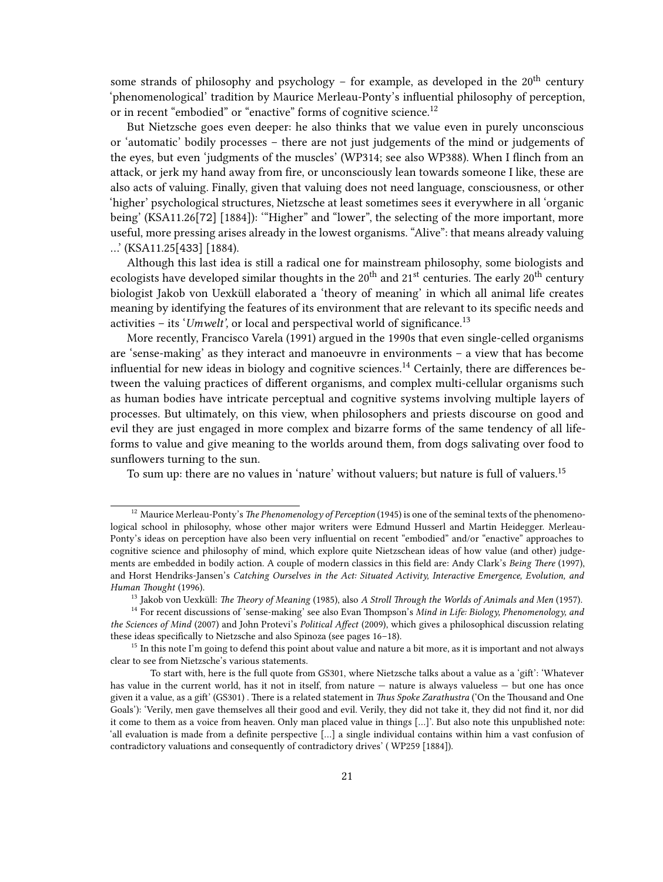some strands of philosophy and psychology – for example, as developed in the 20th century 'phenomenological' tradition by Maurice Merleau-Ponty's influential philosophy of perception, or in recent "embodied" or "enactive" forms of cognitive science.[12]

But Nietzsche goes even deeper: he also thinks that we value even in purely unconscious or 'automatic' bodily processes – there are not just judgements of the mind or judgements of the eyes, but even 'judgments of the muscles' (WP314; see also WP388). When I flinch from an attack, or jerk my hand away from fire, or unconsciously lean towards someone I like, these are also acts of valuing. Finally, given that valuing does not need language, consciousness, or other 'higher' psychological structures, Nietzsche at least sometimes sees it everywhere in all 'organic being' (KSA11.26[72] [1884]): '"Higher" and "lower", the selecting of the more important, more useful, more pressing arises already in the lowest organisms. "Alive": that means already valuing …' (KSA11.25[433] [1884).

Although this last idea is still a radical one for mainstream philosophy, some biologists and ecologists have developed similar thoughts in the 20th and 21st centuries. The early 20th century biologist Jakob von Uexküll elaborated a 'theory of meaning' in which all animal life creates meaning by identifying the features of its environment that are relevant to its specific needs and activities – its '*Umwelt',* or local and perspectival world of significance.[13]

More recently, Francisco Varela (1991) argued in the 1990s that even single-celled organisms are 'sense-making' as they interact and manoeuvre in environments – a view that has become influential for new ideas in biology and cognitive sciences.[14] Certainly, there are differences between the valuing practices of different organisms, and complex multi-cellular organisms such as human bodies have intricate perceptual and cognitive systems involving multiple layers of processes. But ultimately, on this view, when philosophers and priests discourse on good and evil they are just engaged in more complex and bizarre forms of the same tendency of all life-forms to value and give meaning to the worlds around them, from dogs salivating over food to sunflowers turning to the sun.

To sum up: there are no values in 'nature' without valuers; but nature is full of valuers.[15]

---

[12] Maurice Merleau-Ponty's *The Phenomenology of Perception* (1945) is one of the seminal texts of the phenomenological school in philosophy, whose other major writers were Edmund Husserl and Martin Heidegger. Merleau-Ponty's ideas on perception have also been very influential on recent "embodied" and/or "enactive" approaches to cognitive science and philosophy of mind, which explore quite Nietzschean ideas of how value (and other) judgements are embedded in bodily action. A couple of modern classics in this field are: Andy Clark's *Being There* (1997), and Horst Hendriks-Jansen's *Catching Ourselves in the Act: Situated Activity, Interactive Emergence, Evolution, and Human Thought* (1996).

[13] Jakob von Uexküll: *The Theory of Meaning* (1985), also *A Stroll Through the Worlds of Animals and Men* (1957).

[14] For recent discussions of 'sense-making' see also Evan Thompson's *Mind in Life: Biology, Phenomenology, and the Sciences of Mind* (2007) and John Protevi's *Political Affect* (2009), which gives a philosophical discussion relating these ideas specifically to Nietzsche and also Spinoza (see pages 16–18).

[15] In this note I'm going to defend this point about value and nature a bit more, as it is important and not always clear to see from Nietzsche's various statements.

To start with, here is the full quote from GS301, where Nietzsche talks about a value as a 'gift': 'Whatever has value in the current world, has it not in itself, from nature — nature is always valueless — but one has once given it a value, as a gift' (GS301) . There is a related statement in *Thus Spoke Zarathustra* ('On the Thousand and One Goals'): 'Verily, men gave themselves all their good and evil. Verily, they did not take it, they did not find it, nor did it come to them as a voice from heaven. Only man placed value in things […]'. But also note this unpublished note: 'all evaluation is made from a definite perspective […] a single individual contains within him a vast confusion of contradictory valuations and consequently of contradictory drives' ( WP259 [1884]).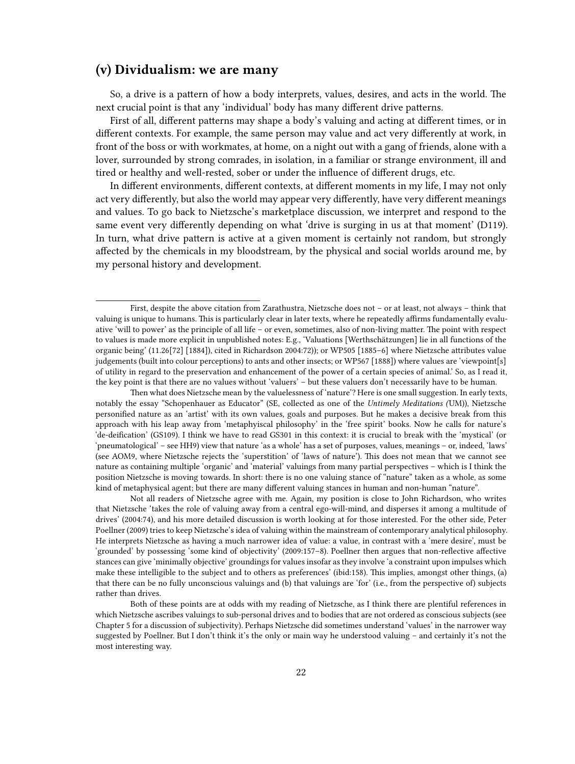## (v) Dividualism: we are many

So, a drive is a pattern of how a body interprets, values, desires, and acts in the world. The next crucial point is that any 'individual' body has many different drive patterns.

First of all, different patterns may shape a body's valuing and acting at different times, or in different contexts. For example, the same person may value and act very differently at work, in front of the boss or with workmates, at home, on a night out with a gang of friends, alone with a lover, surrounded by strong comrades, in isolation, in a familiar or strange environment, ill and tired or healthy and well-rested, sober or under the influence of different drugs, etc.

In different environments, different contexts, at different moments in my life, I may not only act very differently, but also the world may appear very differently, have very different meanings and values. To go back to Nietzsche's marketplace discussion, we interpret and respond to the same event very differently depending on what 'drive is surging in us at that moment' (D119). In turn, what drive pattern is active at a given moment is certainly not random, but strongly affected by the chemicals in my bloodstream, by the physical and social worlds around me, by my personal history and development.

---

First, despite the above citation from Zarathustra, Nietzsche does not – or at least, not always – think that valuing is unique to humans. This is particularly clear in later texts, where he repeatedly affirms fundamentally evaluative 'will to power' as the principle of all life – or even, sometimes, also of non-living matter. The point with respect to values is made more explicit in unpublished notes: E.g., 'Valuations [Werthschätzungen] lie in all functions of the organic being' (11.26[72] [1884]), cited in Richardson 2004:72)); or WP505 [1885–6] where Nietzsche attributes value judgements (built into colour perceptions) to ants and other insects; or WP567 [1888]) where values are 'viewpoint[s] of utility in regard to the preservation and enhancement of the power of a certain species of animal.' So, as I read it, the key point is that there are no values without 'valuers' – but these valuers don't necessarily have to be human.

Then what does Nietzsche mean by the valuelessness of 'nature'? Here is one small suggestion. In early texts, notably the essay "Schopenhauer as Educator" (SE, collected as one of the *Untimely Meditations (*UM)), Nietzsche personified nature as an 'artist' with its own values, goals and purposes. But he makes a decisive break from this approach with his leap away from 'metaphyisical philosophy' in the 'free spirit' books. Now he calls for nature's 'de-deification' (GS109). I think we have to read GS301 in this context: it is crucial to break with the 'mystical' (or 'pneumatological' – see HH9) view that nature 'as a whole' has a set of purposes, values, meanings – or, indeed, 'laws' (see AOM9, where Nietzsche rejects the 'superstition' of 'laws of nature'). This does not mean that we cannot see nature as containing multiple 'organic' and 'material' valuings from many partial perspectives – which is I think the position Nietzsche is moving towards. In short: there is no one valuing stance of "nature" taken as a whole, as some kind of metaphysical agent; but there are many different valuing stances in human and non-human "nature".

Not all readers of Nietzsche agree with me. Again, my position is close to John Richardson, who writes that Nietzsche 'takes the role of valuing away from a central ego-will-mind, and disperses it among a multitude of drives' (2004:74), and his more detailed discussion is worth looking at for those interested. For the other side, Peter Poellner (2009) tries to keep Nietzsche's idea of valuing within the mainstream of contemporary analytical philosophy. He interprets Nietzsche as having a much narrower idea of value: a value, in contrast with a 'mere desire', must be 'grounded' by possessing 'some kind of objectivity' (2009:157–8). Poellner then argues that non-reflective affective stances can give 'minimally objective' groundings for values insofar as they involve 'a constraint upon impulses which make these intelligible to the subject and to others as preferences' (ibid:158). This implies, amongst other things, (a) that there can be no fully unconscious valuings and (b) that valuings are 'for' (i.e., from the perspective of) subjects rather than drives.

Both of these points are at odds with my reading of Nietzsche, as I think there are plentiful references in which Nietzsche ascribes valuings to sub-personal drives and to bodies that are not ordered as conscious subjects (see Chapter 5 for a discussion of subjectivity). Perhaps Nietzsche did sometimes understand 'values' in the narrower way suggested by Poellner. But I don't think it's the only or main way he understood valuing – and certainly it's not the most interesting way.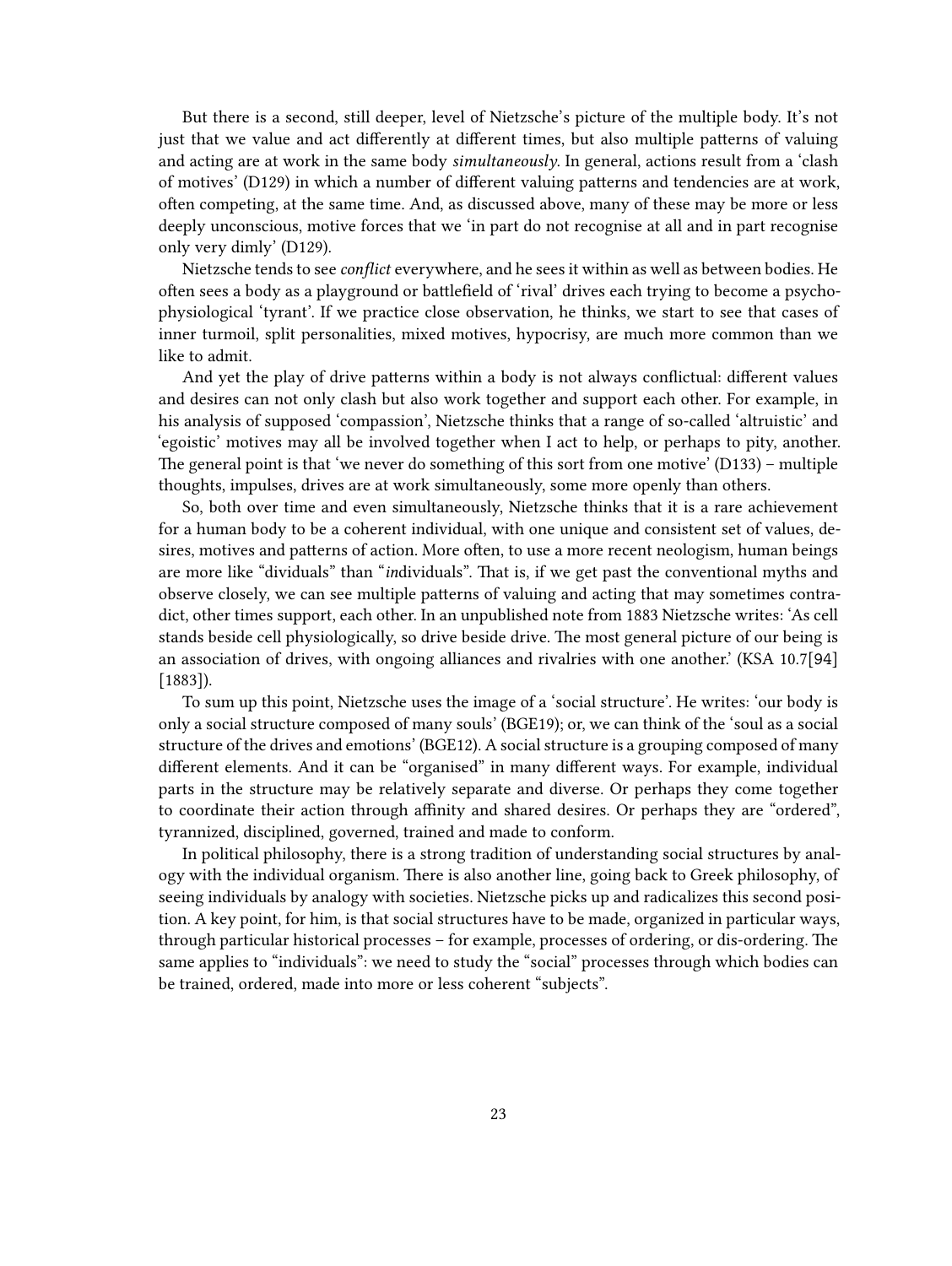But there is a second, still deeper, level of Nietzsche's picture of the multiple body. It's not just that we value and act differently at different times, but also multiple patterns of valuing and acting are at work in the same body *simultaneously*. In general, actions result from a 'clash of motives' (D129) in which a number of different valuing patterns and tendencies are at work, often competing, at the same time. And, as discussed above, many of these may be more or less deeply unconscious, motive forces that we 'in part do not recognise at all and in part recognise only very dimly' (D129).

Nietzsche tends to see *conflict* everywhere, and he sees it within as well as between bodies. He often sees a body as a playground or battlefield of 'rival' drives each trying to become a psycho-physiological 'tyrant'. If we practice close observation, he thinks, we start to see that cases of inner turmoil, split personalities, mixed motives, hypocrisy, are much more common than we like to admit.

And yet the play of drive patterns within a body is not always conflictual: different values and desires can not only clash but also work together and support each other. For example, in his analysis of supposed 'compassion', Nietzsche thinks that a range of so-called 'altruistic' and 'egoistic' motives may all be involved together when I act to help, or perhaps to pity, another. The general point is that 'we never do something of this sort from one motive' (D133) – multiple thoughts, impulses, drives are at work simultaneously, some more openly than others.

So, both over time and even simultaneously, Nietzsche thinks that it is a rare achievement for a human body to be a coherent individual, with one unique and consistent set of values, desires, motives and patterns of action. More often, to use a more recent neologism, human beings are more like "dividuals" than "*in*dividuals". That is, if we get past the conventional myths and observe closely, we can see multiple patterns of valuing and acting that may sometimes contradict, other times support, each other. In an unpublished note from 1883 Nietzsche writes: 'As cell stands beside cell physiologically, so drive beside drive. The most general picture of our being is an association of drives, with ongoing alliances and rivalries with one another.' (KSA 10.7[94] [1883]).

To sum up this point, Nietzsche uses the image of a 'social structure'. He writes: 'our body is only a social structure composed of many souls' (BGE19); or, we can think of the 'soul as a social structure of the drives and emotions' (BGE12). A social structure is a grouping composed of many different elements. And it can be "organised" in many different ways. For example, individual parts in the structure may be relatively separate and diverse. Or perhaps they come together to coordinate their action through affinity and shared desires. Or perhaps they are "ordered", tyrannized, disciplined, governed, trained and made to conform.

In political philosophy, there is a strong tradition of understanding social structures by analogy with the individual organism. There is also another line, going back to Greek philosophy, of seeing individuals by analogy with societies. Nietzsche picks up and radicalizes this second position. A key point, for him, is that social structures have to be made, organized in particular ways, through particular historical processes – for example, processes of ordering, or dis-ordering. The same applies to "individuals": we need to study the "social" processes through which bodies can be trained, ordered, made into more or less coherent "subjects".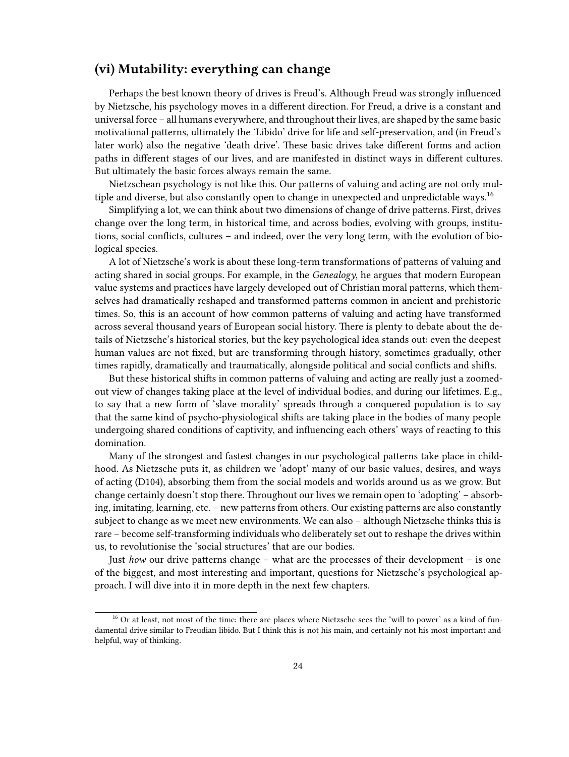## (vi) Mutability: everything can change

Perhaps the best known theory of drives is Freud's. Although Freud was strongly influenced by Nietzsche, his psychology moves in a different direction. For Freud, a drive is a constant and universal force – all humans everywhere, and throughout their lives, are shaped by the same basic motivational patterns, ultimately the 'Libido' drive for life and self-preservation, and (in Freud's later work) also the negative 'death drive'. These basic drives take different forms and action paths in different stages of our lives, and are manifested in distinct ways in different cultures. But ultimately the basic forces always remain the same.

Nietzschean psychology is not like this. Our patterns of valuing and acting are not only multiple and diverse, but also constantly open to change in unexpected and unpredictable ways.[16]

Simplifying a lot, we can think about two dimensions of change of drive patterns. First, drives change over the long term, in historical time, and across bodies, evolving with groups, institutions, social conflicts, cultures – and indeed, over the very long term, with the evolution of biological species.

A lot of Nietzsche's work is about these long-term transformations of patterns of valuing and acting shared in social groups. For example, in the *Genealogy*, he argues that modern European value systems and practices have largely developed out of Christian moral patterns, which themselves had dramatically reshaped and transformed patterns common in ancient and prehistoric times. So, this is an account of how common patterns of valuing and acting have transformed across several thousand years of European social history. There is plenty to debate about the details of Nietzsche's historical stories, but the key psychological idea stands out: even the deepest human values are not fixed, but are transforming through history, sometimes gradually, other times rapidly, dramatically and traumatically, alongside political and social conflicts and shifts.

But these historical shifts in common patterns of valuing and acting are really just a zoomed-out view of changes taking place at the level of individual bodies, and during our lifetimes. E.g., to say that a new form of 'slave morality' spreads through a conquered population is to say that the same kind of psycho-physiological shifts are taking place in the bodies of many people undergoing shared conditions of captivity, and influencing each others' ways of reacting to this domination.

Many of the strongest and fastest changes in our psychological patterns take place in childhood. As Nietzsche puts it, as children we 'adopt' many of our basic values, desires, and ways of acting (D104), absorbing them from the social models and worlds around us as we grow. But change certainly doesn't stop there. Throughout our lives we remain open to 'adopting' – absorbing, imitating, learning, etc. – new patterns from others. Our existing patterns are also constantly subject to change as we meet new environments. We can also – although Nietzsche thinks this is rare – become self-transforming individuals who deliberately set out to reshape the drives within us, to revolutionise the 'social structures' that are our bodies.

Just *how* our drive patterns change – what are the processes of their development – is one of the biggest, and most interesting and important, questions for Nietzsche's psychological approach. I will dive into it in more depth in the next few chapters.

---

[16] Or at least, not most of the time: there are places where Nietzsche sees the 'will to power' as a kind of fundamental drive similar to Freudian libido. But I think this is not his main, and certainly not his most important and helpful, way of thinking.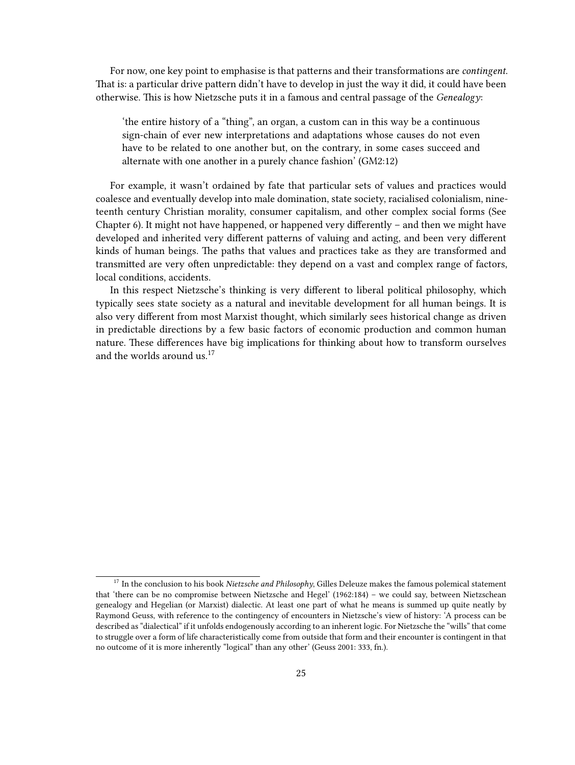For now, one key point to emphasise is that patterns and their transformations are *contingent*. That is: a particular drive pattern didn't have to develop in just the way it did, it could have been otherwise. This is how Nietzsche puts it in a famous and central passage of the *Genealogy*:

> 'the entire history of a "thing", an organ, a custom can in this way be a continuous sign-chain of ever new interpretations and adaptations whose causes do not even have to be related to one another but, on the contrary, in some cases succeed and alternate with one another in a purely chance fashion' (GM2:12)

For example, it wasn't ordained by fate that particular sets of values and practices would coalesce and eventually develop into male domination, state society, racialised colonialism, nineteenth century Christian morality, consumer capitalism, and other complex social forms (See Chapter 6). It might not have happened, or happened very differently – and then we might have developed and inherited very different patterns of valuing and acting, and been very different kinds of human beings. The paths that values and practices take as they are transformed and transmitted are very often unpredictable: they depend on a vast and complex range of factors, local conditions, accidents.

In this respect Nietzsche's thinking is very different to liberal political philosophy, which typically sees state society as a natural and inevitable development for all human beings. It is also very different from most Marxist thought, which similarly sees historical change as driven in predictable directions by a few basic factors of economic production and common human nature. These differences have big implications for thinking about how to transform ourselves and the worlds around us.[17]

[17] In the conclusion to his book *Nietzsche and Philosophy*, Gilles Deleuze makes the famous polemical statement that 'there can be no compromise between Nietzsche and Hegel' (1962:184) – we could say, between Nietzschean genealogy and Hegelian (or Marxist) dialectic. At least one part of what he means is summed up quite neatly by Raymond Geuss, with reference to the contingency of encounters in Nietzsche's view of history: 'A process can be described as "dialectical" if it unfolds endogenously according to an inherent logic. For Nietzsche the "wills" that come to struggle over a form of life characteristically come from outside that form and their encounter is contingent in that no outcome of it is more inherently "logical" than any other' (Geuss 2001: 333, fn.).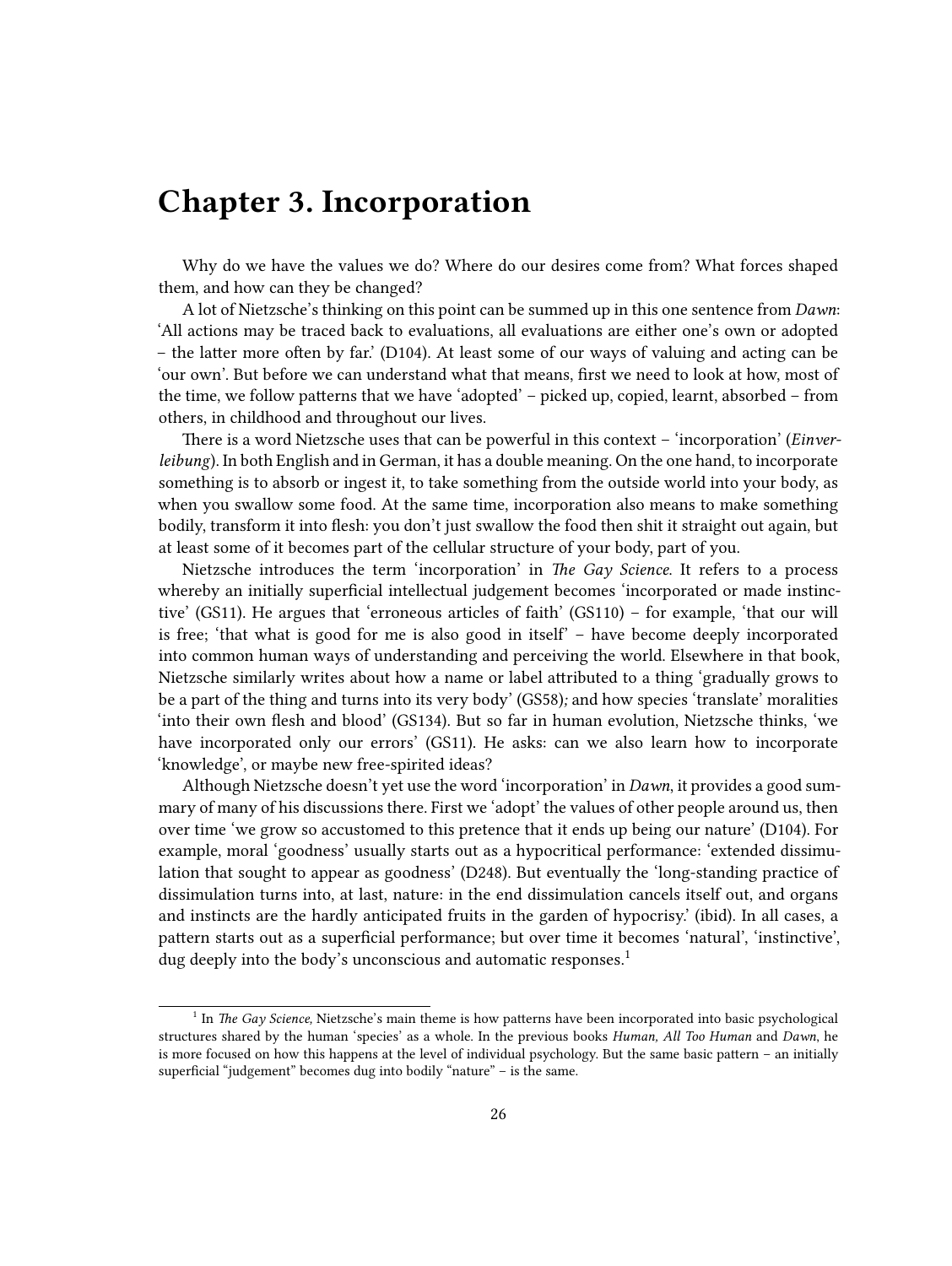# Chapter 3. Incorporation

Why do we have the values we do? Where do our desires come from? What forces shaped them, and how can they be changed?

A lot of Nietzsche's thinking on this point can be summed up in this one sentence from *Dawn*: 'All actions may be traced back to evaluations, all evaluations are either one's own or adopted – the latter more often by far.' (D104). At least some of our ways of valuing and acting can be 'our own'. But before we can understand what that means, first we need to look at how, most of the time, we follow patterns that we have 'adopted' – picked up, copied, learnt, absorbed – from others, in childhood and throughout our lives.

There is a word Nietzsche uses that can be powerful in this context – 'incorporation' (*Einverleibung*). In both English and in German, it has a double meaning. On the one hand, to incorporate something is to absorb or ingest it, to take something from the outside world into your body, as when you swallow some food. At the same time, incorporation also means to make something bodily, transform it into flesh: you don't just swallow the food then shit it straight out again, but at least some of it becomes part of the cellular structure of your body, part of you.

Nietzsche introduces the term 'incorporation' in *The Gay Science*. It refers to a process whereby an initially superficial intellectual judgement becomes 'incorporated or made instinctive' (GS11). He argues that 'erroneous articles of faith' (GS110) – for example, 'that our will is free; 'that what is good for me is also good in itself' – have become deeply incorporated into common human ways of understanding and perceiving the world. Elsewhere in that book, Nietzsche similarly writes about how a name or label attributed to a thing 'gradually grows to be a part of the thing and turns into its very body' (GS58)*;* and how species 'translate' moralities 'into their own flesh and blood' (GS134). But so far in human evolution, Nietzsche thinks, 'we have incorporated only our errors' (GS11). He asks: can we also learn how to incorporate 'knowledge', or maybe new free-spirited ideas?

Although Nietzsche doesn't yet use the word 'incorporation' in *Dawn*, it provides a good summary of many of his discussions there. First we 'adopt' the values of other people around us, then over time 'we grow so accustomed to this pretence that it ends up being our nature' (D104). For example, moral 'goodness' usually starts out as a hypocritical performance: 'extended dissimulation that sought to appear as goodness' (D248). But eventually the 'long-standing practice of dissimulation turns into, at last, nature: in the end dissimulation cancels itself out, and organs and instincts are the hardly anticipated fruits in the garden of hypocrisy.' (ibid). In all cases, a pattern starts out as a superficial performance; but over time it becomes 'natural', 'instinctive', dug deeply into the body's unconscious and automatic responses.[1]

[1] In *The Gay Science,* Nietzsche's main theme is how patterns have been incorporated into basic psychological structures shared by the human 'species' as a whole. In the previous books *Human, All Too Human* and *Dawn*, he is more focused on how this happens at the level of individual psychology. But the same basic pattern – an initially superficial "judgement" becomes dug into bodily "nature" – is the same.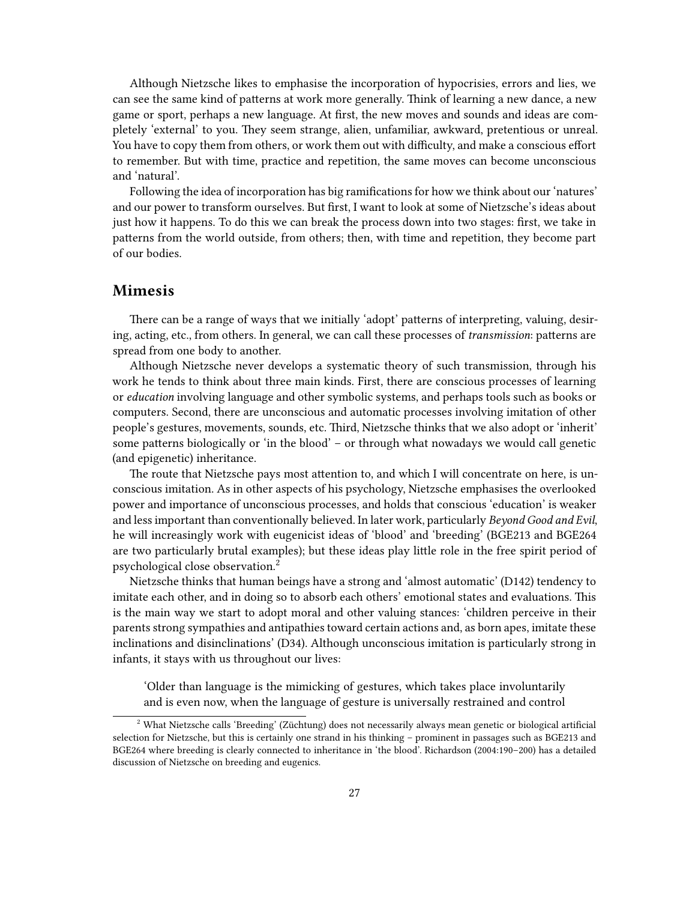Although Nietzsche likes to emphasise the incorporation of hypocrisies, errors and lies, we can see the same kind of patterns at work more generally. Think of learning a new dance, a new game or sport, perhaps a new language. At first, the new moves and sounds and ideas are completely 'external' to you. They seem strange, alien, unfamiliar, awkward, pretentious or unreal. You have to copy them from others, or work them out with difficulty, and make a conscious effort to remember. But with time, practice and repetition, the same moves can become unconscious and 'natural'.

Following the idea of incorporation has big ramifications for how we think about our 'natures' and our power to transform ourselves. But first, I want to look at some of Nietzsche's ideas about just how it happens. To do this we can break the process down into two stages: first, we take in patterns from the world outside, from others; then, with time and repetition, they become part of our bodies.

## Mimesis

There can be a range of ways that we initially 'adopt' patterns of interpreting, valuing, desiring, acting, etc., from others. In general, we can call these processes of *transmission*: patterns are spread from one body to another.

Although Nietzsche never develops a systematic theory of such transmission, through his work he tends to think about three main kinds. First, there are conscious processes of learning or *education* involving language and other symbolic systems, and perhaps tools such as books or computers. Second, there are unconscious and automatic processes involving imitation of other people's gestures, movements, sounds, etc. Third, Nietzsche thinks that we also adopt or 'inherit' some patterns biologically or 'in the blood' – or through what nowadays we would call genetic (and epigenetic) inheritance.

The route that Nietzsche pays most attention to, and which I will concentrate on here, is unconscious imitation. As in other aspects of his psychology, Nietzsche emphasises the overlooked power and importance of unconscious processes, and holds that conscious 'education' is weaker and less important than conventionally believed. In later work, particularly *Beyond Good and Evil*, he will increasingly work with eugenicist ideas of 'blood' and 'breeding' (BGE213 and BGE264 are two particularly brutal examples); but these ideas play little role in the free spirit period of psychological close observation.[2]

Nietzsche thinks that human beings have a strong and 'almost automatic' (D142) tendency to imitate each other, and in doing so to absorb each others' emotional states and evaluations. This is the main way we start to adopt moral and other valuing stances: 'children perceive in their parents strong sympathies and antipathies toward certain actions and, as born apes, imitate these inclinations and disinclinations' (D34). Although unconscious imitation is particularly strong in infants, it stays with us throughout our lives:

> 'Older than language is the mimicking of gestures, which takes place involuntarily and is even now, when the language of gesture is universally restrained and control

---

[2] What Nietzsche calls 'Breeding' (Züchtung) does not necessarily always mean genetic or biological artificial selection for Nietzsche, but this is certainly one strand in his thinking – prominent in passages such as BGE213 and BGE264 where breeding is clearly connected to inheritance in 'the blood'. Richardson (2004:190–200) has a detailed discussion of Nietzsche on breeding and eugenics.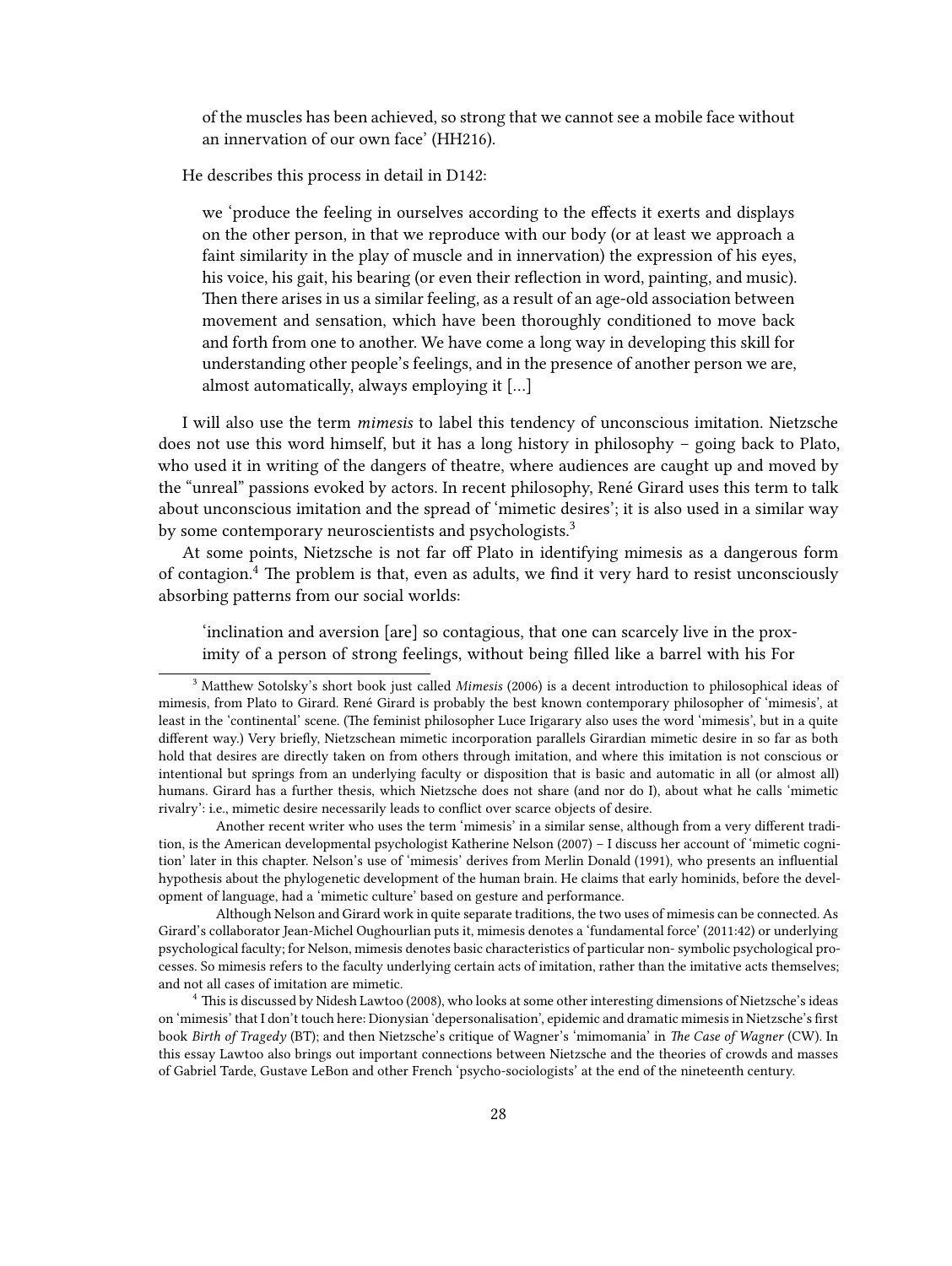> of the muscles has been achieved, so strong that we cannot see a mobile face without an innervation of our own face' (HH216).

He describes this process in detail in D142:

> we 'produce the feeling in ourselves according to the effects it exerts and displays on the other person, in that we reproduce with our body (or at least we approach a faint similarity in the play of muscle and in innervation) the expression of his eyes, his voice, his gait, his bearing (or even their reflection in word, painting, and music). Then there arises in us a similar feeling, as a result of an age-old association between movement and sensation, which have been thoroughly conditioned to move back and forth from one to another. We have come a long way in developing this skill for understanding other people's feelings, and in the presence of another person we are, almost automatically, always employing it [...]

I will also use the term *mimesis* to label this tendency of unconscious imitation. Nietzsche does not use this word himself, but it has a long history in philosophy – going back to Plato, who used it in writing of the dangers of theatre, where audiences are caught up and moved by the "unreal" passions evoked by actors. In recent philosophy, René Girard uses this term to talk about unconscious imitation and the spread of 'mimetic desires'; it is also used in a similar way by some contemporary neuroscientists and psychologists.[3]

At some points, Nietzsche is not far off Plato in identifying mimesis as a dangerous form of contagion.[4] The problem is that, even as adults, we find it very hard to resist unconsciously absorbing patterns from our social worlds:

> 'inclination and aversion [are] so contagious, that one can scarcely live in the proximity of a person of strong feelings, without being filled like a barrel with his For

---

[3] Matthew Sotolsky's short book just called *Mimesis* (2006) is a decent introduction to philosophical ideas of mimesis, from Plato to Girard. René Girard is probably the best known contemporary philosopher of 'mimesis', at least in the 'continental' scene. (The feminist philosopher Luce Irigarary also uses the word 'mimesis', but in a quite different way.) Very briefly, Nietzschean mimetic incorporation parallels Girardian mimetic desire in so far as both hold that desires are directly taken on from others through imitation, and where this imitation is not conscious or intentional but springs from an underlying faculty or disposition that is basic and automatic in all (or almost all) humans. Girard has a further thesis, which Nietzsche does not share (and nor do I), about what he calls 'mimetic rivalry': i.e., mimetic desire necessarily leads to conflict over scarce objects of desire.

Another recent writer who uses the term 'mimesis' in a similar sense, although from a very different tradition, is the American developmental psychologist Katherine Nelson (2007) – I discuss her account of 'mimetic cognition' later in this chapter. Nelson's use of 'mimesis' derives from Merlin Donald (1991), who presents an influential hypothesis about the phylogenetic development of the human brain. He claims that early hominids, before the development of language, had a 'mimetic culture' based on gesture and performance.

Although Nelson and Girard work in quite separate traditions, the two uses of mimesis can be connected. As Girard's collaborator Jean-Michel Oughourlian puts it, mimesis denotes a 'fundamental force' (2011:42) or underlying psychological faculty; for Nelson, mimesis denotes basic characteristics of particular non- symbolic psychological processes. So mimesis refers to the faculty underlying certain acts of imitation, rather than the imitative acts themselves; and not all cases of imitation are mimetic.

[4] This is discussed by Nidesh Lawtoo (2008), who looks at some other interesting dimensions of Nietzsche's ideas on 'mimesis' that I don't touch here: Dionysian 'depersonalisation', epidemic and dramatic mimesis in Nietzsche's first book *Birth of Tragedy* (BT); and then Nietzsche's critique of Wagner's 'mimomania' in *The Case of Wagner* (CW). In this essay Lawtoo also brings out important connections between Nietzsche and the theories of crowds and masses of Gabriel Tarde, Gustave LeBon and other French 'psycho-sociologists' at the end of the nineteenth century.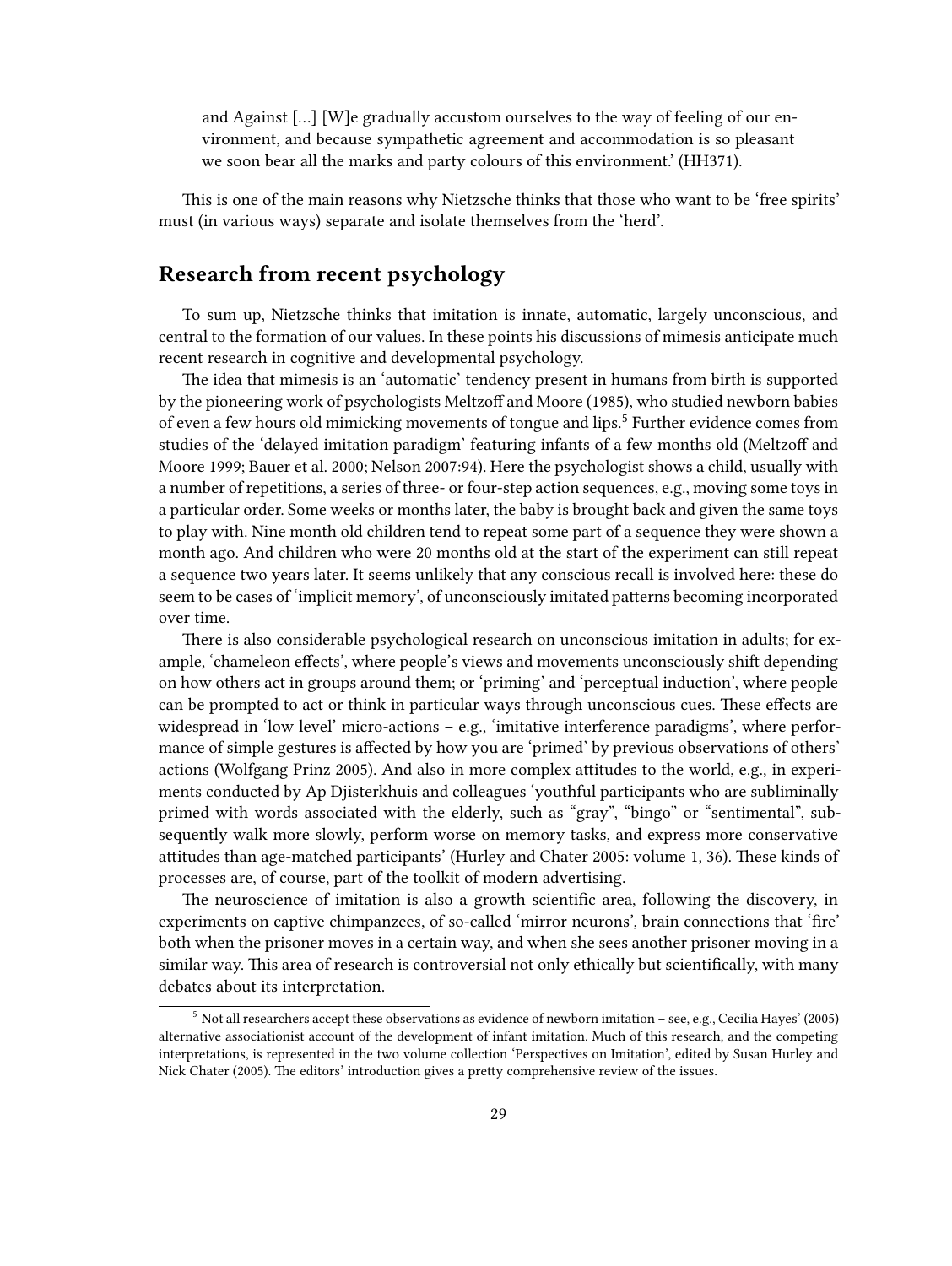> and Against [...] [W]e gradually accustom ourselves to the way of feeling of our environment, and because sympathetic agreement and accommodation is so pleasant we soon bear all the marks and party colours of this environment.' (HH371).

This is one of the main reasons why Nietzsche thinks that those who want to be 'free spirits' must (in various ways) separate and isolate themselves from the 'herd'.

## Research from recent psychology

To sum up, Nietzsche thinks that imitation is innate, automatic, largely unconscious, and central to the formation of our values. In these points his discussions of mimesis anticipate much recent research in cognitive and developmental psychology.

The idea that mimesis is an 'automatic' tendency present in humans from birth is supported by the pioneering work of psychologists Meltzoff and Moore (1985), who studied newborn babies of even a few hours old mimicking movements of tongue and lips.[5] Further evidence comes from studies of the 'delayed imitation paradigm' featuring infants of a few months old (Meltzoff and Moore 1999; Bauer et al. 2000; Nelson 2007:94). Here the psychologist shows a child, usually with a number of repetitions, a series of three- or four-step action sequences, e.g., moving some toys in a particular order. Some weeks or months later, the baby is brought back and given the same toys to play with. Nine month old children tend to repeat some part of a sequence they were shown a month ago. And children who were 20 months old at the start of the experiment can still repeat a sequence two years later. It seems unlikely that any conscious recall is involved here: these do seem to be cases of 'implicit memory', of unconsciously imitated patterns becoming incorporated over time.

There is also considerable psychological research on unconscious imitation in adults; for example, 'chameleon effects', where people's views and movements unconsciously shift depending on how others act in groups around them; or 'priming' and 'perceptual induction', where people can be prompted to act or think in particular ways through unconscious cues. These effects are widespread in 'low level' micro-actions – e.g., 'imitative interference paradigms', where performance of simple gestures is affected by how you are 'primed' by previous observations of others' actions (Wolfgang Prinz 2005). And also in more complex attitudes to the world, e.g., in experiments conducted by Ap Djisterkhuis and colleagues 'youthful participants who are subliminally primed with words associated with the elderly, such as "gray", "bingo" or "sentimental", subsequently walk more slowly, perform worse on memory tasks, and express more conservative attitudes than age-matched participants' (Hurley and Chater 2005: volume 1, 36). These kinds of processes are, of course, part of the toolkit of modern advertising.

The neuroscience of imitation is also a growth scientific area, following the discovery, in experiments on captive chimpanzees, of so-called 'mirror neurons', brain connections that 'fire' both when the prisoner moves in a certain way, and when she sees another prisoner moving in a similar way. This area of research is controversial not only ethically but scientifically, with many debates about its interpretation.

---

[5] Not all researchers accept these observations as evidence of newborn imitation – see, e.g., Cecilia Hayes' (2005) alternative associationist account of the development of infant imitation. Much of this research, and the competing interpretations, is represented in the two volume collection 'Perspectives on Imitation', edited by Susan Hurley and Nick Chater (2005). The editors' introduction gives a pretty comprehensive review of the issues.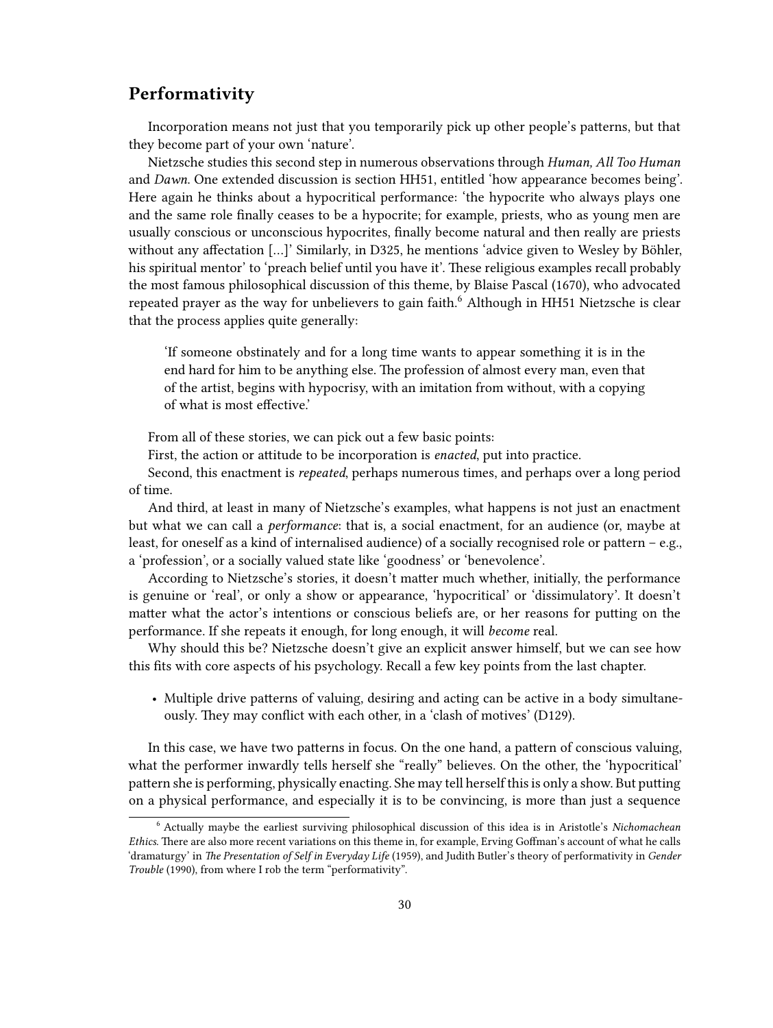## Performativity

Incorporation means not just that you temporarily pick up other people's patterns, but that they become part of your own 'nature'.

Nietzsche studies this second step in numerous observations through *Human, All Too Human* and *Dawn.* One extended discussion is section HH51, entitled 'how appearance becomes being'. Here again he thinks about a hypocritical performance: 'the hypocrite who always plays one and the same role finally ceases to be a hypocrite; for example, priests, who as young men are usually conscious or unconscious hypocrites, finally become natural and then really are priests without any affectation […]' Similarly, in D325, he mentions 'advice given to Wesley by Böhler, his spiritual mentor' to 'preach belief until you have it'. These religious examples recall probably the most famous philosophical discussion of this theme, by Blaise Pascal (1670), who advocated repeated prayer as the way for unbelievers to gain faith.[6] Although in HH51 Nietzsche is clear that the process applies quite generally:

> 'If someone obstinately and for a long time wants to appear something it is in the end hard for him to be anything else. The profession of almost every man, even that of the artist, begins with hypocrisy, with an imitation from without, with a copying of what is most effective.'

From all of these stories, we can pick out a few basic points:

First, the action or attitude to be incorporation is *enacted*, put into practice.

Second, this enactment is *repeated*, perhaps numerous times, and perhaps over a long period of time.

And third, at least in many of Nietzsche's examples, what happens is not just an enactment but what we can call a *performance*: that is, a social enactment, for an audience (or, maybe at least, for oneself as a kind of internalised audience) of a socially recognised role or pattern – e.g., a 'profession', or a socially valued state like 'goodness' or 'benevolence'.

According to Nietzsche's stories, it doesn't matter much whether, initially, the performance is genuine or 'real', or only a show or appearance, 'hypocritical' or 'dissimulatory'. It doesn't matter what the actor's intentions or conscious beliefs are, or her reasons for putting on the performance. If she repeats it enough, for long enough, it will *become* real.

Why should this be? Nietzsche doesn't give an explicit answer himself, but we can see how this fits with core aspects of his psychology. Recall a few key points from the last chapter.

- Multiple drive patterns of valuing, desiring and acting can be active in a body simultaneously. They may conflict with each other, in a 'clash of motives' (D129).

In this case, we have two patterns in focus. On the one hand, a pattern of conscious valuing, what the performer inwardly tells herself she "really" believes. On the other, the 'hypocritical' pattern she is performing, physically enacting. She may tell herself this is only a show. But putting on a physical performance, and especially it is to be convincing, is more than just a sequence

[6] Actually maybe the earliest surviving philosophical discussion of this idea is in Aristotle's *Nichomachean Ethics*. There are also more recent variations on this theme in, for example, Erving Goffman's account of what he calls 'dramaturgy' in *The Presentation of Self in Everyday Life* (1959), and Judith Butler's theory of performativity in *Gender Trouble* (1990), from where I rob the term "performativity".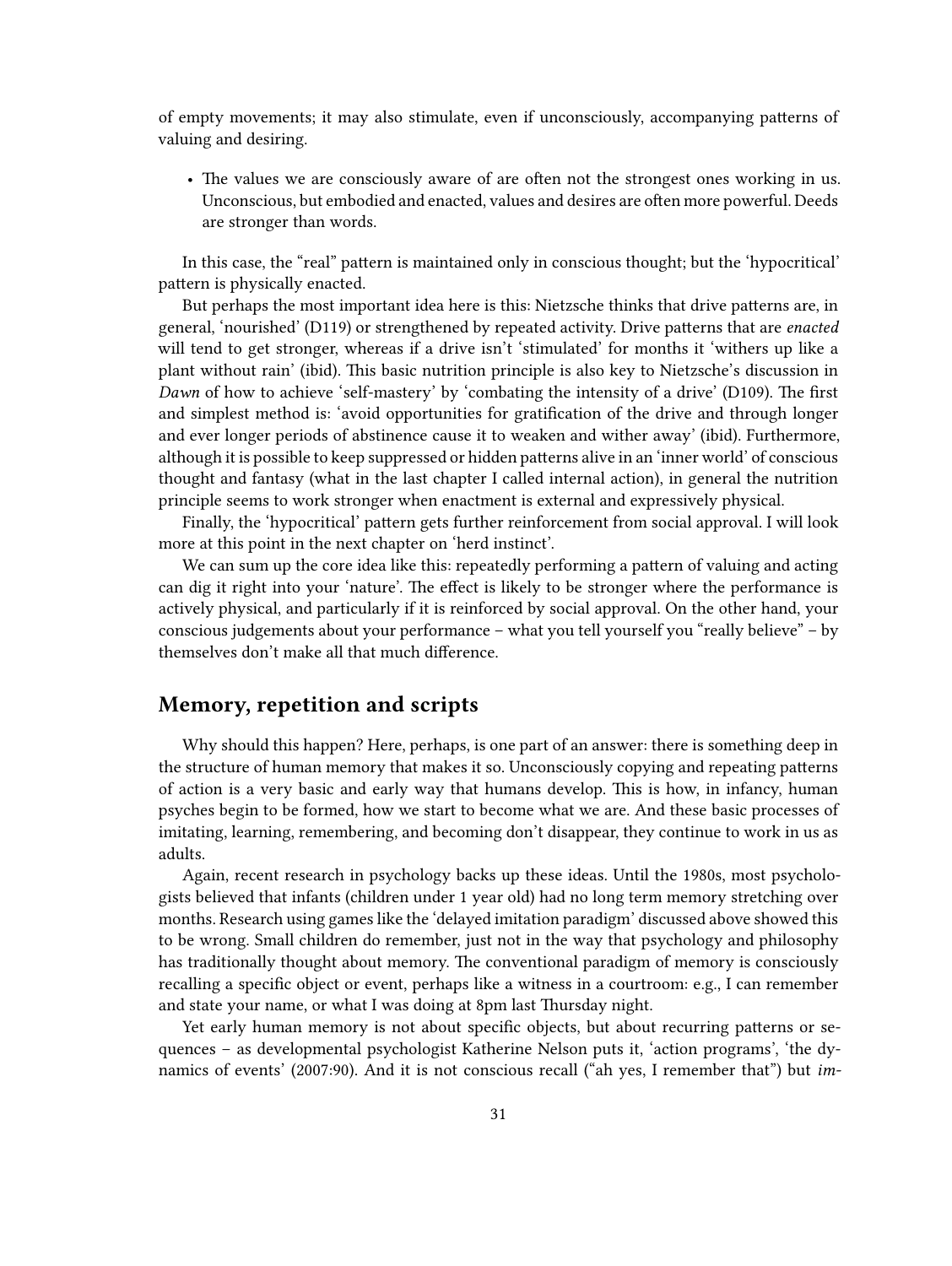of empty movements; it may also stimulate, even if unconsciously, accompanying patterns of valuing and desiring.

- The values we are consciously aware of are often not the strongest ones working in us. Unconscious, but embodied and enacted, values and desires are often more powerful. Deeds are stronger than words.

In this case, the "real" pattern is maintained only in conscious thought; but the 'hypocritical' pattern is physically enacted.

But perhaps the most important idea here is this: Nietzsche thinks that drive patterns are, in general, 'nourished' (D119) or strengthened by repeated activity. Drive patterns that are *enacted* will tend to get stronger, whereas if a drive isn't 'stimulated' for months it 'withers up like a plant without rain' (ibid). This basic nutrition principle is also key to Nietzsche's discussion in *Dawn* of how to achieve 'self-mastery' by 'combating the intensity of a drive' (D109). The first and simplest method is: 'avoid opportunities for gratification of the drive and through longer and ever longer periods of abstinence cause it to weaken and wither away' (ibid). Furthermore, although it is possible to keep suppressed or hidden patterns alive in an 'inner world' of conscious thought and fantasy (what in the last chapter I called internal action), in general the nutrition principle seems to work stronger when enactment is external and expressively physical.

Finally, the 'hypocritical' pattern gets further reinforcement from social approval. I will look more at this point in the next chapter on 'herd instinct'.

We can sum up the core idea like this: repeatedly performing a pattern of valuing and acting can dig it right into your 'nature'. The effect is likely to be stronger where the performance is actively physical, and particularly if it is reinforced by social approval. On the other hand, your conscious judgements about your performance – what you tell yourself you "really believe" – by themselves don't make all that much difference.

## Memory, repetition and scripts

Why should this happen? Here, perhaps, is one part of an answer: there is something deep in the structure of human memory that makes it so. Unconsciously copying and repeating patterns of action is a very basic and early way that humans develop. This is how, in infancy, human psyches begin to be formed, how we start to become what we are. And these basic processes of imitating, learning, remembering, and becoming don't disappear, they continue to work in us as adults.

Again, recent research in psychology backs up these ideas. Until the 1980s, most psychologists believed that infants (children under 1 year old) had no long term memory stretching over months. Research using games like the 'delayed imitation paradigm' discussed above showed this to be wrong. Small children do remember, just not in the way that psychology and philosophy has traditionally thought about memory. The conventional paradigm of memory is consciously recalling a specific object or event, perhaps like a witness in a courtroom: e.g., I can remember and state your name, or what I was doing at 8pm last Thursday night.

Yet early human memory is not about specific objects, but about recurring patterns or sequences – as developmental psychologist Katherine Nelson puts it, 'action programs', 'the dynamics of events' (2007:90). And it is not conscious recall ("ah yes, I remember that") but *im-*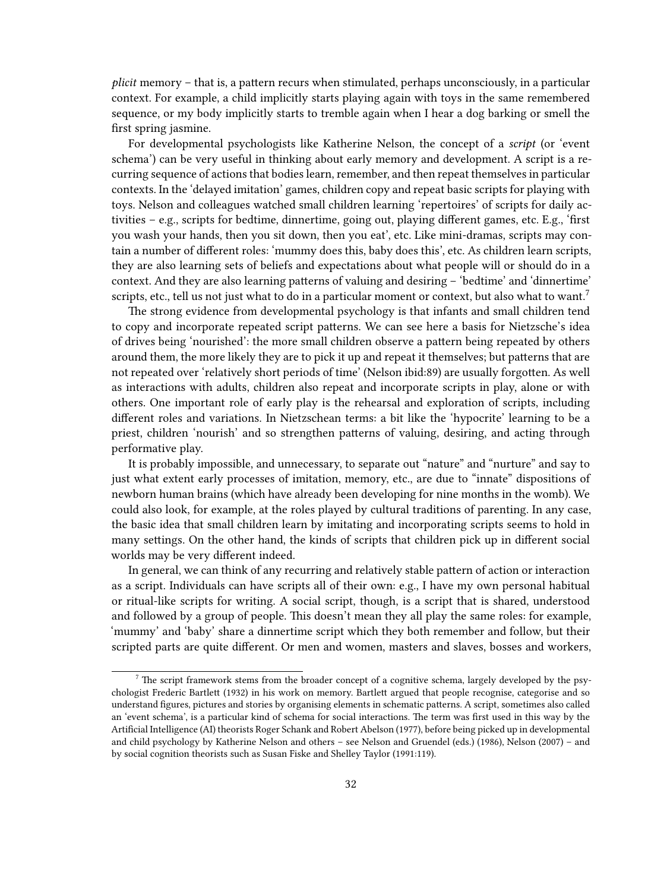*plicit* memory – that is, a pattern recurs when stimulated, perhaps unconsciously, in a particular context. For example, a child implicitly starts playing again with toys in the same remembered sequence, or my body implicitly starts to tremble again when I hear a dog barking or smell the first spring jasmine.

For developmental psychologists like Katherine Nelson, the concept of a *script* (or 'event schema') can be very useful in thinking about early memory and development. A script is a recurring sequence of actions that bodies learn, remember, and then repeat themselves in particular contexts. In the 'delayed imitation' games, children copy and repeat basic scripts for playing with toys. Nelson and colleagues watched small children learning 'repertoires' of scripts for daily activities – e.g., scripts for bedtime, dinnertime, going out, playing different games, etc. E.g., 'first you wash your hands, then you sit down, then you eat', etc. Like mini-dramas, scripts may contain a number of different roles: 'mummy does this, baby does this', etc. As children learn scripts, they are also learning sets of beliefs and expectations about what people will or should do in a context. And they are also learning patterns of valuing and desiring – 'bedtime' and 'dinnertime' scripts, etc., tell us not just what to do in a particular moment or context, but also what to want.[7]

The strong evidence from developmental psychology is that infants and small children tend to copy and incorporate repeated script patterns. We can see here a basis for Nietzsche's idea of drives being 'nourished': the more small children observe a pattern being repeated by others around them, the more likely they are to pick it up and repeat it themselves; but patterns that are not repeated over 'relatively short periods of time' (Nelson ibid:89) are usually forgotten. As well as interactions with adults, children also repeat and incorporate scripts in play, alone or with others. One important role of early play is the rehearsal and exploration of scripts, including different roles and variations. In Nietzschean terms: a bit like the 'hypocrite' learning to be a priest, children 'nourish' and so strengthen patterns of valuing, desiring, and acting through performative play.

It is probably impossible, and unnecessary, to separate out "nature" and "nurture" and say to just what extent early processes of imitation, memory, etc., are due to "innate" dispositions of newborn human brains (which have already been developing for nine months in the womb). We could also look, for example, at the roles played by cultural traditions of parenting. In any case, the basic idea that small children learn by imitating and incorporating scripts seems to hold in many settings. On the other hand, the kinds of scripts that children pick up in different social worlds may be very different indeed.

In general, we can think of any recurring and relatively stable pattern of action or interaction as a script. Individuals can have scripts all of their own: e.g., I have my own personal habitual or ritual-like scripts for writing. A social script, though, is a script that is shared, understood and followed by a group of people. This doesn't mean they all play the same roles: for example, 'mummy' and 'baby' share a dinnertime script which they both remember and follow, but their scripted parts are quite different. Or men and women, masters and slaves, bosses and workers,

[7] The script framework stems from the broader concept of a cognitive schema, largely developed by the psychologist Frederic Bartlett (1932) in his work on memory. Bartlett argued that people recognise, categorise and so understand figures, pictures and stories by organising elements in schematic patterns. A script, sometimes also called an 'event schema', is a particular kind of schema for social interactions. The term was first used in this way by the Artificial Intelligence (AI) theorists Roger Schank and Robert Abelson (1977), before being picked up in developmental and child psychology by Katherine Nelson and others – see Nelson and Gruendel (eds.) (1986), Nelson (2007) – and by social cognition theorists such as Susan Fiske and Shelley Taylor (1991:119).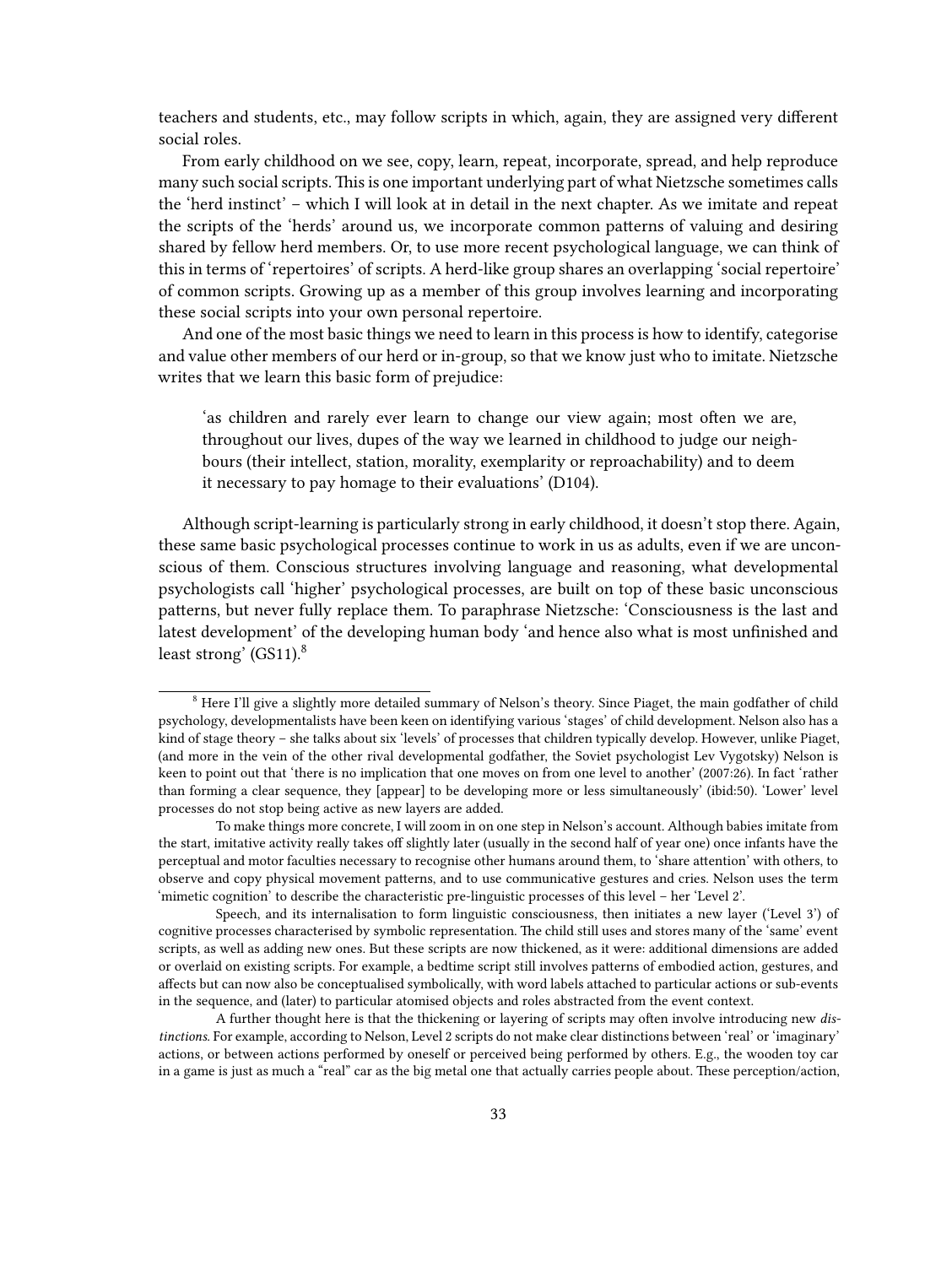teachers and students, etc., may follow scripts in which, again, they are assigned very different social roles.

From early childhood on we see, copy, learn, repeat, incorporate, spread, and help reproduce many such social scripts. This is one important underlying part of what Nietzsche sometimes calls the 'herd instinct' – which I will look at in detail in the next chapter. As we imitate and repeat the scripts of the 'herds' around us, we incorporate common patterns of valuing and desiring shared by fellow herd members. Or, to use more recent psychological language, we can think of this in terms of 'repertoires' of scripts. A herd-like group shares an overlapping 'social repertoire' of common scripts. Growing up as a member of this group involves learning and incorporating these social scripts into your own personal repertoire.

And one of the most basic things we need to learn in this process is how to identify, categorise and value other members of our herd or in-group, so that we know just who to imitate. Nietzsche writes that we learn this basic form of prejudice:

> 'as children and rarely ever learn to change our view again; most often we are, throughout our lives, dupes of the way we learned in childhood to judge our neighbours (their intellect, station, morality, exemplarity or reproachability) and to deem it necessary to pay homage to their evaluations' (D104).

Although script-learning is particularly strong in early childhood, it doesn't stop there. Again, these same basic psychological processes continue to work in us as adults, even if we are unconscious of them. Conscious structures involving language and reasoning, what developmental psychologists call 'higher' psychological processes, are built on top of these basic unconscious patterns, but never fully replace them. To paraphrase Nietzsche: 'Consciousness is the last and latest development' of the developing human body 'and hence also what is most unfinished and least strong' (GS11).[8]

---

[8] Here I'll give a slightly more detailed summary of Nelson's theory. Since Piaget, the main godfather of child psychology, developmentalists have been keen on identifying various 'stages' of child development. Nelson also has a kind of stage theory – she talks about six 'levels' of processes that children typically develop. However, unlike Piaget, (and more in the vein of the other rival developmental godfather, the Soviet psychologist Lev Vygotsky) Nelson is keen to point out that 'there is no implication that one moves on from one level to another' (2007:26). In fact 'rather than forming a clear sequence, they [appear] to be developing more or less simultaneously' (ibid:50). 'Lower' level processes do not stop being active as new layers are added.

To make things more concrete, I will zoom in on one step in Nelson's account. Although babies imitate from the start, imitative activity really takes off slightly later (usually in the second half of year one) once infants have the perceptual and motor faculties necessary to recognise other humans around them, to 'share attention' with others, to observe and copy physical movement patterns, and to use communicative gestures and cries. Nelson uses the term 'mimetic cognition' to describe the characteristic pre-linguistic processes of this level – her 'Level 2'.

Speech, and its internalisation to form linguistic consciousness, then initiates a new layer ('Level 3') of cognitive processes characterised by symbolic representation. The child still uses and stores many of the 'same' event scripts, as well as adding new ones. But these scripts are now thickened, as it were: additional dimensions are added or overlaid on existing scripts. For example, a bedtime script still involves patterns of embodied action, gestures, and affects but can now also be conceptualised symbolically, with word labels attached to particular actions or sub-events in the sequence, and (later) to particular atomised objects and roles abstracted from the event context.

A further thought here is that the thickening or layering of scripts may often involve introducing new *distinctions*. For example, according to Nelson, Level 2 scripts do not make clear distinctions between 'real' or 'imaginary' actions, or between actions performed by oneself or perceived being performed by others. E.g., the wooden toy car in a game is just as much a "real" car as the big metal one that actually carries people about. These perception/action,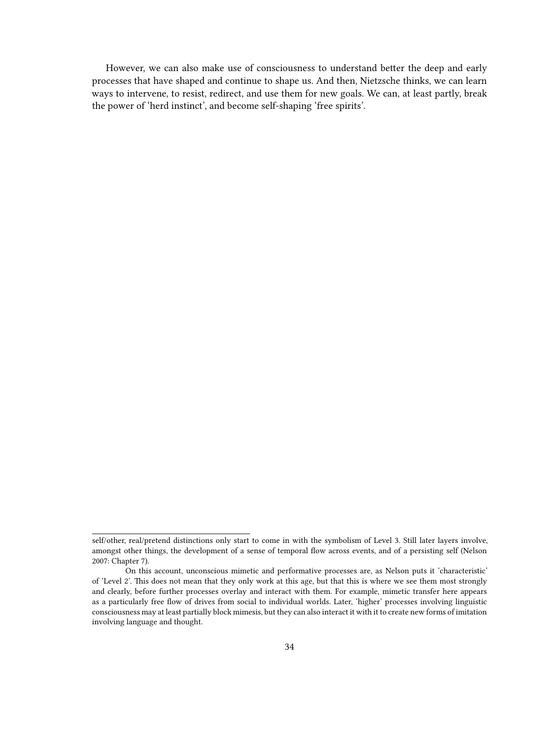However, we can also make use of consciousness to understand better the deep and early processes that have shaped and continue to shape us. And then, Nietzsche thinks, we can learn ways to intervene, to resist, redirect, and use them for new goals. We can, at least partly, break the power of 'herd instinct', and become self-shaping 'free spirits'.

---

self/other, real/pretend distinctions only start to come in with the symbolism of Level 3. Still later layers involve, amongst other things, the development of a sense of temporal flow across events, and of a persisting self (Nelson 2007: Chapter 7).

On this account, unconscious mimetic and performative processes are, as Nelson puts it 'characteristic' of 'Level 2'. This does not mean that they only work at this age, but that this is where we see them most strongly and clearly, before further processes overlay and interact with them. For example, mimetic transfer here appears as a particularly free flow of drives from social to individual worlds. Later, 'higher' processes involving linguistic consciousness may at least partially block mimesis, but they can also interact it with it to create new forms of imitation involving language and thought.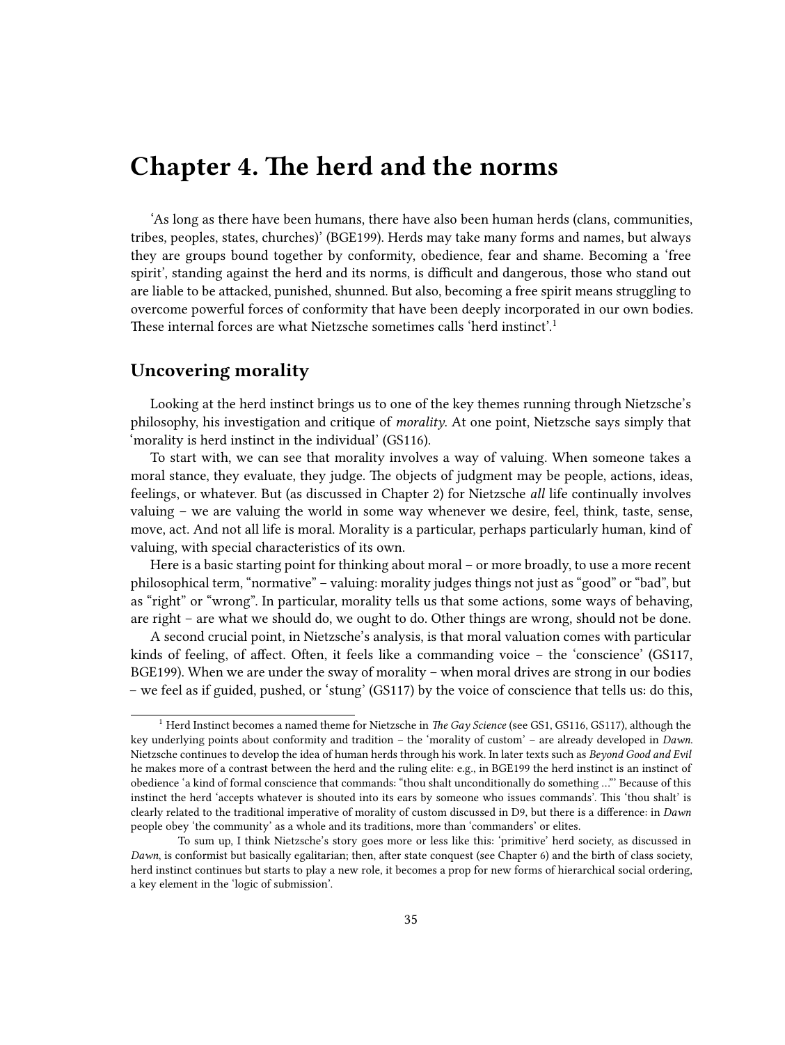# Chapter 4. The herd and the norms

'As long as there have been humans, there have also been human herds (clans, communities, tribes, peoples, states, churches)' (BGE199). Herds may take many forms and names, but always they are groups bound together by conformity, obedience, fear and shame. Becoming a 'free spirit', standing against the herd and its norms, is difficult and dangerous, those who stand out are liable to be attacked, punished, shunned. But also, becoming a free spirit means struggling to overcome powerful forces of conformity that have been deeply incorporated in our own bodies. These internal forces are what Nietzsche sometimes calls 'herd instinct'.[1]

## Uncovering morality

Looking at the herd instinct brings us to one of the key themes running through Nietzsche's philosophy, his investigation and critique of *morality*. At one point, Nietzsche says simply that 'morality is herd instinct in the individual' (GS116).

To start with, we can see that morality involves a way of valuing. When someone takes a moral stance, they evaluate, they judge. The objects of judgment may be people, actions, ideas, feelings, or whatever. But (as discussed in Chapter 2) for Nietzsche *all* life continually involves valuing – we are valuing the world in some way whenever we desire, feel, think, taste, sense, move, act. And not all life is moral. Morality is a particular, perhaps particularly human, kind of valuing, with special characteristics of its own.

Here is a basic starting point for thinking about moral – or more broadly, to use a more recent philosophical term, "normative" – valuing: morality judges things not just as "good" or "bad", but as "right" or "wrong". In particular, morality tells us that some actions, some ways of behaving, are right – are what we should do, we ought to do. Other things are wrong, should not be done.

A second crucial point, in Nietzsche's analysis, is that moral valuation comes with particular kinds of feeling, of affect. Often, it feels like a commanding voice – the 'conscience' (GS117, BGE199). When we are under the sway of morality – when moral drives are strong in our bodies – we feel as if guided, pushed, or 'stung' (GS117) by the voice of conscience that tells us: do this,

---

[1] Herd Instinct becomes a named theme for Nietzsche in *The Gay Science* (see GS1, GS116, GS117), although the key underlying points about conformity and tradition – the 'morality of custom' – are already developed in *Dawn*. Nietzsche continues to develop the idea of human herds through his work. In later texts such as *Beyond Good and Evil* he makes more of a contrast between the herd and the ruling elite: e.g., in BGE199 the herd instinct is an instinct of obedience 'a kind of formal conscience that commands: "thou shalt unconditionally do something …"' Because of this instinct the herd 'accepts whatever is shouted into its ears by someone who issues commands'. This 'thou shalt' is clearly related to the traditional imperative of morality of custom discussed in D9, but there is a difference: in *Dawn* people obey 'the community' as a whole and its traditions, more than 'commanders' or elites.

To sum up, I think Nietzsche's story goes more or less like this: 'primitive' herd society, as discussed in *Dawn*, is conformist but basically egalitarian; then, after state conquest (see Chapter 6) and the birth of class society, herd instinct continues but starts to play a new role, it becomes a prop for new forms of hierarchical social ordering, a key element in the 'logic of submission'.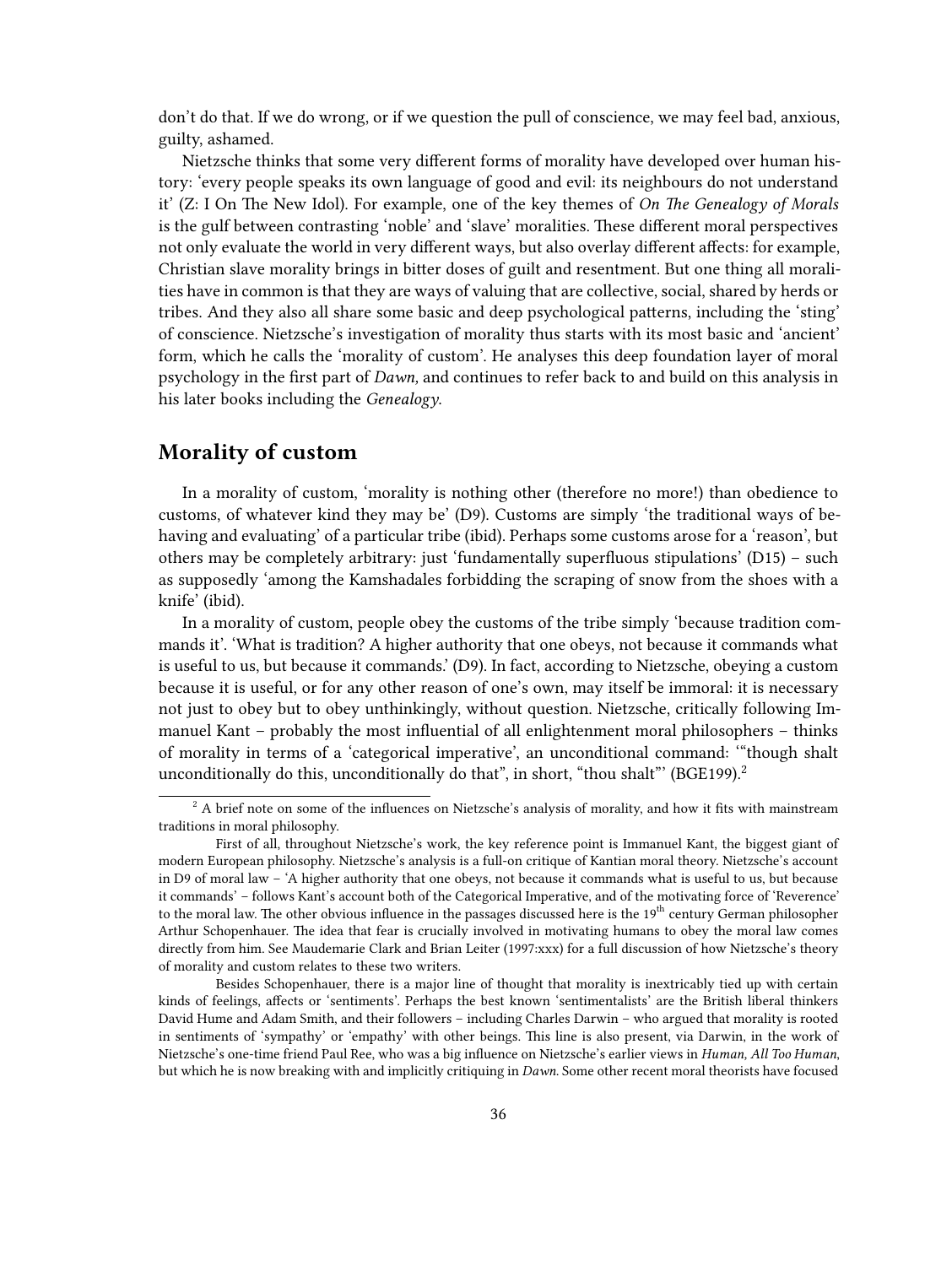don't do that. If we do wrong, or if we question the pull of conscience, we may feel bad, anxious, guilty, ashamed.

Nietzsche thinks that some very different forms of morality have developed over human history: 'every people speaks its own language of good and evil: its neighbours do not understand it' (Z: I On The New Idol). For example, one of the key themes of *On The Genealogy of Morals* is the gulf between contrasting 'noble' and 'slave' moralities. These different moral perspectives not only evaluate the world in very different ways, but also overlay different affects: for example, Christian slave morality brings in bitter doses of guilt and resentment. But one thing all moralities have in common is that they are ways of valuing that are collective, social, shared by herds or tribes. And they also all share some basic and deep psychological patterns, including the 'sting' of conscience. Nietzsche's investigation of morality thus starts with its most basic and 'ancient' form, which he calls the 'morality of custom'. He analyses this deep foundation layer of moral psychology in the first part of *Dawn,* and continues to refer back to and build on this analysis in his later books including the *Genealogy.*

## Morality of custom

In a morality of custom, 'morality is nothing other (therefore no more!) than obedience to customs, of whatever kind they may be' (D9). Customs are simply 'the traditional ways of behaving and evaluating' of a particular tribe (ibid). Perhaps some customs arose for a 'reason', but others may be completely arbitrary: just 'fundamentally superfluous stipulations' (D15) – such as supposedly 'among the Kamshadales forbidding the scraping of snow from the shoes with a knife' (ibid).

In a morality of custom, people obey the customs of the tribe simply 'because tradition commands it'. 'What is tradition? A higher authority that one obeys, not because it commands what is useful to us, but because it commands.' (D9). In fact, according to Nietzsche, obeying a custom because it is useful, or for any other reason of one's own, may itself be immoral: it is necessary not just to obey but to obey unthinkingly, without question. Nietzsche, critically following Immanuel Kant – probably the most influential of all enlightenment moral philosophers – thinks of morality in terms of a 'categorical imperative', an unconditional command: '"though shalt unconditionally do this, unconditionally do that", in short, "thou shalt"' (BGE199).[2]

---

[2] A brief note on some of the influences on Nietzsche's analysis of morality, and how it fits with mainstream traditions in moral philosophy.

First of all, throughout Nietzsche's work, the key reference point is Immanuel Kant, the biggest giant of modern European philosophy. Nietzsche's analysis is a full-on critique of Kantian moral theory. Nietzsche's account in D9 of moral law – 'A higher authority that one obeys, not because it commands what is useful to us, but because it commands' – follows Kant's account both of the Categorical Imperative, and of the motivating force of 'Reverence' to the moral law. The other obvious influence in the passages discussed here is the 19th century German philosopher Arthur Schopenhauer. The idea that fear is crucially involved in motivating humans to obey the moral law comes directly from him. See Maudemarie Clark and Brian Leiter (1997:xxx) for a full discussion of how Nietzsche's theory of morality and custom relates to these two writers.

Besides Schopenhauer, there is a major line of thought that morality is inextricably tied up with certain kinds of feelings, affects or 'sentiments'. Perhaps the best known 'sentimentalists' are the British liberal thinkers David Hume and Adam Smith, and their followers – including Charles Darwin – who argued that morality is rooted in sentiments of 'sympathy' or 'empathy' with other beings. This line is also present, via Darwin, in the work of Nietzsche's one-time friend Paul Ree, who was a big influence on Nietzsche's earlier views in *Human, All Too Human*, but which he is now breaking with and implicitly critiquing in *Dawn.* Some other recent moral theorists have focused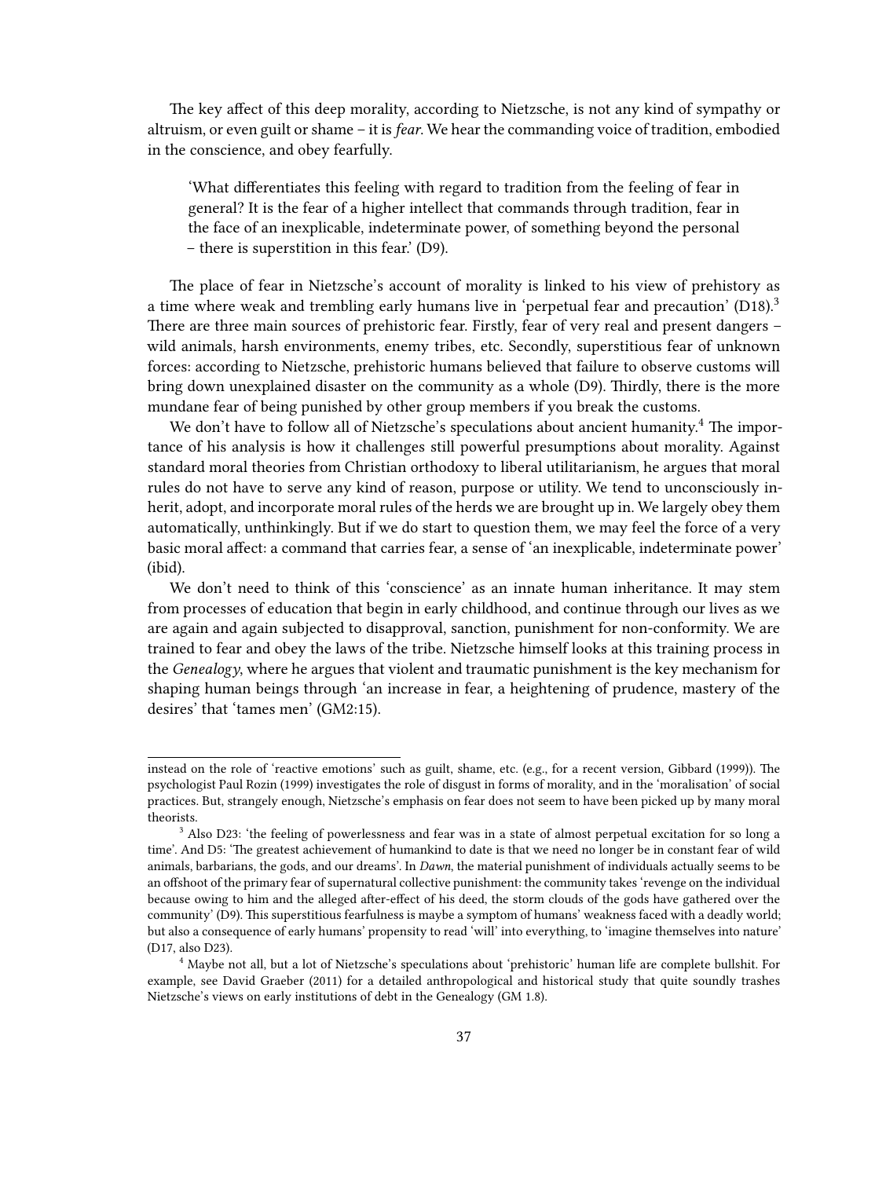The key affect of this deep morality, according to Nietzsche, is not any kind of sympathy or altruism, or even guilt or shame – it is *fear*. We hear the commanding voice of tradition, embodied in the conscience, and obey fearfully.

> 'What differentiates this feeling with regard to tradition from the feeling of fear in general? It is the fear of a higher intellect that commands through tradition, fear in the face of an inexplicable, indeterminate power, of something beyond the personal – there is superstition in this fear.' (D9).

The place of fear in Nietzsche's account of morality is linked to his view of prehistory as a time where weak and trembling early humans live in 'perpetual fear and precaution' (D18).[3] There are three main sources of prehistoric fear. Firstly, fear of very real and present dangers – wild animals, harsh environments, enemy tribes, etc. Secondly, superstitious fear of unknown forces: according to Nietzsche, prehistoric humans believed that failure to observe customs will bring down unexplained disaster on the community as a whole (D9). Thirdly, there is the more mundane fear of being punished by other group members if you break the customs.

We don't have to follow all of Nietzsche's speculations about ancient humanity.[4] The importance of his analysis is how it challenges still powerful presumptions about morality. Against standard moral theories from Christian orthodoxy to liberal utilitarianism, he argues that moral rules do not have to serve any kind of reason, purpose or utility. We tend to unconsciously inherit, adopt, and incorporate moral rules of the herds we are brought up in. We largely obey them automatically, unthinkingly. But if we do start to question them, we may feel the force of a very basic moral affect: a command that carries fear, a sense of 'an inexplicable, indeterminate power' (ibid).

We don't need to think of this 'conscience' as an innate human inheritance. It may stem from processes of education that begin in early childhood, and continue through our lives as we are again and again subjected to disapproval, sanction, punishment for non-conformity. We are trained to fear and obey the laws of the tribe. Nietzsche himself looks at this training process in the *Genealogy*, where he argues that violent and traumatic punishment is the key mechanism for shaping human beings through 'an increase in fear, a heightening of prudence, mastery of the desires' that 'tames men' (GM2:15).

---

instead on the role of 'reactive emotions' such as guilt, shame, etc. (e.g., for a recent version, Gibbard (1999)). The psychologist Paul Rozin (1999) investigates the role of disgust in forms of morality, and in the 'moralisation' of social practices. But, strangely enough, Nietzsche's emphasis on fear does not seem to have been picked up by many moral theorists.

[3] Also D23: 'the feeling of powerlessness and fear was in a state of almost perpetual excitation for so long a time'. And D5: 'The greatest achievement of humankind to date is that we need no longer be in constant fear of wild animals, barbarians, the gods, and our dreams'. In *Dawn*, the material punishment of individuals actually seems to be an offshoot of the primary fear of supernatural collective punishment: the community takes 'revenge on the individual because owing to him and the alleged after-effect of his deed, the storm clouds of the gods have gathered over the community' (D9). This superstitious fearfulness is maybe a symptom of humans' weakness faced with a deadly world; but also a consequence of early humans' propensity to read 'will' into everything, to 'imagine themselves into nature' (D17, also D23).

[4] Maybe not all, but a lot of Nietzsche's speculations about 'prehistoric' human life are complete bullshit. For example, see David Graeber (2011) for a detailed anthropological and historical study that quite soundly trashes Nietzsche's views on early institutions of debt in the Genealogy (GM 1.8).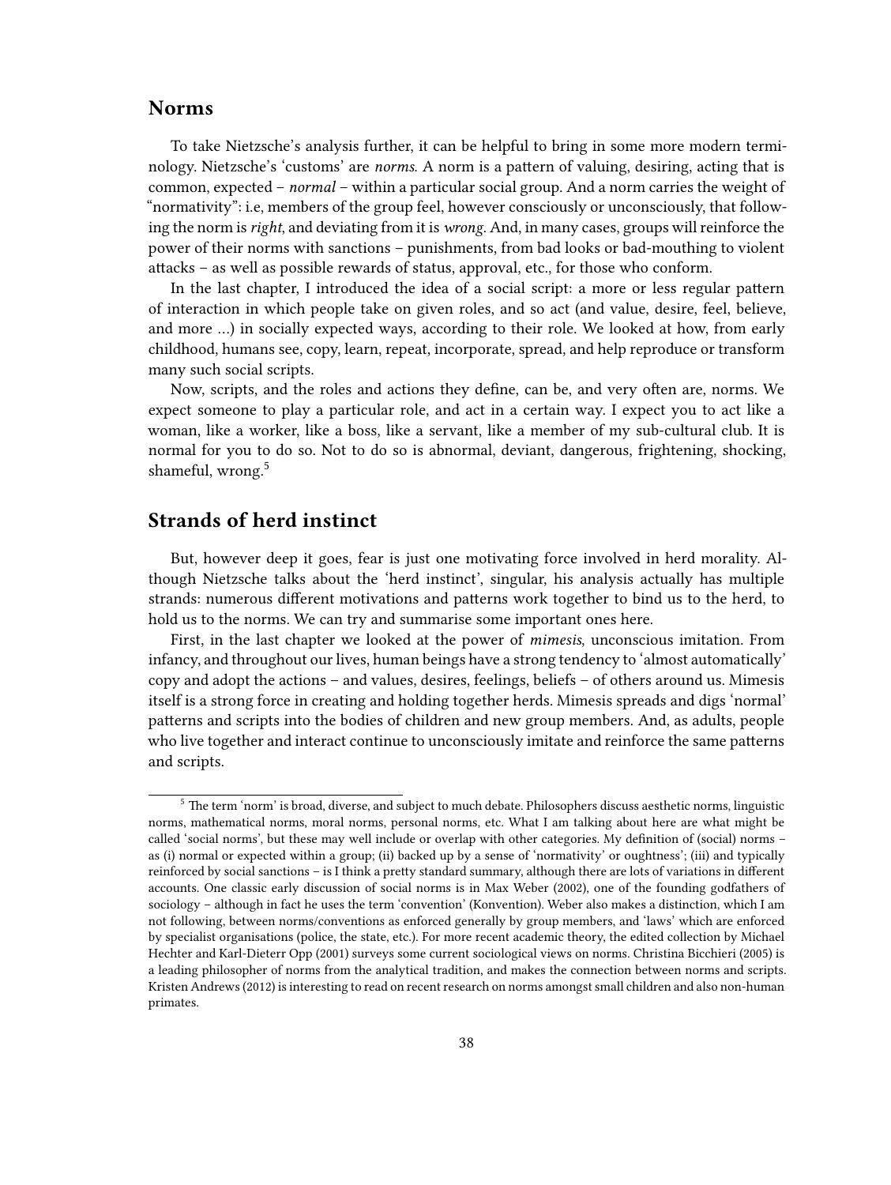## Norms

To take Nietzsche's analysis further, it can be helpful to bring in some more modern terminology. Nietzsche's 'customs' are *norms*. A norm is a pattern of valuing, desiring, acting that is common, expected – *normal* – within a particular social group. And a norm carries the weight of "normativity": i.e, members of the group feel, however consciously or unconsciously, that following the norm is *right*, and deviating from it is *wrong*. And, in many cases, groups will reinforce the power of their norms with sanctions – punishments, from bad looks or bad-mouthing to violent attacks – as well as possible rewards of status, approval, etc., for those who conform.

In the last chapter, I introduced the idea of a social script: a more or less regular pattern of interaction in which people take on given roles, and so act (and value, desire, feel, believe, and more …) in socially expected ways, according to their role. We looked at how, from early childhood, humans see, copy, learn, repeat, incorporate, spread, and help reproduce or transform many such social scripts.

Now, scripts, and the roles and actions they define, can be, and very often are, norms. We expect someone to play a particular role, and act in a certain way. I expect you to act like a woman, like a worker, like a boss, like a servant, like a member of my sub-cultural club. It is normal for you to do so. Not to do so is abnormal, deviant, dangerous, frightening, shocking, shameful, wrong.[5]

## Strands of herd instinct

But, however deep it goes, fear is just one motivating force involved in herd morality. Although Nietzsche talks about the 'herd instinct', singular, his analysis actually has multiple strands: numerous different motivations and patterns work together to bind us to the herd, to hold us to the norms. We can try and summarise some important ones here.

First, in the last chapter we looked at the power of *mimesis*, unconscious imitation. From infancy, and throughout our lives, human beings have a strong tendency to 'almost automatically' copy and adopt the actions – and values, desires, feelings, beliefs – of others around us. Mimesis itself is a strong force in creating and holding together herds. Mimesis spreads and digs 'normal' patterns and scripts into the bodies of children and new group members. And, as adults, people who live together and interact continue to unconsciously imitate and reinforce the same patterns and scripts.

---

[5] The term 'norm' is broad, diverse, and subject to much debate. Philosophers discuss aesthetic norms, linguistic norms, mathematical norms, moral norms, personal norms, etc. What I am talking about here are what might be called 'social norms', but these may well include or overlap with other categories. My definition of (social) norms – as (i) normal or expected within a group; (ii) backed up by a sense of 'normativity' or oughtness'; (iii) and typically reinforced by social sanctions – is I think a pretty standard summary, although there are lots of variations in different accounts. One classic early discussion of social norms is in Max Weber (2002), one of the founding godfathers of sociology – although in fact he uses the term 'convention' (Konvention). Weber also makes a distinction, which I am not following, between norms/conventions as enforced generally by group members, and 'laws' which are enforced by specialist organisations (police, the state, etc.). For more recent academic theory, the edited collection by Michael Hechter and Karl-Dieterr Opp (2001) surveys some current sociological views on norms. Christina Bicchieri (2005) is a leading philosopher of norms from the analytical tradition, and makes the connection between norms and scripts. Kristen Andrews (2012) is interesting to read on recent research on norms amongst small children and also non-human primates.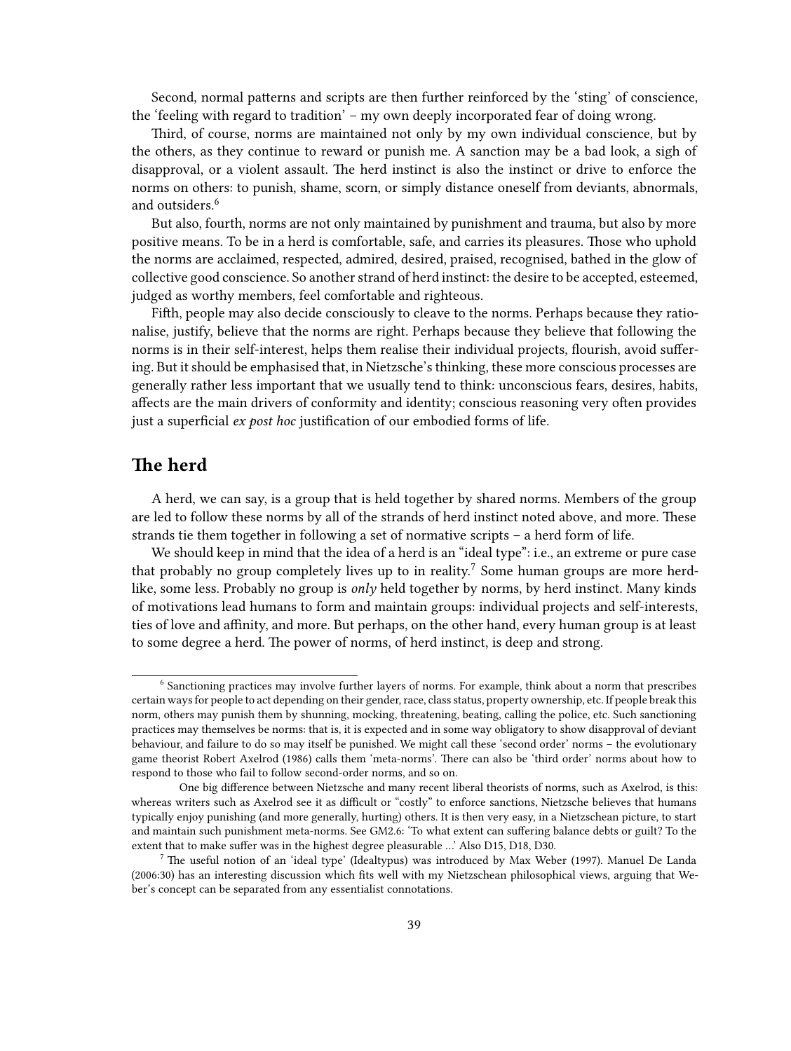Second, normal patterns and scripts are then further reinforced by the 'sting' of conscience, the 'feeling with regard to tradition' – my own deeply incorporated fear of doing wrong.

Third, of course, norms are maintained not only by my own individual conscience, but by the others, as they continue to reward or punish me. A sanction may be a bad look, a sigh of disapproval, or a violent assault. The herd instinct is also the instinct or drive to enforce the norms on others: to punish, shame, scorn, or simply distance oneself from deviants, abnormals, and outsiders.[6]

But also, fourth, norms are not only maintained by punishment and trauma, but also by more positive means. To be in a herd is comfortable, safe, and carries its pleasures. Those who uphold the norms are acclaimed, respected, admired, desired, praised, recognised, bathed in the glow of collective good conscience. So another strand of herd instinct: the desire to be accepted, esteemed, judged as worthy members, feel comfortable and righteous.

Fifth, people may also decide consciously to cleave to the norms. Perhaps because they rationalise, justify, believe that the norms are right. Perhaps because they believe that following the norms is in their self-interest, helps them realise their individual projects, flourish, avoid suffering. But it should be emphasised that, in Nietzsche's thinking, these more conscious processes are generally rather less important that we usually tend to think: unconscious fears, desires, habits, affects are the main drivers of conformity and identity; conscious reasoning very often provides just a superficial *ex post hoc* justification of our embodied forms of life.

## The herd

A herd, we can say, is a group that is held together by shared norms. Members of the group are led to follow these norms by all of the strands of herd instinct noted above, and more. These strands tie them together in following a set of normative scripts – a herd form of life.

We should keep in mind that the idea of a herd is an "ideal type": i.e., an extreme or pure case that probably no group completely lives up to in reality.[7] Some human groups are more herd-like, some less. Probably no group is *only* held together by norms, by herd instinct. Many kinds of motivations lead humans to form and maintain groups: individual projects and self-interests, ties of love and affinity, and more. But perhaps, on the other hand, every human group is at least to some degree a herd. The power of norms, of herd instinct, is deep and strong.

---

[6] Sanctioning practices may involve further layers of norms. For example, think about a norm that prescribes certain ways for people to act depending on their gender, race, class status, property ownership, etc. If people break this norm, others may punish them by shunning, mocking, threatening, beating, calling the police, etc. Such sanctioning practices may themselves be norms: that is, it is expected and in some way obligatory to show disapproval of deviant behaviour, and failure to do so may itself be punished. We might call these 'second order' norms – the evolutionary game theorist Robert Axelrod (1986) calls them 'meta-norms'. There can also be 'third order' norms about how to respond to those who fail to follow second-order norms, and so on.

One big difference between Nietzsche and many recent liberal theorists of norms, such as Axelrod, is this: whereas writers such as Axelrod see it as difficult or "costly" to enforce sanctions, Nietzsche believes that humans typically enjoy punishing (and more generally, hurting) others. It is then very easy, in a Nietzschean picture, to start and maintain such punishment meta-norms. See GM2.6: 'To what extent can suffering balance debts or guilt? To the extent that to make suffer was in the highest degree pleasurable …' Also D15, D18, D30.

[7] The useful notion of an 'ideal type' (Idealtypus) was introduced by Max Weber (1997). Manuel De Landa (2006:30) has an interesting discussion which fits well with my Nietzschean philosophical views, arguing that Weber's concept can be separated from any essentialist connotations.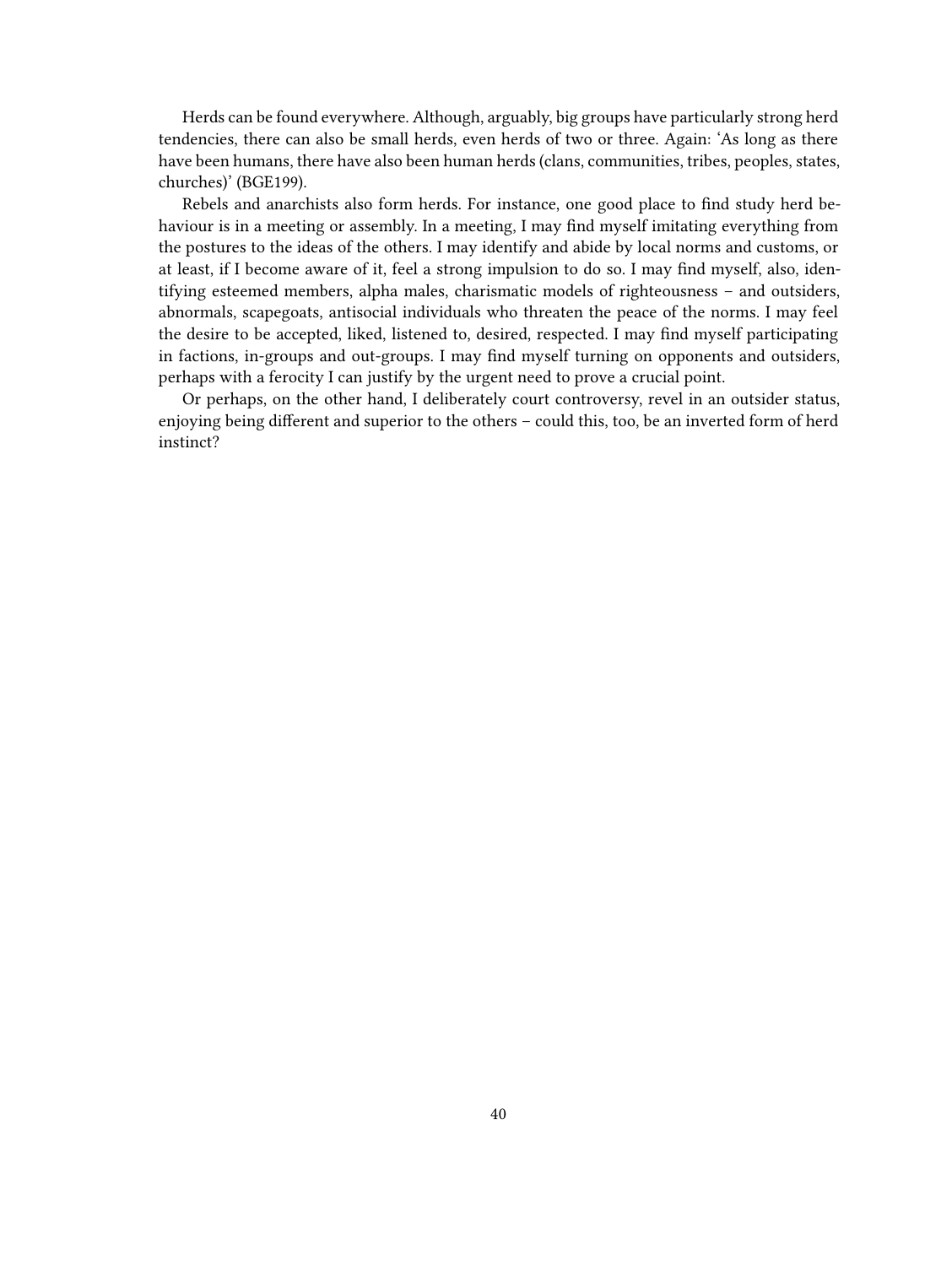Herds can be found everywhere. Although, arguably, big groups have particularly strong herd tendencies, there can also be small herds, even herds of two or three. Again: 'As long as there have been humans, there have also been human herds (clans, communities, tribes, peoples, states, churches)' (BGE199).

Rebels and anarchists also form herds. For instance, one good place to find study herd behaviour is in a meeting or assembly. In a meeting, I may find myself imitating everything from the postures to the ideas of the others. I may identify and abide by local norms and customs, or at least, if I become aware of it, feel a strong impulsion to do so. I may find myself, also, identifying esteemed members, alpha males, charismatic models of righteousness – and outsiders, abnormals, scapegoats, antisocial individuals who threaten the peace of the norms. I may feel the desire to be accepted, liked, listened to, desired, respected. I may find myself participating in factions, in-groups and out-groups. I may find myself turning on opponents and outsiders, perhaps with a ferocity I can justify by the urgent need to prove a crucial point.

Or perhaps, on the other hand, I deliberately court controversy, revel in an outsider status, enjoying being different and superior to the others – could this, too, be an inverted form of herd instinct?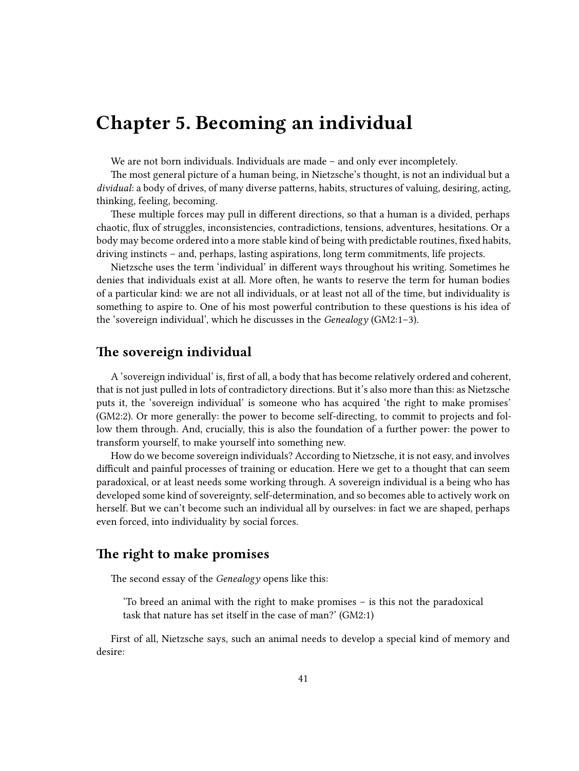# Chapter 5. Becoming an individual

We are not born individuals. Individuals are made – and only ever incompletely.

The most general picture of a human being, in Nietzsche's thought, is not an individual but a *dividual*: a body of drives, of many diverse patterns, habits, structures of valuing, desiring, acting, thinking, feeling, becoming.

These multiple forces may pull in different directions, so that a human is a divided, perhaps chaotic, flux of struggles, inconsistencies, contradictions, tensions, adventures, hesitations. Or a body may become ordered into a more stable kind of being with predictable routines, fixed habits, driving instincts – and, perhaps, lasting aspirations, long term commitments, life projects.

Nietzsche uses the term 'individual' in different ways throughout his writing. Sometimes he denies that individuals exist at all. More often, he wants to reserve the term for human bodies of a particular kind: we are not all individuals, or at least not all of the time, but individuality is something to aspire to. One of his most powerful contribution to these questions is his idea of the 'sovereign individual', which he discusses in the *Genealogy* (GM2:1–3).

## The sovereign individual

A 'sovereign individual' is, first of all, a body that has become relatively ordered and coherent, that is not just pulled in lots of contradictory directions. But it's also more than this: as Nietzsche puts it, the 'sovereign individual' is someone who has acquired 'the right to make promises' (GM2:2). Or more generally: the power to become self-directing, to commit to projects and follow them through. And, crucially, this is also the foundation of a further power: the power to transform yourself, to make yourself into something new.

How do we become sovereign individuals? According to Nietzsche, it is not easy, and involves difficult and painful processes of training or education. Here we get to a thought that can seem paradoxical, or at least needs some working through. A sovereign individual is a being who has developed some kind of sovereignty, self-determination, and so becomes able to actively work on herself. But we can't become such an individual all by ourselves: in fact we are shaped, perhaps even forced, into individuality by social forces.

## The right to make promises

The second essay of the *Genealogy* opens like this:

> 'To breed an animal with the right to make promises – is this not the paradoxical task that nature has set itself in the case of man?' (GM2:1)

First of all, Nietzsche says, such an animal needs to develop a special kind of memory and desire: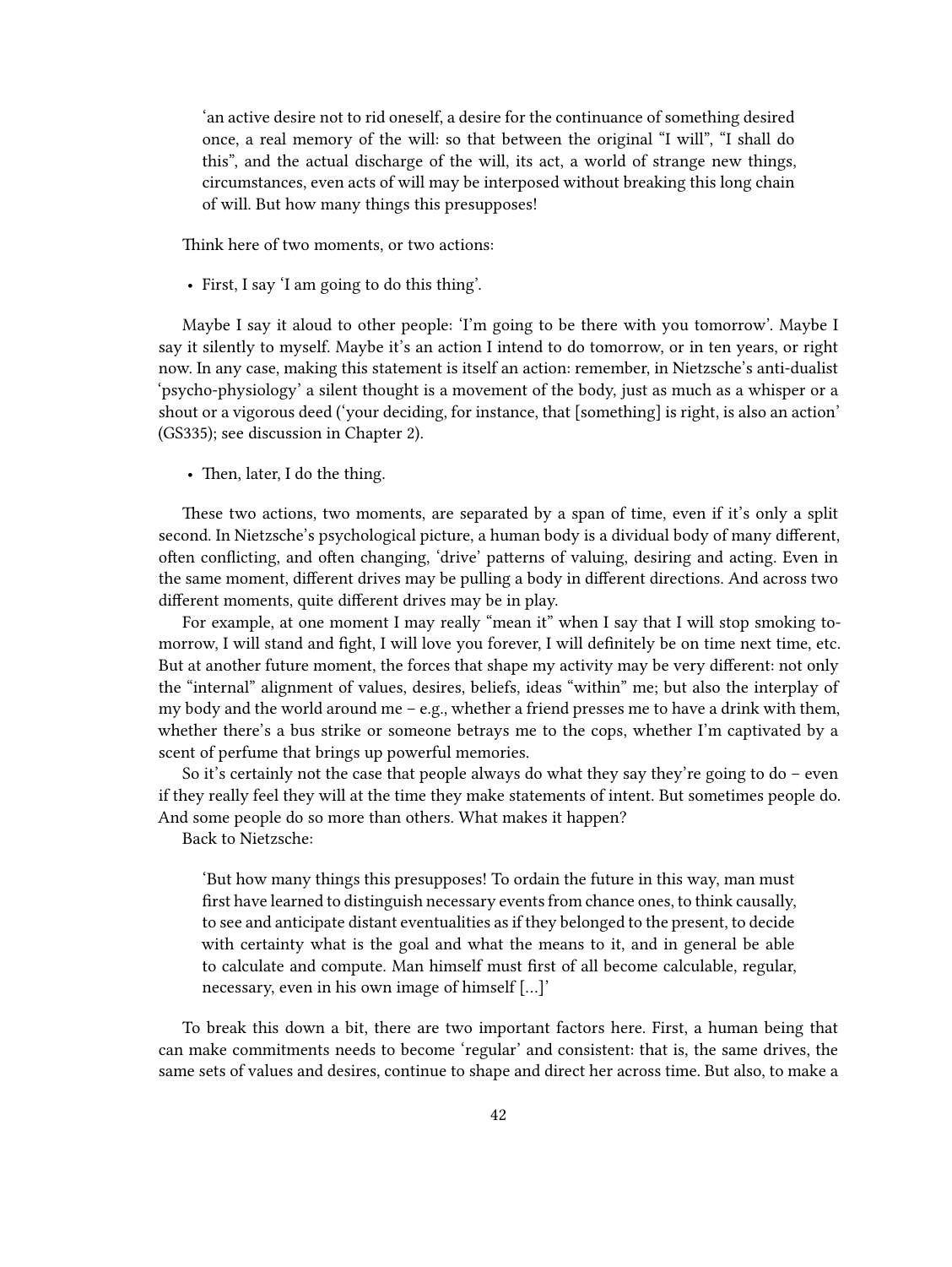> 'an active desire not to rid oneself, a desire for the continuance of something desired once, a real memory of the will: so that between the original "I will", "I shall do this", and the actual discharge of the will, its act, a world of strange new things, circumstances, even acts of will may be interposed without breaking this long chain of will. But how many things this presupposes!

Think here of two moments, or two actions:

- First, I say 'I am going to do this thing'.

Maybe I say it aloud to other people: 'I'm going to be there with you tomorrow'. Maybe I say it silently to myself. Maybe it's an action I intend to do tomorrow, or in ten years, or right now. In any case, making this statement is itself an action: remember, in Nietzsche's anti-dualist 'psycho-physiology' a silent thought is a movement of the body, just as much as a whisper or a shout or a vigorous deed ('your deciding, for instance, that [something] is right, is also an action' (GS335); see discussion in Chapter 2).

- Then, later, I do the thing.

These two actions, two moments, are separated by a span of time, even if it's only a split second. In Nietzsche's psychological picture, a human body is a dividual body of many different, often conflicting, and often changing, 'drive' patterns of valuing, desiring and acting. Even in the same moment, different drives may be pulling a body in different directions. And across two different moments, quite different drives may be in play.

For example, at one moment I may really "mean it" when I say that I will stop smoking tomorrow, I will stand and fight, I will love you forever, I will definitely be on time next time, etc. But at another future moment, the forces that shape my activity may be very different: not only the "internal" alignment of values, desires, beliefs, ideas "within" me; but also the interplay of my body and the world around me – e.g., whether a friend presses me to have a drink with them, whether there's a bus strike or someone betrays me to the cops, whether I'm captivated by a scent of perfume that brings up powerful memories.

So it's certainly not the case that people always do what they say they're going to do – even if they really feel they will at the time they make statements of intent. But sometimes people do. And some people do so more than others. What makes it happen?

Back to Nietzsche:

> 'But how many things this presupposes! To ordain the future in this way, man must first have learned to distinguish necessary events from chance ones, to think causally, to see and anticipate distant eventualities as if they belonged to the present, to decide with certainty what is the goal and what the means to it, and in general be able to calculate and compute. Man himself must first of all become calculable, regular, necessary, even in his own image of himself […]'

To break this down a bit, there are two important factors here. First, a human being that can make commitments needs to become 'regular' and consistent: that is, the same drives, the same sets of values and desires, continue to shape and direct her across time. But also, to make a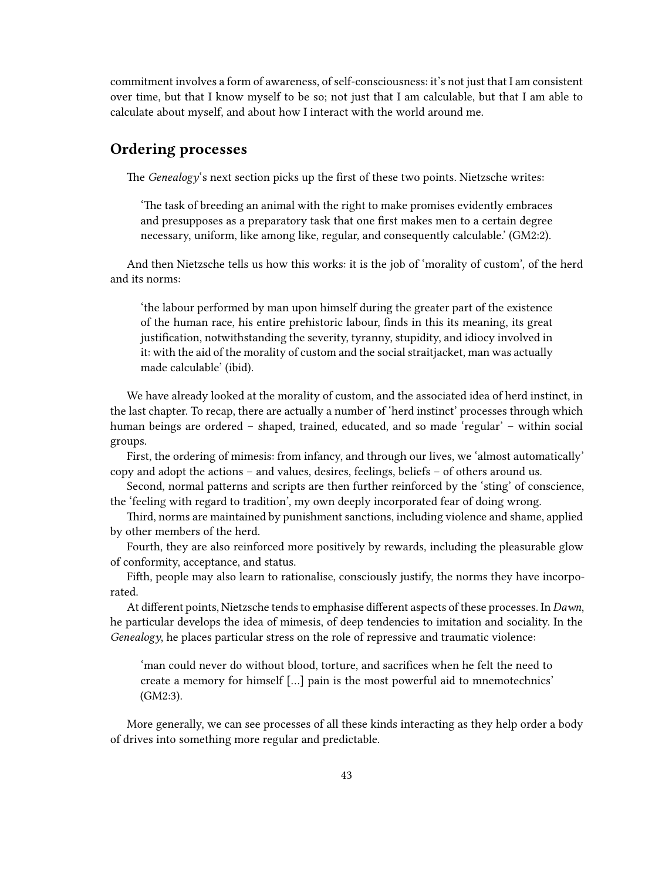commitment involves a form of awareness, of self-consciousness: it's not just that I am consistent over time, but that I know myself to be so; not just that I am calculable, but that I am able to calculate about myself, and about how I interact with the world around me.

## Ordering processes

The *Genealogy*'s next section picks up the first of these two points. Nietzsche writes:

> 'The task of breeding an animal with the right to make promises evidently embraces and presupposes as a preparatory task that one first makes men to a certain degree necessary, uniform, like among like, regular, and consequently calculable.' (GM2:2).

And then Nietzsche tells us how this works: it is the job of 'morality of custom', of the herd and its norms:

> 'the labour performed by man upon himself during the greater part of the existence of the human race, his entire prehistoric labour, finds in this its meaning, its great justification, notwithstanding the severity, tyranny, stupidity, and idiocy involved in it: with the aid of the morality of custom and the social straitjacket, man was actually made calculable' (ibid).

We have already looked at the morality of custom, and the associated idea of herd instinct, in the last chapter. To recap, there are actually a number of 'herd instinct' processes through which human beings are ordered – shaped, trained, educated, and so made 'regular' – within social groups.

First, the ordering of mimesis: from infancy, and through our lives, we 'almost automatically' copy and adopt the actions – and values, desires, feelings, beliefs – of others around us.

Second, normal patterns and scripts are then further reinforced by the 'sting' of conscience, the 'feeling with regard to tradition', my own deeply incorporated fear of doing wrong.

Third, norms are maintained by punishment sanctions, including violence and shame, applied by other members of the herd.

Fourth, they are also reinforced more positively by rewards, including the pleasurable glow of conformity, acceptance, and status.

Fifth, people may also learn to rationalise, consciously justify, the norms they have incorporated.

At different points, Nietzsche tends to emphasise different aspects of these processes. In *Dawn*, he particular develops the idea of mimesis, of deep tendencies to imitation and sociality. In the *Genealogy*, he places particular stress on the role of repressive and traumatic violence:

> 'man could never do without blood, torture, and sacrifices when he felt the need to create a memory for himself [...] pain is the most powerful aid to mnemotechnics' (GM2:3).

More generally, we can see processes of all these kinds interacting as they help order a body of drives into something more regular and predictable.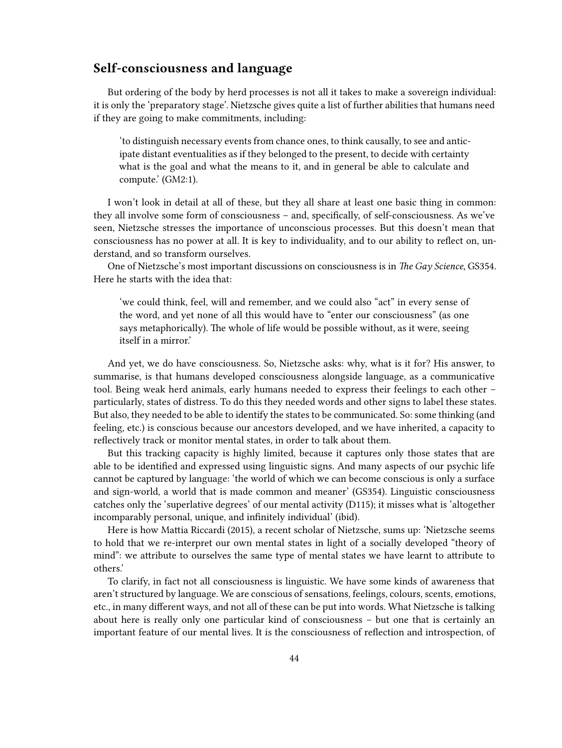## Self-consciousness and language

But ordering of the body by herd processes is not all it takes to make a sovereign individual: it is only the 'preparatory stage'. Nietzsche gives quite a list of further abilities that humans need if they are going to make commitments, including:

> 'to distinguish necessary events from chance ones, to think causally, to see and anticipate distant eventualities as if they belonged to the present, to decide with certainty what is the goal and what the means to it, and in general be able to calculate and compute.' (GM2:1).

I won't look in detail at all of these, but they all share at least one basic thing in common: they all involve some form of consciousness – and, specifically, of self-consciousness. As we've seen, Nietzsche stresses the importance of unconscious processes. But this doesn't mean that consciousness has no power at all. It is key to individuality, and to our ability to reflect on, understand, and so transform ourselves.

One of Nietzsche's most important discussions on consciousness is in *The Gay Science*, GS354. Here he starts with the idea that:

> 'we could think, feel, will and remember, and we could also "act" in every sense of the word, and yet none of all this would have to "enter our consciousness" (as one says metaphorically). The whole of life would be possible without, as it were, seeing itself in a mirror.'

And yet, we do have consciousness. So, Nietzsche asks: why, what is it for? His answer, to summarise, is that humans developed consciousness alongside language, as a communicative tool. Being weak herd animals, early humans needed to express their feelings to each other – particularly, states of distress. To do this they needed words and other signs to label these states. But also, they needed to be able to identify the states to be communicated. So: some thinking (and feeling, etc.) is conscious because our ancestors developed, and we have inherited, a capacity to reflectively track or monitor mental states, in order to talk about them.

But this tracking capacity is highly limited, because it captures only those states that are able to be identified and expressed using linguistic signs. And many aspects of our psychic life cannot be captured by language: 'the world of which we can become conscious is only a surface and sign-world, a world that is made common and meaner' (GS354). Linguistic consciousness catches only the 'superlative degrees' of our mental activity (D115); it misses what is 'altogether incomparably personal, unique, and infinitely individual' (ibid).

Here is how Mattia Riccardi (2015), a recent scholar of Nietzsche, sums up: 'Nietzsche seems to hold that we re-interpret our own mental states in light of a socially developed "theory of mind": we attribute to ourselves the same type of mental states we have learnt to attribute to others.'

To clarify, in fact not all consciousness is linguistic. We have some kinds of awareness that aren't structured by language. We are conscious of sensations, feelings, colours, scents, emotions, etc., in many different ways, and not all of these can be put into words. What Nietzsche is talking about here is really only one particular kind of consciousness – but one that is certainly an important feature of our mental lives. It is the consciousness of reflection and introspection, of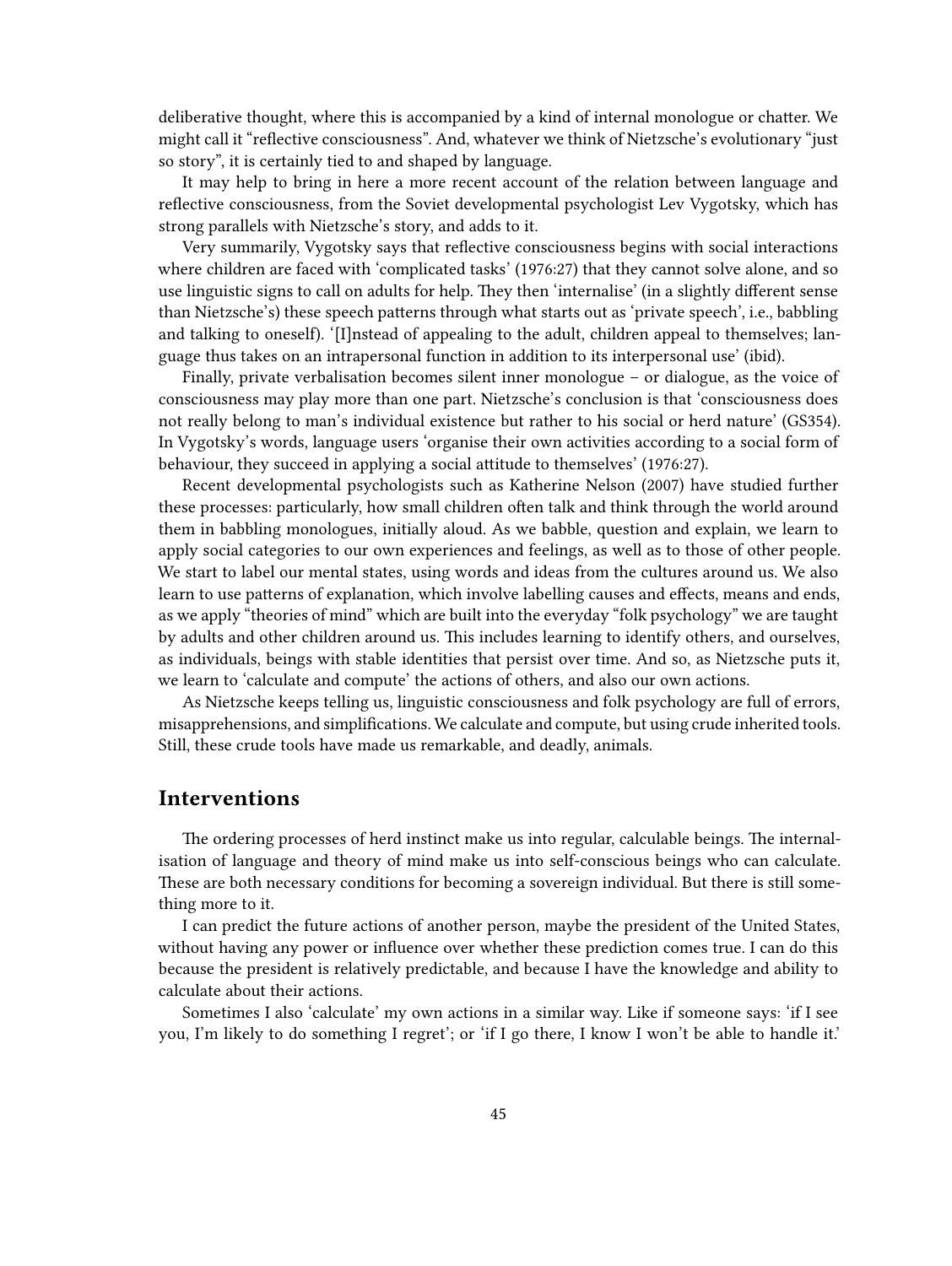deliberative thought, where this is accompanied by a kind of internal monologue or chatter. We might call it "reflective consciousness". And, whatever we think of Nietzsche's evolutionary "just so story", it is certainly tied to and shaped by language.

It may help to bring in here a more recent account of the relation between language and reflective consciousness, from the Soviet developmental psychologist Lev Vygotsky, which has strong parallels with Nietzsche's story, and adds to it.

Very summarily, Vygotsky says that reflective consciousness begins with social interactions where children are faced with 'complicated tasks' (1976:27) that they cannot solve alone, and so use linguistic signs to call on adults for help. They then 'internalise' (in a slightly different sense than Nietzsche's) these speech patterns through what starts out as 'private speech', i.e., babbling and talking to oneself). '[I]nstead of appealing to the adult, children appeal to themselves; language thus takes on an intrapersonal function in addition to its interpersonal use' (ibid).

Finally, private verbalisation becomes silent inner monologue – or dialogue, as the voice of consciousness may play more than one part. Nietzsche's conclusion is that 'consciousness does not really belong to man's individual existence but rather to his social or herd nature' (GS354). In Vygotsky's words, language users 'organise their own activities according to a social form of behaviour, they succeed in applying a social attitude to themselves' (1976:27).

Recent developmental psychologists such as Katherine Nelson (2007) have studied further these processes: particularly, how small children often talk and think through the world around them in babbling monologues, initially aloud. As we babble, question and explain, we learn to apply social categories to our own experiences and feelings, as well as to those of other people. We start to label our mental states, using words and ideas from the cultures around us. We also learn to use patterns of explanation, which involve labelling causes and effects, means and ends, as we apply "theories of mind" which are built into the everyday "folk psychology" we are taught by adults and other children around us. This includes learning to identify others, and ourselves, as individuals, beings with stable identities that persist over time. And so, as Nietzsche puts it, we learn to 'calculate and compute' the actions of others, and also our own actions.

As Nietzsche keeps telling us, linguistic consciousness and folk psychology are full of errors, misapprehensions, and simplifications. We calculate and compute, but using crude inherited tools. Still, these crude tools have made us remarkable, and deadly, animals.

## Interventions

The ordering processes of herd instinct make us into regular, calculable beings. The internalisation of language and theory of mind make us into self-conscious beings who can calculate. These are both necessary conditions for becoming a sovereign individual. But there is still something more to it.

I can predict the future actions of another person, maybe the president of the United States, without having any power or influence over whether these prediction comes true. I can do this because the president is relatively predictable, and because I have the knowledge and ability to calculate about their actions.

Sometimes I also 'calculate' my own actions in a similar way. Like if someone says: 'if I see you, I'm likely to do something I regret'; or 'if I go there, I know I won't be able to handle it.'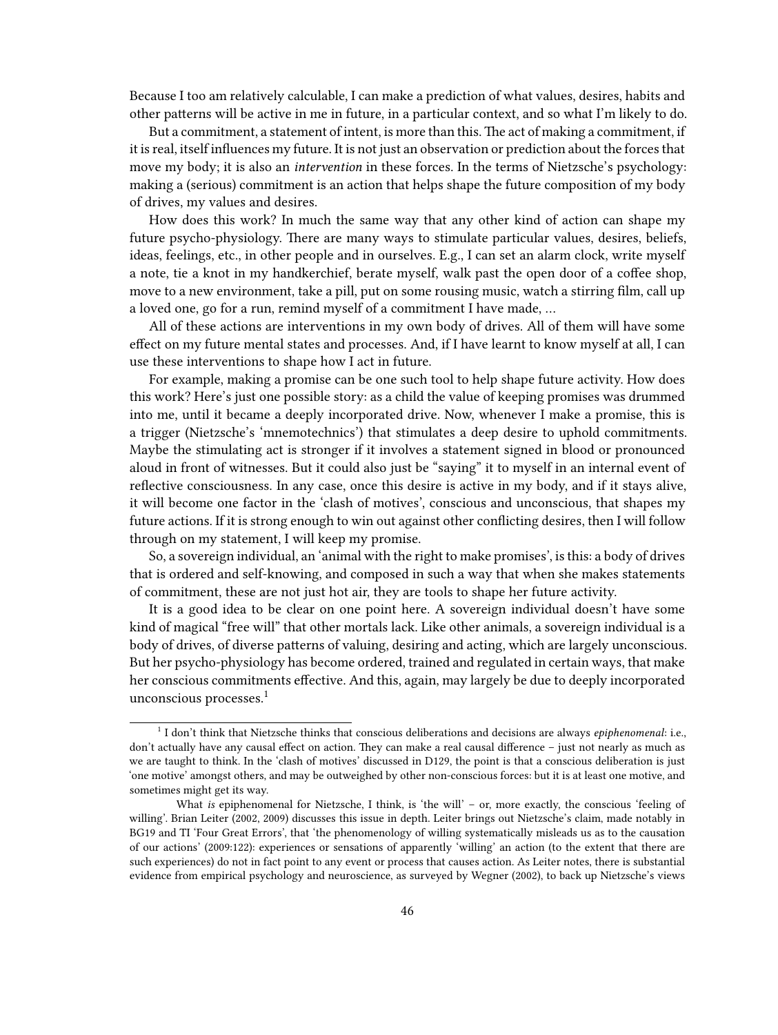Because I too am relatively calculable, I can make a prediction of what values, desires, habits and other patterns will be active in me in future, in a particular context, and so what I'm likely to do.

But a commitment, a statement of intent, is more than this. The act of making a commitment, if it is real, itself influences my future. It is not just an observation or prediction about the forces that move my body; it is also an *intervention* in these forces. In the terms of Nietzsche's psychology: making a (serious) commitment is an action that helps shape the future composition of my body of drives, my values and desires.

How does this work? In much the same way that any other kind of action can shape my future psycho-physiology. There are many ways to stimulate particular values, desires, beliefs, ideas, feelings, etc., in other people and in ourselves. E.g., I can set an alarm clock, write myself a note, tie a knot in my handkerchief, berate myself, walk past the open door of a coffee shop, move to a new environment, take a pill, put on some rousing music, watch a stirring film, call up a loved one, go for a run, remind myself of a commitment I have made, …

All of these actions are interventions in my own body of drives. All of them will have some effect on my future mental states and processes. And, if I have learnt to know myself at all, I can use these interventions to shape how I act in future.

For example, making a promise can be one such tool to help shape future activity. How does this work? Here's just one possible story: as a child the value of keeping promises was drummed into me, until it became a deeply incorporated drive. Now, whenever I make a promise, this is a trigger (Nietzsche's 'mnemotechnics') that stimulates a deep desire to uphold commitments. Maybe the stimulating act is stronger if it involves a statement signed in blood or pronounced aloud in front of witnesses. But it could also just be "saying" it to myself in an internal event of reflective consciousness. In any case, once this desire is active in my body, and if it stays alive, it will become one factor in the 'clash of motives', conscious and unconscious, that shapes my future actions. If it is strong enough to win out against other conflicting desires, then I will follow through on my statement, I will keep my promise.

So, a sovereign individual, an 'animal with the right to make promises', is this: a body of drives that is ordered and self-knowing, and composed in such a way that when she makes statements of commitment, these are not just hot air, they are tools to shape her future activity.

It is a good idea to be clear on one point here. A sovereign individual doesn't have some kind of magical "free will" that other mortals lack. Like other animals, a sovereign individual is a body of drives, of diverse patterns of valuing, desiring and acting, which are largely unconscious. But her psycho-physiology has become ordered, trained and regulated in certain ways, that make her conscious commitments effective. And this, again, may largely be due to deeply incorporated unconscious processes.[1]

---

[1] I don't think that Nietzsche thinks that conscious deliberations and decisions are always *epiphenomenal*: i.e., don't actually have any causal effect on action. They can make a real causal difference – just not nearly as much as we are taught to think. In the 'clash of motives' discussed in D129, the point is that a conscious deliberation is just 'one motive' amongst others, and may be outweighed by other non-conscious forces: but it is at least one motive, and sometimes might get its way.

What *is* epiphenomenal for Nietzsche, I think, is 'the will' – or, more exactly, the conscious 'feeling of willing'. Brian Leiter (2002, 2009) discusses this issue in depth. Leiter brings out Nietzsche's claim, made notably in BG19 and TI 'Four Great Errors', that 'the phenomenology of willing systematically misleads us as to the causation of our actions' (2009:122): experiences or sensations of apparently 'willing' an action (to the extent that there are such experiences) do not in fact point to any event or process that causes action. As Leiter notes, there is substantial evidence from empirical psychology and neuroscience, as surveyed by Wegner (2002), to back up Nietzsche's views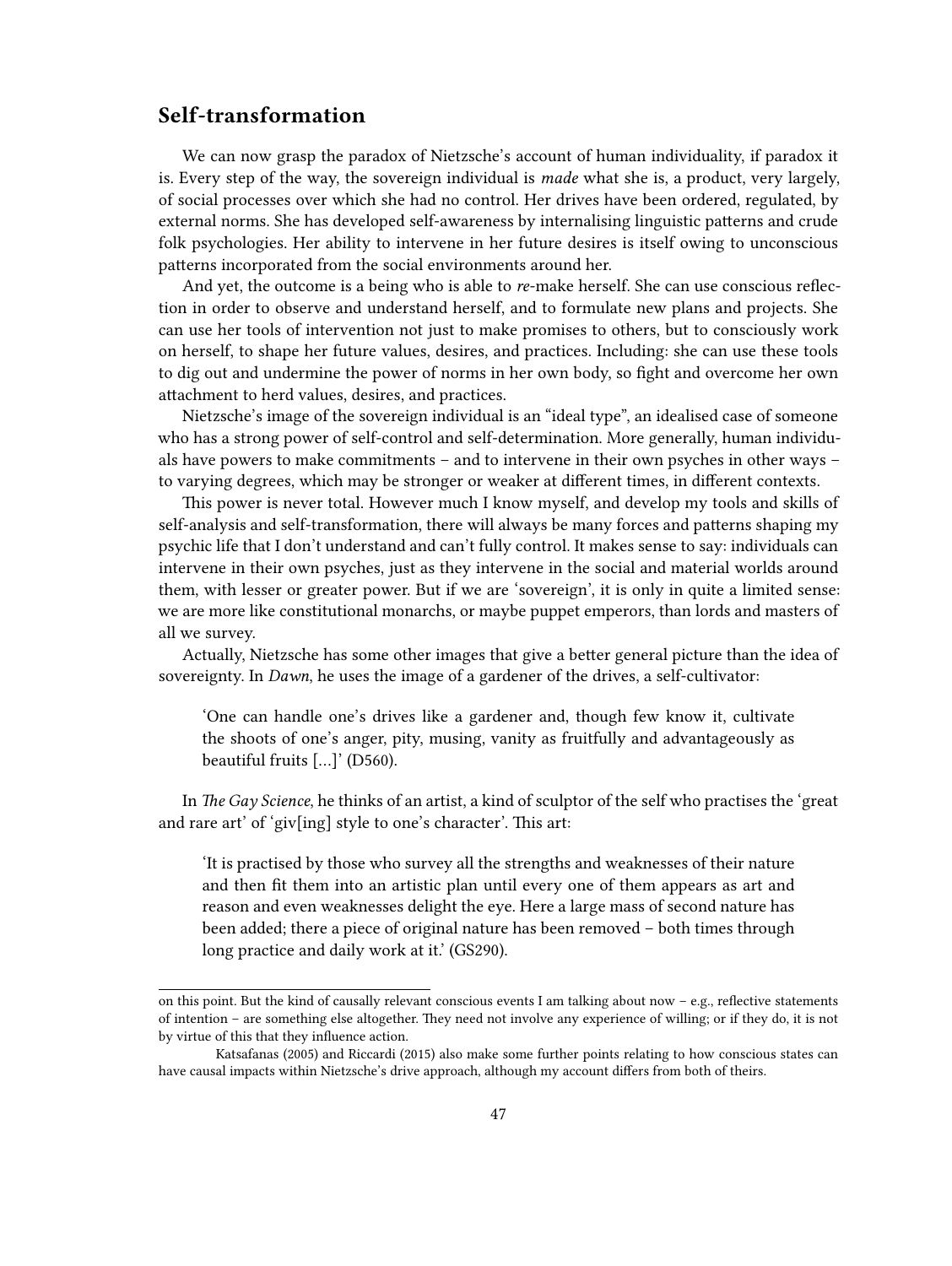## Self-transformation

We can now grasp the paradox of Nietzsche's account of human individuality, if paradox it is. Every step of the way, the sovereign individual is *made* what she is, a product, very largely, of social processes over which she had no control. Her drives have been ordered, regulated, by external norms. She has developed self-awareness by internalising linguistic patterns and crude folk psychologies. Her ability to intervene in her future desires is itself owing to unconscious patterns incorporated from the social environments around her.

And yet, the outcome is a being who is able to *re*-make herself. She can use conscious reflection in order to observe and understand herself, and to formulate new plans and projects. She can use her tools of intervention not just to make promises to others, but to consciously work on herself, to shape her future values, desires, and practices. Including: she can use these tools to dig out and undermine the power of norms in her own body, so fight and overcome her own attachment to herd values, desires, and practices.

Nietzsche's image of the sovereign individual is an "ideal type", an idealised case of someone who has a strong power of self-control and self-determination. More generally, human individuals have powers to make commitments – and to intervene in their own psyches in other ways – to varying degrees, which may be stronger or weaker at different times, in different contexts.

This power is never total. However much I know myself, and develop my tools and skills of self-analysis and self-transformation, there will always be many forces and patterns shaping my psychic life that I don't understand and can't fully control. It makes sense to say: individuals can intervene in their own psyches, just as they intervene in the social and material worlds around them, with lesser or greater power. But if we are 'sovereign', it is only in quite a limited sense: we are more like constitutional monarchs, or maybe puppet emperors, than lords and masters of all we survey.

Actually, Nietzsche has some other images that give a better general picture than the idea of sovereignty. In *Dawn*, he uses the image of a gardener of the drives, a self-cultivator:

> 'One can handle one's drives like a gardener and, though few know it, cultivate the shoots of one's anger, pity, musing, vanity as fruitfully and advantageously as beautiful fruits […]' (D560).

In *The Gay Science*, he thinks of an artist, a kind of sculptor of the self who practises the 'great and rare art' of 'giv[ing] style to one's character'. This art:

> 'It is practised by those who survey all the strengths and weaknesses of their nature and then fit them into an artistic plan until every one of them appears as art and reason and even weaknesses delight the eye. Here a large mass of second nature has been added; there a piece of original nature has been removed – both times through long practice and daily work at it.' (GS290).

---

on this point. But the kind of causally relevant conscious events I am talking about now – e.g., reflective statements of intention – are something else altogether. They need not involve any experience of willing; or if they do, it is not by virtue of this that they influence action.

Katsafanas (2005) and Riccardi (2015) also make some further points relating to how conscious states can have causal impacts within Nietzsche's drive approach, although my account differs from both of theirs.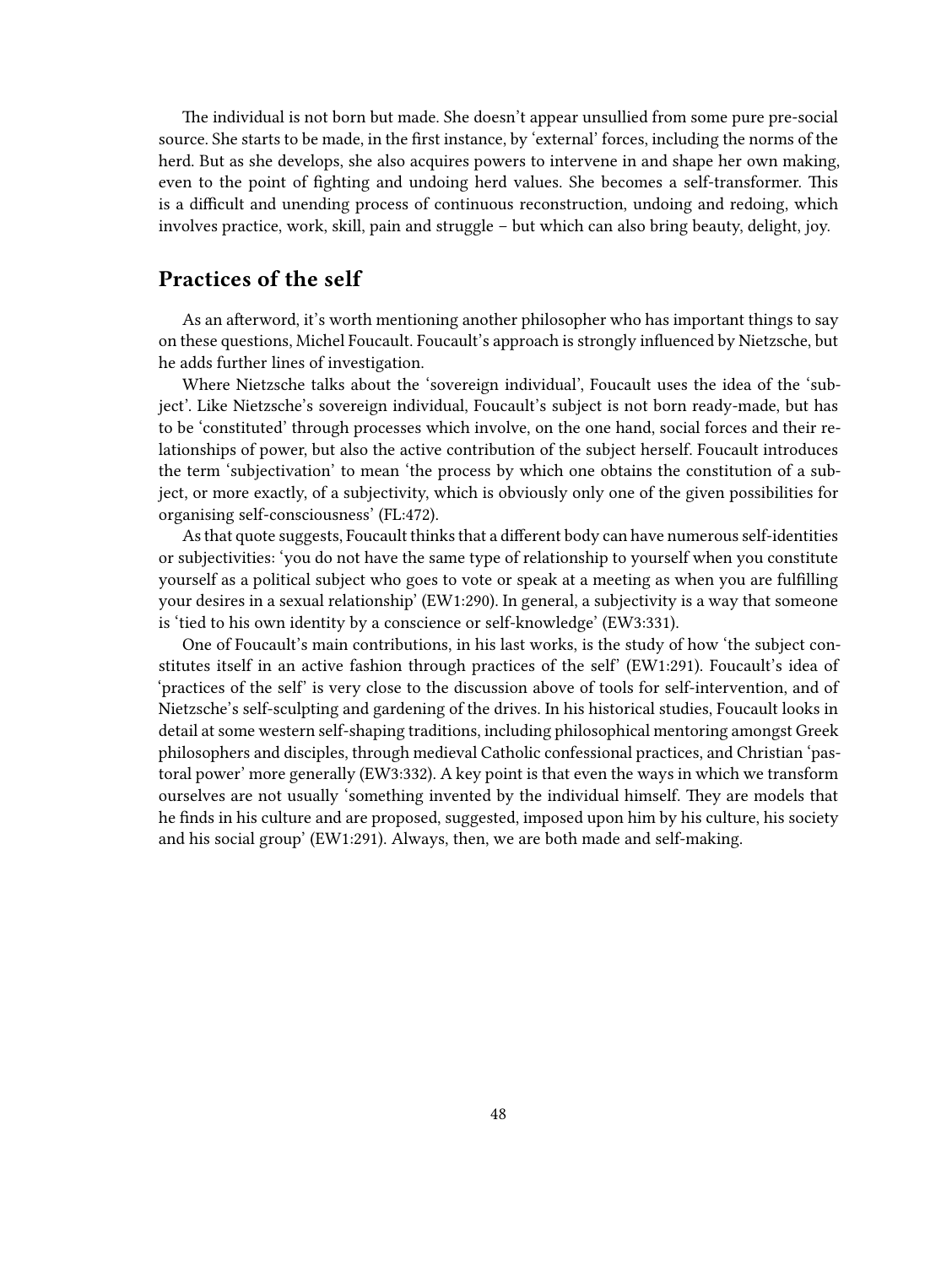The individual is not born but made. She doesn't appear unsullied from some pure pre-social source. She starts to be made, in the first instance, by 'external' forces, including the norms of the herd. But as she develops, she also acquires powers to intervene in and shape her own making, even to the point of fighting and undoing herd values. She becomes a self-transformer. This is a difficult and unending process of continuous reconstruction, undoing and redoing, which involves practice, work, skill, pain and struggle – but which can also bring beauty, delight, joy.

## Practices of the self

As an afterword, it's worth mentioning another philosopher who has important things to say on these questions, Michel Foucault. Foucault's approach is strongly influenced by Nietzsche, but he adds further lines of investigation.

Where Nietzsche talks about the 'sovereign individual', Foucault uses the idea of the 'subject'. Like Nietzsche's sovereign individual, Foucault's subject is not born ready-made, but has to be 'constituted' through processes which involve, on the one hand, social forces and their relationships of power, but also the active contribution of the subject herself. Foucault introduces the term 'subjectivation' to mean 'the process by which one obtains the constitution of a subject, or more exactly, of a subjectivity, which is obviously only one of the given possibilities for organising self-consciousness' (FL:472).

As that quote suggests, Foucault thinks that a different body can have numerous self-identities or subjectivities: 'you do not have the same type of relationship to yourself when you constitute yourself as a political subject who goes to vote or speak at a meeting as when you are fulfilling your desires in a sexual relationship' (EW1:290). In general, a subjectivity is a way that someone is 'tied to his own identity by a conscience or self-knowledge' (EW3:331).

One of Foucault's main contributions, in his last works, is the study of how 'the subject constitutes itself in an active fashion through practices of the self' (EW1:291). Foucault's idea of 'practices of the self' is very close to the discussion above of tools for self-intervention, and of Nietzsche's self-sculpting and gardening of the drives. In his historical studies, Foucault looks in detail at some western self-shaping traditions, including philosophical mentoring amongst Greek philosophers and disciples, through medieval Catholic confessional practices, and Christian 'pastoral power' more generally (EW3:332). A key point is that even the ways in which we transform ourselves are not usually 'something invented by the individual himself. They are models that he finds in his culture and are proposed, suggested, imposed upon him by his culture, his society and his social group' (EW1:291). Always, then, we are both made and self-making.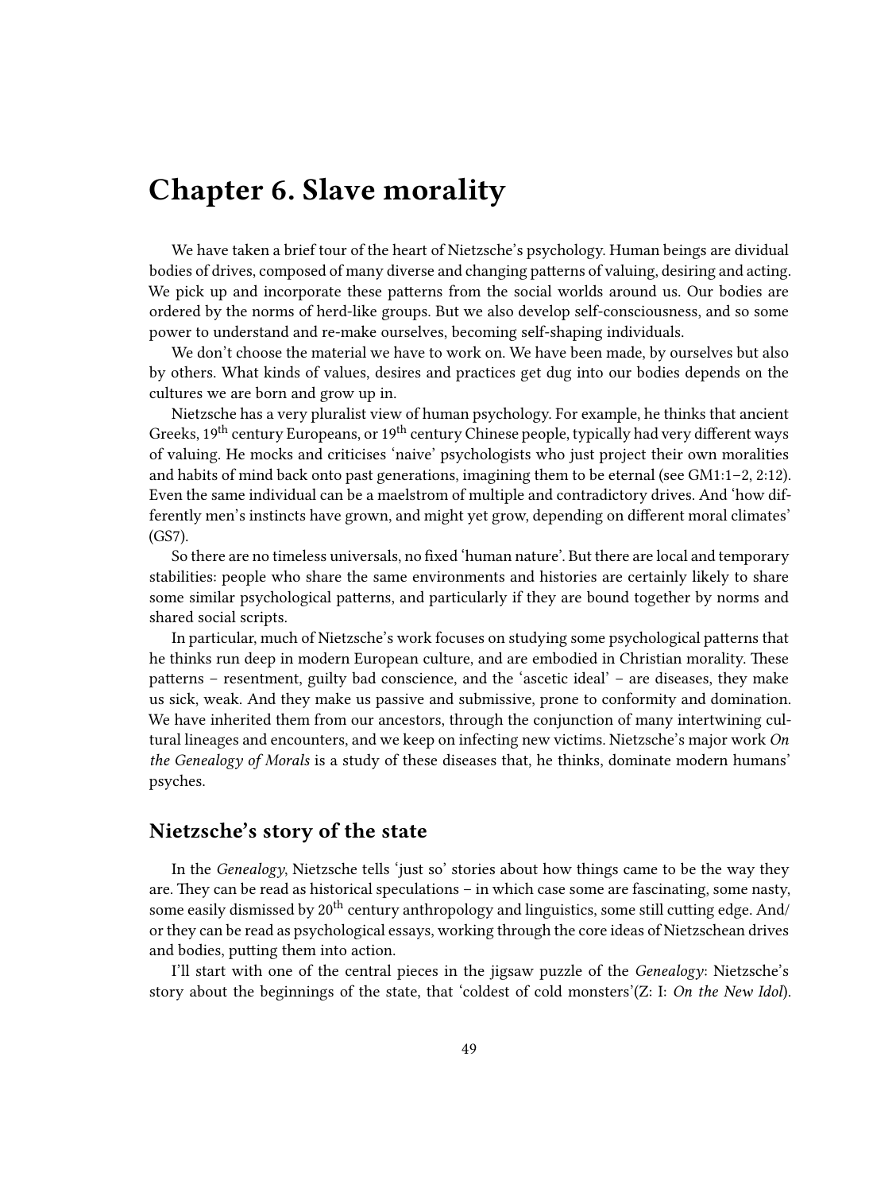# Chapter 6. Slave morality

We have taken a brief tour of the heart of Nietzsche's psychology. Human beings are dividual bodies of drives, composed of many diverse and changing patterns of valuing, desiring and acting. We pick up and incorporate these patterns from the social worlds around us. Our bodies are ordered by the norms of herd-like groups. But we also develop self-consciousness, and so some power to understand and re-make ourselves, becoming self-shaping individuals.

We don't choose the material we have to work on. We have been made, by ourselves but also by others. What kinds of values, desires and practices get dug into our bodies depends on the cultures we are born and grow up in.

Nietzsche has a very pluralist view of human psychology. For example, he thinks that ancient Greeks, 19th century Europeans, or 19th century Chinese people, typically had very different ways of valuing. He mocks and criticises 'naive' psychologists who just project their own moralities and habits of mind back onto past generations, imagining them to be eternal (see GM1:1–2, 2:12). Even the same individual can be a maelstrom of multiple and contradictory drives. And 'how differently men's instincts have grown, and might yet grow, depending on different moral climates' (GS7).

So there are no timeless universals, no fixed 'human nature'. But there are local and temporary stabilities: people who share the same environments and histories are certainly likely to share some similar psychological patterns, and particularly if they are bound together by norms and shared social scripts.

In particular, much of Nietzsche's work focuses on studying some psychological patterns that he thinks run deep in modern European culture, and are embodied in Christian morality. These patterns – resentment, guilty bad conscience, and the 'ascetic ideal' – are diseases, they make us sick, weak. And they make us passive and submissive, prone to conformity and domination. We have inherited them from our ancestors, through the conjunction of many intertwining cultural lineages and encounters, and we keep on infecting new victims. Nietzsche's major work *On the Genealogy of Morals* is a study of these diseases that, he thinks, dominate modern humans' psyches.

## Nietzsche's story of the state

In the *Genealogy*, Nietzsche tells 'just so' stories about how things came to be the way they are. They can be read as historical speculations – in which case some are fascinating, some nasty, some easily dismissed by 20th century anthropology and linguistics, some still cutting edge. And/or they can be read as psychological essays, working through the core ideas of Nietzschean drives and bodies, putting them into action.

I'll start with one of the central pieces in the jigsaw puzzle of the *Genealogy*: Nietzsche's story about the beginnings of the state, that 'coldest of cold monsters'(Z: I: *On the New Idol*).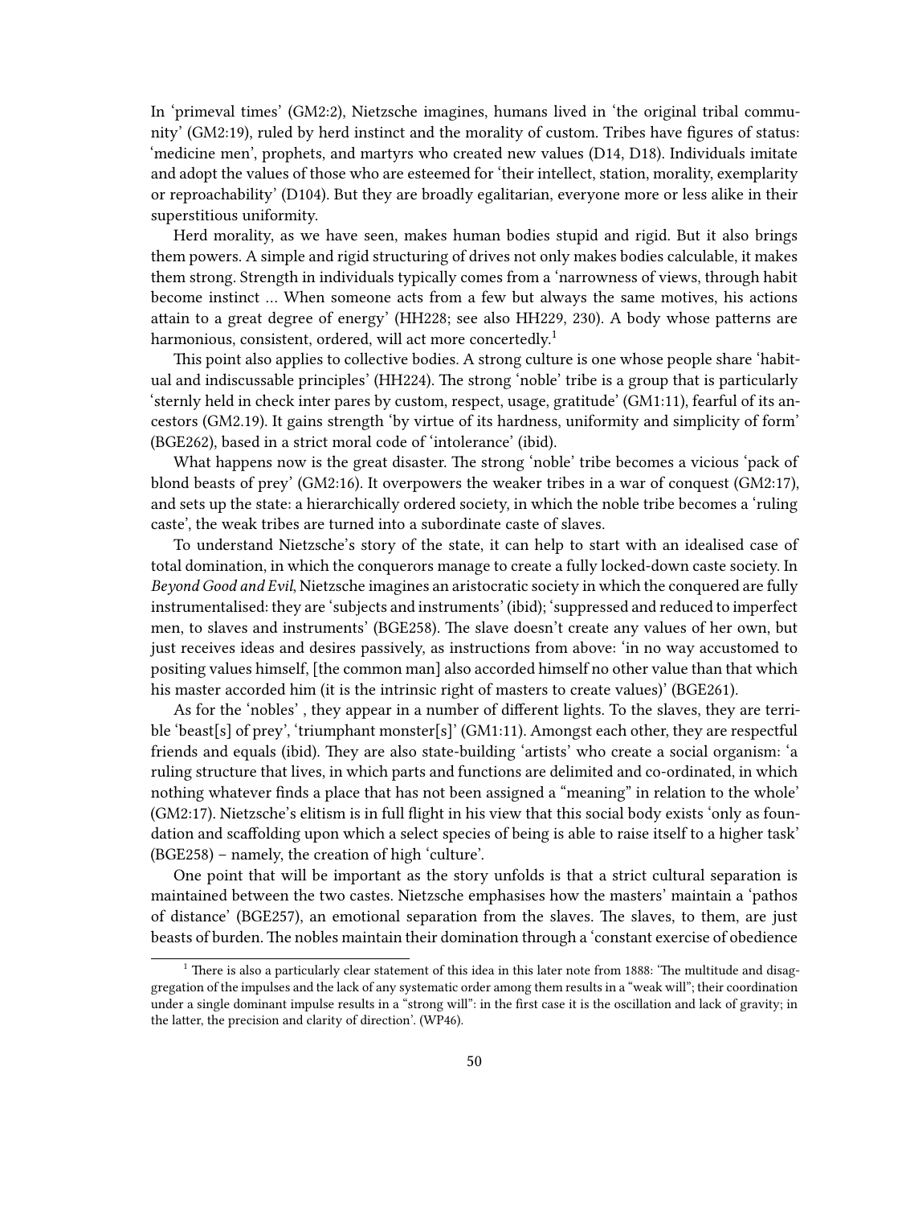In 'primeval times' (GM2:2), Nietzsche imagines, humans lived in 'the original tribal community' (GM2:19), ruled by herd instinct and the morality of custom. Tribes have figures of status: 'medicine men', prophets, and martyrs who created new values (D14, D18). Individuals imitate and adopt the values of those who are esteemed for 'their intellect, station, morality, exemplarity or reproachability' (D104). But they are broadly egalitarian, everyone more or less alike in their superstitious uniformity.

Herd morality, as we have seen, makes human bodies stupid and rigid. But it also brings them powers. A simple and rigid structuring of drives not only makes bodies calculable, it makes them strong. Strength in individuals typically comes from a 'narrowness of views, through habit become instinct … When someone acts from a few but always the same motives, his actions attain to a great degree of energy' (HH228; see also HH229, 230). A body whose patterns are harmonious, consistent, ordered, will act more concertedly.[1]

This point also applies to collective bodies. A strong culture is one whose people share 'habitual and indiscussable principles' (HH224). The strong 'noble' tribe is a group that is particularly 'sternly held in check inter pares by custom, respect, usage, gratitude' (GM1:11), fearful of its ancestors (GM2.19). It gains strength 'by virtue of its hardness, uniformity and simplicity of form' (BGE262), based in a strict moral code of 'intolerance' (ibid).

What happens now is the great disaster. The strong 'noble' tribe becomes a vicious 'pack of blond beasts of prey' (GM2:16). It overpowers the weaker tribes in a war of conquest (GM2:17), and sets up the state: a hierarchically ordered society, in which the noble tribe becomes a 'ruling caste', the weak tribes are turned into a subordinate caste of slaves.

To understand Nietzsche's story of the state, it can help to start with an idealised case of total domination, in which the conquerors manage to create a fully locked-down caste society. In *Beyond Good and Evil*, Nietzsche imagines an aristocratic society in which the conquered are fully instrumentalised: they are 'subjects and instruments' (ibid); 'suppressed and reduced to imperfect men, to slaves and instruments' (BGE258). The slave doesn't create any values of her own, but just receives ideas and desires passively, as instructions from above: 'in no way accustomed to positing values himself, [the common man] also accorded himself no other value than that which his master accorded him (it is the intrinsic right of masters to create values)' (BGE261).

As for the 'nobles' , they appear in a number of different lights. To the slaves, they are terrible 'beast[s] of prey', 'triumphant monster[s]' (GM1:11). Amongst each other, they are respectful friends and equals (ibid). They are also state-building 'artists' who create a social organism: 'a ruling structure that lives, in which parts and functions are delimited and co-ordinated, in which nothing whatever finds a place that has not been assigned a "meaning" in relation to the whole' (GM2:17). Nietzsche's elitism is in full flight in his view that this social body exists 'only as foundation and scaffolding upon which a select species of being is able to raise itself to a higher task' (BGE258) – namely, the creation of high 'culture'.

One point that will be important as the story unfolds is that a strict cultural separation is maintained between the two castes. Nietzsche emphasises how the masters' maintain a 'pathos of distance' (BGE257), an emotional separation from the slaves. The slaves, to them, are just beasts of burden. The nobles maintain their domination through a 'constant exercise of obedience

[1] There is also a particularly clear statement of this idea in this later note from 1888: 'The multitude and disaggregation of the impulses and the lack of any systematic order among them results in a "weak will"; their coordination under a single dominant impulse results in a "strong will": in the first case it is the oscillation and lack of gravity; in the latter, the precision and clarity of direction'. (WP46).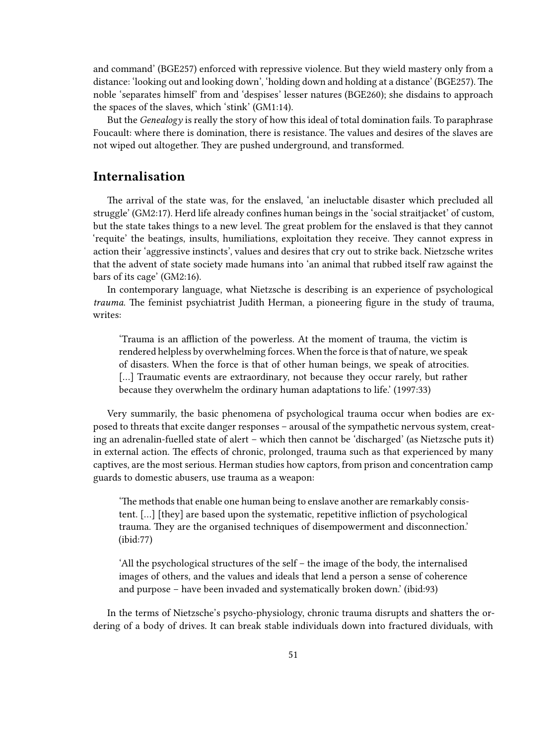and command' (BGE257) enforced with repressive violence. But they wield mastery only from a distance: 'looking out and looking down', 'holding down and holding at a distance' (BGE257). The noble 'separates himself' from and 'despises' lesser natures (BGE260); she disdains to approach the spaces of the slaves, which 'stink' (GM1:14).

But the *Genealogy* is really the story of how this ideal of total domination fails. To paraphrase Foucault: where there is domination, there is resistance. The values and desires of the slaves are not wiped out altogether. They are pushed underground, and transformed.

## Internalisation

The arrival of the state was, for the enslaved, 'an ineluctable disaster which precluded all struggle' (GM2:17). Herd life already confines human beings in the 'social straitjacket' of custom, but the state takes things to a new level. The great problem for the enslaved is that they cannot 'requite' the beatings, insults, humiliations, exploitation they receive. They cannot express in action their 'aggressive instincts', values and desires that cry out to strike back. Nietzsche writes that the advent of state society made humans into 'an animal that rubbed itself raw against the bars of its cage' (GM2:16).

In contemporary language, what Nietzsche is describing is an experience of psychological *trauma*. The feminist psychiatrist Judith Herman, a pioneering figure in the study of trauma, writes:

> 'Trauma is an affliction of the powerless. At the moment of trauma, the victim is rendered helpless by overwhelming forces. When the force is that of nature, we speak of disasters. When the force is that of other human beings, we speak of atrocities. [...] Traumatic events are extraordinary, not because they occur rarely, but rather because they overwhelm the ordinary human adaptations to life.' (1997:33)

Very summarily, the basic phenomena of psychological trauma occur when bodies are exposed to threats that excite danger responses – arousal of the sympathetic nervous system, creating an adrenalin-fuelled state of alert – which then cannot be 'discharged' (as Nietzsche puts it) in external action. The effects of chronic, prolonged, trauma such as that experienced by many captives, are the most serious. Herman studies how captors, from prison and concentration camp guards to domestic abusers, use trauma as a weapon:

> 'The methods that enable one human being to enslave another are remarkably consistent. [...] [they] are based upon the systematic, repetitive infliction of psychological trauma. They are the organised techniques of disempowerment and disconnection.' (ibid:77)

> 'All the psychological structures of the self – the image of the body, the internalised images of others, and the values and ideals that lend a person a sense of coherence and purpose – have been invaded and systematically broken down.' (ibid:93)

In the terms of Nietzsche's psycho-physiology, chronic trauma disrupts and shatters the ordering of a body of drives. It can break stable individuals down into fractured dividuals, with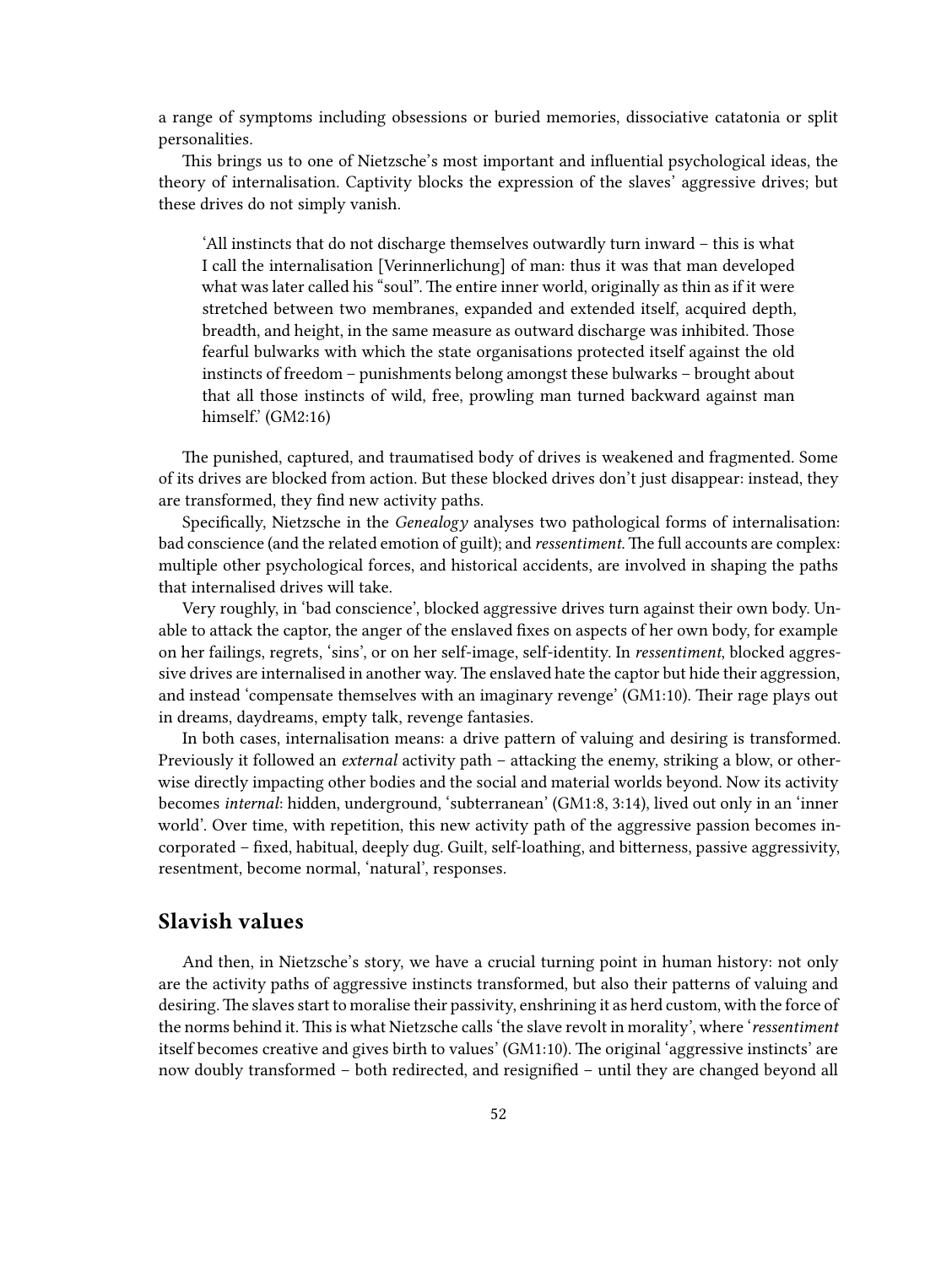a range of symptoms including obsessions or buried memories, dissociative catatonia or split personalities.

This brings us to one of Nietzsche's most important and influential psychological ideas, the theory of internalisation. Captivity blocks the expression of the slaves' aggressive drives; but these drives do not simply vanish.

> 'All instincts that do not discharge themselves outwardly turn inward – this is what I call the internalisation [Verinnerlichung] of man: thus it was that man developed what was later called his "soul". The entire inner world, originally as thin as if it were stretched between two membranes, expanded and extended itself, acquired depth, breadth, and height, in the same measure as outward discharge was inhibited. Those fearful bulwarks with which the state organisations protected itself against the old instincts of freedom – punishments belong amongst these bulwarks – brought about that all those instincts of wild, free, prowling man turned backward against man himself.' (GM2:16)

The punished, captured, and traumatised body of drives is weakened and fragmented. Some of its drives are blocked from action. But these blocked drives don't just disappear: instead, they are transformed, they find new activity paths.

Specifically, Nietzsche in the *Genealogy* analyses two pathological forms of internalisation: bad conscience (and the related emotion of guilt); and *ressentiment*. The full accounts are complex: multiple other psychological forces, and historical accidents, are involved in shaping the paths that internalised drives will take.

Very roughly, in 'bad conscience', blocked aggressive drives turn against their own body. Unable to attack the captor, the anger of the enslaved fixes on aspects of her own body, for example on her failings, regrets, 'sins', or on her self-image, self-identity. In *ressentiment*, blocked aggressive drives are internalised in another way. The enslaved hate the captor but hide their aggression, and instead 'compensate themselves with an imaginary revenge' (GM1:10). Their rage plays out in dreams, daydreams, empty talk, revenge fantasies.

In both cases, internalisation means: a drive pattern of valuing and desiring is transformed. Previously it followed an *external* activity path – attacking the enemy, striking a blow, or otherwise directly impacting other bodies and the social and material worlds beyond. Now its activity becomes *internal*: hidden, underground, 'subterranean' (GM1:8, 3:14), lived out only in an 'inner world'. Over time, with repetition, this new activity path of the aggressive passion becomes incorporated – fixed, habitual, deeply dug. Guilt, self-loathing, and bitterness, passive aggressivity, resentment, become normal, 'natural', responses.

## Slavish values

And then, in Nietzsche's story, we have a crucial turning point in human history: not only are the activity paths of aggressive instincts transformed, but also their patterns of valuing and desiring. The slaves start to moralise their passivity, enshrining it as herd custom, with the force of the norms behind it. This is what Nietzsche calls 'the slave revolt in morality', where '*ressentiment* itself becomes creative and gives birth to values' (GM1:10). The original 'aggressive instincts' are now doubly transformed – both redirected, and resignified – until they are changed beyond all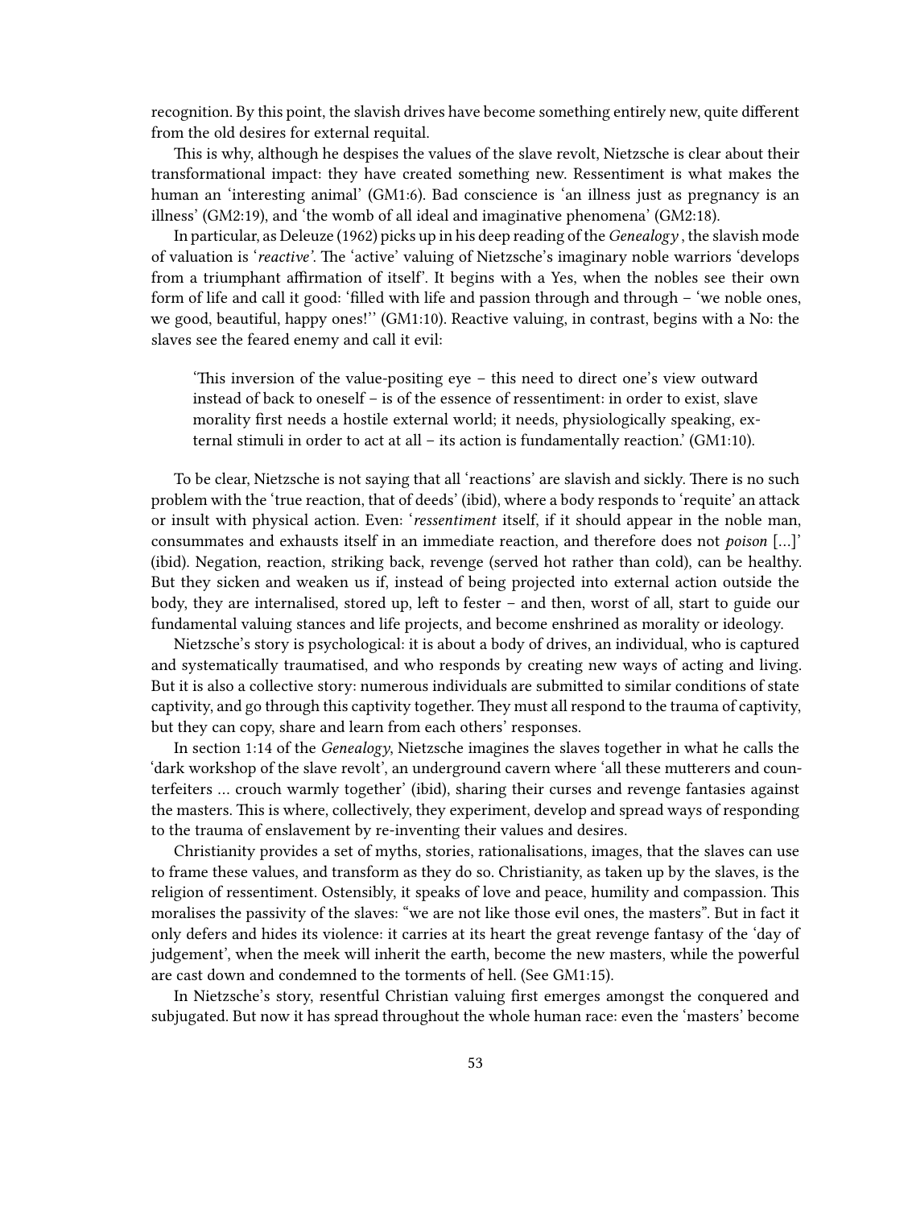recognition. By this point, the slavish drives have become something entirely new, quite different from the old desires for external requital.

This is why, although he despises the values of the slave revolt, Nietzsche is clear about their transformational impact: they have created something new. Ressentiment is what makes the human an 'interesting animal' (GM1:6). Bad conscience is 'an illness just as pregnancy is an illness' (GM2:19), and 'the womb of all ideal and imaginative phenomena' (GM2:18).

In particular, as Deleuze (1962) picks up in his deep reading of the *Genealogy*, the slavish mode of valuation is '*reactive'*. The 'active' valuing of Nietzsche's imaginary noble warriors 'develops from a triumphant affirmation of itself'. It begins with a Yes, when the nobles see their own form of life and call it good: 'filled with life and passion through and through – 'we noble ones, we good, beautiful, happy ones!'' (GM1:10). Reactive valuing, in contrast, begins with a No: the slaves see the feared enemy and call it evil:

> 'This inversion of the value-positing eye – this need to direct one's view outward instead of back to oneself – is of the essence of ressentiment: in order to exist, slave morality first needs a hostile external world; it needs, physiologically speaking, external stimuli in order to act at all – its action is fundamentally reaction.' (GM1:10).

To be clear, Nietzsche is not saying that all 'reactions' are slavish and sickly. There is no such problem with the 'true reaction, that of deeds' (ibid), where a body responds to 'requite' an attack or insult with physical action. Even: '*ressentiment* itself, if it should appear in the noble man, consummates and exhausts itself in an immediate reaction, and therefore does not *poison* […]' (ibid). Negation, reaction, striking back, revenge (served hot rather than cold), can be healthy. But they sicken and weaken us if, instead of being projected into external action outside the body, they are internalised, stored up, left to fester – and then, worst of all, start to guide our fundamental valuing stances and life projects, and become enshrined as morality or ideology.

Nietzsche's story is psychological: it is about a body of drives, an individual, who is captured and systematically traumatised, and who responds by creating new ways of acting and living. But it is also a collective story: numerous individuals are submitted to similar conditions of state captivity, and go through this captivity together. They must all respond to the trauma of captivity, but they can copy, share and learn from each others' responses.

In section 1:14 of the *Genealogy*, Nietzsche imagines the slaves together in what he calls the 'dark workshop of the slave revolt', an underground cavern where 'all these mutterers and counterfeiters … crouch warmly together' (ibid), sharing their curses and revenge fantasies against the masters. This is where, collectively, they experiment, develop and spread ways of responding to the trauma of enslavement by re-inventing their values and desires.

Christianity provides a set of myths, stories, rationalisations, images, that the slaves can use to frame these values, and transform as they do so. Christianity, as taken up by the slaves, is the religion of ressentiment. Ostensibly, it speaks of love and peace, humility and compassion. This moralises the passivity of the slaves: "we are not like those evil ones, the masters". But in fact it only defers and hides its violence: it carries at its heart the great revenge fantasy of the 'day of judgement', when the meek will inherit the earth, become the new masters, while the powerful are cast down and condemned to the torments of hell. (See GM1:15).

In Nietzsche's story, resentful Christian valuing first emerges amongst the conquered and subjugated. But now it has spread throughout the whole human race: even the 'masters' become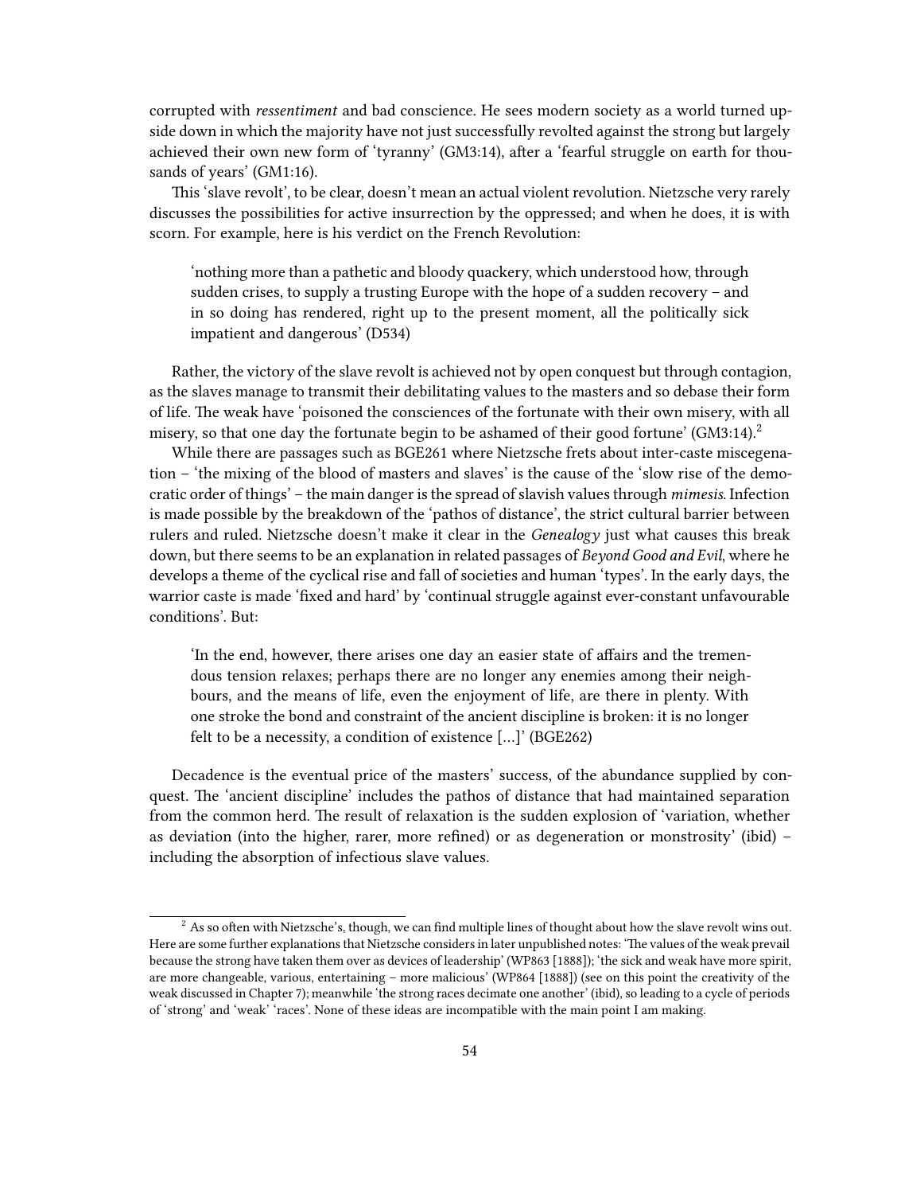corrupted with *ressentiment* and bad conscience. He sees modern society as a world turned upside down in which the majority have not just successfully revolted against the strong but largely achieved their own new form of 'tyranny' (GM3:14), after a 'fearful struggle on earth for thousands of years' (GM1:16).

This 'slave revolt', to be clear, doesn't mean an actual violent revolution. Nietzsche very rarely discusses the possibilities for active insurrection by the oppressed; and when he does, it is with scorn. For example, here is his verdict on the French Revolution:

> 'nothing more than a pathetic and bloody quackery, which understood how, through sudden crises, to supply a trusting Europe with the hope of a sudden recovery – and in so doing has rendered, right up to the present moment, all the politically sick impatient and dangerous' (D534)

Rather, the victory of the slave revolt is achieved not by open conquest but through contagion, as the slaves manage to transmit their debilitating values to the masters and so debase their form of life. The weak have 'poisoned the consciences of the fortunate with their own misery, with all misery, so that one day the fortunate begin to be ashamed of their good fortune' (GM3:14).[2]

While there are passages such as BGE261 where Nietzsche frets about inter-caste miscegenation – 'the mixing of the blood of masters and slaves' is the cause of the 'slow rise of the democratic order of things' – the main danger is the spread of slavish values through *mimesis*. Infection is made possible by the breakdown of the 'pathos of distance', the strict cultural barrier between rulers and ruled. Nietzsche doesn't make it clear in the *Genealogy* just what causes this break down, but there seems to be an explanation in related passages of *Beyond Good and Evil*, where he develops a theme of the cyclical rise and fall of societies and human 'types'. In the early days, the warrior caste is made 'fixed and hard' by 'continual struggle against ever-constant unfavourable conditions'. But:

> 'In the end, however, there arises one day an easier state of affairs and the tremendous tension relaxes; perhaps there are no longer any enemies among their neighbours, and the means of life, even the enjoyment of life, are there in plenty. With one stroke the bond and constraint of the ancient discipline is broken: it is no longer felt to be a necessity, a condition of existence […]' (BGE262)

Decadence is the eventual price of the masters' success, of the abundance supplied by conquest. The 'ancient discipline' includes the pathos of distance that had maintained separation from the common herd. The result of relaxation is the sudden explosion of 'variation, whether as deviation (into the higher, rarer, more refined) or as degeneration or monstrosity' (ibid) – including the absorption of infectious slave values.

---

[2] As so often with Nietzsche's, though, we can find multiple lines of thought about how the slave revolt wins out. Here are some further explanations that Nietzsche considers in later unpublished notes: 'The values of the weak prevail because the strong have taken them over as devices of leadership' (WP863 [1888]); 'the sick and weak have more spirit, are more changeable, various, entertaining – more malicious' (WP864 [1888]) (see on this point the creativity of the weak discussed in Chapter 7); meanwhile 'the strong races decimate one another' (ibid), so leading to a cycle of periods of 'strong' and 'weak' 'races'. None of these ideas are incompatible with the main point I am making.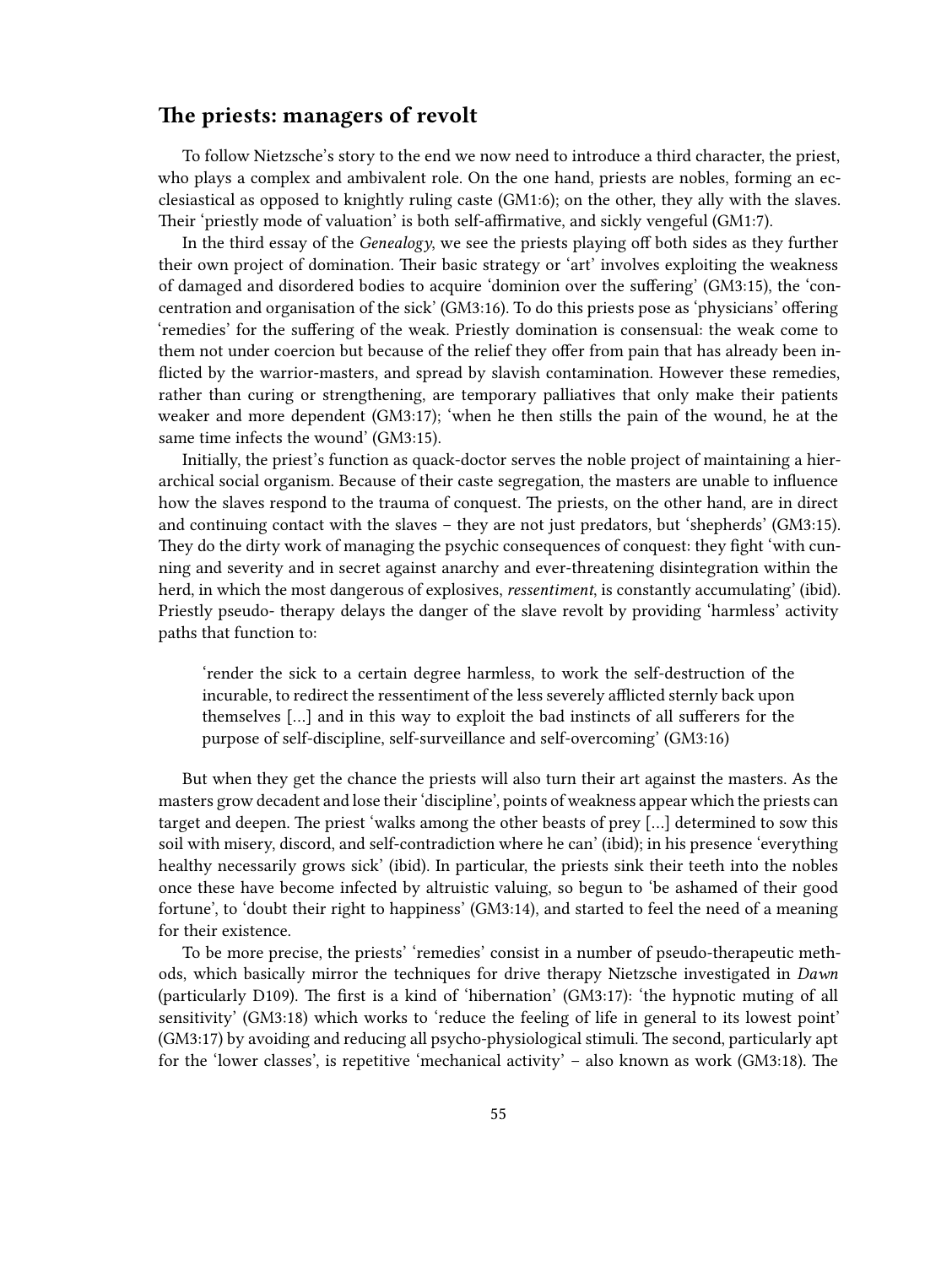## The priests: managers of revolt

To follow Nietzsche's story to the end we now need to introduce a third character, the priest, who plays a complex and ambivalent role. On the one hand, priests are nobles, forming an ecclesiastical as opposed to knightly ruling caste (GM1:6); on the other, they ally with the slaves. Their 'priestly mode of valuation' is both self-affirmative, and sickly vengeful (GM1:7).

In the third essay of the *Genealogy*, we see the priests playing off both sides as they further their own project of domination. Their basic strategy or 'art' involves exploiting the weakness of damaged and disordered bodies to acquire 'dominion over the suffering' (GM3:15), the 'concentration and organisation of the sick' (GM3:16). To do this priests pose as 'physicians' offering 'remedies' for the suffering of the weak. Priestly domination is consensual: the weak come to them not under coercion but because of the relief they offer from pain that has already been inflicted by the warrior-masters, and spread by slavish contamination. However these remedies, rather than curing or strengthening, are temporary palliatives that only make their patients weaker and more dependent (GM3:17); 'when he then stills the pain of the wound, he at the same time infects the wound' (GM3:15).

Initially, the priest's function as quack-doctor serves the noble project of maintaining a hierarchical social organism. Because of their caste segregation, the masters are unable to influence how the slaves respond to the trauma of conquest. The priests, on the other hand, are in direct and continuing contact with the slaves – they are not just predators, but 'shepherds' (GM3:15). They do the dirty work of managing the psychic consequences of conquest: they fight 'with cunning and severity and in secret against anarchy and ever-threatening disintegration within the herd, in which the most dangerous of explosives, *ressentiment*, is constantly accumulating' (ibid). Priestly pseudo- therapy delays the danger of the slave revolt by providing 'harmless' activity paths that function to:

> 'render the sick to a certain degree harmless, to work the self-destruction of the incurable, to redirect the ressentiment of the less severely afflicted sternly back upon themselves [...] and in this way to exploit the bad instincts of all sufferers for the purpose of self-discipline, self-surveillance and self-overcoming' (GM3:16)

But when they get the chance the priests will also turn their art against the masters. As the masters grow decadent and lose their 'discipline', points of weakness appear which the priests can target and deepen. The priest 'walks among the other beasts of prey [...] determined to sow this soil with misery, discord, and self-contradiction where he can' (ibid); in his presence 'everything healthy necessarily grows sick' (ibid). In particular, the priests sink their teeth into the nobles once these have become infected by altruistic valuing, so begun to 'be ashamed of their good fortune', to 'doubt their right to happiness' (GM3:14), and started to feel the need of a meaning for their existence.

To be more precise, the priests' 'remedies' consist in a number of pseudo-therapeutic methods, which basically mirror the techniques for drive therapy Nietzsche investigated in *Dawn* (particularly D109). The first is a kind of 'hibernation' (GM3:17): 'the hypnotic muting of all sensitivity' (GM3:18) which works to 'reduce the feeling of life in general to its lowest point' (GM3:17) by avoiding and reducing all psycho-physiological stimuli. The second, particularly apt for the 'lower classes', is repetitive 'mechanical activity' – also known as work (GM3:18). The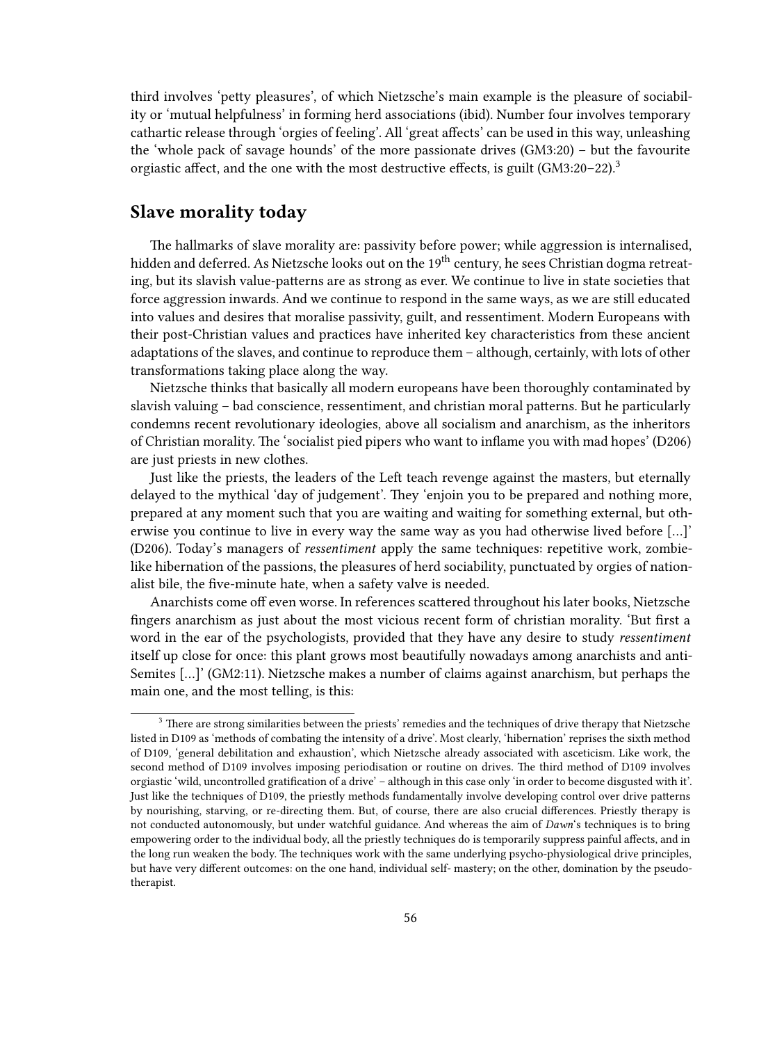third involves 'petty pleasures', of which Nietzsche's main example is the pleasure of sociability or 'mutual helpfulness' in forming herd associations (ibid). Number four involves temporary cathartic release through 'orgies of feeling'. All 'great affects' can be used in this way, unleashing the 'whole pack of savage hounds' of the more passionate drives (GM3:20) – but the favourite orgiastic affect, and the one with the most destructive effects, is guilt (GM3:20–22).[3]

## Slave morality today

The hallmarks of slave morality are: passivity before power; while aggression is internalised, hidden and deferred. As Nietzsche looks out on the 19th century, he sees Christian dogma retreating, but its slavish value-patterns are as strong as ever. We continue to live in state societies that force aggression inwards. And we continue to respond in the same ways, as we are still educated into values and desires that moralise passivity, guilt, and ressentiment. Modern Europeans with their post-Christian values and practices have inherited key characteristics from these ancient adaptations of the slaves, and continue to reproduce them – although, certainly, with lots of other transformations taking place along the way.

Nietzsche thinks that basically all modern europeans have been thoroughly contaminated by slavish valuing – bad conscience, ressentiment, and christian moral patterns. But he particularly condemns recent revolutionary ideologies, above all socialism and anarchism, as the inheritors of Christian morality. The 'socialist pied pipers who want to inflame you with mad hopes' (D206) are just priests in new clothes.

Just like the priests, the leaders of the Left teach revenge against the masters, but eternally delayed to the mythical 'day of judgement'. They 'enjoin you to be prepared and nothing more, prepared at any moment such that you are waiting and waiting for something external, but otherwise you continue to live in every way the same way as you had otherwise lived before […]' (D206). Today's managers of *ressentiment* apply the same techniques: repetitive work, zombie-like hibernation of the passions, the pleasures of herd sociability, punctuated by orgies of nationalist bile, the five-minute hate, when a safety valve is needed.

Anarchists come off even worse. In references scattered throughout his later books, Nietzsche fingers anarchism as just about the most vicious recent form of christian morality. 'But first a word in the ear of the psychologists, provided that they have any desire to study *ressentiment* itself up close for once: this plant grows most beautifully nowadays among anarchists and anti-Semites […]' (GM2:11). Nietzsche makes a number of claims against anarchism, but perhaps the main one, and the most telling, is this:

---

[3] There are strong similarities between the priests' remedies and the techniques of drive therapy that Nietzsche listed in D109 as 'methods of combating the intensity of a drive'. Most clearly, 'hibernation' reprises the sixth method of D109, 'general debilitation and exhaustion', which Nietzsche already associated with asceticism. Like work, the second method of D109 involves imposing periodisation or routine on drives. The third method of D109 involves orgiastic 'wild, uncontrolled gratification of a drive' – although in this case only 'in order to become disgusted with it'. Just like the techniques of D109, the priestly methods fundamentally involve developing control over drive patterns by nourishing, starving, or re-directing them. But, of course, there are also crucial differences. Priestly therapy is not conducted autonomously, but under watchful guidance. And whereas the aim of *Dawn*'s techniques is to bring empowering order to the individual body, all the priestly techniques do is temporarily suppress painful affects, and in the long run weaken the body. The techniques work with the same underlying psycho-physiological drive principles, but have very different outcomes: on the one hand, individual self- mastery; on the other, domination by the pseudo-therapist.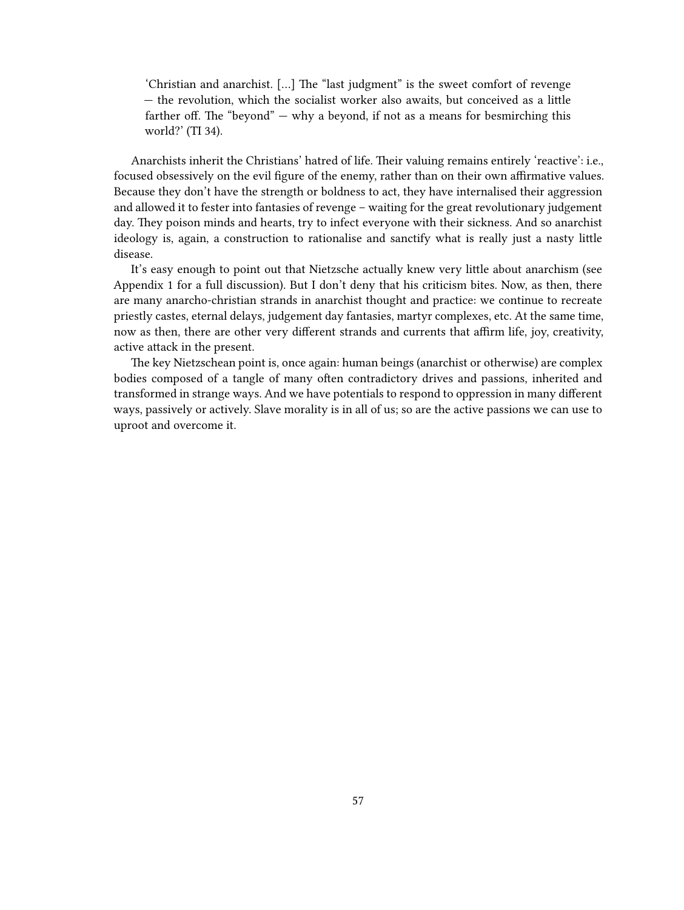> 'Christian and anarchist. […] The "last judgment" is the sweet comfort of revenge — the revolution, which the socialist worker also awaits, but conceived as a little farther off. The "beyond" — why a beyond, if not as a means for besmirching this world?' (TI 34).

Anarchists inherit the Christians' hatred of life. Their valuing remains entirely 'reactive': i.e., focused obsessively on the evil figure of the enemy, rather than on their own affirmative values. Because they don't have the strength or boldness to act, they have internalised their aggression and allowed it to fester into fantasies of revenge – waiting for the great revolutionary judgement day. They poison minds and hearts, try to infect everyone with their sickness. And so anarchist ideology is, again, a construction to rationalise and sanctify what is really just a nasty little disease.

It's easy enough to point out that Nietzsche actually knew very little about anarchism (see Appendix 1 for a full discussion). But I don't deny that his criticism bites. Now, as then, there are many anarcho-christian strands in anarchist thought and practice: we continue to recreate priestly castes, eternal delays, judgement day fantasies, martyr complexes, etc. At the same time, now as then, there are other very different strands and currents that affirm life, joy, creativity, active attack in the present.

The key Nietzschean point is, once again: human beings (anarchist or otherwise) are complex bodies composed of a tangle of many often contradictory drives and passions, inherited and transformed in strange ways. And we have potentials to respond to oppression in many different ways, passively or actively. Slave morality is in all of us; so are the active passions we can use to uproot and overcome it.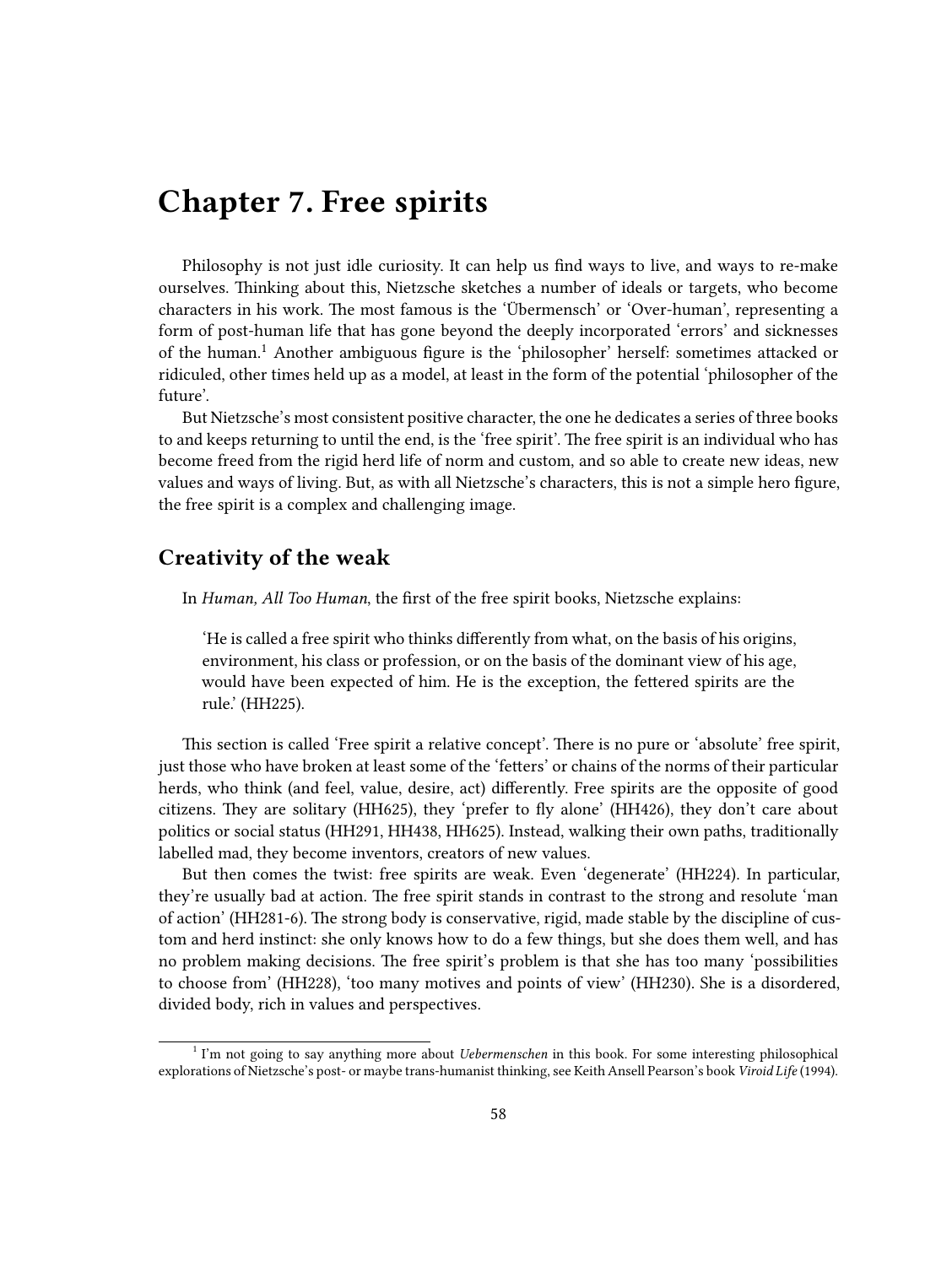# Chapter 7. Free spirits

Philosophy is not just idle curiosity. It can help us find ways to live, and ways to re-make ourselves. Thinking about this, Nietzsche sketches a number of ideals or targets, who become characters in his work. The most famous is the 'Übermensch' or 'Over-human', representing a form of post-human life that has gone beyond the deeply incorporated 'errors' and sicknesses of the human.[1] Another ambiguous figure is the 'philosopher' herself: sometimes attacked or ridiculed, other times held up as a model, at least in the form of the potential 'philosopher of the future'.

But Nietzsche's most consistent positive character, the one he dedicates a series of three books to and keeps returning to until the end, is the 'free spirit'. The free spirit is an individual who has become freed from the rigid herd life of norm and custom, and so able to create new ideas, new values and ways of living. But, as with all Nietzsche's characters, this is not a simple hero figure, the free spirit is a complex and challenging image.

## Creativity of the weak

In *Human, All Too Human*, the first of the free spirit books, Nietzsche explains:

> 'He is called a free spirit who thinks differently from what, on the basis of his origins, environment, his class or profession, or on the basis of the dominant view of his age, would have been expected of him. He is the exception, the fettered spirits are the rule.' (HH225).

This section is called 'Free spirit a relative concept'. There is no pure or 'absolute' free spirit, just those who have broken at least some of the 'fetters' or chains of the norms of their particular herds, who think (and feel, value, desire, act) differently. Free spirits are the opposite of good citizens. They are solitary (HH625), they 'prefer to fly alone' (HH426), they don't care about politics or social status (HH291, HH438, HH625). Instead, walking their own paths, traditionally labelled mad, they become inventors, creators of new values.

But then comes the twist: free spirits are weak. Even 'degenerate' (HH224). In particular, they're usually bad at action. The free spirit stands in contrast to the strong and resolute 'man of action' (HH281-6). The strong body is conservative, rigid, made stable by the discipline of custom and herd instinct: she only knows how to do a few things, but she does them well, and has no problem making decisions. The free spirit's problem is that she has too many 'possibilities to choose from' (HH228), 'too many motives and points of view' (HH230). She is a disordered, divided body, rich in values and perspectives.

[1] I'm not going to say anything more about *Uebermenschen* in this book. For some interesting philosophical explorations of Nietzsche's post- or maybe trans-humanist thinking, see Keith Ansell Pearson's book *Viroid Life* (1994).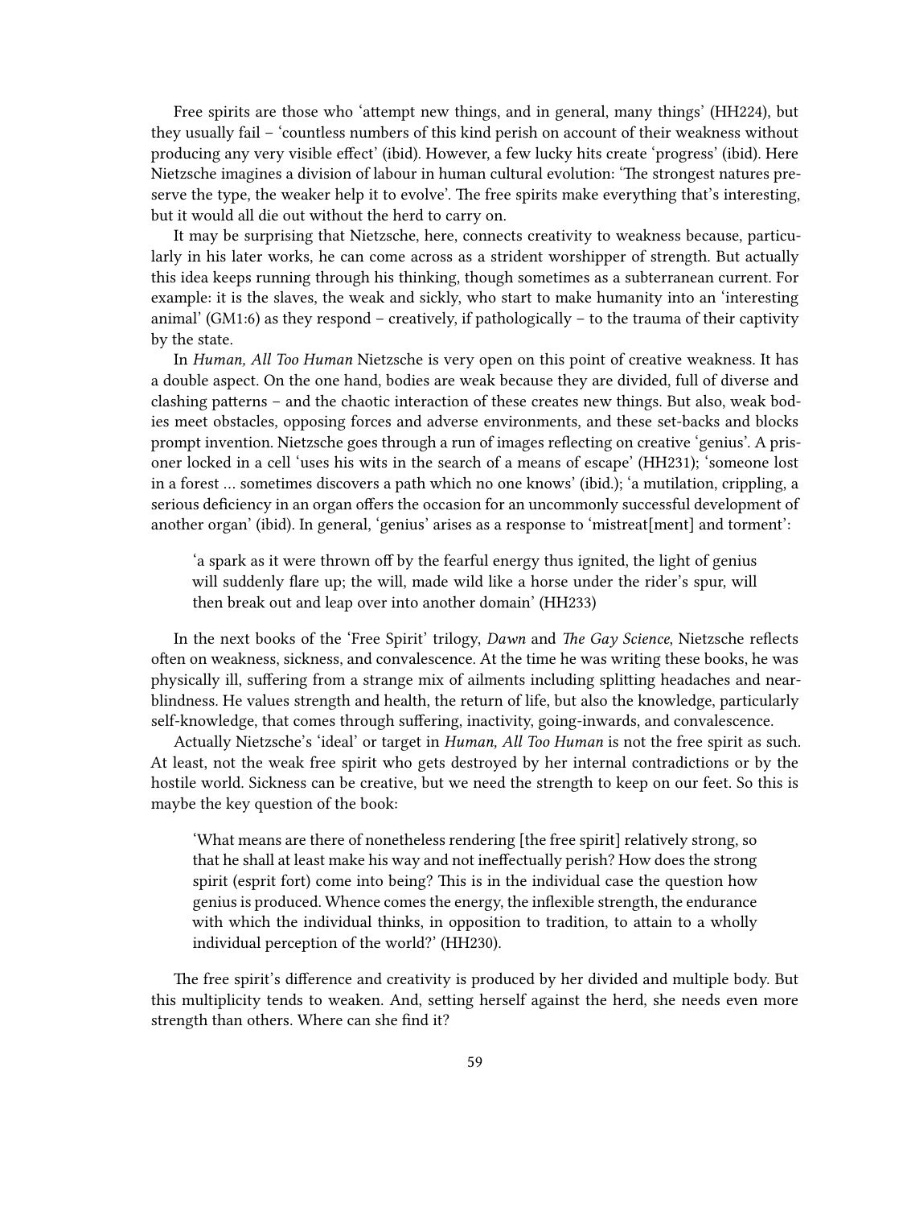Free spirits are those who 'attempt new things, and in general, many things' (HH224), but they usually fail – 'countless numbers of this kind perish on account of their weakness without producing any very visible effect' (ibid). However, a few lucky hits create 'progress' (ibid). Here Nietzsche imagines a division of labour in human cultural evolution: 'The strongest natures preserve the type, the weaker help it to evolve'. The free spirits make everything that's interesting, but it would all die out without the herd to carry on.

It may be surprising that Nietzsche, here, connects creativity to weakness because, particularly in his later works, he can come across as a strident worshipper of strength. But actually this idea keeps running through his thinking, though sometimes as a subterranean current. For example: it is the slaves, the weak and sickly, who start to make humanity into an 'interesting animal' (GM1:6) as they respond – creatively, if pathologically – to the trauma of their captivity by the state.

In *Human, All Too Human* Nietzsche is very open on this point of creative weakness. It has a double aspect. On the one hand, bodies are weak because they are divided, full of diverse and clashing patterns – and the chaotic interaction of these creates new things. But also, weak bodies meet obstacles, opposing forces and adverse environments, and these set-backs and blocks prompt invention. Nietzsche goes through a run of images reflecting on creative 'genius'. A prisoner locked in a cell 'uses his wits in the search of a means of escape' (HH231); 'someone lost in a forest … sometimes discovers a path which no one knows' (ibid.); 'a mutilation, crippling, a serious deficiency in an organ offers the occasion for an uncommonly successful development of another organ' (ibid). In general, 'genius' arises as a response to 'mistreat[ment] and torment':

> 'a spark as it were thrown off by the fearful energy thus ignited, the light of genius will suddenly flare up; the will, made wild like a horse under the rider's spur, will then break out and leap over into another domain' (HH233)

In the next books of the 'Free Spirit' trilogy, *Dawn* and *The Gay Science*, Nietzsche reflects often on weakness, sickness, and convalescence. At the time he was writing these books, he was physically ill, suffering from a strange mix of ailments including splitting headaches and near-blindness. He values strength and health, the return of life, but also the knowledge, particularly self-knowledge, that comes through suffering, inactivity, going-inwards, and convalescence.

Actually Nietzsche's 'ideal' or target in *Human, All Too Human* is not the free spirit as such. At least, not the weak free spirit who gets destroyed by her internal contradictions or by the hostile world. Sickness can be creative, but we need the strength to keep on our feet. So this is maybe the key question of the book:

> 'What means are there of nonetheless rendering [the free spirit] relatively strong, so that he shall at least make his way and not ineffectually perish? How does the strong spirit (esprit fort) come into being? This is in the individual case the question how genius is produced. Whence comes the energy, the inflexible strength, the endurance with which the individual thinks, in opposition to tradition, to attain to a wholly individual perception of the world?' (HH230).

The free spirit's difference and creativity is produced by her divided and multiple body. But this multiplicity tends to weaken. And, setting herself against the herd, she needs even more strength than others. Where can she find it?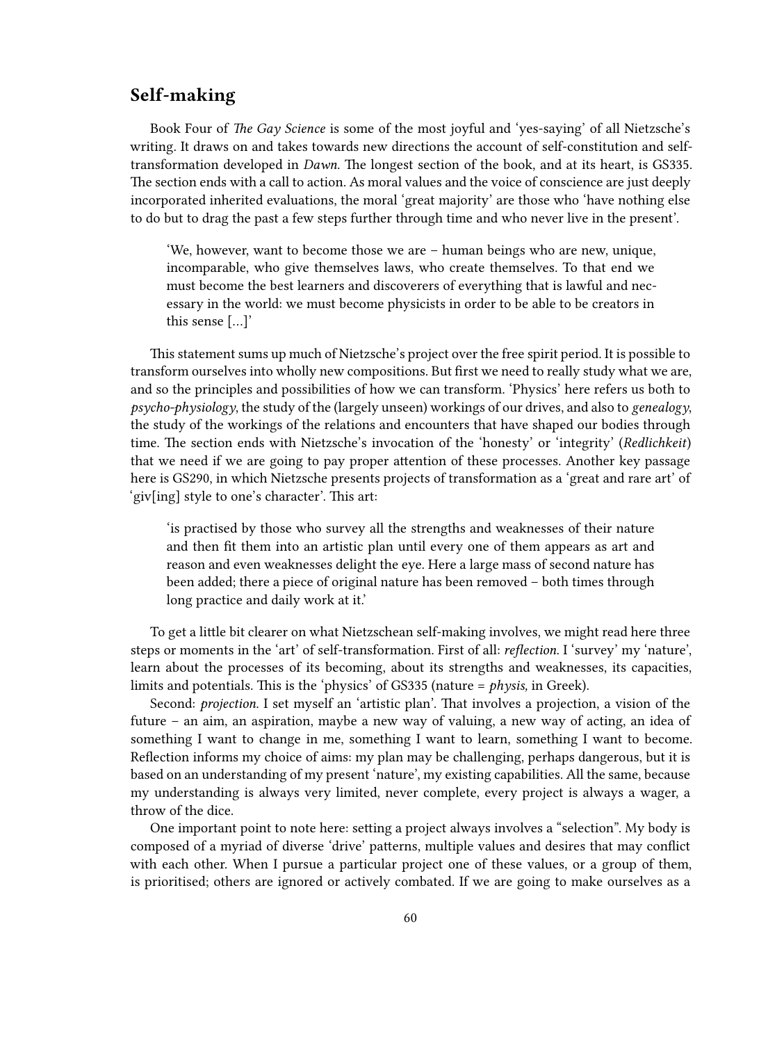## Self-making

Book Four of *The Gay Science* is some of the most joyful and 'yes-saying' of all Nietzsche's writing. It draws on and takes towards new directions the account of self-constitution and self-transformation developed in *Dawn.* The longest section of the book, and at its heart, is GS335. The section ends with a call to action. As moral values and the voice of conscience are just deeply incorporated inherited evaluations, the moral 'great majority' are those who 'have nothing else to do but to drag the past a few steps further through time and who never live in the present'.

> 'We, however, want to become those we are – human beings who are new, unique, incomparable, who give themselves laws, who create themselves. To that end we must become the best learners and discoverers of everything that is lawful and necessary in the world: we must become physicists in order to be able to be creators in this sense […]'

This statement sums up much of Nietzsche's project over the free spirit period. It is possible to transform ourselves into wholly new compositions. But first we need to really study what we are, and so the principles and possibilities of how we can transform. 'Physics' here refers us both to *psycho-physiology*, the study of the (largely unseen) workings of our drives, and also to *genealogy*, the study of the workings of the relations and encounters that have shaped our bodies through time. The section ends with Nietzsche's invocation of the 'honesty' or 'integrity' (*Redlichkeit*) that we need if we are going to pay proper attention of these processes. Another key passage here is GS290, in which Nietzsche presents projects of transformation as a 'great and rare art' of 'giv[ing] style to one's character'. This art:

> 'is practised by those who survey all the strengths and weaknesses of their nature and then fit them into an artistic plan until every one of them appears as art and reason and even weaknesses delight the eye. Here a large mass of second nature has been added; there a piece of original nature has been removed – both times through long practice and daily work at it.'

To get a little bit clearer on what Nietzschean self-making involves, we might read here three steps or moments in the 'art' of self-transformation. First of all: *reflection.* I 'survey' my 'nature', learn about the processes of its becoming, about its strengths and weaknesses, its capacities, limits and potentials. This is the 'physics' of GS335 (nature = *physis,* in Greek).

Second: *projection.* I set myself an 'artistic plan'. That involves a projection, a vision of the future – an aim, an aspiration, maybe a new way of valuing, a new way of acting, an idea of something I want to change in me, something I want to learn, something I want to become. Reflection informs my choice of aims: my plan may be challenging, perhaps dangerous, but it is based on an understanding of my present 'nature', my existing capabilities. All the same, because my understanding is always very limited, never complete, every project is always a wager, a throw of the dice.

One important point to note here: setting a project always involves a "selection". My body is composed of a myriad of diverse 'drive' patterns, multiple values and desires that may conflict with each other. When I pursue a particular project one of these values, or a group of them, is prioritised; others are ignored or actively combated. If we are going to make ourselves as a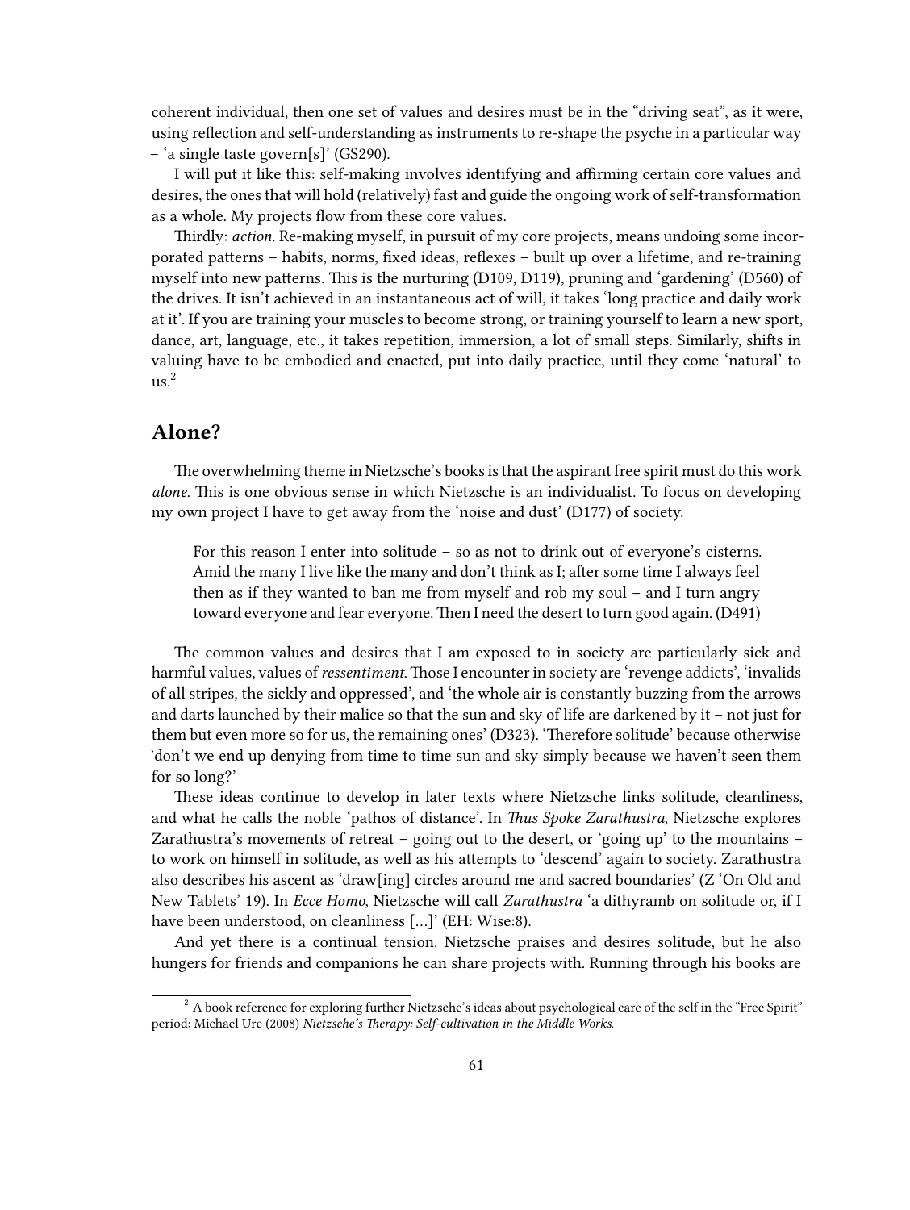coherent individual, then one set of values and desires must be in the "driving seat", as it were, using reflection and self-understanding as instruments to re-shape the psyche in a particular way – 'a single taste govern[s]' (GS290).

I will put it like this: self-making involves identifying and affirming certain core values and desires, the ones that will hold (relatively) fast and guide the ongoing work of self-transformation as a whole. My projects flow from these core values.

Thirdly: *action*. Re-making myself, in pursuit of my core projects, means undoing some incorporated patterns – habits, norms, fixed ideas, reflexes – built up over a lifetime, and re-training myself into new patterns. This is the nurturing (D109, D119), pruning and 'gardening' (D560) of the drives. It isn't achieved in an instantaneous act of will, it takes 'long practice and daily work at it'. If you are training your muscles to become strong, or training yourself to learn a new sport, dance, art, language, etc., it takes repetition, immersion, a lot of small steps. Similarly, shifts in valuing have to be embodied and enacted, put into daily practice, until they come 'natural' to us.[2]

## Alone?

The overwhelming theme in Nietzsche's books is that the aspirant free spirit must do this work *alone*. This is one obvious sense in which Nietzsche is an individualist. To focus on developing my own project I have to get away from the 'noise and dust' (D177) of society.

> For this reason I enter into solitude – so as not to drink out of everyone's cisterns. Amid the many I live like the many and don't think as I; after some time I always feel then as if they wanted to ban me from myself and rob my soul – and I turn angry toward everyone and fear everyone. Then I need the desert to turn good again. (D491)

The common values and desires that I am exposed to in society are particularly sick and harmful values, values of *ressentiment*. Those I encounter in society are 'revenge addicts', 'invalids of all stripes, the sickly and oppressed', and 'the whole air is constantly buzzing from the arrows and darts launched by their malice so that the sun and sky of life are darkened by it – not just for them but even more so for us, the remaining ones' (D323). 'Therefore solitude' because otherwise 'don't we end up denying from time to time sun and sky simply because we haven't seen them for so long?'

These ideas continue to develop in later texts where Nietzsche links solitude, cleanliness, and what he calls the noble 'pathos of distance'. In *Thus Spoke Zarathustra*, Nietzsche explores Zarathustra's movements of retreat – going out to the desert, or 'going up' to the mountains – to work on himself in solitude, as well as his attempts to 'descend' again to society. Zarathustra also describes his ascent as 'draw[ing] circles around me and sacred boundaries' (Z 'On Old and New Tablets' 19). In *Ecce Homo*, Nietzsche will call *Zarathustra* 'a dithyramb on solitude or, if I have been understood, on cleanliness […]' (EH: Wise:8).

And yet there is a continual tension. Nietzsche praises and desires solitude, but he also hungers for friends and companions he can share projects with. Running through his books are

[2] A book reference for exploring further Nietzsche's ideas about psychological care of the self in the "Free Spirit" period: Michael Ure (2008) *Nietzsche's Therapy: Self-cultivation in the Middle Works*.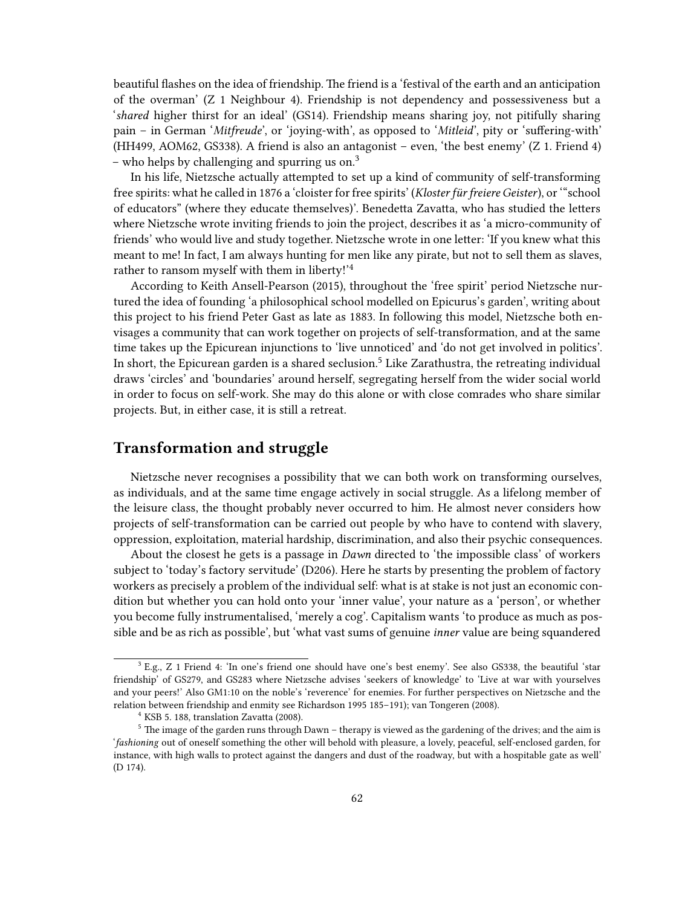beautiful flashes on the idea of friendship. The friend is a 'festival of the earth and an anticipation of the overman' (Z 1 Neighbour 4). Friendship is not dependency and possessiveness but a '*shared* higher thirst for an ideal' (GS14). Friendship means sharing joy, not pitifully sharing pain – in German '*Mitfreude*', or 'joying-with', as opposed to '*Mitleid*', pity or 'suffering-with' (HH499, AOM62, GS338). A friend is also an antagonist – even, 'the best enemy' (Z 1. Friend 4) – who helps by challenging and spurring us on.[3]

In his life, Nietzsche actually attempted to set up a kind of community of self-transforming free spirits: what he called in 1876 a 'cloister for free spirits' (*Kloster für freiere Geister*), or '"school of educators" (where they educate themselves)'. Benedetta Zavatta, who has studied the letters where Nietzsche wrote inviting friends to join the project, describes it as 'a micro-community of friends' who would live and study together. Nietzsche wrote in one letter: 'If you knew what this meant to me! In fact, I am always hunting for men like any pirate, but not to sell them as slaves, rather to ransom myself with them in liberty!'[4]

According to Keith Ansell-Pearson (2015), throughout the 'free spirit' period Nietzsche nurtured the idea of founding 'a philosophical school modelled on Epicurus's garden', writing about this project to his friend Peter Gast as late as 1883. In following this model, Nietzsche both envisages a community that can work together on projects of self-transformation, and at the same time takes up the Epicurean injunctions to 'live unnoticed' and 'do not get involved in politics'. In short, the Epicurean garden is a shared seclusion.[5] Like Zarathustra, the retreating individual draws 'circles' and 'boundaries' around herself, segregating herself from the wider social world in order to focus on self-work. She may do this alone or with close comrades who share similar projects. But, in either case, it is still a retreat.

## Transformation and struggle

Nietzsche never recognises a possibility that we can both work on transforming ourselves, as individuals, and at the same time engage actively in social struggle. As a lifelong member of the leisure class, the thought probably never occurred to him. He almost never considers how projects of self-transformation can be carried out people by who have to contend with slavery, oppression, exploitation, material hardship, discrimination, and also their psychic consequences.

About the closest he gets is a passage in *Dawn* directed to 'the impossible class' of workers subject to 'today's factory servitude' (D206). Here he starts by presenting the problem of factory workers as precisely a problem of the individual self: what is at stake is not just an economic condition but whether you can hold onto your 'inner value', your nature as a 'person', or whether you become fully instrumentalised, 'merely a cog'. Capitalism wants 'to produce as much as possible and be as rich as possible', but 'what vast sums of genuine *inner* value are being squandered

---

[3] E.g., Z 1 Friend 4: 'In one's friend one should have one's best enemy'. See also GS338, the beautiful 'star friendship' of GS279, and GS283 where Nietzsche advises 'seekers of knowledge' to 'Live at war with yourselves and your peers!' Also GM1:10 on the noble's 'reverence' for enemies. For further perspectives on Nietzsche and the relation between friendship and enmity see Richardson 1995 185–191); van Tongeren (2008).

[4] KSB 5. 188, translation Zavatta (2008).

[5] The image of the garden runs through Dawn – therapy is viewed as the gardening of the drives; and the aim is '*fashioning* out of oneself something the other will behold with pleasure, a lovely, peaceful, self-enclosed garden, for instance, with high walls to protect against the dangers and dust of the roadway, but with a hospitable gate as well' (D 174).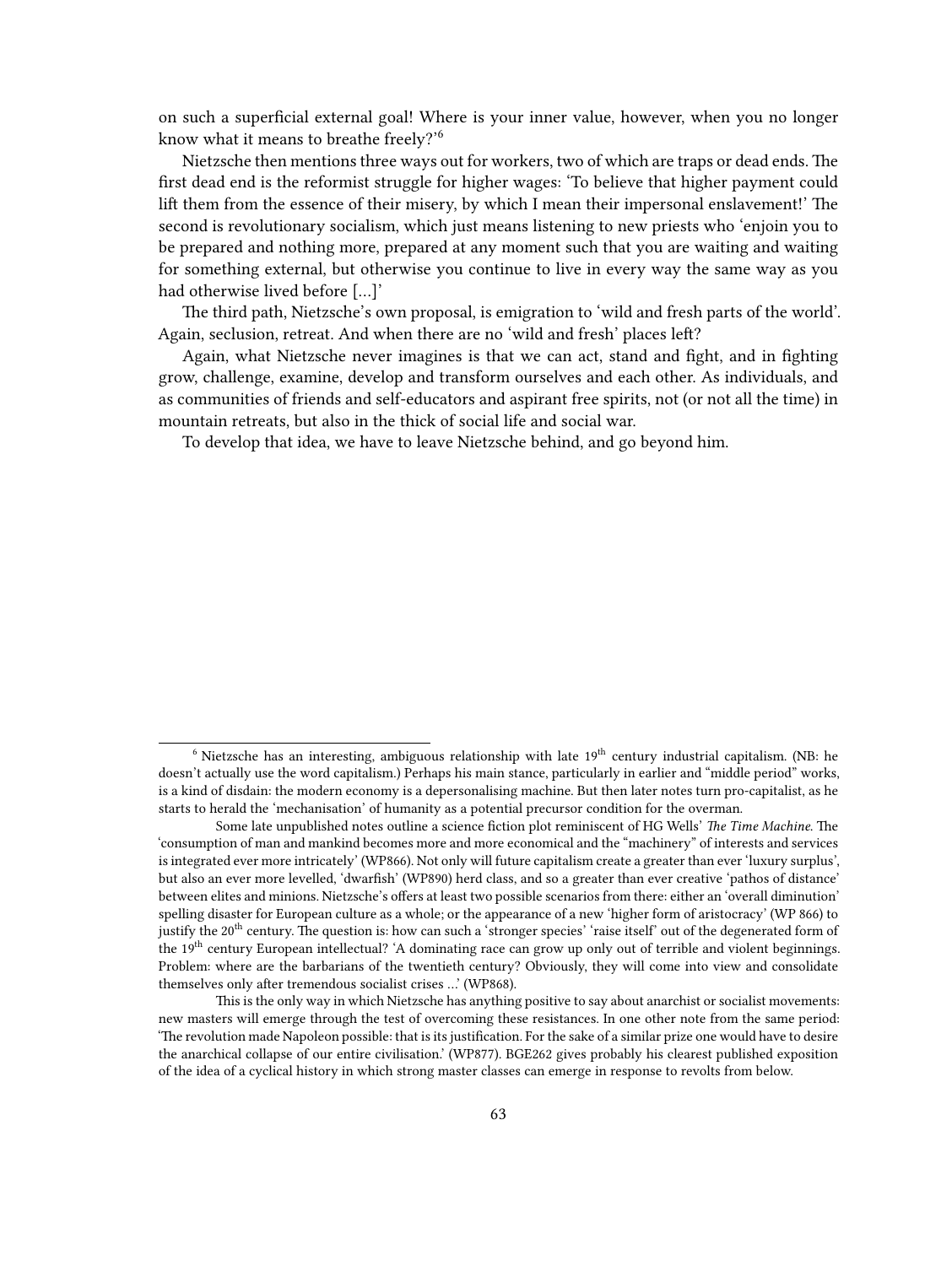on such a superficial external goal! Where is your inner value, however, when you no longer know what it means to breathe freely?'[6]

Nietzsche then mentions three ways out for workers, two of which are traps or dead ends. The first dead end is the reformist struggle for higher wages: 'To believe that higher payment could lift them from the essence of their misery, by which I mean their impersonal enslavement!' The second is revolutionary socialism, which just means listening to new priests who 'enjoin you to be prepared and nothing more, prepared at any moment such that you are waiting and waiting for something external, but otherwise you continue to live in every way the same way as you had otherwise lived before […]'

The third path, Nietzsche's own proposal, is emigration to 'wild and fresh parts of the world'. Again, seclusion, retreat. And when there are no 'wild and fresh' places left?

Again, what Nietzsche never imagines is that we can act, stand and fight, and in fighting grow, challenge, examine, develop and transform ourselves and each other. As individuals, and as communities of friends and self-educators and aspirant free spirits, not (or not all the time) in mountain retreats, but also in the thick of social life and social war.

To develop that idea, we have to leave Nietzsche behind, and go beyond him.

---

[6] Nietzsche has an interesting, ambiguous relationship with late 19th century industrial capitalism. (NB: he doesn't actually use the word capitalism.) Perhaps his main stance, particularly in earlier and "middle period" works, is a kind of disdain: the modern economy is a depersonalising machine. But then later notes turn pro-capitalist, as he starts to herald the 'mechanisation' of humanity as a potential precursor condition for the overman.

Some late unpublished notes outline a science fiction plot reminiscent of HG Wells' *The Time Machine*. The 'consumption of man and mankind becomes more and more economical and the "machinery" of interests and services is integrated ever more intricately' (WP866). Not only will future capitalism create a greater than ever 'luxury surplus', but also an ever more levelled, 'dwarfish' (WP890) herd class, and so a greater than ever creative 'pathos of distance' between elites and minions. Nietzsche's offers at least two possible scenarios from there: either an 'overall diminution' spelling disaster for European culture as a whole; or the appearance of a new 'higher form of aristocracy' (WP 866) to justify the 20th century. The question is: how can such a 'stronger species' 'raise itself' out of the degenerated form of the 19th century European intellectual? 'A dominating race can grow up only out of terrible and violent beginnings. Problem: where are the barbarians of the twentieth century? Obviously, they will come into view and consolidate themselves only after tremendous socialist crises …' (WP868).

This is the only way in which Nietzsche has anything positive to say about anarchist or socialist movements: new masters will emerge through the test of overcoming these resistances. In one other note from the same period: 'The revolution made Napoleon possible: that is its justification. For the sake of a similar prize one would have to desire the anarchical collapse of our entire civilisation.' (WP877). BGE262 gives probably his clearest published exposition of the idea of a cyclical history in which strong master classes can emerge in response to revolts from below.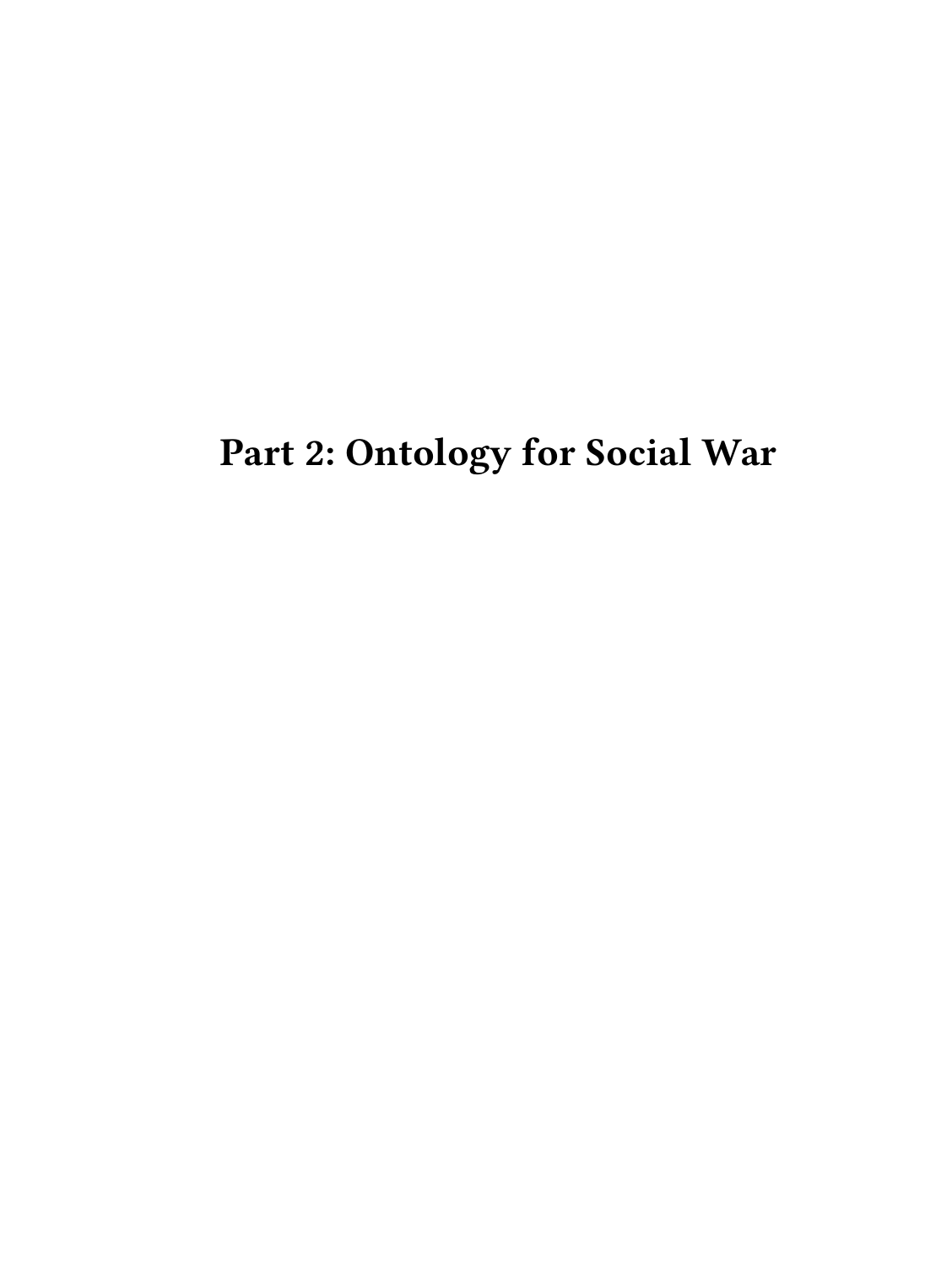# Part 2: Ontology for Social War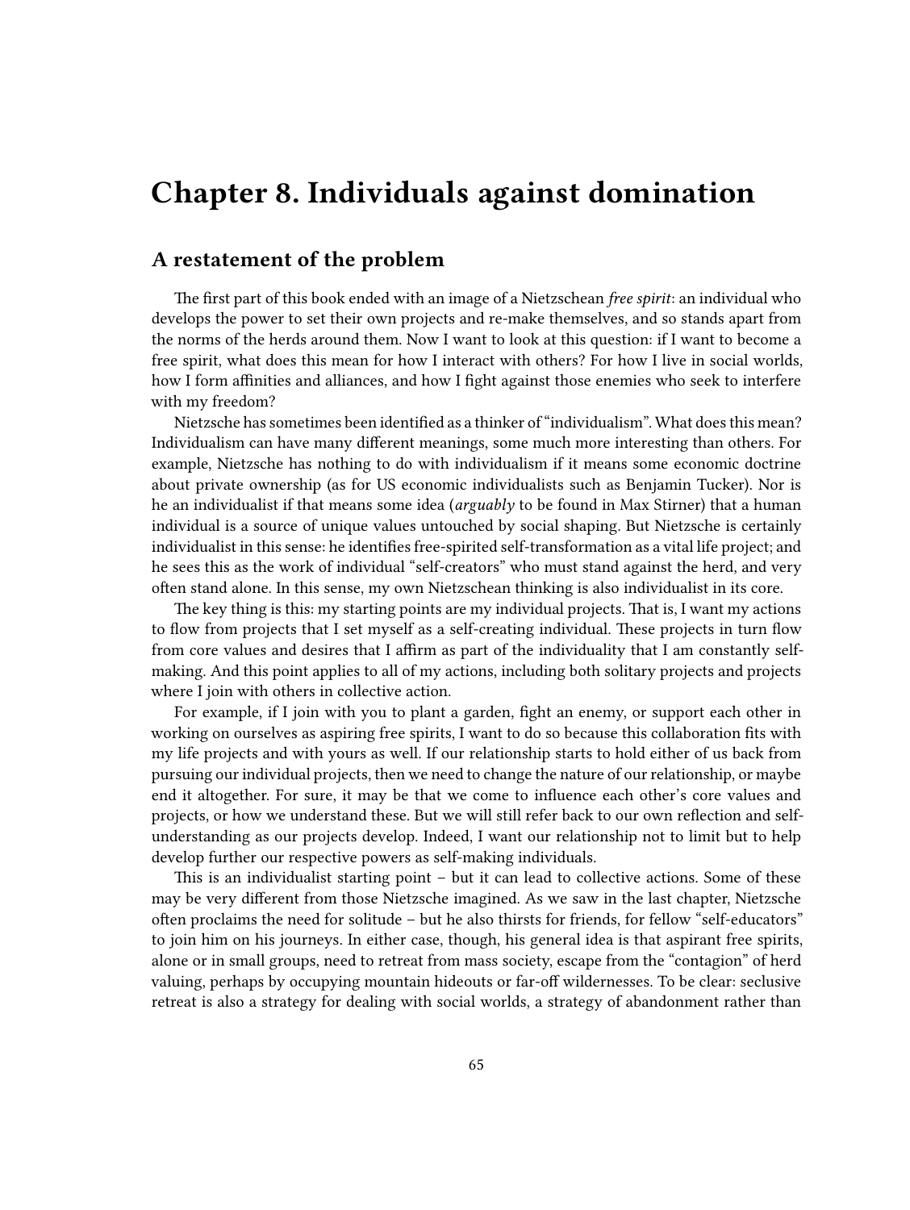# Chapter 8. Individuals against domination

## A restatement of the problem

The first part of this book ended with an image of a Nietzschean *free spirit*: an individual who develops the power to set their own projects and re-make themselves, and so stands apart from the norms of the herds around them. Now I want to look at this question: if I want to become a free spirit, what does this mean for how I interact with others? For how I live in social worlds, how I form affinities and alliances, and how I fight against those enemies who seek to interfere with my freedom?

Nietzsche has sometimes been identified as a thinker of "individualism". What does this mean? Individualism can have many different meanings, some much more interesting than others. For example, Nietzsche has nothing to do with individualism if it means some economic doctrine about private ownership (as for US economic individualists such as Benjamin Tucker). Nor is he an individualist if that means some idea (*arguably* to be found in Max Stirner) that a human individual is a source of unique values untouched by social shaping. But Nietzsche is certainly individualist in this sense: he identifies free-spirited self-transformation as a vital life project; and he sees this as the work of individual "self-creators" who must stand against the herd, and very often stand alone. In this sense, my own Nietzschean thinking is also individualist in its core.

The key thing is this: my starting points are my individual projects. That is, I want my actions to flow from projects that I set myself as a self-creating individual. These projects in turn flow from core values and desires that I affirm as part of the individuality that I am constantly self-making. And this point applies to all of my actions, including both solitary projects and projects where I join with others in collective action.

For example, if I join with you to plant a garden, fight an enemy, or support each other in working on ourselves as aspiring free spirits, I want to do so because this collaboration fits with my life projects and with yours as well. If our relationship starts to hold either of us back from pursuing our individual projects, then we need to change the nature of our relationship, or maybe end it altogether. For sure, it may be that we come to influence each other's core values and projects, or how we understand these. But we will still refer back to our own reflection and self-understanding as our projects develop. Indeed, I want our relationship not to limit but to help develop further our respective powers as self-making individuals.

This is an individualist starting point – but it can lead to collective actions. Some of these may be very different from those Nietzsche imagined. As we saw in the last chapter, Nietzsche often proclaims the need for solitude – but he also thirsts for friends, for fellow "self-educators" to join him on his journeys. In either case, though, his general idea is that aspirant free spirits, alone or in small groups, need to retreat from mass society, escape from the "contagion" of herd valuing, perhaps by occupying mountain hideouts or far-off wildernesses. To be clear: seclusive retreat is also a strategy for dealing with social worlds, a strategy of abandonment rather than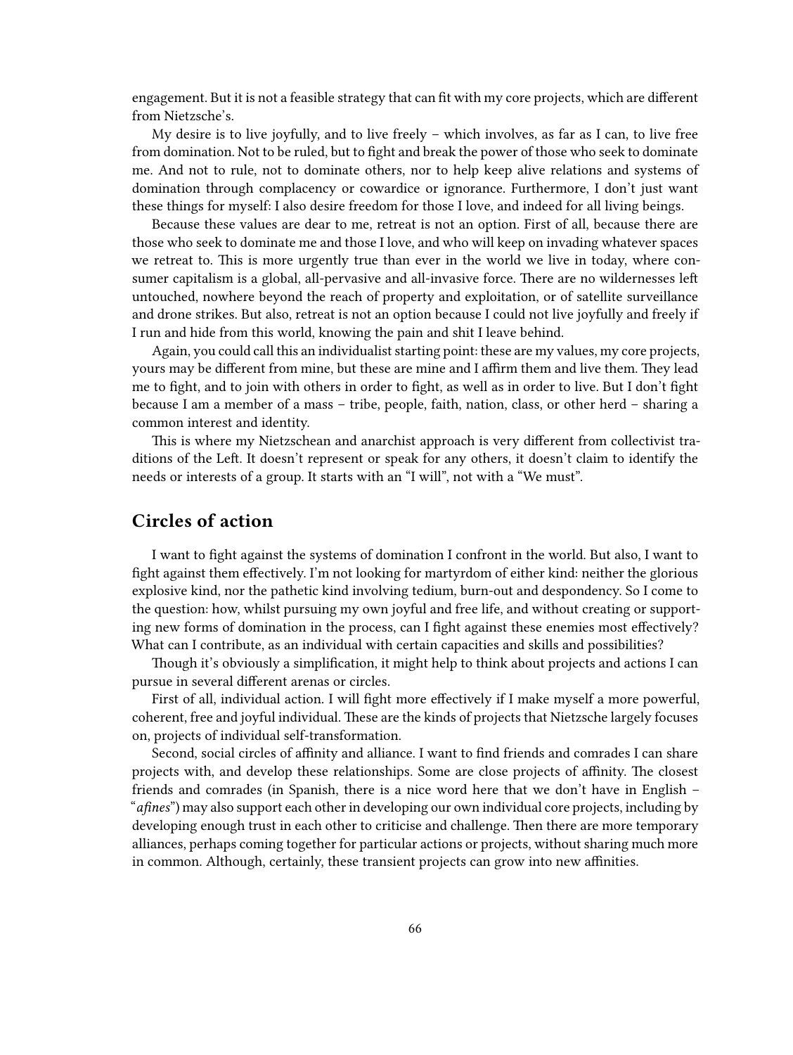engagement. But it is not a feasible strategy that can fit with my core projects, which are different from Nietzsche's.

My desire is to live joyfully, and to live freely – which involves, as far as I can, to live free from domination. Not to be ruled, but to fight and break the power of those who seek to dominate me. And not to rule, not to dominate others, nor to help keep alive relations and systems of domination through complacency or cowardice or ignorance. Furthermore, I don't just want these things for myself: I also desire freedom for those I love, and indeed for all living beings.

Because these values are dear to me, retreat is not an option. First of all, because there are those who seek to dominate me and those I love, and who will keep on invading whatever spaces we retreat to. This is more urgently true than ever in the world we live in today, where consumer capitalism is a global, all-pervasive and all-invasive force. There are no wildernesses left untouched, nowhere beyond the reach of property and exploitation, or of satellite surveillance and drone strikes. But also, retreat is not an option because I could not live joyfully and freely if I run and hide from this world, knowing the pain and shit I leave behind.

Again, you could call this an individualist starting point: these are my values, my core projects, yours may be different from mine, but these are mine and I affirm them and live them. They lead me to fight, and to join with others in order to fight, as well as in order to live. But I don't fight because I am a member of a mass – tribe, people, faith, nation, class, or other herd – sharing a common interest and identity.

This is where my Nietzschean and anarchist approach is very different from collectivist traditions of the Left. It doesn't represent or speak for any others, it doesn't claim to identify the needs or interests of a group. It starts with an "I will", not with a "We must".

## Circles of action

I want to fight against the systems of domination I confront in the world. But also, I want to fight against them effectively. I'm not looking for martyrdom of either kind: neither the glorious explosive kind, nor the pathetic kind involving tedium, burn-out and despondency. So I come to the question: how, whilst pursuing my own joyful and free life, and without creating or supporting new forms of domination in the process, can I fight against these enemies most effectively? What can I contribute, as an individual with certain capacities and skills and possibilities?

Though it's obviously a simplification, it might help to think about projects and actions I can pursue in several different arenas or circles.

First of all, individual action. I will fight more effectively if I make myself a more powerful, coherent, free and joyful individual. These are the kinds of projects that Nietzsche largely focuses on, projects of individual self-transformation.

Second, social circles of affinity and alliance. I want to find friends and comrades I can share projects with, and develop these relationships. Some are close projects of affinity. The closest friends and comrades (in Spanish, there is a nice word here that we don't have in English – "*afines*") may also support each other in developing our own individual core projects, including by developing enough trust in each other to criticise and challenge. Then there are more temporary alliances, perhaps coming together for particular actions or projects, without sharing much more in common. Although, certainly, these transient projects can grow into new affinities.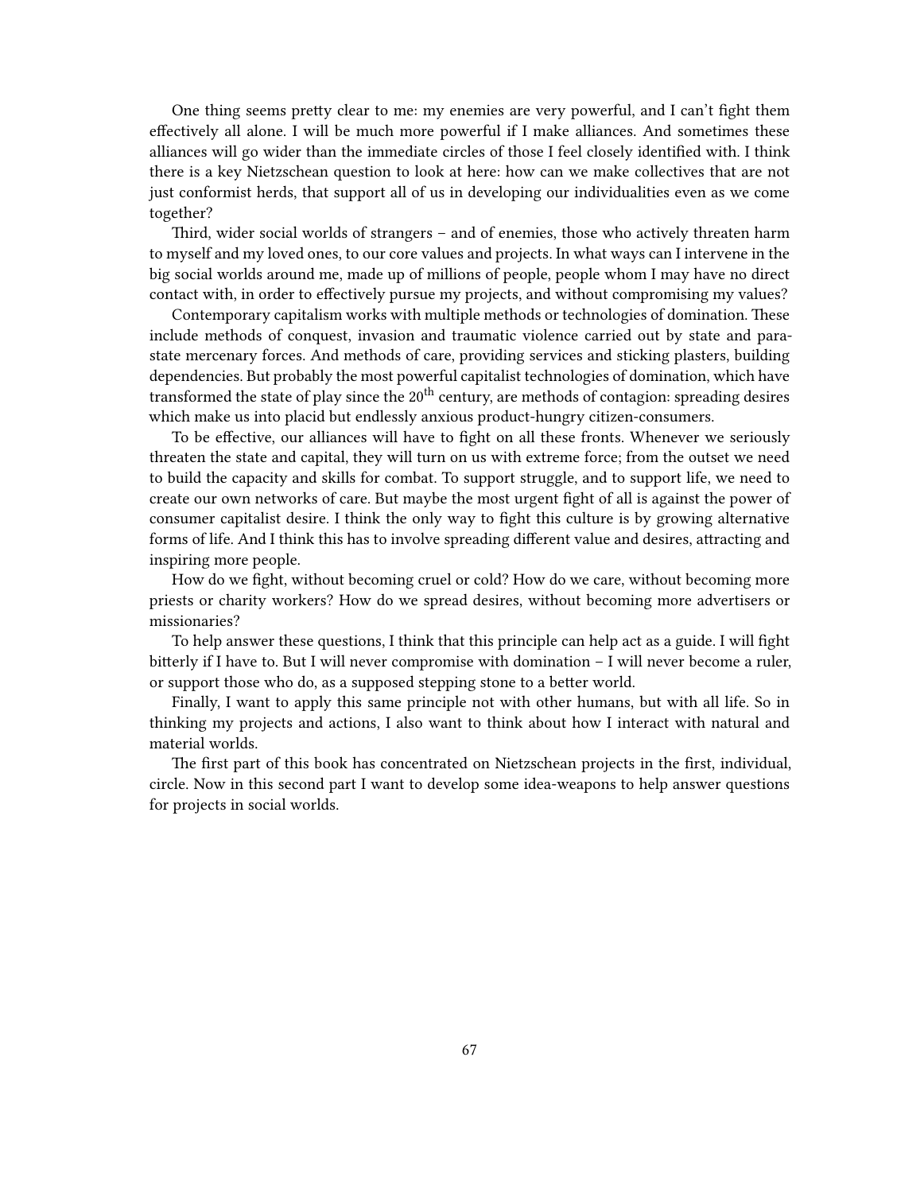One thing seems pretty clear to me: my enemies are very powerful, and I can't fight them effectively all alone. I will be much more powerful if I make alliances. And sometimes these alliances will go wider than the immediate circles of those I feel closely identified with. I think there is a key Nietzschean question to look at here: how can we make collectives that are not just conformist herds, that support all of us in developing our individualities even as we come together?

Third, wider social worlds of strangers – and of enemies, those who actively threaten harm to myself and my loved ones, to our core values and projects. In what ways can I intervene in the big social worlds around me, made up of millions of people, people whom I may have no direct contact with, in order to effectively pursue my projects, and without compromising my values?

Contemporary capitalism works with multiple methods or technologies of domination. These include methods of conquest, invasion and traumatic violence carried out by state and para-state mercenary forces. And methods of care, providing services and sticking plasters, building dependencies. But probably the most powerful capitalist technologies of domination, which have transformed the state of play since the 20th century, are methods of contagion: spreading desires which make us into placid but endlessly anxious product-hungry citizen-consumers.

To be effective, our alliances will have to fight on all these fronts. Whenever we seriously threaten the state and capital, they will turn on us with extreme force; from the outset we need to build the capacity and skills for combat. To support struggle, and to support life, we need to create our own networks of care. But maybe the most urgent fight of all is against the power of consumer capitalist desire. I think the only way to fight this culture is by growing alternative forms of life. And I think this has to involve spreading different value and desires, attracting and inspiring more people.

How do we fight, without becoming cruel or cold? How do we care, without becoming more priests or charity workers? How do we spread desires, without becoming more advertisers or missionaries?

To help answer these questions, I think that this principle can help act as a guide. I will fight bitterly if I have to. But I will never compromise with domination – I will never become a ruler, or support those who do, as a supposed stepping stone to a better world.

Finally, I want to apply this same principle not with other humans, but with all life. So in thinking my projects and actions, I also want to think about how I interact with natural and material worlds.

The first part of this book has concentrated on Nietzschean projects in the first, individual, circle. Now in this second part I want to develop some idea-weapons to help answer questions for projects in social worlds.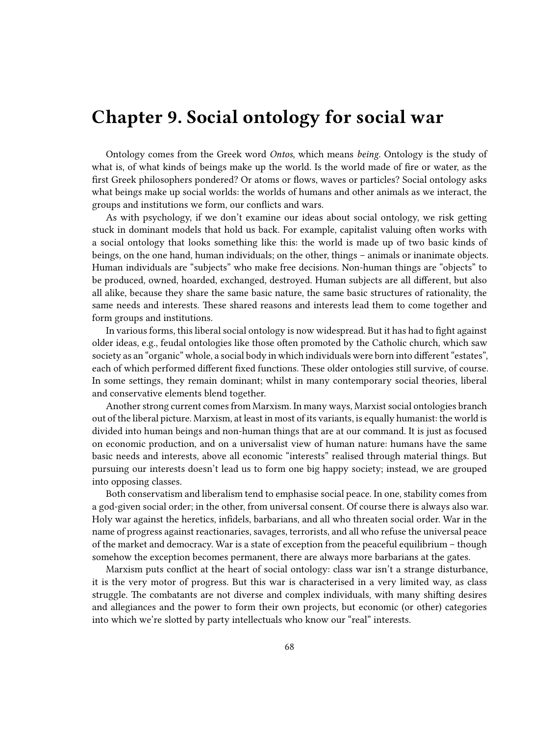# Chapter 9. Social ontology for social war

Ontology comes from the Greek word *Ontos*, which means *being*. Ontology is the study of what is, of what kinds of beings make up the world. Is the world made of fire or water, as the first Greek philosophers pondered? Or atoms or flows, waves or particles? Social ontology asks what beings make up social worlds: the worlds of humans and other animals as we interact, the groups and institutions we form, our conflicts and wars.

As with psychology, if we don't examine our ideas about social ontology, we risk getting stuck in dominant models that hold us back. For example, capitalist valuing often works with a social ontology that looks something like this: the world is made up of two basic kinds of beings, on the one hand, human individuals; on the other, things – animals or inanimate objects. Human individuals are "subjects" who make free decisions. Non-human things are "objects" to be produced, owned, hoarded, exchanged, destroyed. Human subjects are all different, but also all alike, because they share the same basic nature, the same basic structures of rationality, the same needs and interests. These shared reasons and interests lead them to come together and form groups and institutions.

In various forms, this liberal social ontology is now widespread. But it has had to fight against older ideas, e.g., feudal ontologies like those often promoted by the Catholic church, which saw society as an "organic" whole, a social body in which individuals were born into different "estates", each of which performed different fixed functions. These older ontologies still survive, of course. In some settings, they remain dominant; whilst in many contemporary social theories, liberal and conservative elements blend together.

Another strong current comes from Marxism. In many ways, Marxist social ontologies branch out of the liberal picture. Marxism, at least in most of its variants, is equally humanist: the world is divided into human beings and non-human things that are at our command. It is just as focused on economic production, and on a universalist view of human nature: humans have the same basic needs and interests, above all economic "interests" realised through material things. But pursuing our interests doesn't lead us to form one big happy society; instead, we are grouped into opposing classes.

Both conservatism and liberalism tend to emphasise social peace. In one, stability comes from a god-given social order; in the other, from universal consent. Of course there is always also war. Holy war against the heretics, infidels, barbarians, and all who threaten social order. War in the name of progress against reactionaries, savages, terrorists, and all who refuse the universal peace of the market and democracy. War is a state of exception from the peaceful equilibrium – though somehow the exception becomes permanent, there are always more barbarians at the gates.

Marxism puts conflict at the heart of social ontology: class war isn't a strange disturbance, it is the very motor of progress. But this war is characterised in a very limited way, as class struggle. The combatants are not diverse and complex individuals, with many shifting desires and allegiances and the power to form their own projects, but economic (or other) categories into which we're slotted by party intellectuals who know our "real" interests.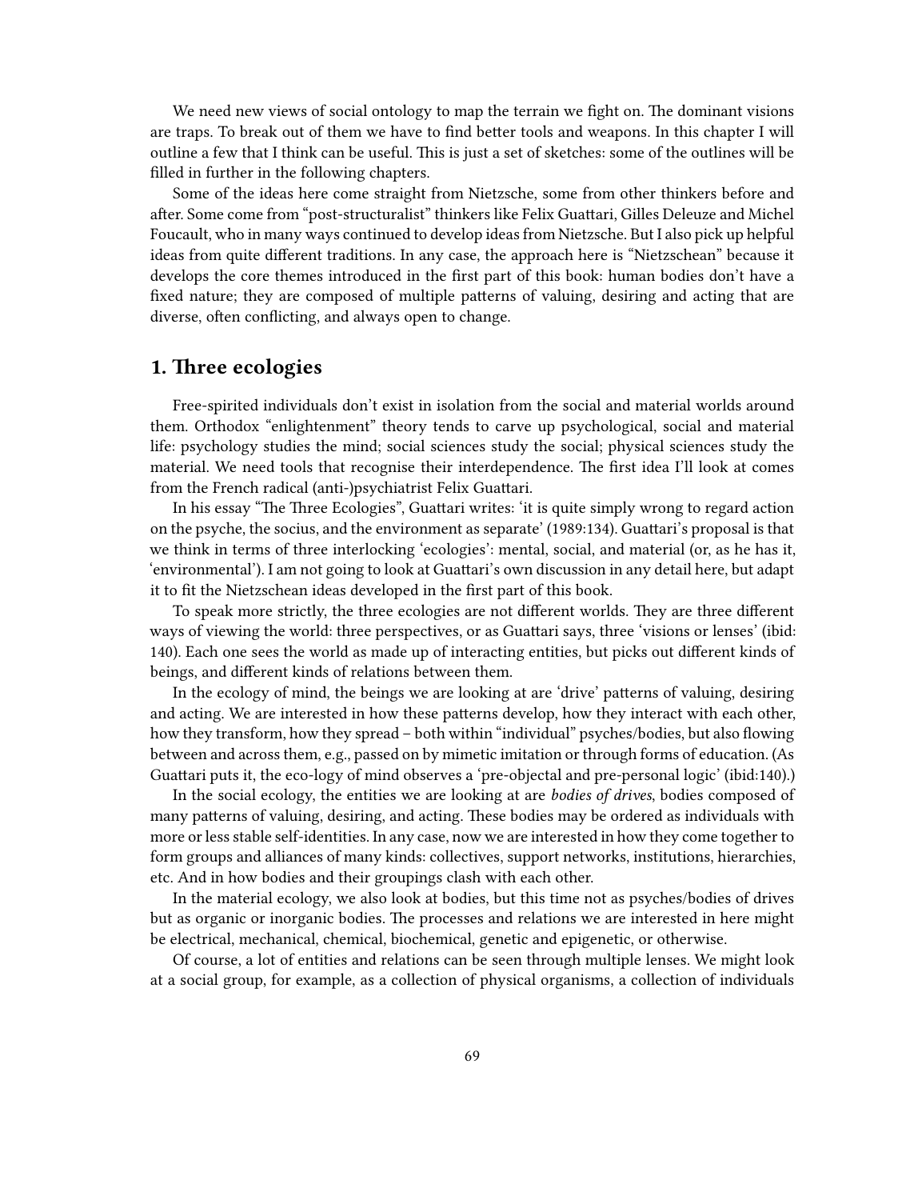We need new views of social ontology to map the terrain we fight on. The dominant visions are traps. To break out of them we have to find better tools and weapons. In this chapter I will outline a few that I think can be useful. This is just a set of sketches: some of the outlines will be filled in further in the following chapters.

Some of the ideas here come straight from Nietzsche, some from other thinkers before and after. Some come from "post-structuralist" thinkers like Felix Guattari, Gilles Deleuze and Michel Foucault, who in many ways continued to develop ideas from Nietzsche. But I also pick up helpful ideas from quite different traditions. In any case, the approach here is "Nietzschean" because it develops the core themes introduced in the first part of this book: human bodies don't have a fixed nature; they are composed of multiple patterns of valuing, desiring and acting that are diverse, often conflicting, and always open to change.

## 1. Three ecologies

Free-spirited individuals don't exist in isolation from the social and material worlds around them. Orthodox "enlightenment" theory tends to carve up psychological, social and material life: psychology studies the mind; social sciences study the social; physical sciences study the material. We need tools that recognise their interdependence. The first idea I'll look at comes from the French radical (anti-)psychiatrist Felix Guattari.

In his essay "The Three Ecologies", Guattari writes: 'it is quite simply wrong to regard action on the psyche, the socius, and the environment as separate' (1989:134). Guattari's proposal is that we think in terms of three interlocking 'ecologies': mental, social, and material (or, as he has it, 'environmental'). I am not going to look at Guattari's own discussion in any detail here, but adapt it to fit the Nietzschean ideas developed in the first part of this book.

To speak more strictly, the three ecologies are not different worlds. They are three different ways of viewing the world: three perspectives, or as Guattari says, three 'visions or lenses' (ibid: 140). Each one sees the world as made up of interacting entities, but picks out different kinds of beings, and different kinds of relations between them.

In the ecology of mind, the beings we are looking at are 'drive' patterns of valuing, desiring and acting. We are interested in how these patterns develop, how they interact with each other, how they transform, how they spread – both within "individual" psyches/bodies, but also flowing between and across them, e.g., passed on by mimetic imitation or through forms of education. (As Guattari puts it, the eco-logy of mind observes a 'pre-objectal and pre-personal logic' (ibid:140).)

In the social ecology, the entities we are looking at are *bodies of drives*, bodies composed of many patterns of valuing, desiring, and acting. These bodies may be ordered as individuals with more or less stable self-identities. In any case, now we are interested in how they come together to form groups and alliances of many kinds: collectives, support networks, institutions, hierarchies, etc. And in how bodies and their groupings clash with each other.

In the material ecology, we also look at bodies, but this time not as psyches/bodies of drives but as organic or inorganic bodies. The processes and relations we are interested in here might be electrical, mechanical, chemical, biochemical, genetic and epigenetic, or otherwise.

Of course, a lot of entities and relations can be seen through multiple lenses. We might look at a social group, for example, as a collection of physical organisms, a collection of individuals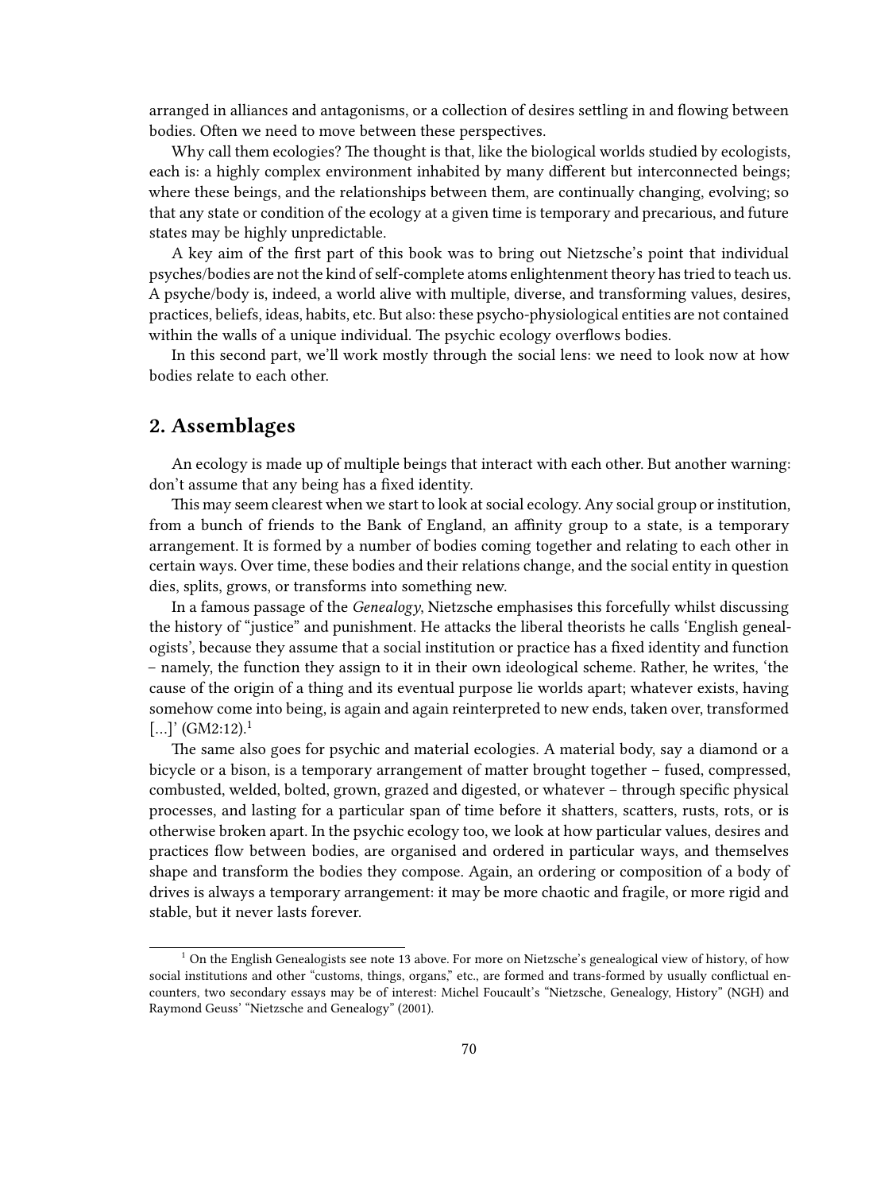arranged in alliances and antagonisms, or a collection of desires settling in and flowing between bodies. Often we need to move between these perspectives.

Why call them ecologies? The thought is that, like the biological worlds studied by ecologists, each is: a highly complex environment inhabited by many different but interconnected beings; where these beings, and the relationships between them, are continually changing, evolving; so that any state or condition of the ecology at a given time is temporary and precarious, and future states may be highly unpredictable.

A key aim of the first part of this book was to bring out Nietzsche's point that individual psyches/bodies are not the kind of self-complete atoms enlightenment theory has tried to teach us. A psyche/body is, indeed, a world alive with multiple, diverse, and transforming values, desires, practices, beliefs, ideas, habits, etc. But also: these psycho-physiological entities are not contained within the walls of a unique individual. The psychic ecology overflows bodies.

In this second part, we'll work mostly through the social lens: we need to look now at how bodies relate to each other.

## 2. Assemblages

An ecology is made up of multiple beings that interact with each other. But another warning: don't assume that any being has a fixed identity.

This may seem clearest when we start to look at social ecology. Any social group or institution, from a bunch of friends to the Bank of England, an affinity group to a state, is a temporary arrangement. It is formed by a number of bodies coming together and relating to each other in certain ways. Over time, these bodies and their relations change, and the social entity in question dies, splits, grows, or transforms into something new.

In a famous passage of the *Genealogy*, Nietzsche emphasises this forcefully whilst discussing the history of "justice" and punishment. He attacks the liberal theorists he calls 'English genealogists', because they assume that a social institution or practice has a fixed identity and function – namely, the function they assign to it in their own ideological scheme. Rather, he writes, 'the cause of the origin of a thing and its eventual purpose lie worlds apart; whatever exists, having somehow come into being, is again and again reinterpreted to new ends, taken over, transformed [...]' (GM2:12).[1]

The same also goes for psychic and material ecologies. A material body, say a diamond or a bicycle or a bison, is a temporary arrangement of matter brought together – fused, compressed, combusted, welded, bolted, grown, grazed and digested, or whatever – through specific physical processes, and lasting for a particular span of time before it shatters, scatters, rusts, rots, or is otherwise broken apart. In the psychic ecology too, we look at how particular values, desires and practices flow between bodies, are organised and ordered in particular ways, and themselves shape and transform the bodies they compose. Again, an ordering or composition of a body of drives is always a temporary arrangement: it may be more chaotic and fragile, or more rigid and stable, but it never lasts forever.

[1] On the English Genealogists see note 13 above. For more on Nietzsche's genealogical view of history, of how social institutions and other "customs, things, organs," etc., are formed and trans-formed by usually conflictual encounters, two secondary essays may be of interest: Michel Foucault's "Nietzsche, Genealogy, History" (NGH) and Raymond Geuss' "Nietzsche and Genealogy" (2001).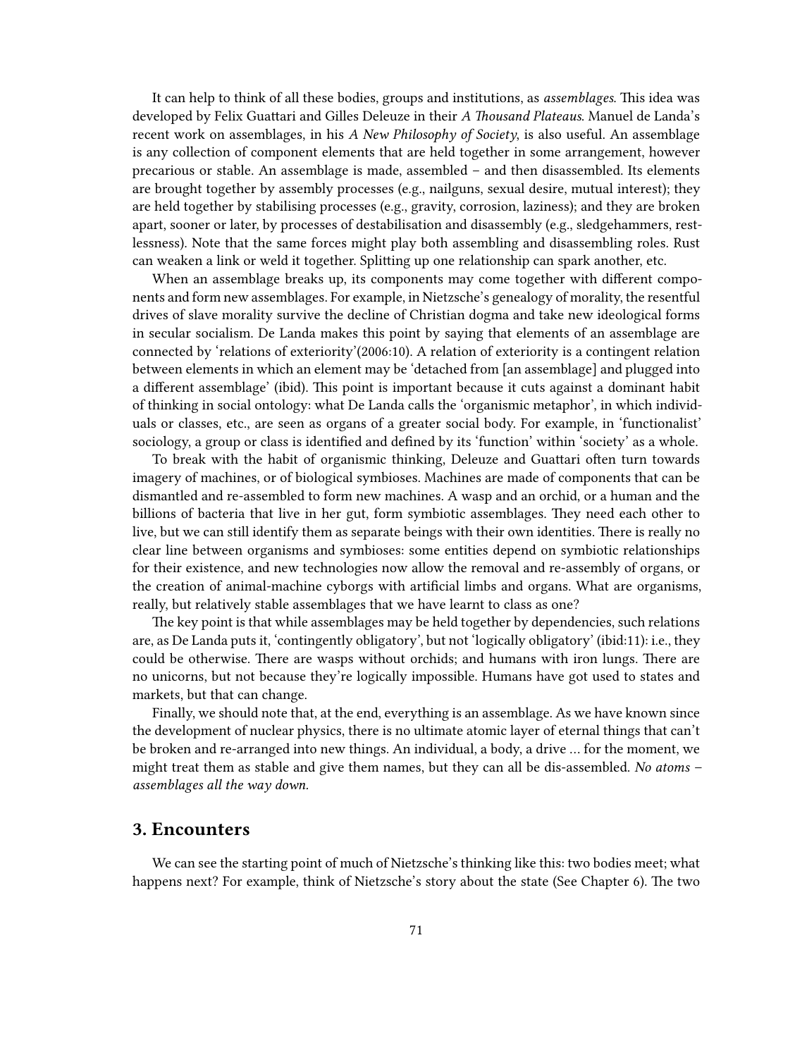It can help to think of all these bodies, groups and institutions, as *assemblages*. This idea was developed by Felix Guattari and Gilles Deleuze in their *A Thousand Plateaus*. Manuel de Landa's recent work on assemblages, in his *A New Philosophy of Society*, is also useful. An assemblage is any collection of component elements that are held together in some arrangement, however precarious or stable. An assemblage is made, assembled – and then disassembled. Its elements are brought together by assembly processes (e.g., nailguns, sexual desire, mutual interest); they are held together by stabilising processes (e.g., gravity, corrosion, laziness); and they are broken apart, sooner or later, by processes of destabilisation and disassembly (e.g., sledgehammers, restlessness). Note that the same forces might play both assembling and disassembling roles. Rust can weaken a link or weld it together. Splitting up one relationship can spark another, etc.

When an assemblage breaks up, its components may come together with different components and form new assemblages. For example, in Nietzsche's genealogy of morality, the resentful drives of slave morality survive the decline of Christian dogma and take new ideological forms in secular socialism. De Landa makes this point by saying that elements of an assemblage are connected by 'relations of exteriority'(2006:10). A relation of exteriority is a contingent relation between elements in which an element may be 'detached from [an assemblage] and plugged into a different assemblage' (ibid). This point is important because it cuts against a dominant habit of thinking in social ontology: what De Landa calls the 'organismic metaphor', in which individuals or classes, etc., are seen as organs of a greater social body. For example, in 'functionalist' sociology, a group or class is identified and defined by its 'function' within 'society' as a whole.

To break with the habit of organismic thinking, Deleuze and Guattari often turn towards imagery of machines, or of biological symbioses. Machines are made of components that can be dismantled and re-assembled to form new machines. A wasp and an orchid, or a human and the billions of bacteria that live in her gut, form symbiotic assemblages. They need each other to live, but we can still identify them as separate beings with their own identities. There is really no clear line between organisms and symbioses: some entities depend on symbiotic relationships for their existence, and new technologies now allow the removal and re-assembly of organs, or the creation of animal-machine cyborgs with artificial limbs and organs. What are organisms, really, but relatively stable assemblages that we have learnt to class as one?

The key point is that while assemblages may be held together by dependencies, such relations are, as De Landa puts it, 'contingently obligatory', but not 'logically obligatory' (ibid:11): i.e., they could be otherwise. There are wasps without orchids; and humans with iron lungs. There are no unicorns, but not because they're logically impossible. Humans have got used to states and markets, but that can change.

Finally, we should note that, at the end, everything is an assemblage. As we have known since the development of nuclear physics, there is no ultimate atomic layer of eternal things that can't be broken and re-arranged into new things. An individual, a body, a drive … for the moment, we might treat them as stable and give them names, but they can all be dis-assembled. *No atoms – assemblages all the way down.*

## 3. Encounters

We can see the starting point of much of Nietzsche's thinking like this: two bodies meet; what happens next? For example, think of Nietzsche's story about the state (See Chapter 6). The two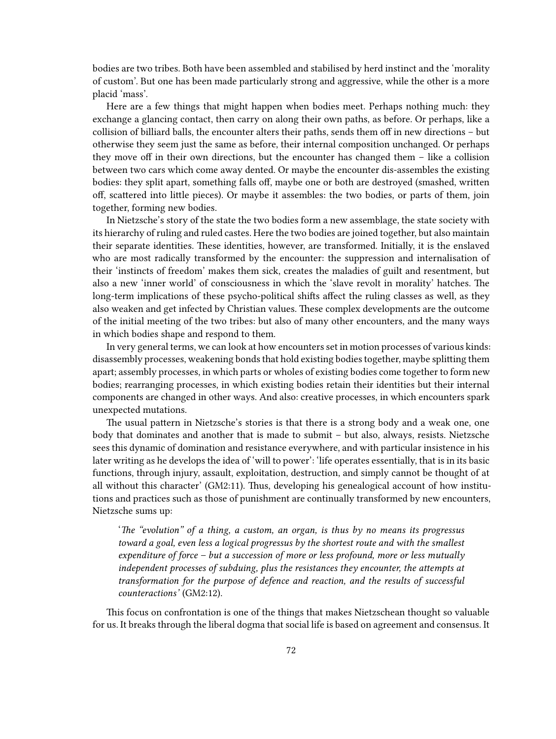bodies are two tribes. Both have been assembled and stabilised by herd instinct and the 'morality of custom'. But one has been made particularly strong and aggressive, while the other is a more placid 'mass'.

Here are a few things that might happen when bodies meet. Perhaps nothing much: they exchange a glancing contact, then carry on along their own paths, as before. Or perhaps, like a collision of billiard balls, the encounter alters their paths, sends them off in new directions – but otherwise they seem just the same as before, their internal composition unchanged. Or perhaps they move off in their own directions, but the encounter has changed them – like a collision between two cars which come away dented. Or maybe the encounter dis-assembles the existing bodies: they split apart, something falls off, maybe one or both are destroyed (smashed, written off, scattered into little pieces). Or maybe it assembles: the two bodies, or parts of them, join together, forming new bodies.

In Nietzsche's story of the state the two bodies form a new assemblage, the state society with its hierarchy of ruling and ruled castes. Here the two bodies are joined together, but also maintain their separate identities. These identities, however, are transformed. Initially, it is the enslaved who are most radically transformed by the encounter: the suppression and internalisation of their 'instincts of freedom' makes them sick, creates the maladies of guilt and resentment, but also a new 'inner world' of consciousness in which the 'slave revolt in morality' hatches. The long-term implications of these psycho-political shifts affect the ruling classes as well, as they also weaken and get infected by Christian values. These complex developments are the outcome of the initial meeting of the two tribes: but also of many other encounters, and the many ways in which bodies shape and respond to them.

In very general terms, we can look at how encounters set in motion processes of various kinds: disassembly processes, weakening bonds that hold existing bodies together, maybe splitting them apart; assembly processes, in which parts or wholes of existing bodies come together to form new bodies; rearranging processes, in which existing bodies retain their identities but their internal components are changed in other ways. And also: creative processes, in which encounters spark unexpected mutations.

The usual pattern in Nietzsche's stories is that there is a strong body and a weak one, one body that dominates and another that is made to submit – but also, always, resists. Nietzsche sees this dynamic of domination and resistance everywhere, and with particular insistence in his later writing as he develops the idea of 'will to power': 'life operates essentially, that is in its basic functions, through injury, assault, exploitation, destruction, and simply cannot be thought of at all without this character' (GM2:11). Thus, developing his genealogical account of how institutions and practices such as those of punishment are continually transformed by new encounters, Nietzsche sums up:

> '*The "evolution" of a thing, a custom, an organ, is thus by no means its progressus toward a goal, even less a logical progressus by the shortest route and with the smallest expenditure of force – but a succession of more or less profound, more or less mutually independent processes of subduing, plus the resistances they encounter, the attempts at transformation for the purpose of defence and reaction, and the results of successful counteractions'* (GM2:12).

This focus on confrontation is one of the things that makes Nietzschean thought so valuable for us. It breaks through the liberal dogma that social life is based on agreement and consensus. It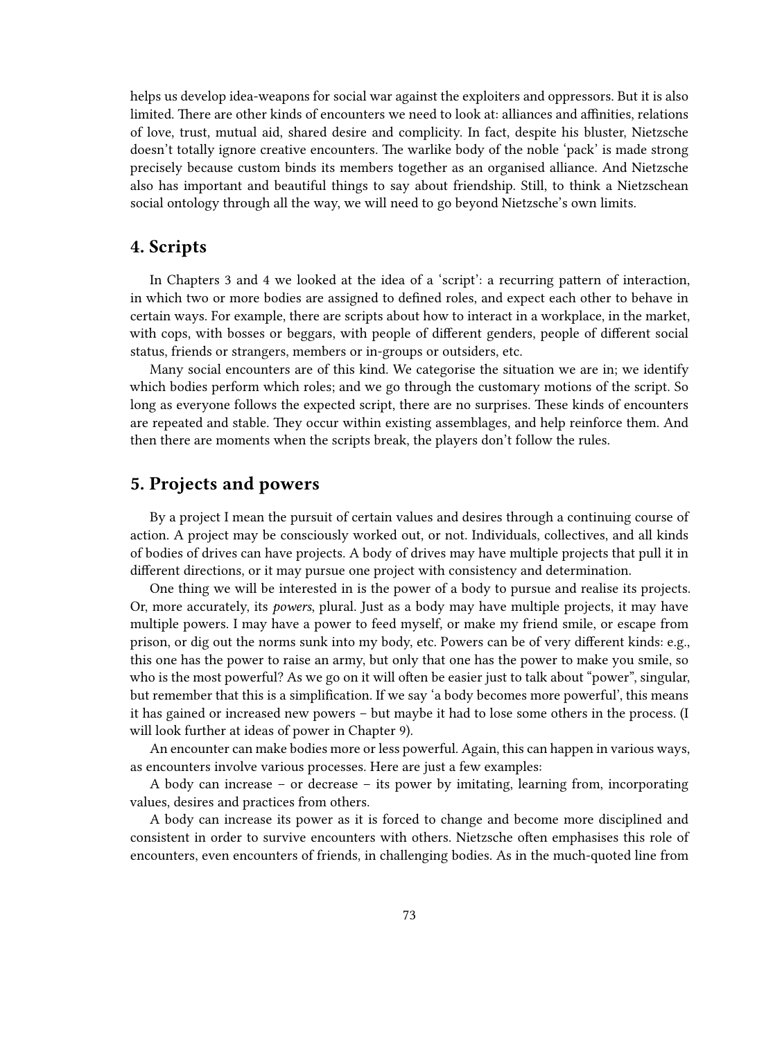helps us develop idea-weapons for social war against the exploiters and oppressors. But it is also limited. There are other kinds of encounters we need to look at: alliances and affinities, relations of love, trust, mutual aid, shared desire and complicity. In fact, despite his bluster, Nietzsche doesn't totally ignore creative encounters. The warlike body of the noble 'pack' is made strong precisely because custom binds its members together as an organised alliance. And Nietzsche also has important and beautiful things to say about friendship. Still, to think a Nietzschean social ontology through all the way, we will need to go beyond Nietzsche's own limits.

## 4. Scripts

In Chapters 3 and 4 we looked at the idea of a 'script': a recurring pattern of interaction, in which two or more bodies are assigned to defined roles, and expect each other to behave in certain ways. For example, there are scripts about how to interact in a workplace, in the market, with cops, with bosses or beggars, with people of different genders, people of different social status, friends or strangers, members or in-groups or outsiders, etc.

Many social encounters are of this kind. We categorise the situation we are in; we identify which bodies perform which roles; and we go through the customary motions of the script. So long as everyone follows the expected script, there are no surprises. These kinds of encounters are repeated and stable. They occur within existing assemblages, and help reinforce them. And then there are moments when the scripts break, the players don't follow the rules.

## 5. Projects and powers

By a project I mean the pursuit of certain values and desires through a continuing course of action. A project may be consciously worked out, or not. Individuals, collectives, and all kinds of bodies of drives can have projects. A body of drives may have multiple projects that pull it in different directions, or it may pursue one project with consistency and determination.

One thing we will be interested in is the power of a body to pursue and realise its projects. Or, more accurately, its *powers*, plural. Just as a body may have multiple projects, it may have multiple powers. I may have a power to feed myself, or make my friend smile, or escape from prison, or dig out the norms sunk into my body, etc. Powers can be of very different kinds: e.g., this one has the power to raise an army, but only that one has the power to make you smile, so who is the most powerful? As we go on it will often be easier just to talk about "power", singular, but remember that this is a simplification. If we say 'a body becomes more powerful', this means it has gained or increased new powers – but maybe it had to lose some others in the process. (I will look further at ideas of power in Chapter 9).

An encounter can make bodies more or less powerful. Again, this can happen in various ways, as encounters involve various processes. Here are just a few examples:

A body can increase – or decrease – its power by imitating, learning from, incorporating values, desires and practices from others.

A body can increase its power as it is forced to change and become more disciplined and consistent in order to survive encounters with others. Nietzsche often emphasises this role of encounters, even encounters of friends, in challenging bodies. As in the much-quoted line from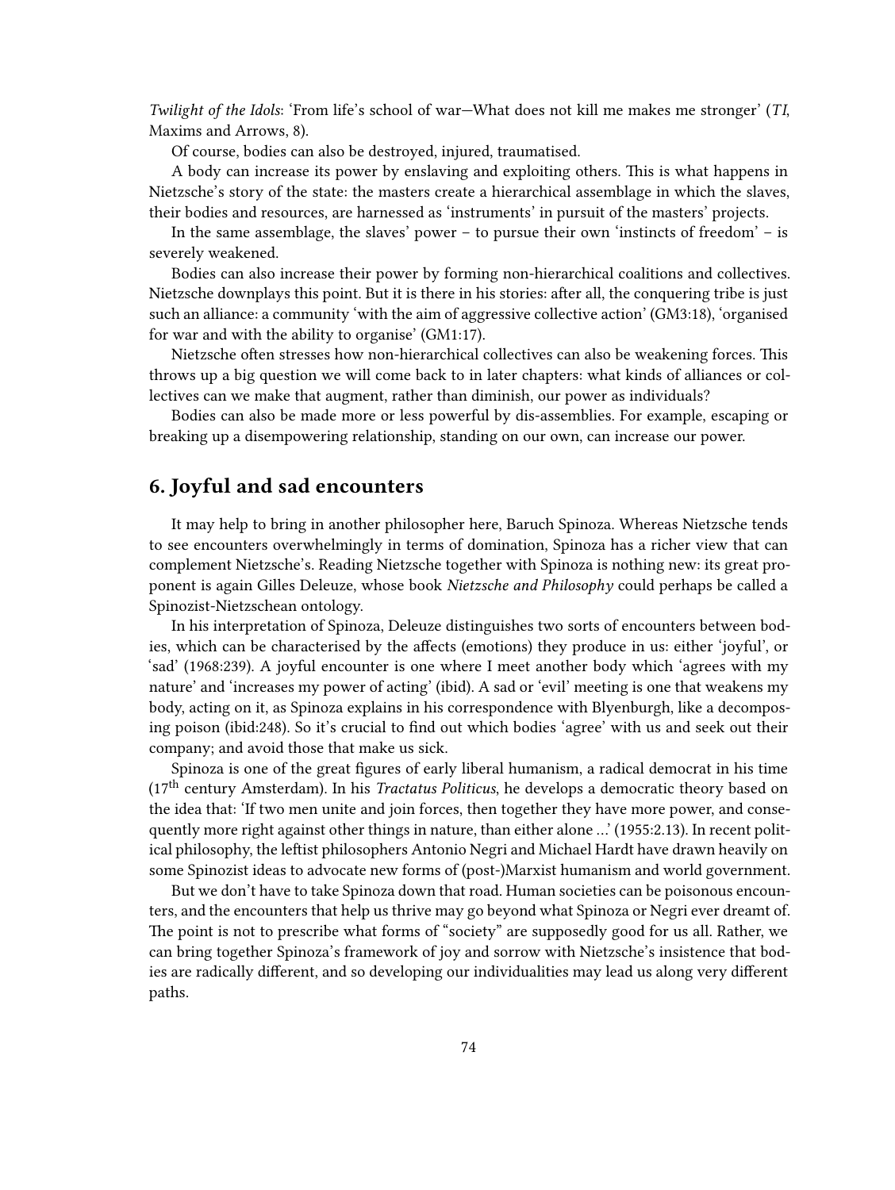*Twilight of the Idols*: 'From life's school of war—What does not kill me makes me stronger' (*TI*, Maxims and Arrows, 8).

Of course, bodies can also be destroyed, injured, traumatised.

A body can increase its power by enslaving and exploiting others. This is what happens in Nietzsche's story of the state: the masters create a hierarchical assemblage in which the slaves, their bodies and resources, are harnessed as 'instruments' in pursuit of the masters' projects.

In the same assemblage, the slaves' power – to pursue their own 'instincts of freedom' – is severely weakened.

Bodies can also increase their power by forming non-hierarchical coalitions and collectives. Nietzsche downplays this point. But it is there in his stories: after all, the conquering tribe is just such an alliance: a community 'with the aim of aggressive collective action' (GM3:18), 'organised for war and with the ability to organise' (GM1:17).

Nietzsche often stresses how non-hierarchical collectives can also be weakening forces. This throws up a big question we will come back to in later chapters: what kinds of alliances or collectives can we make that augment, rather than diminish, our power as individuals?

Bodies can also be made more or less powerful by dis-assemblies. For example, escaping or breaking up a disempowering relationship, standing on our own, can increase our power.

## 6. Joyful and sad encounters

It may help to bring in another philosopher here, Baruch Spinoza. Whereas Nietzsche tends to see encounters overwhelmingly in terms of domination, Spinoza has a richer view that can complement Nietzsche's. Reading Nietzsche together with Spinoza is nothing new: its great proponent is again Gilles Deleuze, whose book *Nietzsche and Philosophy* could perhaps be called a Spinozist-Nietzschean ontology.

In his interpretation of Spinoza, Deleuze distinguishes two sorts of encounters between bodies, which can be characterised by the affects (emotions) they produce in us: either 'joyful', or 'sad' (1968:239). A joyful encounter is one where I meet another body which 'agrees with my nature' and 'increases my power of acting' (ibid). A sad or 'evil' meeting is one that weakens my body, acting on it, as Spinoza explains in his correspondence with Blyenburgh, like a decomposing poison (ibid:248). So it's crucial to find out which bodies 'agree' with us and seek out their company; and avoid those that make us sick.

Spinoza is one of the great figures of early liberal humanism, a radical democrat in his time (17th century Amsterdam). In his *Tractatus Politicus*, he develops a democratic theory based on the idea that: 'If two men unite and join forces, then together they have more power, and consequently more right against other things in nature, than either alone …' (1955:2.13). In recent political philosophy, the leftist philosophers Antonio Negri and Michael Hardt have drawn heavily on some Spinozist ideas to advocate new forms of (post-)Marxist humanism and world government.

But we don't have to take Spinoza down that road. Human societies can be poisonous encounters, and the encounters that help us thrive may go beyond what Spinoza or Negri ever dreamt of. The point is not to prescribe what forms of "society" are supposedly good for us all. Rather, we can bring together Spinoza's framework of joy and sorrow with Nietzsche's insistence that bodies are radically different, and so developing our individualities may lead us along very different paths.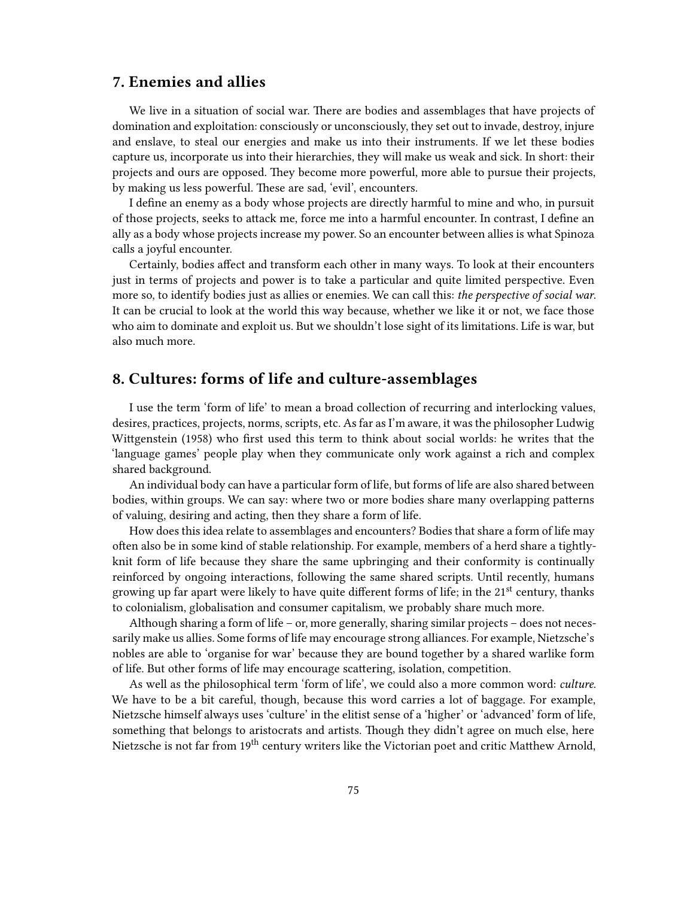## 7. Enemies and allies

We live in a situation of social war. There are bodies and assemblages that have projects of domination and exploitation: consciously or unconsciously, they set out to invade, destroy, injure and enslave, to steal our energies and make us into their instruments. If we let these bodies capture us, incorporate us into their hierarchies, they will make us weak and sick. In short: their projects and ours are opposed. They become more powerful, more able to pursue their projects, by making us less powerful. These are sad, 'evil', encounters.

I define an enemy as a body whose projects are directly harmful to mine and who, in pursuit of those projects, seeks to attack me, force me into a harmful encounter. In contrast, I define an ally as a body whose projects increase my power. So an encounter between allies is what Spinoza calls a joyful encounter.

Certainly, bodies affect and transform each other in many ways. To look at their encounters just in terms of projects and power is to take a particular and quite limited perspective. Even more so, to identify bodies just as allies or enemies. We can call this: *the perspective of social war*. It can be crucial to look at the world this way because, whether we like it or not, we face those who aim to dominate and exploit us. But we shouldn't lose sight of its limitations. Life is war, but also much more.

## 8. Cultures: forms of life and culture-assemblages

I use the term 'form of life' to mean a broad collection of recurring and interlocking values, desires, practices, projects, norms, scripts, etc. As far as I'm aware, it was the philosopher Ludwig Wittgenstein (1958) who first used this term to think about social worlds: he writes that the 'language games' people play when they communicate only work against a rich and complex shared background.

An individual body can have a particular form of life, but forms of life are also shared between bodies, within groups. We can say: where two or more bodies share many overlapping patterns of valuing, desiring and acting, then they share a form of life.

How does this idea relate to assemblages and encounters? Bodies that share a form of life may often also be in some kind of stable relationship. For example, members of a herd share a tightly-knit form of life because they share the same upbringing and their conformity is continually reinforced by ongoing interactions, following the same shared scripts. Until recently, humans growing up far apart were likely to have quite different forms of life; in the 21st century, thanks to colonialism, globalisation and consumer capitalism, we probably share much more.

Although sharing a form of life – or, more generally, sharing similar projects – does not necessarily make us allies. Some forms of life may encourage strong alliances. For example, Nietzsche's nobles are able to 'organise for war' because they are bound together by a shared warlike form of life. But other forms of life may encourage scattering, isolation, competition.

As well as the philosophical term 'form of life', we could also a more common word: *culture*. We have to be a bit careful, though, because this word carries a lot of baggage. For example, Nietzsche himself always uses 'culture' in the elitist sense of a 'higher' or 'advanced' form of life, something that belongs to aristocrats and artists. Though they didn't agree on much else, here Nietzsche is not far from 19th century writers like the Victorian poet and critic Matthew Arnold,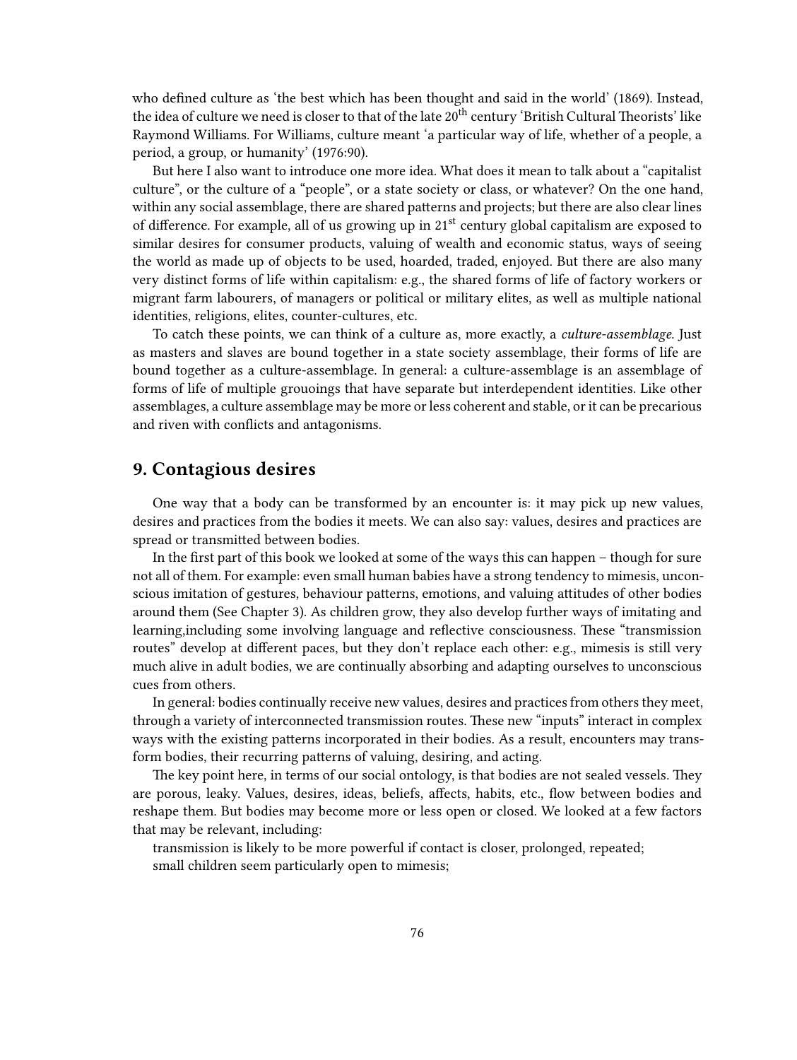who defined culture as 'the best which has been thought and said in the world' (1869). Instead, the idea of culture we need is closer to that of the late 20th century 'British Cultural Theorists' like Raymond Williams. For Williams, culture meant 'a particular way of life, whether of a people, a period, a group, or humanity' (1976:90).

But here I also want to introduce one more idea. What does it mean to talk about a "capitalist culture", or the culture of a "people", or a state society or class, or whatever? On the one hand, within any social assemblage, there are shared patterns and projects; but there are also clear lines of difference. For example, all of us growing up in 21st century global capitalism are exposed to similar desires for consumer products, valuing of wealth and economic status, ways of seeing the world as made up of objects to be used, hoarded, traded, enjoyed. But there are also many very distinct forms of life within capitalism: e.g., the shared forms of life of factory workers or migrant farm labourers, of managers or political or military elites, as well as multiple national identities, religions, elites, counter-cultures, etc.

To catch these points, we can think of a culture as, more exactly, a *culture-assemblage*. Just as masters and slaves are bound together in a state society assemblage, their forms of life are bound together as a culture-assemblage. In general: a culture-assemblage is an assemblage of forms of life of multiple grouoings that have separate but interdependent identities. Like other assemblages, a culture assemblage may be more or less coherent and stable, or it can be precarious and riven with conflicts and antagonisms.

## 9. Contagious desires

One way that a body can be transformed by an encounter is: it may pick up new values, desires and practices from the bodies it meets. We can also say: values, desires and practices are spread or transmitted between bodies.

In the first part of this book we looked at some of the ways this can happen – though for sure not all of them. For example: even small human babies have a strong tendency to mimesis, unconscious imitation of gestures, behaviour patterns, emotions, and valuing attitudes of other bodies around them (See Chapter 3). As children grow, they also develop further ways of imitating and learning,including some involving language and reflective consciousness. These "transmission routes" develop at different paces, but they don't replace each other: e.g., mimesis is still very much alive in adult bodies, we are continually absorbing and adapting ourselves to unconscious cues from others.

In general: bodies continually receive new values, desires and practices from others they meet, through a variety of interconnected transmission routes. These new "inputs" interact in complex ways with the existing patterns incorporated in their bodies. As a result, encounters may transform bodies, their recurring patterns of valuing, desiring, and acting.

The key point here, in terms of our social ontology, is that bodies are not sealed vessels. They are porous, leaky. Values, desires, ideas, beliefs, affects, habits, etc., flow between bodies and reshape them. But bodies may become more or less open or closed. We looked at a few factors that may be relevant, including:

transmission is likely to be more powerful if contact is closer, prolonged, repeated;

small children seem particularly open to mimesis;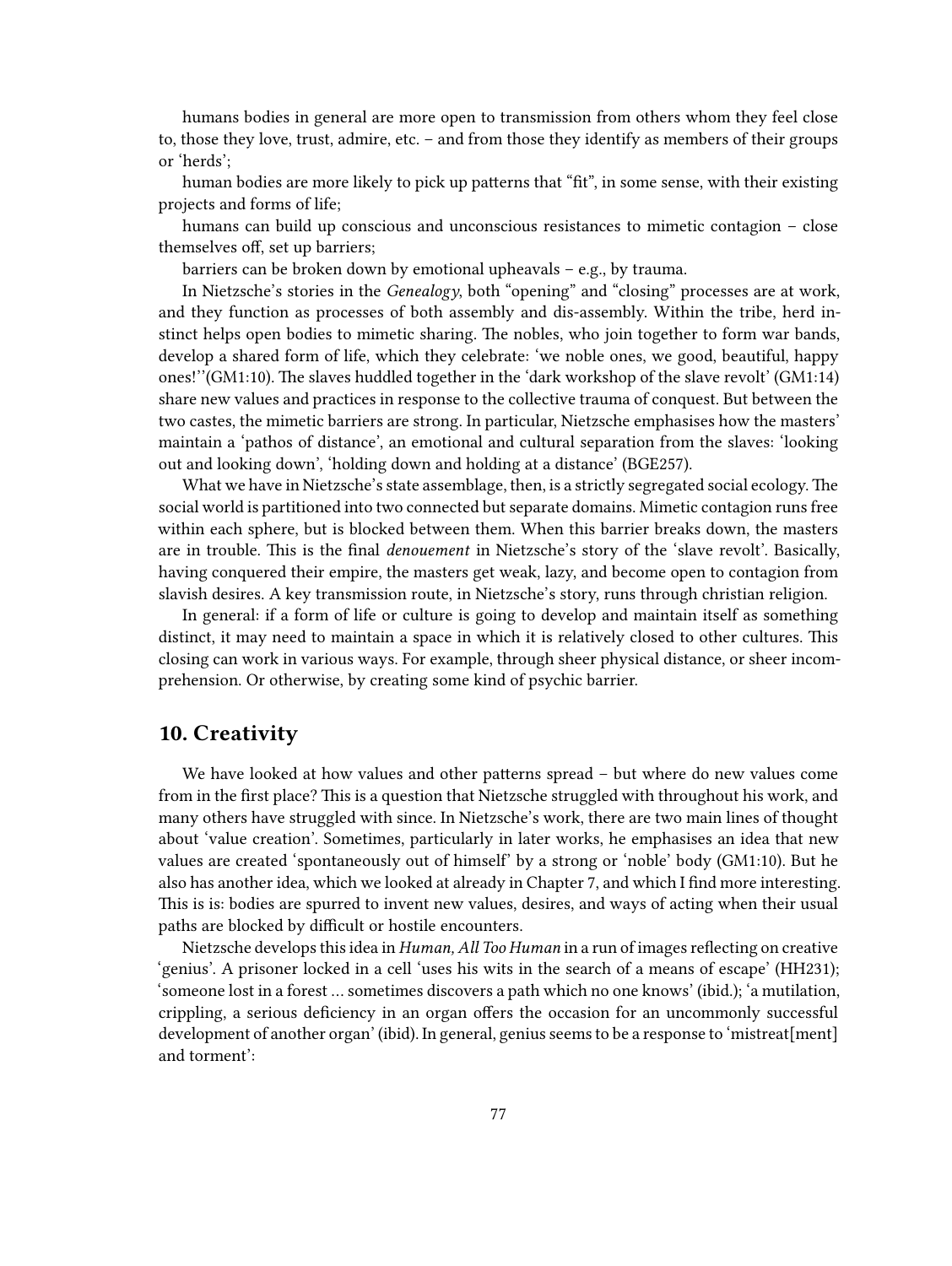humans bodies in general are more open to transmission from others whom they feel close to, those they love, trust, admire, etc. – and from those they identify as members of their groups or 'herds';

human bodies are more likely to pick up patterns that "fit", in some sense, with their existing projects and forms of life;

humans can build up conscious and unconscious resistances to mimetic contagion – close themselves off, set up barriers;

barriers can be broken down by emotional upheavals – e.g., by trauma.

In Nietzsche's stories in the *Genealogy*, both "opening" and "closing" processes are at work, and they function as processes of both assembly and dis-assembly. Within the tribe, herd instinct helps open bodies to mimetic sharing. The nobles, who join together to form war bands, develop a shared form of life, which they celebrate: 'we noble ones, we good, beautiful, happy ones!''(GM1:10). The slaves huddled together in the 'dark workshop of the slave revolt' (GM1:14) share new values and practices in response to the collective trauma of conquest. But between the two castes, the mimetic barriers are strong. In particular, Nietzsche emphasises how the masters' maintain a 'pathos of distance', an emotional and cultural separation from the slaves: 'looking out and looking down', 'holding down and holding at a distance' (BGE257).

What we have in Nietzsche's state assemblage, then, is a strictly segregated social ecology. The social world is partitioned into two connected but separate domains. Mimetic contagion runs free within each sphere, but is blocked between them. When this barrier breaks down, the masters are in trouble. This is the final *denouement* in Nietzsche's story of the 'slave revolt'. Basically, having conquered their empire, the masters get weak, lazy, and become open to contagion from slavish desires. A key transmission route, in Nietzsche's story, runs through christian religion.

In general: if a form of life or culture is going to develop and maintain itself as something distinct, it may need to maintain a space in which it is relatively closed to other cultures. This closing can work in various ways. For example, through sheer physical distance, or sheer incomprehension. Or otherwise, by creating some kind of psychic barrier.

## 10. Creativity

We have looked at how values and other patterns spread – but where do new values come from in the first place? This is a question that Nietzsche struggled with throughout his work, and many others have struggled with since. In Nietzsche's work, there are two main lines of thought about 'value creation'. Sometimes, particularly in later works, he emphasises an idea that new values are created 'spontaneously out of himself' by a strong or 'noble' body (GM1:10). But he also has another idea, which we looked at already in Chapter 7, and which I find more interesting. This is is: bodies are spurred to invent new values, desires, and ways of acting when their usual paths are blocked by difficult or hostile encounters.

Nietzsche develops this idea in *Human, All Too Human* in a run of images reflecting on creative 'genius'. A prisoner locked in a cell 'uses his wits in the search of a means of escape' (HH231); 'someone lost in a forest … sometimes discovers a path which no one knows' (ibid.); 'a mutilation, crippling, a serious deficiency in an organ offers the occasion for an uncommonly successful development of another organ' (ibid). In general, genius seems to be a response to 'mistreat[ment] and torment':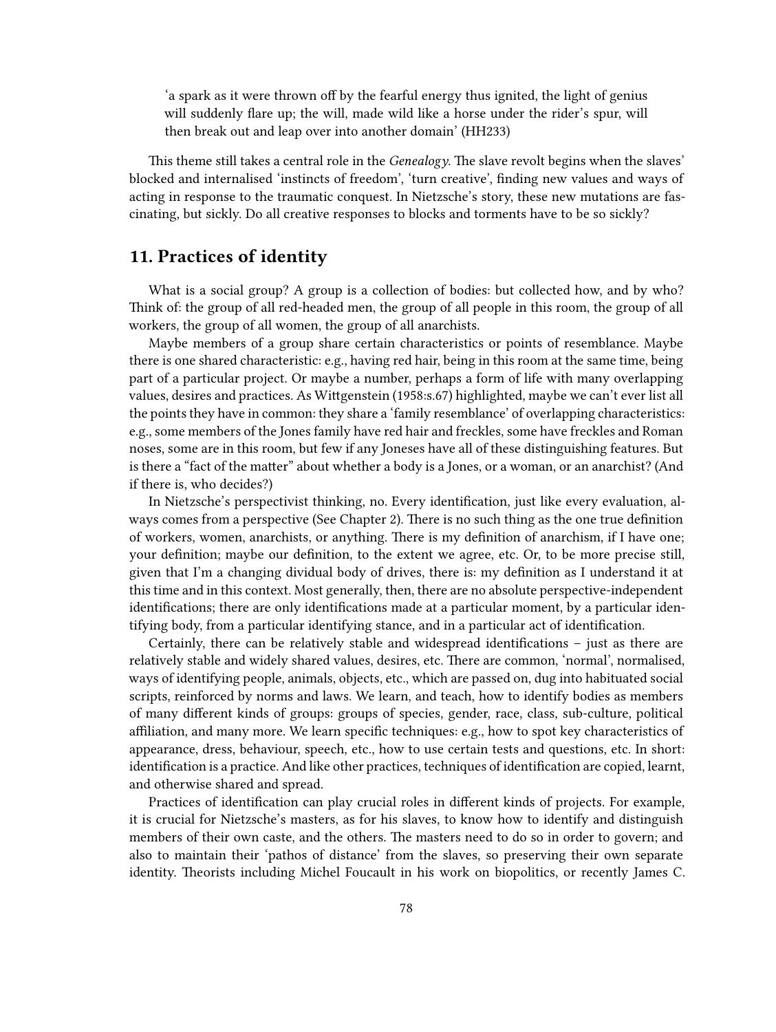> 'a spark as it were thrown off by the fearful energy thus ignited, the light of genius will suddenly flare up; the will, made wild like a horse under the rider's spur, will then break out and leap over into another domain' (HH233)

This theme still takes a central role in the *Genealogy*. The slave revolt begins when the slaves' blocked and internalised 'instincts of freedom', 'turn creative', finding new values and ways of acting in response to the traumatic conquest. In Nietzsche's story, these new mutations are fascinating, but sickly. Do all creative responses to blocks and torments have to be so sickly?

## 11. Practices of identity

What is a social group? A group is a collection of bodies: but collected how, and by who? Think of: the group of all red-headed men, the group of all people in this room, the group of all workers, the group of all women, the group of all anarchists.

Maybe members of a group share certain characteristics or points of resemblance. Maybe there is one shared characteristic: e.g., having red hair, being in this room at the same time, being part of a particular project. Or maybe a number, perhaps a form of life with many overlapping values, desires and practices. As Wittgenstein (1958:s.67) highlighted, maybe we can't ever list all the points they have in common: they share a 'family resemblance' of overlapping characteristics: e.g., some members of the Jones family have red hair and freckles, some have freckles and Roman noses, some are in this room, but few if any Joneses have all of these distinguishing features. But is there a "fact of the matter" about whether a body is a Jones, or a woman, or an anarchist? (And if there is, who decides?)

In Nietzsche's perspectivist thinking, no. Every identification, just like every evaluation, always comes from a perspective (See Chapter 2). There is no such thing as the one true definition of workers, women, anarchists, or anything. There is my definition of anarchism, if I have one; your definition; maybe our definition, to the extent we agree, etc. Or, to be more precise still, given that I'm a changing dividual body of drives, there is: my definition as I understand it at this time and in this context. Most generally, then, there are no absolute perspective-independent identifications; there are only identifications made at a particular moment, by a particular identifying body, from a particular identifying stance, and in a particular act of identification.

Certainly, there can be relatively stable and widespread identifications – just as there are relatively stable and widely shared values, desires, etc. There are common, 'normal', normalised, ways of identifying people, animals, objects, etc., which are passed on, dug into habituated social scripts, reinforced by norms and laws. We learn, and teach, how to identify bodies as members of many different kinds of groups: groups of species, gender, race, class, sub-culture, political affiliation, and many more. We learn specific techniques: e.g., how to spot key characteristics of appearance, dress, behaviour, speech, etc., how to use certain tests and questions, etc. In short: identification is a practice. And like other practices, techniques of identification are copied, learnt, and otherwise shared and spread.

Practices of identification can play crucial roles in different kinds of projects. For example, it is crucial for Nietzsche's masters, as for his slaves, to know how to identify and distinguish members of their own caste, and the others. The masters need to do so in order to govern; and also to maintain their 'pathos of distance' from the slaves, so preserving their own separate identity. Theorists including Michel Foucault in his work on biopolitics, or recently James C.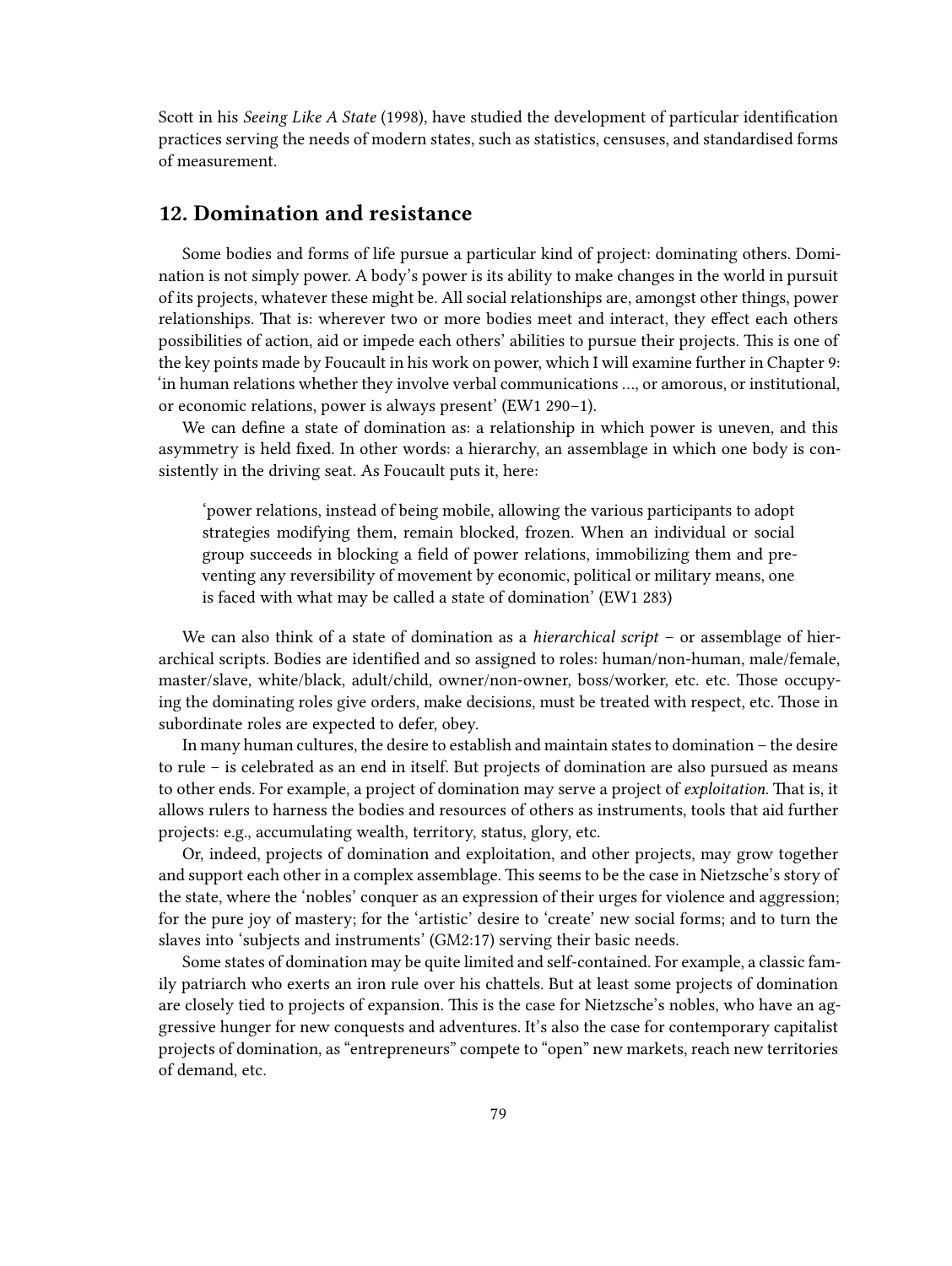Scott in his *Seeing Like A State* (1998), have studied the development of particular identification practices serving the needs of modern states, such as statistics, censuses, and standardised forms of measurement.

## 12. Domination and resistance

Some bodies and forms of life pursue a particular kind of project: dominating others. Domination is not simply power. A body's power is its ability to make changes in the world in pursuit of its projects, whatever these might be. All social relationships are, amongst other things, power relationships. That is: wherever two or more bodies meet and interact, they effect each others possibilities of action, aid or impede each others' abilities to pursue their projects. This is one of the key points made by Foucault in his work on power, which I will examine further in Chapter 9: 'in human relations whether they involve verbal communications …, or amorous, or institutional, or economic relations, power is always present' (EW1 290–1).

We can define a state of domination as: a relationship in which power is uneven, and this asymmetry is held fixed. In other words: a hierarchy, an assemblage in which one body is consistently in the driving seat. As Foucault puts it, here:

> 'power relations, instead of being mobile, allowing the various participants to adopt strategies modifying them, remain blocked, frozen. When an individual or social group succeeds in blocking a field of power relations, immobilizing them and preventing any reversibility of movement by economic, political or military means, one is faced with what may be called a state of domination' (EW1 283)

We can also think of a state of domination as a *hierarchical script* – or assemblage of hierarchical scripts. Bodies are identified and so assigned to roles: human/non-human, male/female, master/slave, white/black, adult/child, owner/non-owner, boss/worker, etc. etc. Those occupying the dominating roles give orders, make decisions, must be treated with respect, etc. Those in subordinate roles are expected to defer, obey.

In many human cultures, the desire to establish and maintain states to domination – the desire to rule – is celebrated as an end in itself. But projects of domination are also pursued as means to other ends. For example, a project of domination may serve a project of *exploitation*. That is, it allows rulers to harness the bodies and resources of others as instruments, tools that aid further projects: e.g., accumulating wealth, territory, status, glory, etc.

Or, indeed, projects of domination and exploitation, and other projects, may grow together and support each other in a complex assemblage. This seems to be the case in Nietzsche's story of the state, where the 'nobles' conquer as an expression of their urges for violence and aggression; for the pure joy of mastery; for the 'artistic' desire to 'create' new social forms; and to turn the slaves into 'subjects and instruments' (GM2:17) serving their basic needs.

Some states of domination may be quite limited and self-contained. For example, a classic family patriarch who exerts an iron rule over his chattels. But at least some projects of domination are closely tied to projects of expansion. This is the case for Nietzsche's nobles, who have an aggressive hunger for new conquests and adventures. It's also the case for contemporary capitalist projects of domination, as "entrepreneurs" compete to "open" new markets, reach new territories of demand, etc.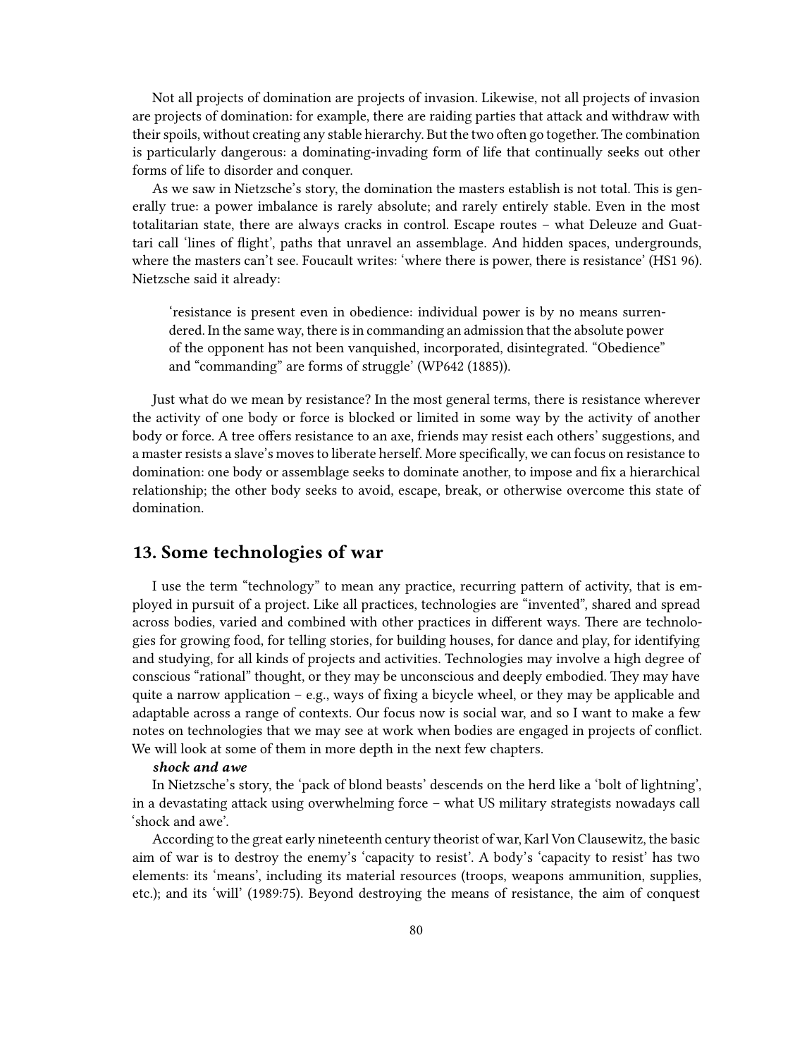Not all projects of domination are projects of invasion. Likewise, not all projects of invasion are projects of domination: for example, there are raiding parties that attack and withdraw with their spoils, without creating any stable hierarchy. But the two often go together. The combination is particularly dangerous: a dominating-invading form of life that continually seeks out other forms of life to disorder and conquer.

As we saw in Nietzsche's story, the domination the masters establish is not total. This is generally true: a power imbalance is rarely absolute; and rarely entirely stable. Even in the most totalitarian state, there are always cracks in control. Escape routes – what Deleuze and Guattari call 'lines of flight', paths that unravel an assemblage. And hidden spaces, undergrounds, where the masters can't see. Foucault writes: 'where there is power, there is resistance' (HS1 96). Nietzsche said it already:

> 'resistance is present even in obedience: individual power is by no means surrendered. In the same way, there is in commanding an admission that the absolute power of the opponent has not been vanquished, incorporated, disintegrated. "Obedience" and "commanding" are forms of struggle' (WP642 (1885)).

Just what do we mean by resistance? In the most general terms, there is resistance wherever the activity of one body or force is blocked or limited in some way by the activity of another body or force. A tree offers resistance to an axe, friends may resist each others' suggestions, and a master resists a slave's moves to liberate herself. More specifically, we can focus on resistance to domination: one body or assemblage seeks to dominate another, to impose and fix a hierarchical relationship; the other body seeks to avoid, escape, break, or otherwise overcome this state of domination.

## 13. Some technologies of war

I use the term "technology" to mean any practice, recurring pattern of activity, that is employed in pursuit of a project. Like all practices, technologies are "invented", shared and spread across bodies, varied and combined with other practices in different ways. There are technologies for growing food, for telling stories, for building houses, for dance and play, for identifying and studying, for all kinds of projects and activities. Technologies may involve a high degree of conscious "rational" thought, or they may be unconscious and deeply embodied. They may have quite a narrow application – e.g., ways of fixing a bicycle wheel, or they may be applicable and adaptable across a range of contexts. Our focus now is social war, and so I want to make a few notes on technologies that we may see at work when bodies are engaged in projects of conflict. We will look at some of them in more depth in the next few chapters.

***shock and awe***

In Nietzsche's story, the 'pack of blond beasts' descends on the herd like a 'bolt of lightning', in a devastating attack using overwhelming force – what US military strategists nowadays call 'shock and awe'.

According to the great early nineteenth century theorist of war, Karl Von Clausewitz, the basic aim of war is to destroy the enemy's 'capacity to resist'. A body's 'capacity to resist' has two elements: its 'means', including its material resources (troops, weapons ammunition, supplies, etc.); and its 'will' (1989:75). Beyond destroying the means of resistance, the aim of conquest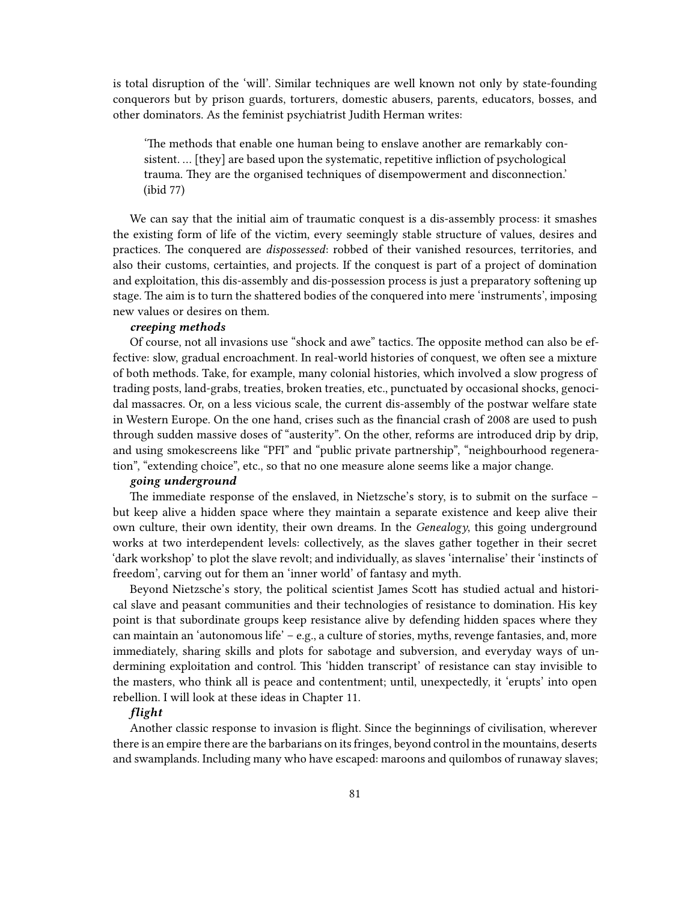is total disruption of the 'will'. Similar techniques are well known not only by state-founding conquerors but by prison guards, torturers, domestic abusers, parents, educators, bosses, and other dominators. As the feminist psychiatrist Judith Herman writes:

> 'The methods that enable one human being to enslave another are remarkably consistent. … [they] are based upon the systematic, repetitive infliction of psychological trauma. They are the organised techniques of disempowerment and disconnection.' (ibid 77)

We can say that the initial aim of traumatic conquest is a dis-assembly process: it smashes the existing form of life of the victim, every seemingly stable structure of values, desires and practices. The conquered are *dispossessed*: robbed of their vanished resources, territories, and also their customs, certainties, and projects. If the conquest is part of a project of domination and exploitation, this dis-assembly and dis-possession process is just a preparatory softening up stage. The aim is to turn the shattered bodies of the conquered into mere 'instruments', imposing new values or desires on them.

***creeping methods***

Of course, not all invasions use "shock and awe" tactics. The opposite method can also be effective: slow, gradual encroachment. In real-world histories of conquest, we often see a mixture of both methods. Take, for example, many colonial histories, which involved a slow progress of trading posts, land-grabs, treaties, broken treaties, etc., punctuated by occasional shocks, genocidal massacres. Or, on a less vicious scale, the current dis-assembly of the postwar welfare state in Western Europe. On the one hand, crises such as the financial crash of 2008 are used to push through sudden massive doses of "austerity". On the other, reforms are introduced drip by drip, and using smokescreens like "PFI" and "public private partnership", "neighbourhood regeneration", "extending choice", etc., so that no one measure alone seems like a major change.

***going underground***

The immediate response of the enslaved, in Nietzsche's story, is to submit on the surface – but keep alive a hidden space where they maintain a separate existence and keep alive their own culture, their own identity, their own dreams. In the *Genealogy*, this going underground works at two interdependent levels: collectively, as the slaves gather together in their secret 'dark workshop' to plot the slave revolt; and individually, as slaves 'internalise' their 'instincts of freedom', carving out for them an 'inner world' of fantasy and myth.

Beyond Nietzsche's story, the political scientist James Scott has studied actual and historical slave and peasant communities and their technologies of resistance to domination. His key point is that subordinate groups keep resistance alive by defending hidden spaces where they can maintain an 'autonomous life' – e.g., a culture of stories, myths, revenge fantasies, and, more immediately, sharing skills and plots for sabotage and subversion, and everyday ways of undermining exploitation and control. This 'hidden transcript' of resistance can stay invisible to the masters, who think all is peace and contentment; until, unexpectedly, it 'erupts' into open rebellion. I will look at these ideas in Chapter 11.

***flight***

Another classic response to invasion is flight. Since the beginnings of civilisation, wherever there is an empire there are the barbarians on its fringes, beyond control in the mountains, deserts and swamplands. Including many who have escaped: maroons and quilombos of runaway slaves;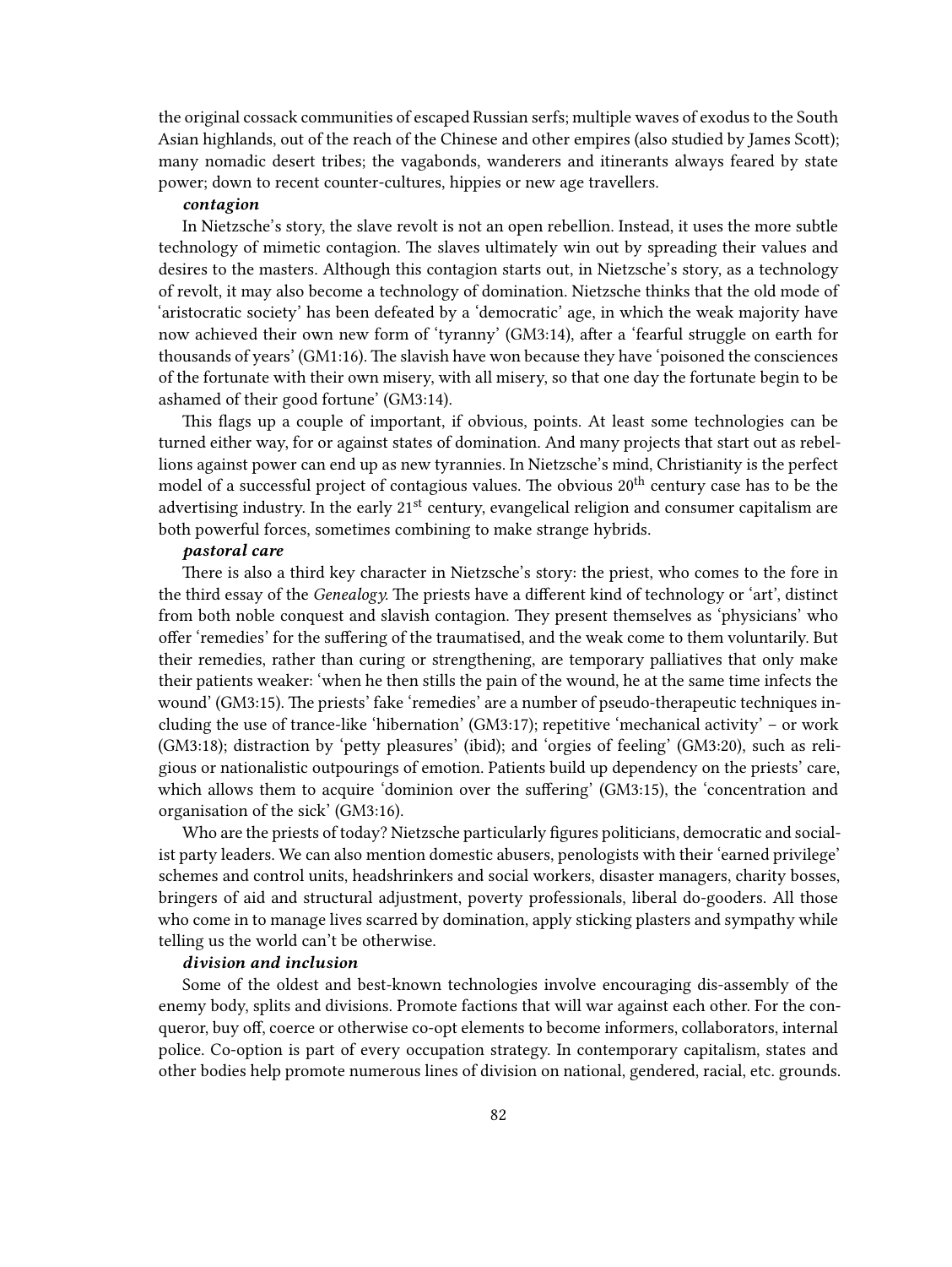the original cossack communities of escaped Russian serfs; multiple waves of exodus to the South Asian highlands, out of the reach of the Chinese and other empires (also studied by James Scott); many nomadic desert tribes; the vagabonds, wanderers and itinerants always feared by state power; down to recent counter-cultures, hippies or new age travellers.

***contagion***

In Nietzsche's story, the slave revolt is not an open rebellion. Instead, it uses the more subtle technology of mimetic contagion. The slaves ultimately win out by spreading their values and desires to the masters. Although this contagion starts out, in Nietzsche's story, as a technology of revolt, it may also become a technology of domination. Nietzsche thinks that the old mode of 'aristocratic society' has been defeated by a 'democratic' age, in which the weak majority have now achieved their own new form of 'tyranny' (GM3:14), after a 'fearful struggle on earth for thousands of years' (GM1:16). The slavish have won because they have 'poisoned the consciences of the fortunate with their own misery, with all misery, so that one day the fortunate begin to be ashamed of their good fortune' (GM3:14).

This flags up a couple of important, if obvious, points. At least some technologies can be turned either way, for or against states of domination. And many projects that start out as rebellions against power can end up as new tyrannies. In Nietzsche's mind, Christianity is the perfect model of a successful project of contagious values. The obvious 20th century case has to be the advertising industry. In the early 21st century, evangelical religion and consumer capitalism are both powerful forces, sometimes combining to make strange hybrids.

***pastoral care***

There is also a third key character in Nietzsche's story: the priest, who comes to the fore in the third essay of the *Genealogy.* The priests have a different kind of technology or 'art', distinct from both noble conquest and slavish contagion. They present themselves as 'physicians' who offer 'remedies' for the suffering of the traumatised, and the weak come to them voluntarily. But their remedies, rather than curing or strengthening, are temporary palliatives that only make their patients weaker: 'when he then stills the pain of the wound, he at the same time infects the wound' (GM3:15). The priests' fake 'remedies' are a number of pseudo-therapeutic techniques including the use of trance-like 'hibernation' (GM3:17); repetitive 'mechanical activity' – or work (GM3:18); distraction by 'petty pleasures' (ibid); and 'orgies of feeling' (GM3:20), such as religious or nationalistic outpourings of emotion. Patients build up dependency on the priests' care, which allows them to acquire 'dominion over the suffering' (GM3:15), the 'concentration and organisation of the sick' (GM3:16).

Who are the priests of today? Nietzsche particularly figures politicians, democratic and socialist party leaders. We can also mention domestic abusers, penologists with their 'earned privilege' schemes and control units, headshrinkers and social workers, disaster managers, charity bosses, bringers of aid and structural adjustment, poverty professionals, liberal do-gooders. All those who come in to manage lives scarred by domination, apply sticking plasters and sympathy while telling us the world can't be otherwise.

***division and inclusion***

Some of the oldest and best-known technologies involve encouraging dis-assembly of the enemy body, splits and divisions. Promote factions that will war against each other. For the conqueror, buy off, coerce or otherwise co-opt elements to become informers, collaborators, internal police. Co-option is part of every occupation strategy. In contemporary capitalism, states and other bodies help promote numerous lines of division on national, gendered, racial, etc. grounds.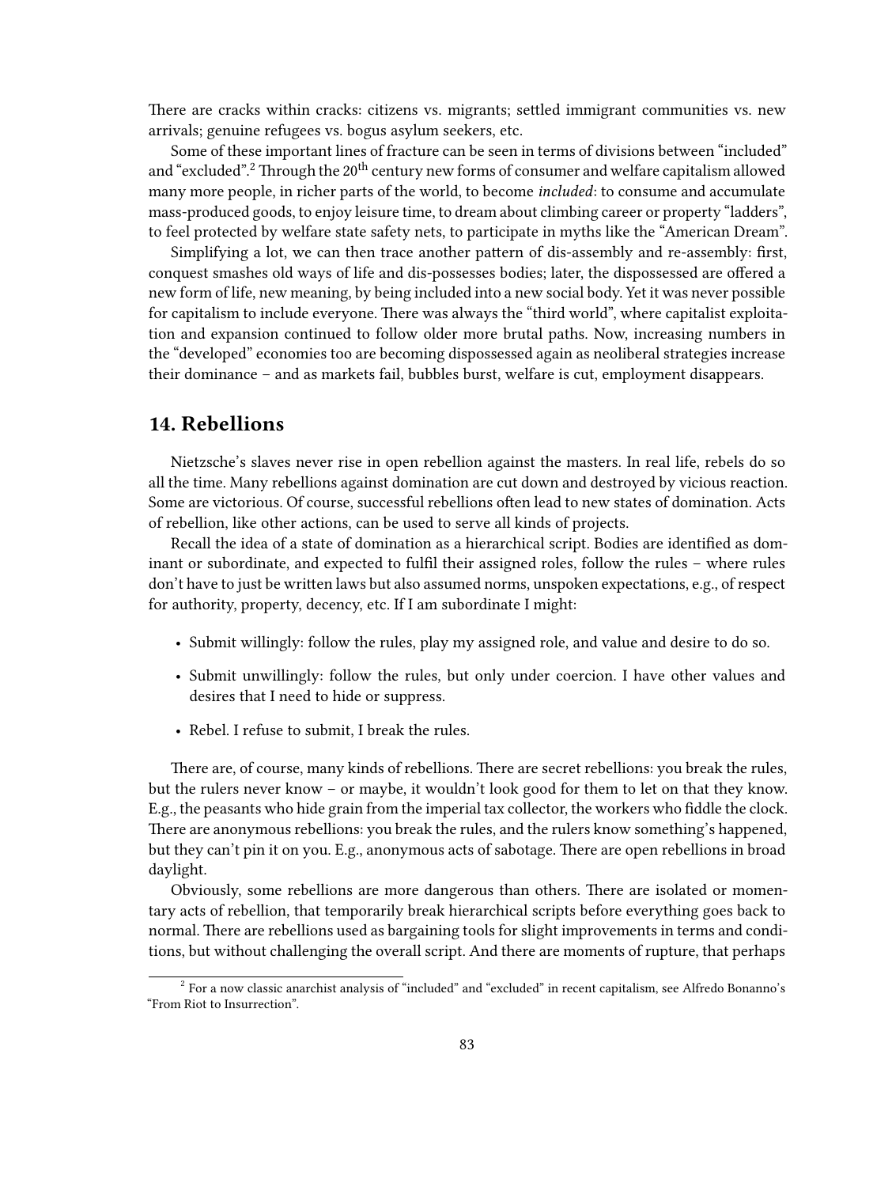There are cracks within cracks: citizens vs. migrants; settled immigrant communities vs. new arrivals; genuine refugees vs. bogus asylum seekers, etc.

Some of these important lines of fracture can be seen in terms of divisions between "included" and "excluded".[2] Through the 20th century new forms of consumer and welfare capitalism allowed many more people, in richer parts of the world, to become *included*: to consume and accumulate mass-produced goods, to enjoy leisure time, to dream about climbing career or property "ladders", to feel protected by welfare state safety nets, to participate in myths like the "American Dream".

Simplifying a lot, we can then trace another pattern of dis-assembly and re-assembly: first, conquest smashes old ways of life and dis-possesses bodies; later, the dispossessed are offered a new form of life, new meaning, by being included into a new social body. Yet it was never possible for capitalism to include everyone. There was always the "third world", where capitalist exploitation and expansion continued to follow older more brutal paths. Now, increasing numbers in the "developed" economies too are becoming dispossessed again as neoliberal strategies increase their dominance – and as markets fail, bubbles burst, welfare is cut, employment disappears.

## 14. Rebellions

Nietzsche's slaves never rise in open rebellion against the masters. In real life, rebels do so all the time. Many rebellions against domination are cut down and destroyed by vicious reaction. Some are victorious. Of course, successful rebellions often lead to new states of domination. Acts of rebellion, like other actions, can be used to serve all kinds of projects.

Recall the idea of a state of domination as a hierarchical script. Bodies are identified as dominant or subordinate, and expected to fulfil their assigned roles, follow the rules – where rules don't have to just be written laws but also assumed norms, unspoken expectations, e.g., of respect for authority, property, decency, etc. If I am subordinate I might:

- Submit willingly: follow the rules, play my assigned role, and value and desire to do so.
- Submit unwillingly: follow the rules, but only under coercion. I have other values and desires that I need to hide or suppress.
- Rebel. I refuse to submit, I break the rules.

There are, of course, many kinds of rebellions. There are secret rebellions: you break the rules, but the rulers never know – or maybe, it wouldn't look good for them to let on that they know. E.g., the peasants who hide grain from the imperial tax collector, the workers who fiddle the clock. There are anonymous rebellions: you break the rules, and the rulers know something's happened, but they can't pin it on you. E.g., anonymous acts of sabotage. There are open rebellions in broad daylight.

Obviously, some rebellions are more dangerous than others. There are isolated or momentary acts of rebellion, that temporarily break hierarchical scripts before everything goes back to normal. There are rebellions used as bargaining tools for slight improvements in terms and conditions, but without challenging the overall script. And there are moments of rupture, that perhaps

[2] For a now classic anarchist analysis of "included" and "excluded" in recent capitalism, see Alfredo Bonanno's "From Riot to Insurrection".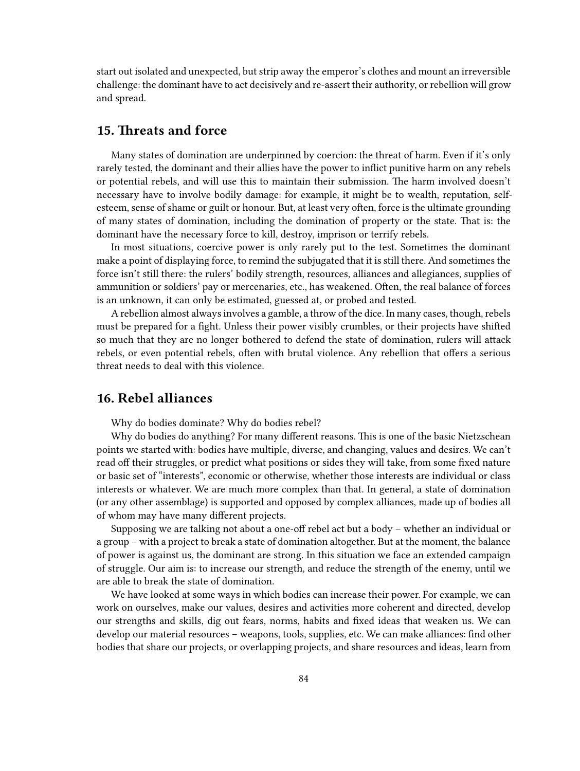start out isolated and unexpected, but strip away the emperor's clothes and mount an irreversible challenge: the dominant have to act decisively and re-assert their authority, or rebellion will grow and spread.

## 15. Threats and force

Many states of domination are underpinned by coercion: the threat of harm. Even if it's only rarely tested, the dominant and their allies have the power to inflict punitive harm on any rebels or potential rebels, and will use this to maintain their submission. The harm involved doesn't necessary have to involve bodily damage: for example, it might be to wealth, reputation, self-esteem, sense of shame or guilt or honour. But, at least very often, force is the ultimate grounding of many states of domination, including the domination of property or the state. That is: the dominant have the necessary force to kill, destroy, imprison or terrify rebels.

In most situations, coercive power is only rarely put to the test. Sometimes the dominant make a point of displaying force, to remind the subjugated that it is still there. And sometimes the force isn't still there: the rulers' bodily strength, resources, alliances and allegiances, supplies of ammunition or soldiers' pay or mercenaries, etc., has weakened. Often, the real balance of forces is an unknown, it can only be estimated, guessed at, or probed and tested.

A rebellion almost always involves a gamble, a throw of the dice. In many cases, though, rebels must be prepared for a fight. Unless their power visibly crumbles, or their projects have shifted so much that they are no longer bothered to defend the state of domination, rulers will attack rebels, or even potential rebels, often with brutal violence. Any rebellion that offers a serious threat needs to deal with this violence.

## 16. Rebel alliances

Why do bodies dominate? Why do bodies rebel?

Why do bodies do anything? For many different reasons. This is one of the basic Nietzschean points we started with: bodies have multiple, diverse, and changing, values and desires. We can't read off their struggles, or predict what positions or sides they will take, from some fixed nature or basic set of "interests", economic or otherwise, whether those interests are individual or class interests or whatever. We are much more complex than that. In general, a state of domination (or any other assemblage) is supported and opposed by complex alliances, made up of bodies all of whom may have many different projects.

Supposing we are talking not about a one-off rebel act but a body – whether an individual or a group – with a project to break a state of domination altogether. But at the moment, the balance of power is against us, the dominant are strong. In this situation we face an extended campaign of struggle. Our aim is: to increase our strength, and reduce the strength of the enemy, until we are able to break the state of domination.

We have looked at some ways in which bodies can increase their power. For example, we can work on ourselves, make our values, desires and activities more coherent and directed, develop our strengths and skills, dig out fears, norms, habits and fixed ideas that weaken us. We can develop our material resources – weapons, tools, supplies, etc. We can make alliances: find other bodies that share our projects, or overlapping projects, and share resources and ideas, learn from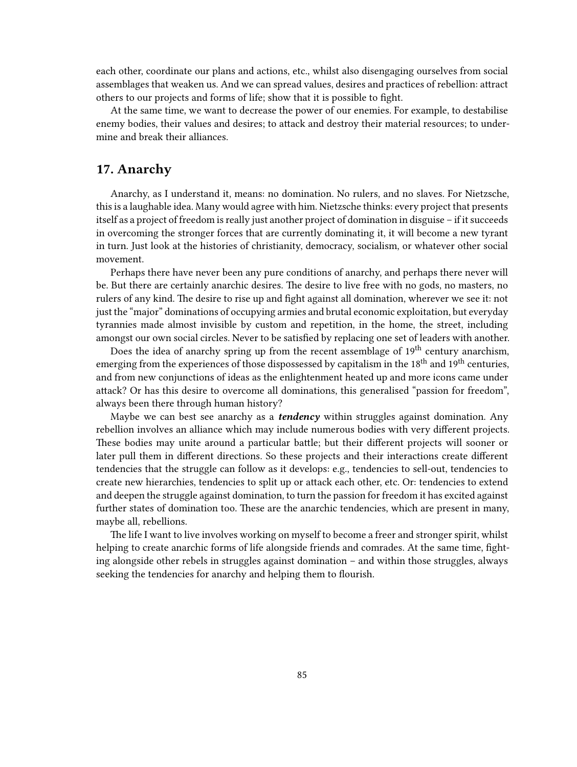each other, coordinate our plans and actions, etc., whilst also disengaging ourselves from social assemblages that weaken us. And we can spread values, desires and practices of rebellion: attract others to our projects and forms of life; show that it is possible to fight.

At the same time, we want to decrease the power of our enemies. For example, to destabilise enemy bodies, their values and desires; to attack and destroy their material resources; to undermine and break their alliances.

## 17. Anarchy

Anarchy, as I understand it, means: no domination. No rulers, and no slaves. For Nietzsche, this is a laughable idea. Many would agree with him. Nietzsche thinks: every project that presents itself as a project of freedom is really just another project of domination in disguise – if it succeeds in overcoming the stronger forces that are currently dominating it, it will become a new tyrant in turn. Just look at the histories of christianity, democracy, socialism, or whatever other social movement.

Perhaps there have never been any pure conditions of anarchy, and perhaps there never will be. But there are certainly anarchic desires. The desire to live free with no gods, no masters, no rulers of any kind. The desire to rise up and fight against all domination, wherever we see it: not just the "major" dominations of occupying armies and brutal economic exploitation, but everyday tyrannies made almost invisible by custom and repetition, in the home, the street, including amongst our own social circles. Never to be satisfied by replacing one set of leaders with another.

Does the idea of anarchy spring up from the recent assemblage of 19th century anarchism, emerging from the experiences of those dispossessed by capitalism in the 18th and 19th centuries, and from new conjunctions of ideas as the enlightenment heated up and more icons came under attack? Or has this desire to overcome all dominations, this generalised "passion for freedom", always been there through human history?

Maybe we can best see anarchy as a ***tendency*** within struggles against domination. Any rebellion involves an alliance which may include numerous bodies with very different projects. These bodies may unite around a particular battle; but their different projects will sooner or later pull them in different directions. So these projects and their interactions create different tendencies that the struggle can follow as it develops: e.g., tendencies to sell-out, tendencies to create new hierarchies, tendencies to split up or attack each other, etc. Or: tendencies to extend and deepen the struggle against domination, to turn the passion for freedom it has excited against further states of domination too. These are the anarchic tendencies, which are present in many, maybe all, rebellions.

The life I want to live involves working on myself to become a freer and stronger spirit, whilst helping to create anarchic forms of life alongside friends and comrades. At the same time, fighting alongside other rebels in struggles against domination – and within those struggles, always seeking the tendencies for anarchy and helping them to flourish.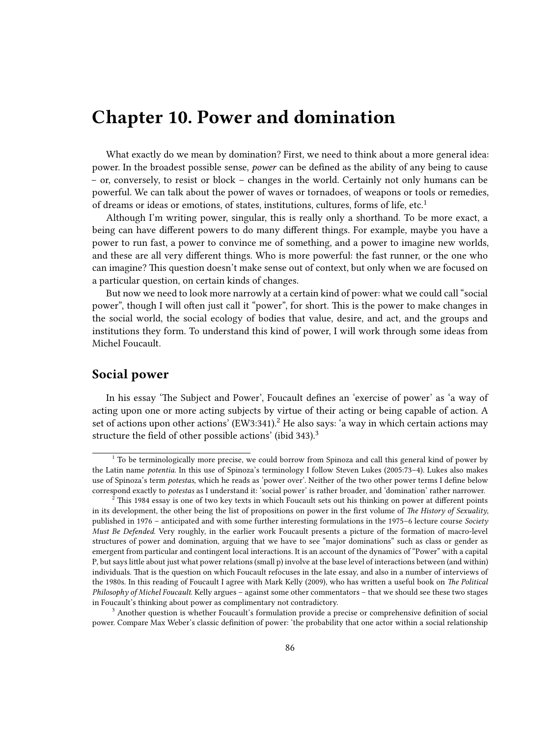# Chapter 10. Power and domination

What exactly do we mean by domination? First, we need to think about a more general idea: power. In the broadest possible sense, *power* can be defined as the ability of any being to cause – or, conversely, to resist or block – changes in the world. Certainly not only humans can be powerful. We can talk about the power of waves or tornadoes, of weapons or tools or remedies, of dreams or ideas or emotions, of states, institutions, cultures, forms of life, etc.[1]

Although I'm writing power, singular, this is really only a shorthand. To be more exact, a being can have different powers to do many different things. For example, maybe you have a power to run fast, a power to convince me of something, and a power to imagine new worlds, and these are all very different things. Who is more powerful: the fast runner, or the one who can imagine? This question doesn't make sense out of context, but only when we are focused on a particular question, on certain kinds of changes.

But now we need to look more narrowly at a certain kind of power: what we could call "social power", though I will often just call it "power", for short. This is the power to make changes in the social world, the social ecology of bodies that value, desire, and act, and the groups and institutions they form. To understand this kind of power, I will work through some ideas from Michel Foucault.

## Social power

In his essay 'The Subject and Power', Foucault defines an 'exercise of power' as 'a way of acting upon one or more acting subjects by virtue of their acting or being capable of action. A set of actions upon other actions' (EW3:341).[2] He also says: 'a way in which certain actions may structure the field of other possible actions' (ibid 343).[3]

---

[1] To be terminologically more precise, we could borrow from Spinoza and call this general kind of power by the Latin name *potentia.* In this use of Spinoza's terminology I follow Steven Lukes (2005:73–4). Lukes also makes use of Spinoza's term *potestas*, which he reads as 'power over'. Neither of the two other power terms I define below correspond exactly to *potestas* as I understand it: 'social power' is rather broader, and 'domination' rather narrower.

[2] This 1984 essay is one of two key texts in which Foucault sets out his thinking on power at different points in its development, the other being the list of propositions on power in the first volume of *The History of Sexuality*, published in 1976 – anticipated and with some further interesting formulations in the 1975–6 lecture course *Society Must Be Defended*. Very roughly, in the earlier work Foucault presents a picture of the formation of macro-level structures of power and domination, arguing that we have to see "major dominations" such as class or gender as emergent from particular and contingent local interactions. It is an account of the dynamics of "Power" with a capital P, but says little about just what power relations (small p) involve at the base level of interactions between (and within) individuals. That is the question on which Foucault refocuses in the late essay, and also in a number of interviews of the 1980s. In this reading of Foucault I agree with Mark Kelly (2009), who has written a useful book on *The Political Philosophy of Michel Foucault.* Kelly argues – against some other commentators – that we should see these two stages in Foucault's thinking about power as complimentary not contradictory.

[3] Another question is whether Foucault's formulation provide a precise or comprehensive definition of social power. Compare Max Weber's classic definition of power: 'the probability that one actor within a social relationship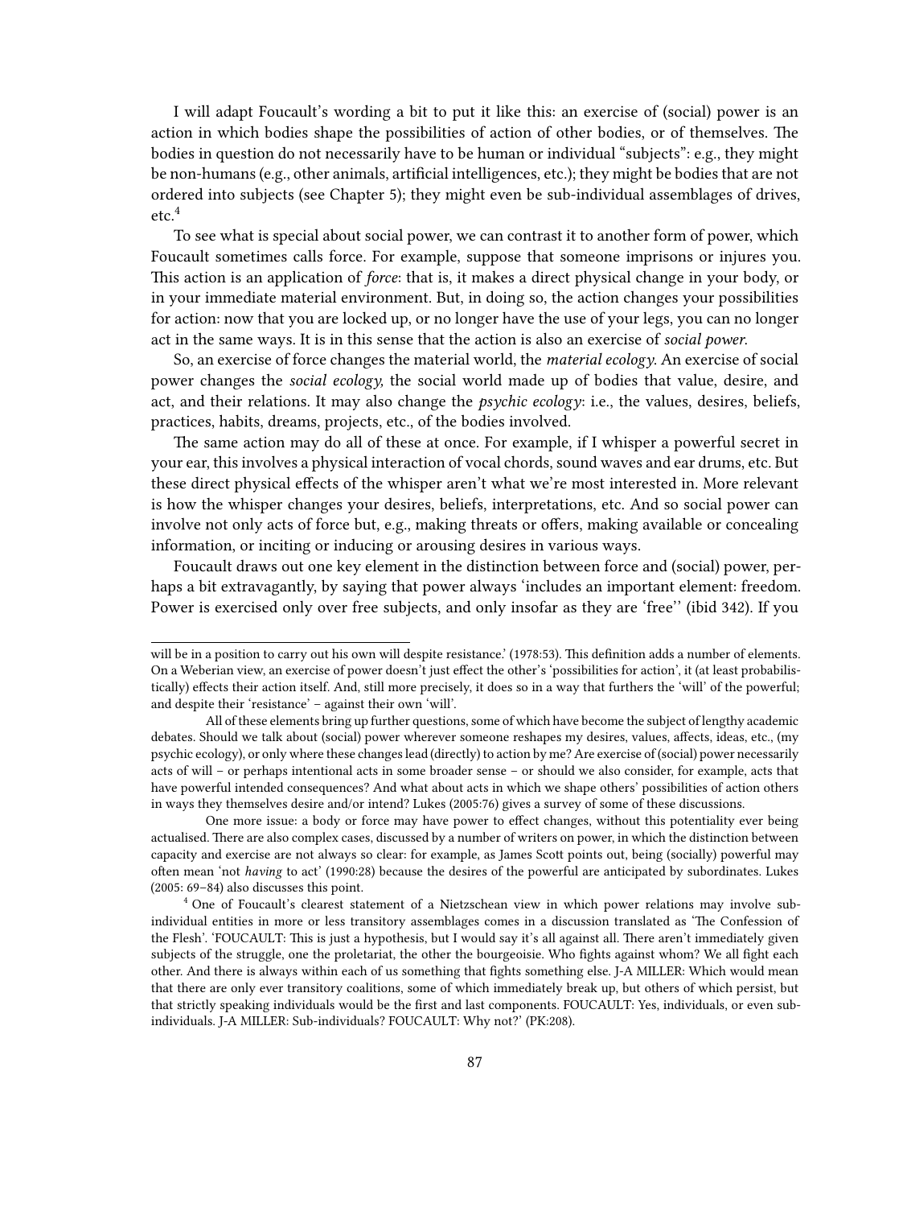I will adapt Foucault's wording a bit to put it like this: an exercise of (social) power is an action in which bodies shape the possibilities of action of other bodies, or of themselves. The bodies in question do not necessarily have to be human or individual "subjects": e.g., they might be non-humans (e.g., other animals, artificial intelligences, etc.); they might be bodies that are not ordered into subjects (see Chapter 5); they might even be sub-individual assemblages of drives, etc.[4]

To see what is special about social power, we can contrast it to another form of power, which Foucault sometimes calls force. For example, suppose that someone imprisons or injures you. This action is an application of *force*: that is, it makes a direct physical change in your body, or in your immediate material environment. But, in doing so, the action changes your possibilities for action: now that you are locked up, or no longer have the use of your legs, you can no longer act in the same ways. It is in this sense that the action is also an exercise of *social power*.

So, an exercise of force changes the material world, the *material ecology*. An exercise of social power changes the *social ecology*, the social world made up of bodies that value, desire, and act, and their relations. It may also change the *psychic ecology*: i.e., the values, desires, beliefs, practices, habits, dreams, projects, etc., of the bodies involved.

The same action may do all of these at once. For example, if I whisper a powerful secret in your ear, this involves a physical interaction of vocal chords, sound waves and ear drums, etc. But these direct physical effects of the whisper aren't what we're most interested in. More relevant is how the whisper changes your desires, beliefs, interpretations, etc. And so social power can involve not only acts of force but, e.g., making threats or offers, making available or concealing information, or inciting or inducing or arousing desires in various ways.

Foucault draws out one key element in the distinction between force and (social) power, perhaps a bit extravagantly, by saying that power always 'includes an important element: freedom. Power is exercised only over free subjects, and only insofar as they are 'free'' (ibid 342). If you

---

will be in a position to carry out his own will despite resistance.' (1978:53). This definition adds a number of elements. On a Weberian view, an exercise of power doesn't just effect the other's 'possibilities for action', it (at least probabilistically) effects their action itself. And, still more precisely, it does so in a way that furthers the 'will' of the powerful; and despite their 'resistance' – against their own 'will'.

All of these elements bring up further questions, some of which have become the subject of lengthy academic debates. Should we talk about (social) power wherever someone reshapes my desires, values, affects, ideas, etc., (my psychic ecology), or only where these changes lead (directly) to action by me? Are exercise of (social) power necessarily acts of will – or perhaps intentional acts in some broader sense – or should we also consider, for example, acts that have powerful intended consequences? And what about acts in which we shape others' possibilities of action others in ways they themselves desire and/or intend? Lukes (2005:76) gives a survey of some of these discussions.

One more issue: a body or force may have power to effect changes, without this potentiality ever being actualised. There are also complex cases, discussed by a number of writers on power, in which the distinction between capacity and exercise are not always so clear: for example, as James Scott points out, being (socially) powerful may often mean 'not *having* to act' (1990:28) because the desires of the powerful are anticipated by subordinates. Lukes (2005: 69–84) also discusses this point.

[4] One of Foucault's clearest statement of a Nietzschean view in which power relations may involve sub-individual entities in more or less transitory assemblages comes in a discussion translated as 'The Confession of the Flesh'. 'FOUCAULT: This is just a hypothesis, but I would say it's all against all. There aren't immediately given subjects of the struggle, one the proletariat, the other the bourgeoisie. Who fights against whom? We all fight each other. And there is always within each of us something that fights something else. J-A MILLER: Which would mean that there are only ever transitory coalitions, some of which immediately break up, but others of which persist, but that strictly speaking individuals would be the first and last components. FOUCAULT: Yes, individuals, or even sub-individuals. J-A MILLER: Sub-individuals? FOUCAULT: Why not?' (PK:208).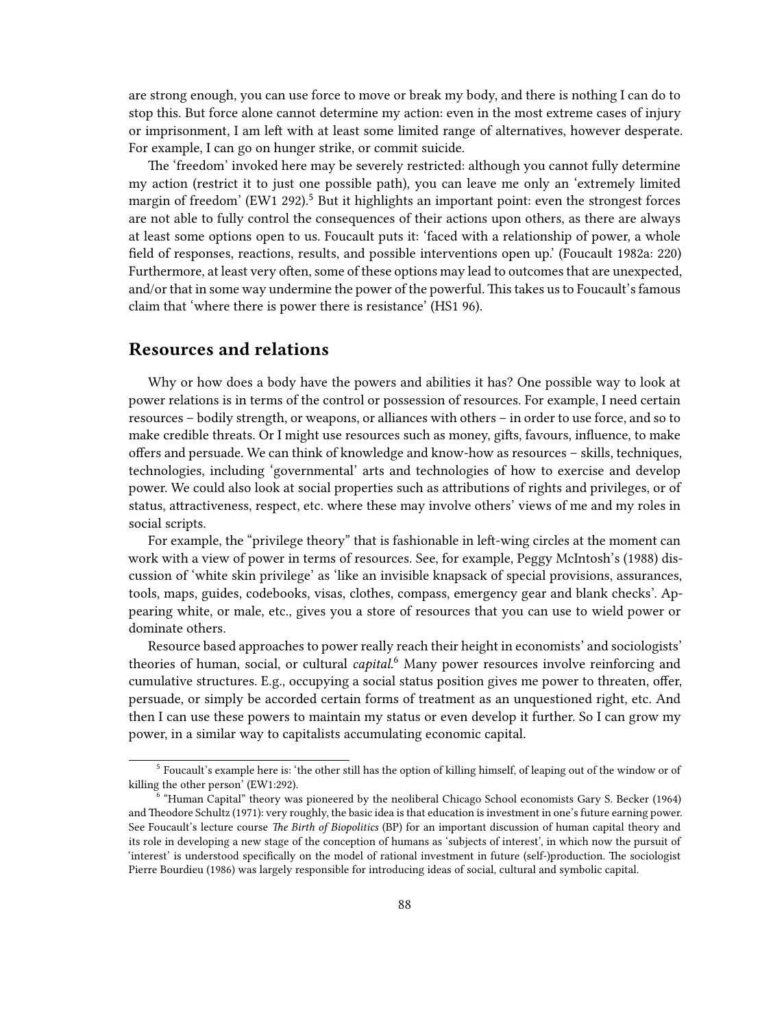are strong enough, you can use force to move or break my body, and there is nothing I can do to stop this. But force alone cannot determine my action: even in the most extreme cases of injury or imprisonment, I am left with at least some limited range of alternatives, however desperate. For example, I can go on hunger strike, or commit suicide.

The 'freedom' invoked here may be severely restricted: although you cannot fully determine my action (restrict it to just one possible path), you can leave me only an 'extremely limited margin of freedom' (EW1 292).[5] But it highlights an important point: even the strongest forces are not able to fully control the consequences of their actions upon others, as there are always at least some options open to us. Foucault puts it: 'faced with a relationship of power, a whole field of responses, reactions, results, and possible interventions open up.' (Foucault 1982a: 220) Furthermore, at least very often, some of these options may lead to outcomes that are unexpected, and/or that in some way undermine the power of the powerful. This takes us to Foucault's famous claim that 'where there is power there is resistance' (HS1 96).

## Resources and relations

Why or how does a body have the powers and abilities it has? One possible way to look at power relations is in terms of the control or possession of resources. For example, I need certain resources – bodily strength, or weapons, or alliances with others – in order to use force, and so to make credible threats. Or I might use resources such as money, gifts, favours, influence, to make offers and persuade. We can think of knowledge and know-how as resources – skills, techniques, technologies, including 'governmental' arts and technologies of how to exercise and develop power. We could also look at social properties such as attributions of rights and privileges, or of status, attractiveness, respect, etc. where these may involve others' views of me and my roles in social scripts.

For example, the "privilege theory" that is fashionable in left-wing circles at the moment can work with a view of power in terms of resources. See, for example, Peggy McIntosh's (1988) discussion of 'white skin privilege' as 'like an invisible knapsack of special provisions, assurances, tools, maps, guides, codebooks, visas, clothes, compass, emergency gear and blank checks'. Appearing white, or male, etc., gives you a store of resources that you can use to wield power or dominate others.

Resource based approaches to power really reach their height in economists' and sociologists' theories of human, social, or cultural *capital*.[6] Many power resources involve reinforcing and cumulative structures. E.g., occupying a social status position gives me power to threaten, offer, persuade, or simply be accorded certain forms of treatment as an unquestioned right, etc. And then I can use these powers to maintain my status or even develop it further. So I can grow my power, in a similar way to capitalists accumulating economic capital.

---

[5] Foucault's example here is: 'the other still has the option of killing himself, of leaping out of the window or of killing the other person' (EW1:292).

[6] "Human Capital" theory was pioneered by the neoliberal Chicago School economists Gary S. Becker (1964) and Theodore Schultz (1971): very roughly, the basic idea is that education is investment in one's future earning power. See Foucault's lecture course *The Birth of Biopolitics* (BP) for an important discussion of human capital theory and its role in developing a new stage of the conception of humans as 'subjects of interest', in which now the pursuit of 'interest' is understood specifically on the model of rational investment in future (self-)production. The sociologist Pierre Bourdieu (1986) was largely responsible for introducing ideas of social, cultural and symbolic capital.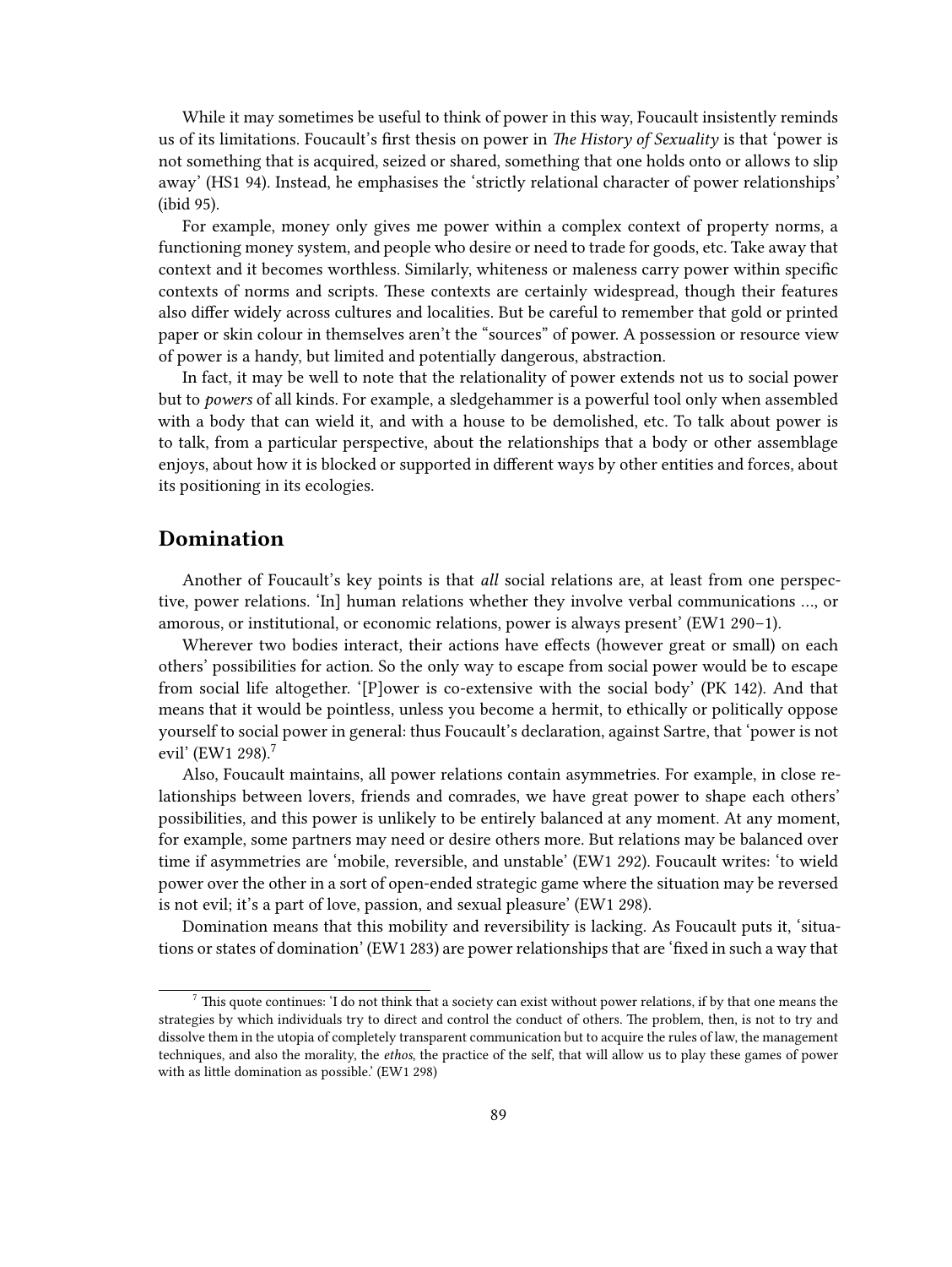While it may sometimes be useful to think of power in this way, Foucault insistently reminds us of its limitations. Foucault's first thesis on power in *The History of Sexuality* is that 'power is not something that is acquired, seized or shared, something that one holds onto or allows to slip away' (HS1 94). Instead, he emphasises the 'strictly relational character of power relationships' (ibid 95).

For example, money only gives me power within a complex context of property norms, a functioning money system, and people who desire or need to trade for goods, etc. Take away that context and it becomes worthless. Similarly, whiteness or maleness carry power within specific contexts of norms and scripts. These contexts are certainly widespread, though their features also differ widely across cultures and localities. But be careful to remember that gold or printed paper or skin colour in themselves aren't the "sources" of power. A possession or resource view of power is a handy, but limited and potentially dangerous, abstraction.

In fact, it may be well to note that the relationality of power extends not us to social power but to *powers* of all kinds. For example, a sledgehammer is a powerful tool only when assembled with a body that can wield it, and with a house to be demolished, etc. To talk about power is to talk, from a particular perspective, about the relationships that a body or other assemblage enjoys, about how it is blocked or supported in different ways by other entities and forces, about its positioning in its ecologies.

## Domination

Another of Foucault's key points is that *all* social relations are, at least from one perspective, power relations. 'In] human relations whether they involve verbal communications …, or amorous, or institutional, or economic relations, power is always present' (EW1 290–1).

Wherever two bodies interact, their actions have effects (however great or small) on each others' possibilities for action. So the only way to escape from social power would be to escape from social life altogether. '[P]ower is co-extensive with the social body' (PK 142). And that means that it would be pointless, unless you become a hermit, to ethically or politically oppose yourself to social power in general: thus Foucault's declaration, against Sartre, that 'power is not evil' (EW1 298).[7]

Also, Foucault maintains, all power relations contain asymmetries. For example, in close relationships between lovers, friends and comrades, we have great power to shape each others' possibilities, and this power is unlikely to be entirely balanced at any moment. At any moment, for example, some partners may need or desire others more. But relations may be balanced over time if asymmetries are 'mobile, reversible, and unstable' (EW1 292). Foucault writes: 'to wield power over the other in a sort of open-ended strategic game where the situation may be reversed is not evil; it's a part of love, passion, and sexual pleasure' (EW1 298).

Domination means that this mobility and reversibility is lacking. As Foucault puts it, 'situations or states of domination' (EW1 283) are power relationships that are 'fixed in such a way that

[7] This quote continues: 'I do not think that a society can exist without power relations, if by that one means the strategies by which individuals try to direct and control the conduct of others. The problem, then, is not to try and dissolve them in the utopia of completely transparent communication but to acquire the rules of law, the management techniques, and also the morality, the *ethos*, the practice of the self, that will allow us to play these games of power with as little domination as possible.' (EW1 298)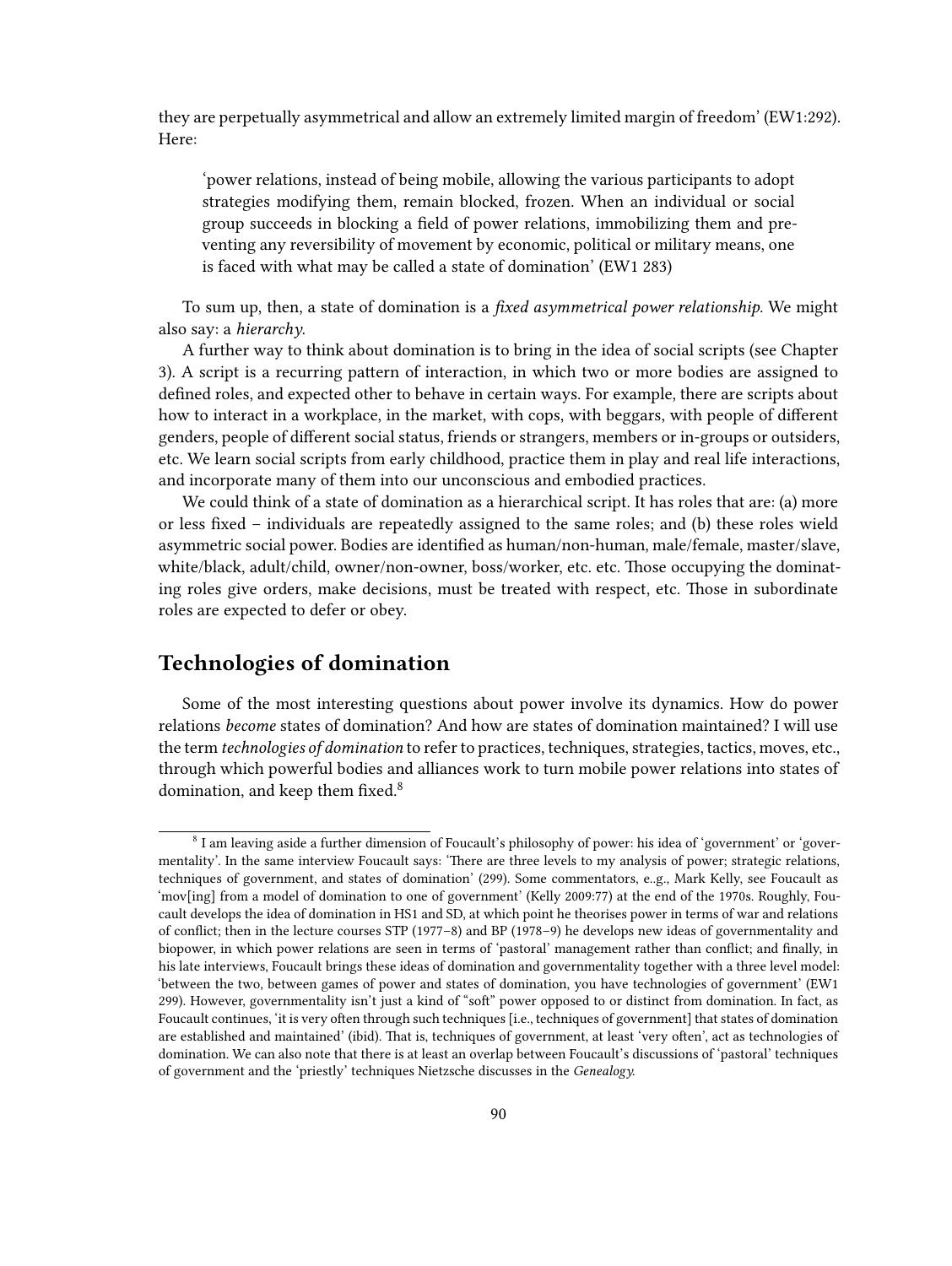they are perpetually asymmetrical and allow an extremely limited margin of freedom' (EW1:292). Here:

> 'power relations, instead of being mobile, allowing the various participants to adopt strategies modifying them, remain blocked, frozen. When an individual or social group succeeds in blocking a field of power relations, immobilizing them and preventing any reversibility of movement by economic, political or military means, one is faced with what may be called a state of domination' (EW1 283)

To sum up, then, a state of domination is a *fixed asymmetrical power relationship*. We might also say: a *hierarchy*.

A further way to think about domination is to bring in the idea of social scripts (see Chapter 3). A script is a recurring pattern of interaction, in which two or more bodies are assigned to defined roles, and expected other to behave in certain ways. For example, there are scripts about how to interact in a workplace, in the market, with cops, with beggars, with people of different genders, people of different social status, friends or strangers, members or in-groups or outsiders, etc. We learn social scripts from early childhood, practice them in play and real life interactions, and incorporate many of them into our unconscious and embodied practices.

We could think of a state of domination as a hierarchical script. It has roles that are: (a) more or less fixed – individuals are repeatedly assigned to the same roles; and (b) these roles wield asymmetric social power. Bodies are identified as human/non-human, male/female, master/slave, white/black, adult/child, owner/non-owner, boss/worker, etc. etc. Those occupying the dominating roles give orders, make decisions, must be treated with respect, etc. Those in subordinate roles are expected to defer or obey.

## Technologies of domination

Some of the most interesting questions about power involve its dynamics. How do power relations *become* states of domination? And how are states of domination maintained? I will use the term *technologies of domination* to refer to practices, techniques, strategies, tactics, moves, etc., through which powerful bodies and alliances work to turn mobile power relations into states of domination, and keep them fixed.[8]

---

[8] I am leaving aside a further dimension of Foucault's philosophy of power: his idea of 'government' or 'governmentality'. In the same interview Foucault says: 'There are three levels to my analysis of power; strategic relations, techniques of government, and states of domination' (299). Some commentators, e..g., Mark Kelly, see Foucault as 'mov[ing] from a model of domination to one of government' (Kelly 2009:77) at the end of the 1970s. Roughly, Foucault develops the idea of domination in HS1 and SD, at which point he theorises power in terms of war and relations of conflict; then in the lecture courses STP (1977–8) and BP (1978–9) he develops new ideas of governmentality and biopower, in which power relations are seen in terms of 'pastoral' management rather than conflict; and finally, in his late interviews, Foucault brings these ideas of domination and governmentality together with a three level model: 'between the two, between games of power and states of domination, you have technologies of government' (EW1 299). However, governmentality isn't just a kind of "soft" power opposed to or distinct from domination. In fact, as Foucault continues, 'it is very often through such techniques [i.e., techniques of government] that states of domination are established and maintained' (ibid). That is, techniques of government, at least 'very often', act as technologies of domination. We can also note that there is at least an overlap between Foucault's discussions of 'pastoral' techniques of government and the 'priestly' techniques Nietzsche discusses in the *Genealogy*.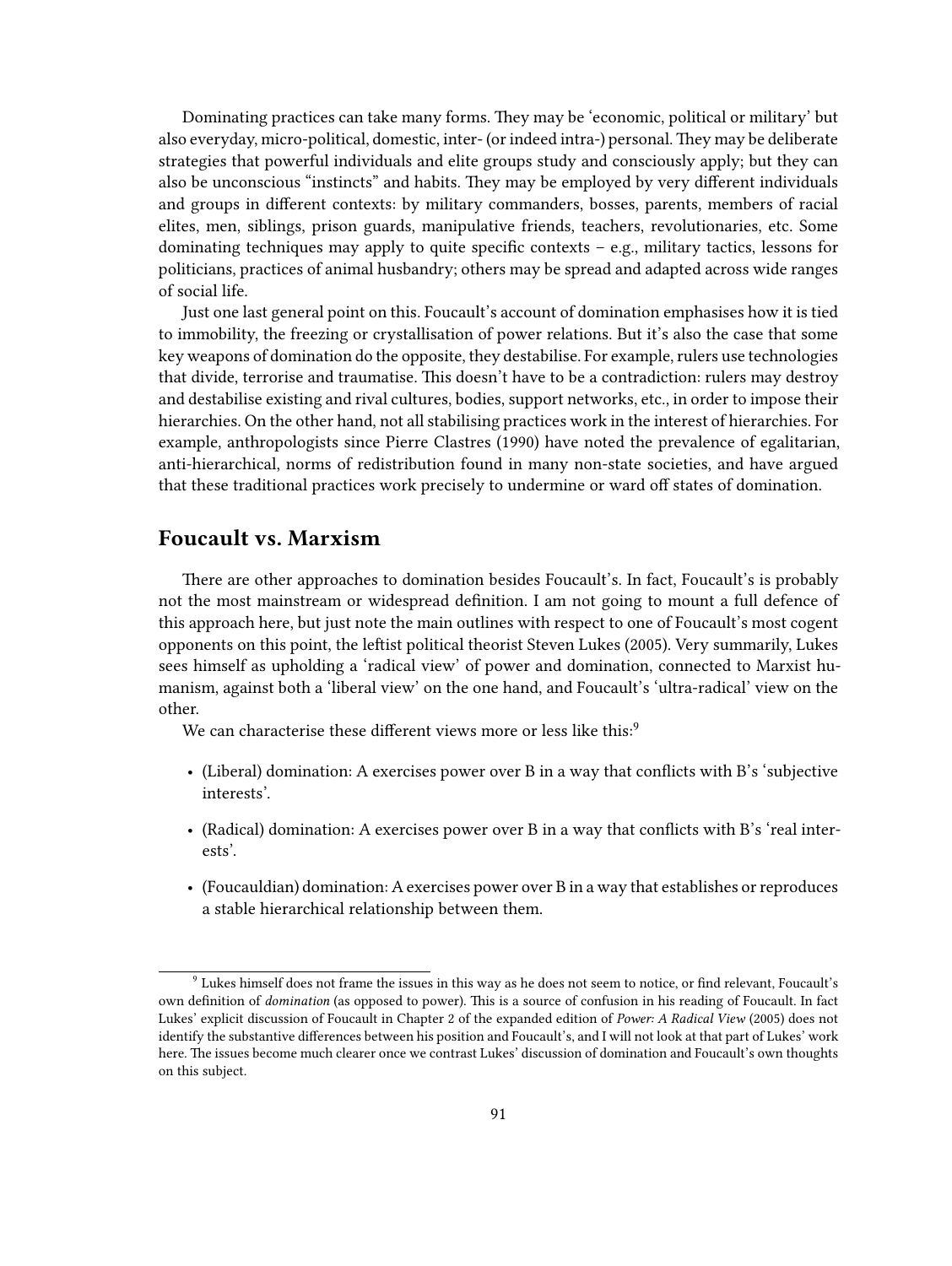Dominating practices can take many forms. They may be 'economic, political or military' but also everyday, micro-political, domestic, inter- (or indeed intra-) personal. They may be deliberate strategies that powerful individuals and elite groups study and consciously apply; but they can also be unconscious "instincts" and habits. They may be employed by very different individuals and groups in different contexts: by military commanders, bosses, parents, members of racial elites, men, siblings, prison guards, manipulative friends, teachers, revolutionaries, etc. Some dominating techniques may apply to quite specific contexts – e.g., military tactics, lessons for politicians, practices of animal husbandry; others may be spread and adapted across wide ranges of social life.

Just one last general point on this. Foucault's account of domination emphasises how it is tied to immobility, the freezing or crystallisation of power relations. But it's also the case that some key weapons of domination do the opposite, they destabilise. For example, rulers use technologies that divide, terrorise and traumatise. This doesn't have to be a contradiction: rulers may destroy and destabilise existing and rival cultures, bodies, support networks, etc., in order to impose their hierarchies. On the other hand, not all stabilising practices work in the interest of hierarchies. For example, anthropologists since Pierre Clastres (1990) have noted the prevalence of egalitarian, anti-hierarchical, norms of redistribution found in many non-state societies, and have argued that these traditional practices work precisely to undermine or ward off states of domination.

## Foucault vs. Marxism

There are other approaches to domination besides Foucault's. In fact, Foucault's is probably not the most mainstream or widespread definition. I am not going to mount a full defence of this approach here, but just note the main outlines with respect to one of Foucault's most cogent opponents on this point, the leftist political theorist Steven Lukes (2005). Very summarily, Lukes sees himself as upholding a 'radical view' of power and domination, connected to Marxist humanism, against both a 'liberal view' on the one hand, and Foucault's 'ultra-radical' view on the other.

We can characterise these different views more or less like this:[9]

- (Liberal) domination: A exercises power over B in a way that conflicts with B's 'subjective interests'.
- (Radical) domination: A exercises power over B in a way that conflicts with B's 'real interests'.
- (Foucauldian) domination: A exercises power over B in a way that establishes or reproduces a stable hierarchical relationship between them.

[9] Lukes himself does not frame the issues in this way as he does not seem to notice, or find relevant, Foucault's own definition of *domination* (as opposed to power). This is a source of confusion in his reading of Foucault. In fact Lukes' explicit discussion of Foucault in Chapter 2 of the expanded edition of *Power: A Radical View* (2005) does not identify the substantive differences between his position and Foucault's, and I will not look at that part of Lukes' work here. The issues become much clearer once we contrast Lukes' discussion of domination and Foucault's own thoughts on this subject.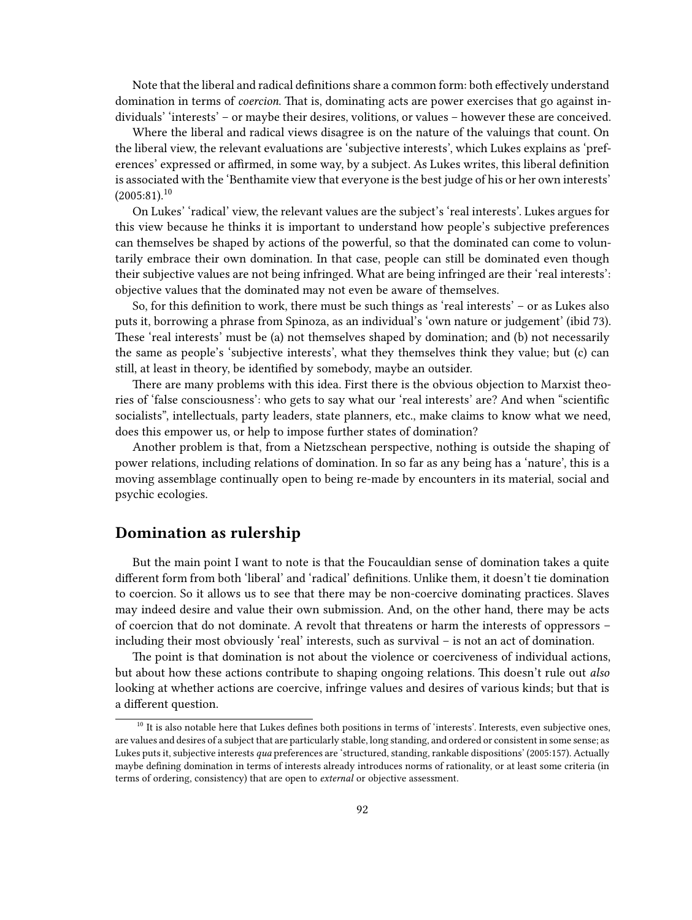Note that the liberal and radical definitions share a common form: both effectively understand domination in terms of *coercion*. That is, dominating acts are power exercises that go against individuals' 'interests' – or maybe their desires, volitions, or values – however these are conceived.

Where the liberal and radical views disagree is on the nature of the valuings that count. On the liberal view, the relevant evaluations are 'subjective interests', which Lukes explains as 'preferences' expressed or affirmed, in some way, by a subject. As Lukes writes, this liberal definition is associated with the 'Benthamite view that everyone is the best judge of his or her own interests' (2005:81).[10]

On Lukes' 'radical' view, the relevant values are the subject's 'real interests'. Lukes argues for this view because he thinks it is important to understand how people's subjective preferences can themselves be shaped by actions of the powerful, so that the dominated can come to voluntarily embrace their own domination. In that case, people can still be dominated even though their subjective values are not being infringed. What are being infringed are their 'real interests': objective values that the dominated may not even be aware of themselves.

So, for this definition to work, there must be such things as 'real interests' – or as Lukes also puts it, borrowing a phrase from Spinoza, as an individual's 'own nature or judgement' (ibid 73). These 'real interests' must be (a) not themselves shaped by domination; and (b) not necessarily the same as people's 'subjective interests', what they themselves think they value; but (c) can still, at least in theory, be identified by somebody, maybe an outsider.

There are many problems with this idea. First there is the obvious objection to Marxist theories of 'false consciousness': who gets to say what our 'real interests' are? And when "scientific socialists", intellectuals, party leaders, state planners, etc., make claims to know what we need, does this empower us, or help to impose further states of domination?

Another problem is that, from a Nietzschean perspective, nothing is outside the shaping of power relations, including relations of domination. In so far as any being has a 'nature', this is a moving assemblage continually open to being re-made by encounters in its material, social and psychic ecologies.

## Domination as rulership

But the main point I want to note is that the Foucauldian sense of domination takes a quite different form from both 'liberal' and 'radical' definitions. Unlike them, it doesn't tie domination to coercion. So it allows us to see that there may be non-coercive dominating practices. Slaves may indeed desire and value their own submission. And, on the other hand, there may be acts of coercion that do not dominate. A revolt that threatens or harm the interests of oppressors – including their most obviously 'real' interests, such as survival – is not an act of domination.

The point is that domination is not about the violence or coerciveness of individual actions, but about how these actions contribute to shaping ongoing relations. This doesn't rule out *also* looking at whether actions are coercive, infringe values and desires of various kinds; but that is a different question.

[10] It is also notable here that Lukes defines both positions in terms of 'interests'. Interests, even subjective ones, are values and desires of a subject that are particularly stable, long standing, and ordered or consistent in some sense; as Lukes puts it, subjective interests *qua* preferences are 'structured, standing, rankable dispositions' (2005:157). Actually maybe defining domination in terms of interests already introduces norms of rationality, or at least some criteria (in terms of ordering, consistency) that are open to *external* or objective assessment.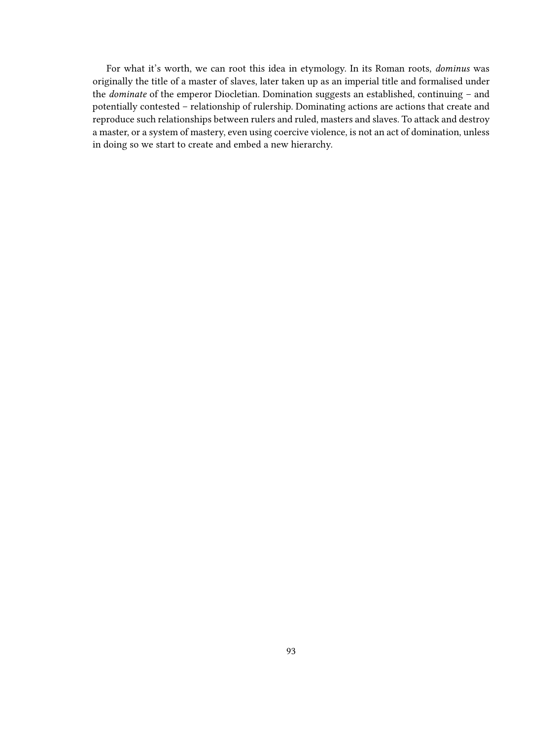For what it's worth, we can root this idea in etymology. In its Roman roots, *dominus* was originally the title of a master of slaves, later taken up as an imperial title and formalised under the *dominate* of the emperor Diocletian. Domination suggests an established, continuing – and potentially contested – relationship of rulership. Dominating actions are actions that create and reproduce such relationships between rulers and ruled, masters and slaves. To attack and destroy a master, or a system of mastery, even using coercive violence, is not an act of domination, unless in doing so we start to create and embed a new hierarchy.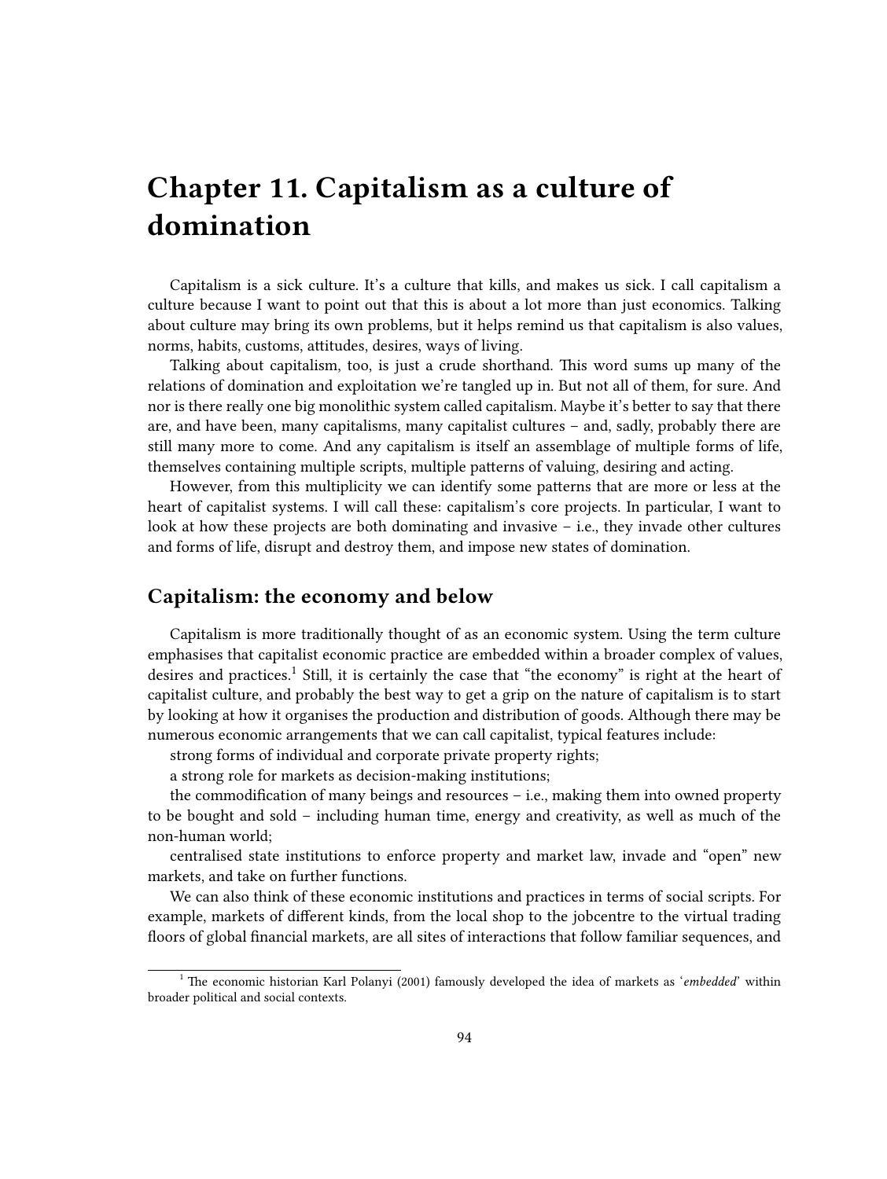# Chapter 11. Capitalism as a culture of domination

Capitalism is a sick culture. It's a culture that kills, and makes us sick. I call capitalism a culture because I want to point out that this is about a lot more than just economics. Talking about culture may bring its own problems, but it helps remind us that capitalism is also values, norms, habits, customs, attitudes, desires, ways of living.

Talking about capitalism, too, is just a crude shorthand. This word sums up many of the relations of domination and exploitation we're tangled up in. But not all of them, for sure. And nor is there really one big monolithic system called capitalism. Maybe it's better to say that there are, and have been, many capitalisms, many capitalist cultures – and, sadly, probably there are still many more to come. And any capitalism is itself an assemblage of multiple forms of life, themselves containing multiple scripts, multiple patterns of valuing, desiring and acting.

However, from this multiplicity we can identify some patterns that are more or less at the heart of capitalist systems. I will call these: capitalism's core projects. In particular, I want to look at how these projects are both dominating and invasive – i.e., they invade other cultures and forms of life, disrupt and destroy them, and impose new states of domination.

## Capitalism: the economy and below

Capitalism is more traditionally thought of as an economic system. Using the term culture emphasises that capitalist economic practice are embedded within a broader complex of values, desires and practices.[1] Still, it is certainly the case that "the economy" is right at the heart of capitalist culture, and probably the best way to get a grip on the nature of capitalism is to start by looking at how it organises the production and distribution of goods. Although there may be numerous economic arrangements that we can call capitalist, typical features include:

strong forms of individual and corporate private property rights;

a strong role for markets as decision-making institutions;

the commodification of many beings and resources – i.e., making them into owned property to be bought and sold – including human time, energy and creativity, as well as much of the non-human world;

centralised state institutions to enforce property and market law, invade and "open" new markets, and take on further functions.

We can also think of these economic institutions and practices in terms of social scripts. For example, markets of different kinds, from the local shop to the jobcentre to the virtual trading floors of global financial markets, are all sites of interactions that follow familiar sequences, and

[1] The economic historian Karl Polanyi (2001) famously developed the idea of markets as '*embedded*' within broader political and social contexts.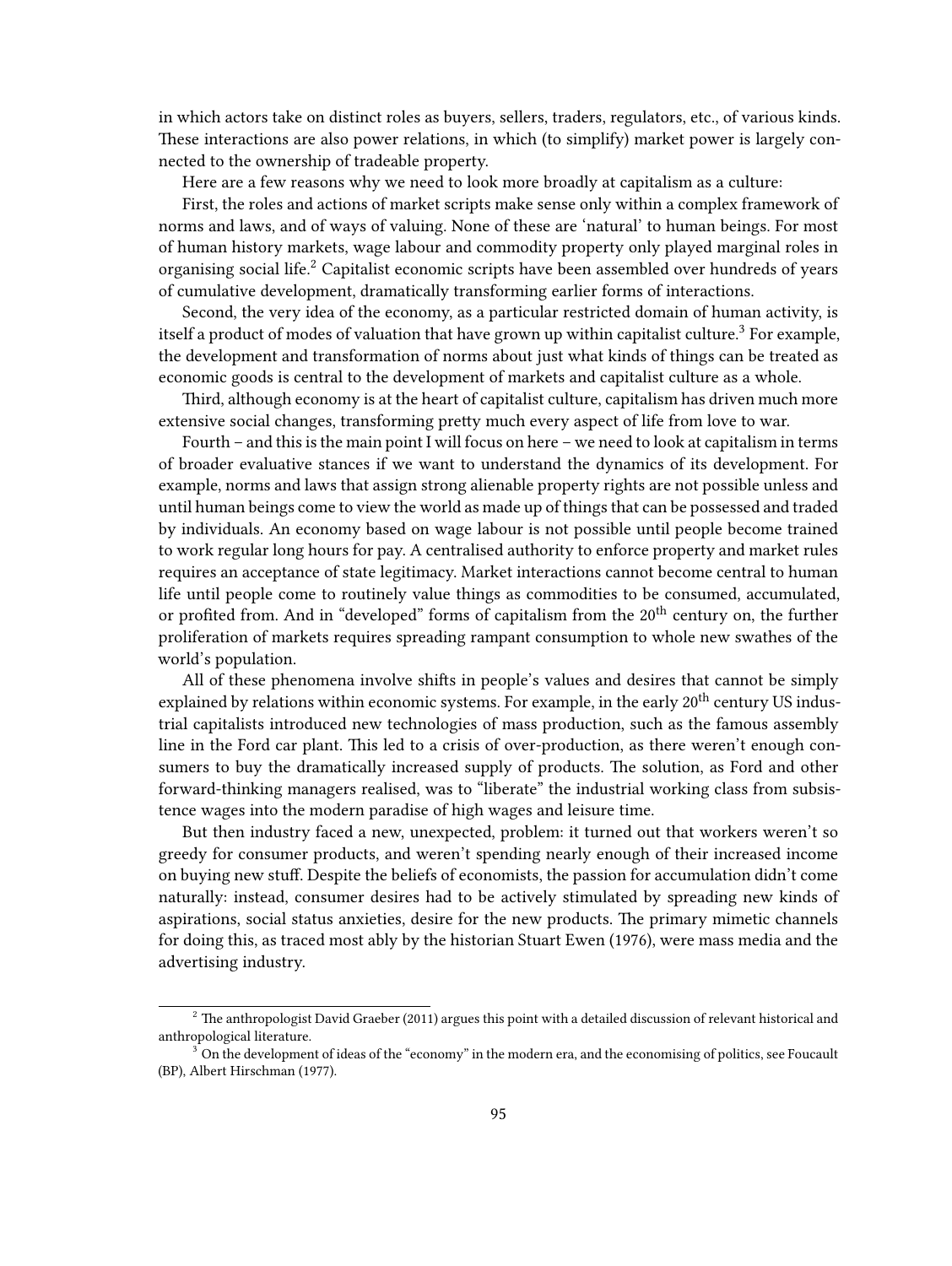in which actors take on distinct roles as buyers, sellers, traders, regulators, etc., of various kinds. These interactions are also power relations, in which (to simplify) market power is largely connected to the ownership of tradeable property.

Here are a few reasons why we need to look more broadly at capitalism as a culture:

First, the roles and actions of market scripts make sense only within a complex framework of norms and laws, and of ways of valuing. None of these are 'natural' to human beings. For most of human history markets, wage labour and commodity property only played marginal roles in organising social life.[2] Capitalist economic scripts have been assembled over hundreds of years of cumulative development, dramatically transforming earlier forms of interactions.

Second, the very idea of the economy, as a particular restricted domain of human activity, is itself a product of modes of valuation that have grown up within capitalist culture.[3] For example, the development and transformation of norms about just what kinds of things can be treated as economic goods is central to the development of markets and capitalist culture as a whole.

Third, although economy is at the heart of capitalist culture, capitalism has driven much more extensive social changes, transforming pretty much every aspect of life from love to war.

Fourth – and this is the main point I will focus on here – we need to look at capitalism in terms of broader evaluative stances if we want to understand the dynamics of its development. For example, norms and laws that assign strong alienable property rights are not possible unless and until human beings come to view the world as made up of things that can be possessed and traded by individuals. An economy based on wage labour is not possible until people become trained to work regular long hours for pay. A centralised authority to enforce property and market rules requires an acceptance of state legitimacy. Market interactions cannot become central to human life until people come to routinely value things as commodities to be consumed, accumulated, or profited from. And in "developed" forms of capitalism from the 20th century on, the further proliferation of markets requires spreading rampant consumption to whole new swathes of the world's population.

All of these phenomena involve shifts in people's values and desires that cannot be simply explained by relations within economic systems. For example, in the early 20th century US industrial capitalists introduced new technologies of mass production, such as the famous assembly line in the Ford car plant. This led to a crisis of over-production, as there weren't enough consumers to buy the dramatically increased supply of products. The solution, as Ford and other forward-thinking managers realised, was to "liberate" the industrial working class from subsistence wages into the modern paradise of high wages and leisure time.

But then industry faced a new, unexpected, problem: it turned out that workers weren't so greedy for consumer products, and weren't spending nearly enough of their increased income on buying new stuff. Despite the beliefs of economists, the passion for accumulation didn't come naturally: instead, consumer desires had to be actively stimulated by spreading new kinds of aspirations, social status anxieties, desire for the new products. The primary mimetic channels for doing this, as traced most ably by the historian Stuart Ewen (1976), were mass media and the advertising industry.

---

[2] The anthropologist David Graeber (2011) argues this point with a detailed discussion of relevant historical and anthropological literature.

[3] On the development of ideas of the "economy" in the modern era, and the economising of politics, see Foucault (BP), Albert Hirschman (1977).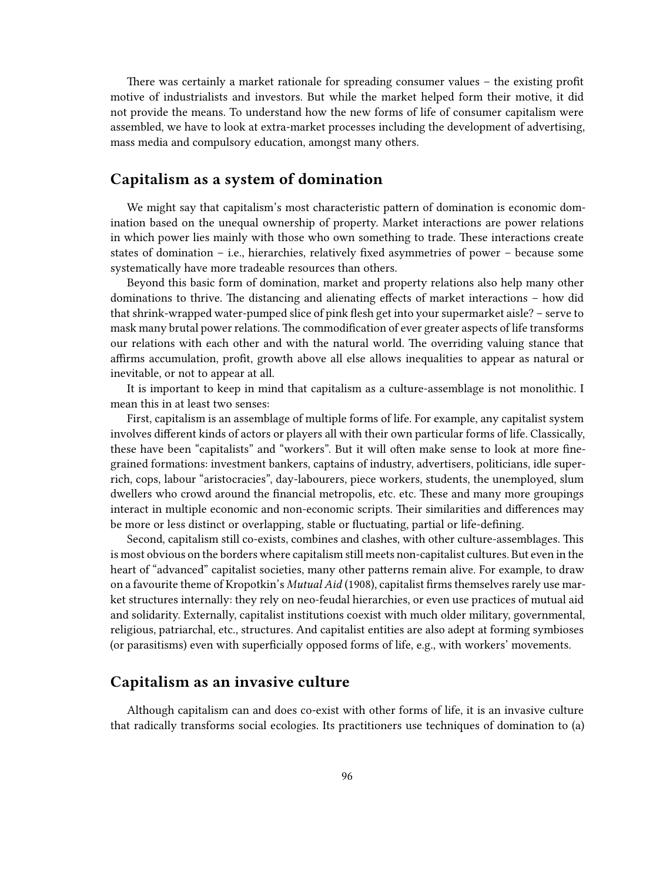There was certainly a market rationale for spreading consumer values – the existing profit motive of industrialists and investors. But while the market helped form their motive, it did not provide the means. To understand how the new forms of life of consumer capitalism were assembled, we have to look at extra-market processes including the development of advertising, mass media and compulsory education, amongst many others.

## Capitalism as a system of domination

We might say that capitalism's most characteristic pattern of domination is economic domination based on the unequal ownership of property. Market interactions are power relations in which power lies mainly with those who own something to trade. These interactions create states of domination – i.e., hierarchies, relatively fixed asymmetries of power – because some systematically have more tradeable resources than others.

Beyond this basic form of domination, market and property relations also help many other dominations to thrive. The distancing and alienating effects of market interactions – how did that shrink-wrapped water-pumped slice of pink flesh get into your supermarket aisle? – serve to mask many brutal power relations. The commodification of ever greater aspects of life transforms our relations with each other and with the natural world. The overriding valuing stance that affirms accumulation, profit, growth above all else allows inequalities to appear as natural or inevitable, or not to appear at all.

It is important to keep in mind that capitalism as a culture-assemblage is not monolithic. I mean this in at least two senses:

First, capitalism is an assemblage of multiple forms of life. For example, any capitalist system involves different kinds of actors or players all with their own particular forms of life. Classically, these have been "capitalists" and "workers". But it will often make sense to look at more fine-grained formations: investment bankers, captains of industry, advertisers, politicians, idle super-rich, cops, labour "aristocracies", day-labourers, piece workers, students, the unemployed, slum dwellers who crowd around the financial metropolis, etc. etc. These and many more groupings interact in multiple economic and non-economic scripts. Their similarities and differences may be more or less distinct or overlapping, stable or fluctuating, partial or life-defining.

Second, capitalism still co-exists, combines and clashes, with other culture-assemblages. This is most obvious on the borders where capitalism still meets non-capitalist cultures. But even in the heart of "advanced" capitalist societies, many other patterns remain alive. For example, to draw on a favourite theme of Kropotkin's *Mutual Aid* (1908), capitalist firms themselves rarely use market structures internally: they rely on neo-feudal hierarchies, or even use practices of mutual aid and solidarity. Externally, capitalist institutions coexist with much older military, governmental, religious, patriarchal, etc., structures. And capitalist entities are also adept at forming symbioses (or parasitisms) even with superficially opposed forms of life, e.g., with workers' movements.

## Capitalism as an invasive culture

Although capitalism can and does co-exist with other forms of life, it is an invasive culture that radically transforms social ecologies. Its practitioners use techniques of domination to (a)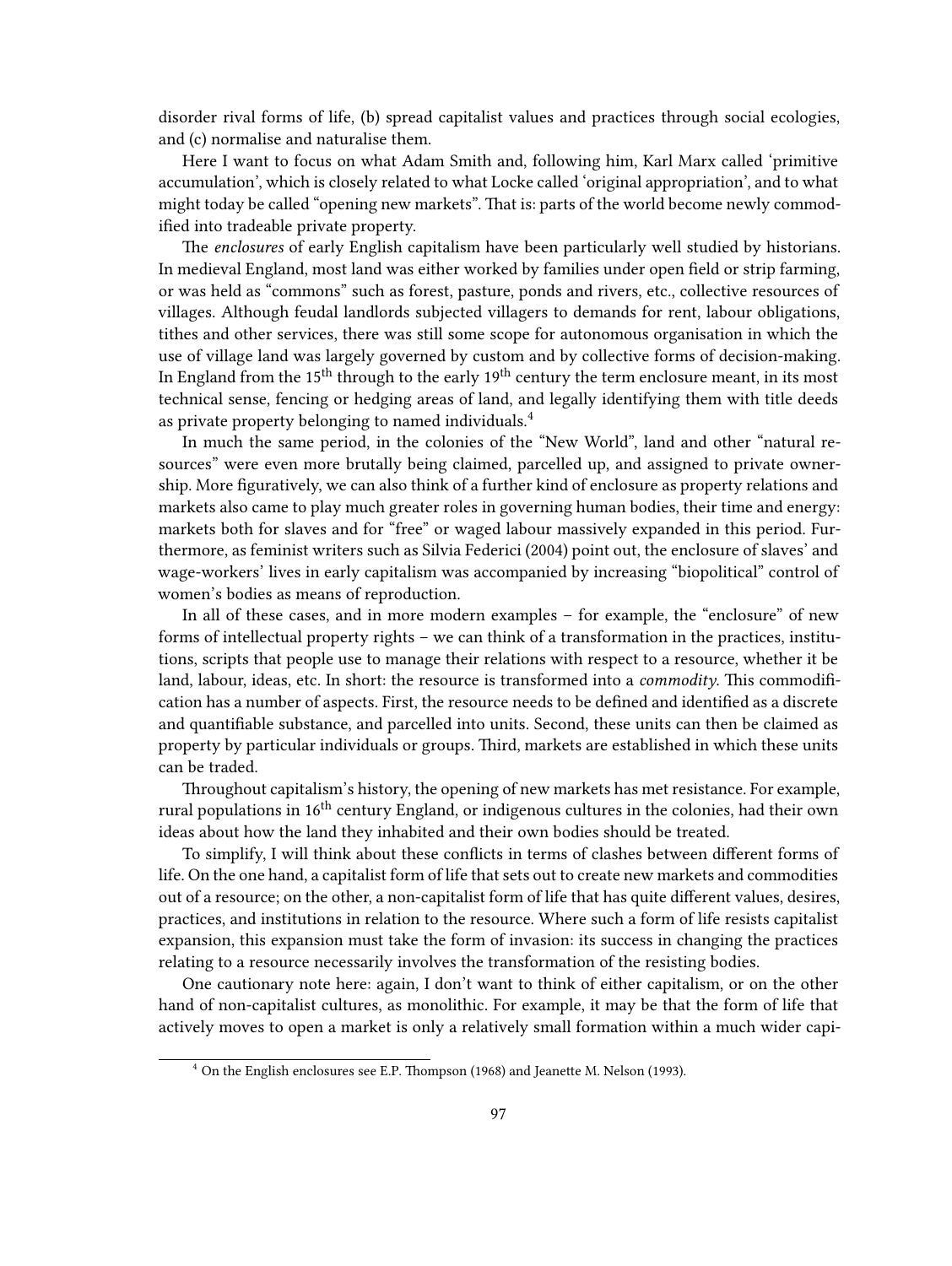disorder rival forms of life, (b) spread capitalist values and practices through social ecologies, and (c) normalise and naturalise them.

Here I want to focus on what Adam Smith and, following him, Karl Marx called 'primitive accumulation', which is closely related to what Locke called 'original appropriation', and to what might today be called "opening new markets". That is: parts of the world become newly commodified into tradeable private property.

The *enclosures* of early English capitalism have been particularly well studied by historians. In medieval England, most land was either worked by families under open field or strip farming, or was held as "commons" such as forest, pasture, ponds and rivers, etc., collective resources of villages. Although feudal landlords subjected villagers to demands for rent, labour obligations, tithes and other services, there was still some scope for autonomous organisation in which the use of village land was largely governed by custom and by collective forms of decision-making. In England from the 15th through to the early 19th century the term enclosure meant, in its most technical sense, fencing or hedging areas of land, and legally identifying them with title deeds as private property belonging to named individuals.[4]

In much the same period, in the colonies of the "New World", land and other "natural resources" were even more brutally being claimed, parcelled up, and assigned to private ownership. More figuratively, we can also think of a further kind of enclosure as property relations and markets also came to play much greater roles in governing human bodies, their time and energy: markets both for slaves and for "free" or waged labour massively expanded in this period. Furthermore, as feminist writers such as Silvia Federici (2004) point out, the enclosure of slaves' and wage-workers' lives in early capitalism was accompanied by increasing "biopolitical" control of women's bodies as means of reproduction.

In all of these cases, and in more modern examples – for example, the "enclosure" of new forms of intellectual property rights – we can think of a transformation in the practices, institutions, scripts that people use to manage their relations with respect to a resource, whether it be land, labour, ideas, etc. In short: the resource is transformed into a *commodity*. This commodification has a number of aspects. First, the resource needs to be defined and identified as a discrete and quantifiable substance, and parcelled into units. Second, these units can then be claimed as property by particular individuals or groups. Third, markets are established in which these units can be traded.

Throughout capitalism's history, the opening of new markets has met resistance. For example, rural populations in 16th century England, or indigenous cultures in the colonies, had their own ideas about how the land they inhabited and their own bodies should be treated.

To simplify, I will think about these conflicts in terms of clashes between different forms of life. On the one hand, a capitalist form of life that sets out to create new markets and commodities out of a resource; on the other, a non-capitalist form of life that has quite different values, desires, practices, and institutions in relation to the resource. Where such a form of life resists capitalist expansion, this expansion must take the form of invasion: its success in changing the practices relating to a resource necessarily involves the transformation of the resisting bodies.

One cautionary note here: again, I don't want to think of either capitalism, or on the other hand of non-capitalist cultures, as monolithic. For example, it may be that the form of life that actively moves to open a market is only a relatively small formation within a much wider capi-

[4] On the English enclosures see E.P. Thompson (1968) and Jeanette M. Nelson (1993).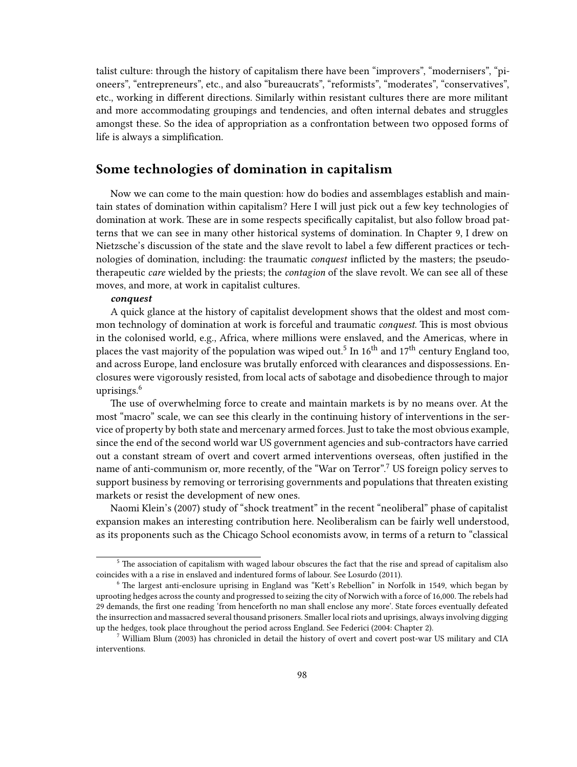talist culture: through the history of capitalism there have been "improvers", "modernisers", "pioneers", "entrepreneurs", etc., and also "bureaucrats", "reformists", "moderates", "conservatives", etc., working in different directions. Similarly within resistant cultures there are more militant and more accommodating groupings and tendencies, and often internal debates and struggles amongst these. So the idea of appropriation as a confrontation between two opposed forms of life is always a simplification.

## Some technologies of domination in capitalism

Now we can come to the main question: how do bodies and assemblages establish and maintain states of domination within capitalism? Here I will just pick out a few key technologies of domination at work. These are in some respects specifically capitalist, but also follow broad patterns that we can see in many other historical systems of domination. In Chapter 9, I drew on Nietzsche's discussion of the state and the slave revolt to label a few different practices or technologies of domination, including: the traumatic *conquest* inflicted by the masters; the pseudo-therapeutic *care* wielded by the priests; the *contagion* of the slave revolt. We can see all of these moves, and more, at work in capitalist cultures.

***conquest***

A quick glance at the history of capitalist development shows that the oldest and most common technology of domination at work is forceful and traumatic *conquest*. This is most obvious in the colonised world, e.g., Africa, where millions were enslaved, and the Americas, where in places the vast majority of the population was wiped out.[5] In 16th and 17th century England too, and across Europe, land enclosure was brutally enforced with clearances and dispossessions. Enclosures were vigorously resisted, from local acts of sabotage and disobedience through to major uprisings.[6]

The use of overwhelming force to create and maintain markets is by no means over. At the most "macro" scale, we can see this clearly in the continuing history of interventions in the service of property by both state and mercenary armed forces. Just to take the most obvious example, since the end of the second world war US government agencies and sub-contractors have carried out a constant stream of overt and covert armed interventions overseas, often justified in the name of anti-communism or, more recently, of the "War on Terror".[7] US foreign policy serves to support business by removing or terrorising governments and populations that threaten existing markets or resist the development of new ones.

Naomi Klein's (2007) study of "shock treatment" in the recent "neoliberal" phase of capitalist expansion makes an interesting contribution here. Neoliberalism can be fairly well understood, as its proponents such as the Chicago School economists avow, in terms of a return to "classical

---

[5] The association of capitalism with waged labour obscures the fact that the rise and spread of capitalism also coincides with a a rise in enslaved and indentured forms of labour. See Losurdo (2011).

[6] The largest anti-enclosure uprising in England was "Kett's Rebellion" in Norfolk in 1549, which began by uprooting hedges across the county and progressed to seizing the city of Norwich with a force of 16,000. The rebels had 29 demands, the first one reading 'from henceforth no man shall enclose any more'. State forces eventually defeated the insurrection and massacred several thousand prisoners. Smaller local riots and uprisings, always involving digging up the hedges, took place throughout the period across England. See Federici (2004: Chapter 2).

[7] William Blum (2003) has chronicled in detail the history of overt and covert post-war US military and CIA interventions.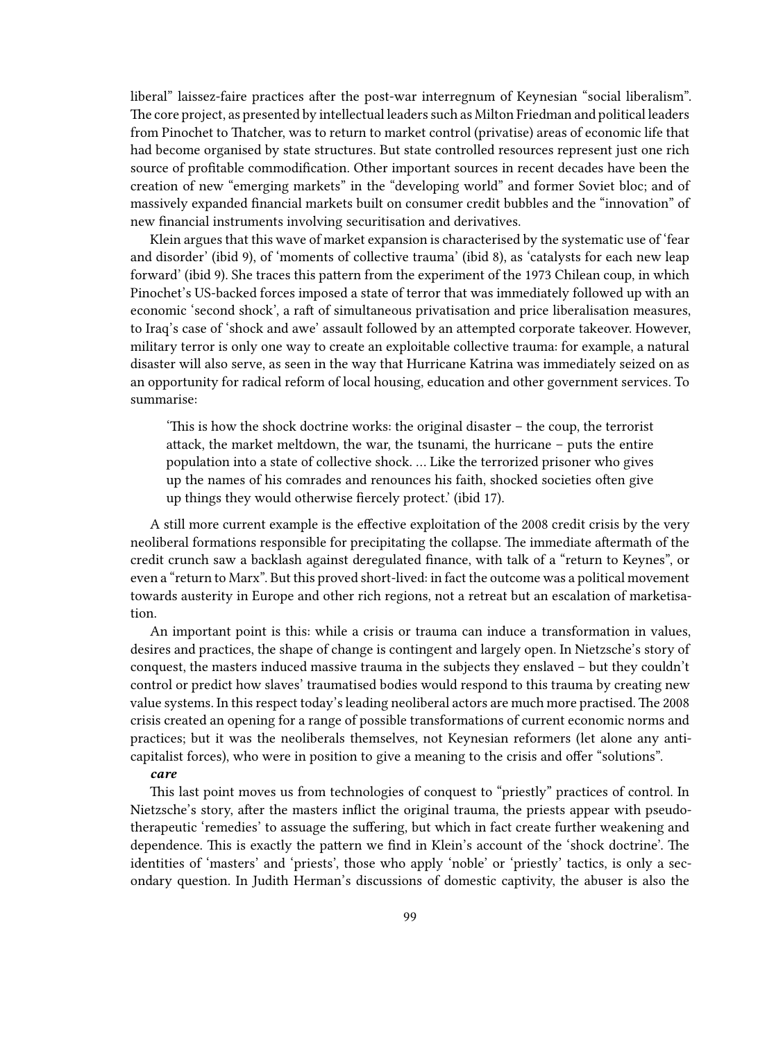liberal" laissez-faire practices after the post-war interregnum of Keynesian "social liberalism". The core project, as presented by intellectual leaders such as Milton Friedman and political leaders from Pinochet to Thatcher, was to return to market control (privatise) areas of economic life that had become organised by state structures. But state controlled resources represent just one rich source of profitable commodification. Other important sources in recent decades have been the creation of new "emerging markets" in the "developing world" and former Soviet bloc; and of massively expanded financial markets built on consumer credit bubbles and the "innovation" of new financial instruments involving securitisation and derivatives.

Klein argues that this wave of market expansion is characterised by the systematic use of 'fear and disorder' (ibid 9), of 'moments of collective trauma' (ibid 8), as 'catalysts for each new leap forward' (ibid 9). She traces this pattern from the experiment of the 1973 Chilean coup, in which Pinochet's US-backed forces imposed a state of terror that was immediately followed up with an economic 'second shock', a raft of simultaneous privatisation and price liberalisation measures, to Iraq's case of 'shock and awe' assault followed by an attempted corporate takeover. However, military terror is only one way to create an exploitable collective trauma: for example, a natural disaster will also serve, as seen in the way that Hurricane Katrina was immediately seized on as an opportunity for radical reform of local housing, education and other government services. To summarise:

> 'This is how the shock doctrine works: the original disaster – the coup, the terrorist attack, the market meltdown, the war, the tsunami, the hurricane – puts the entire population into a state of collective shock. … Like the terrorized prisoner who gives up the names of his comrades and renounces his faith, shocked societies often give up things they would otherwise fiercely protect.' (ibid 17).

A still more current example is the effective exploitation of the 2008 credit crisis by the very neoliberal formations responsible for precipitating the collapse. The immediate aftermath of the credit crunch saw a backlash against deregulated finance, with talk of a "return to Keynes", or even a "return to Marx". But this proved short-lived: in fact the outcome was a political movement towards austerity in Europe and other rich regions, not a retreat but an escalation of marketisation.

An important point is this: while a crisis or trauma can induce a transformation in values, desires and practices, the shape of change is contingent and largely open. In Nietzsche's story of conquest, the masters induced massive trauma in the subjects they enslaved – but they couldn't control or predict how slaves' traumatised bodies would respond to this trauma by creating new value systems. In this respect today's leading neoliberal actors are much more practised. The 2008 crisis created an opening for a range of possible transformations of current economic norms and practices; but it was the neoliberals themselves, not Keynesian reformers (let alone any anti-capitalist forces), who were in position to give a meaning to the crisis and offer "solutions".

***care***

This last point moves us from technologies of conquest to "priestly" practices of control. In Nietzsche's story, after the masters inflict the original trauma, the priests appear with pseudo-therapeutic 'remedies' to assuage the suffering, but which in fact create further weakening and dependence. This is exactly the pattern we find in Klein's account of the 'shock doctrine'. The identities of 'masters' and 'priests', those who apply 'noble' or 'priestly' tactics, is only a secondary question. In Judith Herman's discussions of domestic captivity, the abuser is also the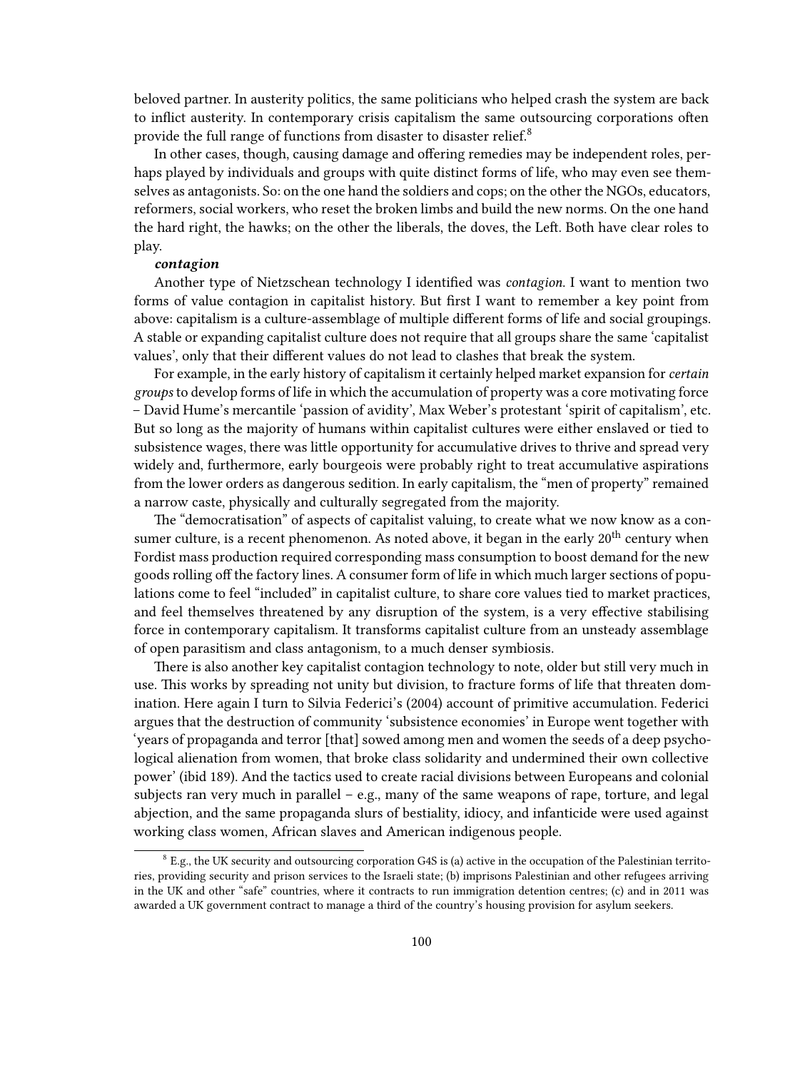beloved partner. In austerity politics, the same politicians who helped crash the system are back to inflict austerity. In contemporary crisis capitalism the same outsourcing corporations often provide the full range of functions from disaster to disaster relief.[8]

In other cases, though, causing damage and offering remedies may be independent roles, perhaps played by individuals and groups with quite distinct forms of life, who may even see themselves as antagonists. So: on the one hand the soldiers and cops; on the other the NGOs, educators, reformers, social workers, who reset the broken limbs and build the new norms. On the one hand the hard right, the hawks; on the other the liberals, the doves, the Left. Both have clear roles to play.

***contagion***

Another type of Nietzschean technology I identified was *contagion*. I want to mention two forms of value contagion in capitalist history. But first I want to remember a key point from above: capitalism is a culture-assemblage of multiple different forms of life and social groupings. A stable or expanding capitalist culture does not require that all groups share the same 'capitalist values', only that their different values do not lead to clashes that break the system.

For example, in the early history of capitalism it certainly helped market expansion for *certain groups* to develop forms of life in which the accumulation of property was a core motivating force – David Hume's mercantile 'passion of avidity', Max Weber's protestant 'spirit of capitalism', etc. But so long as the majority of humans within capitalist cultures were either enslaved or tied to subsistence wages, there was little opportunity for accumulative drives to thrive and spread very widely and, furthermore, early bourgeois were probably right to treat accumulative aspirations from the lower orders as dangerous sedition. In early capitalism, the "men of property" remained a narrow caste, physically and culturally segregated from the majority.

The "democratisation" of aspects of capitalist valuing, to create what we now know as a consumer culture, is a recent phenomenon. As noted above, it began in the early 20th century when Fordist mass production required corresponding mass consumption to boost demand for the new goods rolling off the factory lines. A consumer form of life in which much larger sections of populations come to feel "included" in capitalist culture, to share core values tied to market practices, and feel themselves threatened by any disruption of the system, is a very effective stabilising force in contemporary capitalism. It transforms capitalist culture from an unsteady assemblage of open parasitism and class antagonism, to a much denser symbiosis.

There is also another key capitalist contagion technology to note, older but still very much in use. This works by spreading not unity but division, to fracture forms of life that threaten domination. Here again I turn to Silvia Federici's (2004) account of primitive accumulation. Federici argues that the destruction of community 'subsistence economies' in Europe went together with 'years of propaganda and terror [that] sowed among men and women the seeds of a deep psychological alienation from women, that broke class solidarity and undermined their own collective power' (ibid 189). And the tactics used to create racial divisions between Europeans and colonial subjects ran very much in parallel – e.g., many of the same weapons of rape, torture, and legal abjection, and the same propaganda slurs of bestiality, idiocy, and infanticide were used against working class women, African slaves and American indigenous people.

[8] E.g., the UK security and outsourcing corporation G4S is (a) active in the occupation of the Palestinian territories, providing security and prison services to the Israeli state; (b) imprisons Palestinian and other refugees arriving in the UK and other "safe" countries, where it contracts to run immigration detention centres; (c) and in 2011 was awarded a UK government contract to manage a third of the country's housing provision for asylum seekers.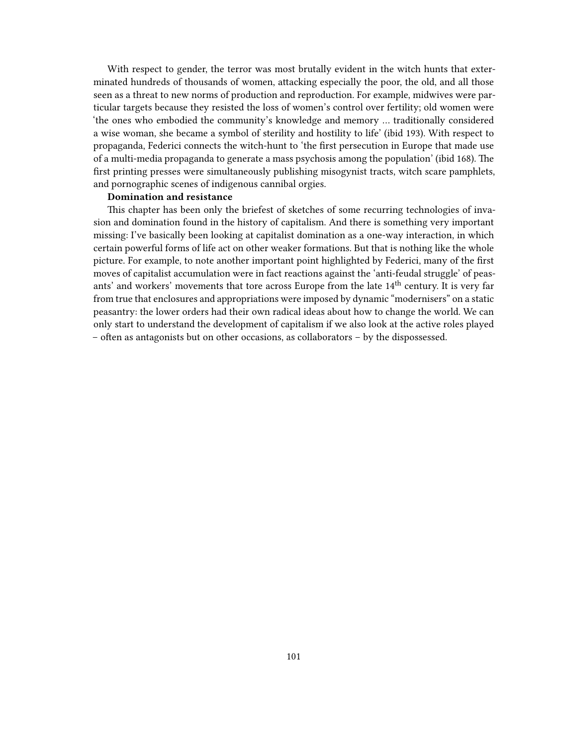With respect to gender, the terror was most brutally evident in the witch hunts that exterminated hundreds of thousands of women, attacking especially the poor, the old, and all those seen as a threat to new norms of production and reproduction. For example, midwives were particular targets because they resisted the loss of women's control over fertility; old women were 'the ones who embodied the community's knowledge and memory … traditionally considered a wise woman, she became a symbol of sterility and hostility to life' (ibid 193). With respect to propaganda, Federici connects the witch-hunt to 'the first persecution in Europe that made use of a multi-media propaganda to generate a mass psychosis among the population' (ibid 168). The first printing presses were simultaneously publishing misogynist tracts, witch scare pamphlets, and pornographic scenes of indigenous cannibal orgies.

**Domination and resistance**

This chapter has been only the briefest of sketches of some recurring technologies of invasion and domination found in the history of capitalism. And there is something very important missing: I've basically been looking at capitalist domination as a one-way interaction, in which certain powerful forms of life act on other weaker formations. But that is nothing like the whole picture. For example, to note another important point highlighted by Federici, many of the first moves of capitalist accumulation were in fact reactions against the 'anti-feudal struggle' of peasants' and workers' movements that tore across Europe from the late 14th century. It is very far from true that enclosures and appropriations were imposed by dynamic "modernisers" on a static peasantry: the lower orders had their own radical ideas about how to change the world. We can only start to understand the development of capitalism if we also look at the active roles played – often as antagonists but on other occasions, as collaborators – by the dispossessed.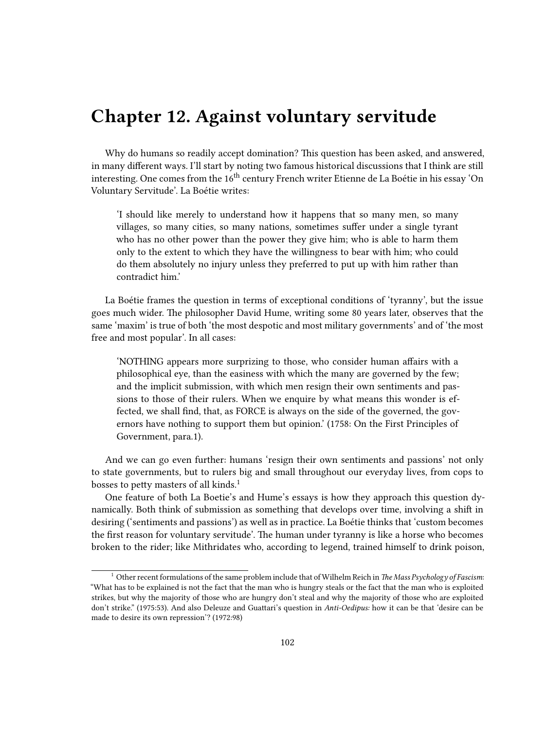# Chapter 12. Against voluntary servitude

Why do humans so readily accept domination? This question has been asked, and answered, in many different ways. I'll start by noting two famous historical discussions that I think are still interesting. One comes from the 16th century French writer Etienne de La Boétie in his essay 'On Voluntary Servitude'. La Boétie writes:

> 'I should like merely to understand how it happens that so many men, so many villages, so many cities, so many nations, sometimes suffer under a single tyrant who has no other power than the power they give him; who is able to harm them only to the extent to which they have the willingness to bear with him; who could do them absolutely no injury unless they preferred to put up with him rather than contradict him.'

La Boétie frames the question in terms of exceptional conditions of 'tyranny', but the issue goes much wider. The philosopher David Hume, writing some 80 years later, observes that the same 'maxim' is true of both 'the most despotic and most military governments' and of 'the most free and most popular'. In all cases:

> 'NOTHING appears more surprizing to those, who consider human affairs with a philosophical eye, than the easiness with which the many are governed by the few; and the implicit submission, with which men resign their own sentiments and passions to those of their rulers. When we enquire by what means this wonder is effected, we shall find, that, as FORCE is always on the side of the governed, the governors have nothing to support them but opinion.' (1758: On the First Principles of Government, para.1).

And we can go even further: humans 'resign their own sentiments and passions' not only to state governments, but to rulers big and small throughout our everyday lives, from cops to bosses to petty masters of all kinds.[1]

One feature of both La Boetie's and Hume's essays is how they approach this question dynamically. Both think of submission as something that develops over time, involving a shift in desiring ('sentiments and passions') as well as in practice. La Boétie thinks that 'custom becomes the first reason for voluntary servitude'. The human under tyranny is like a horse who becomes broken to the rider; like Mithridates who, according to legend, trained himself to drink poison,

---

[1] Other recent formulations of the same problem include that of Wilhelm Reich in *The Mass Psychology of Fascism*: "What has to be explained is not the fact that the man who is hungry steals or the fact that the man who is exploited strikes, but why the majority of those who are hungry don't steal and why the majority of those who are exploited don't strike." (1975:53). And also Deleuze and Guattari's question in *Anti-Oedipus:* how it can be that 'desire can be made to desire its own repression'? (1972:98)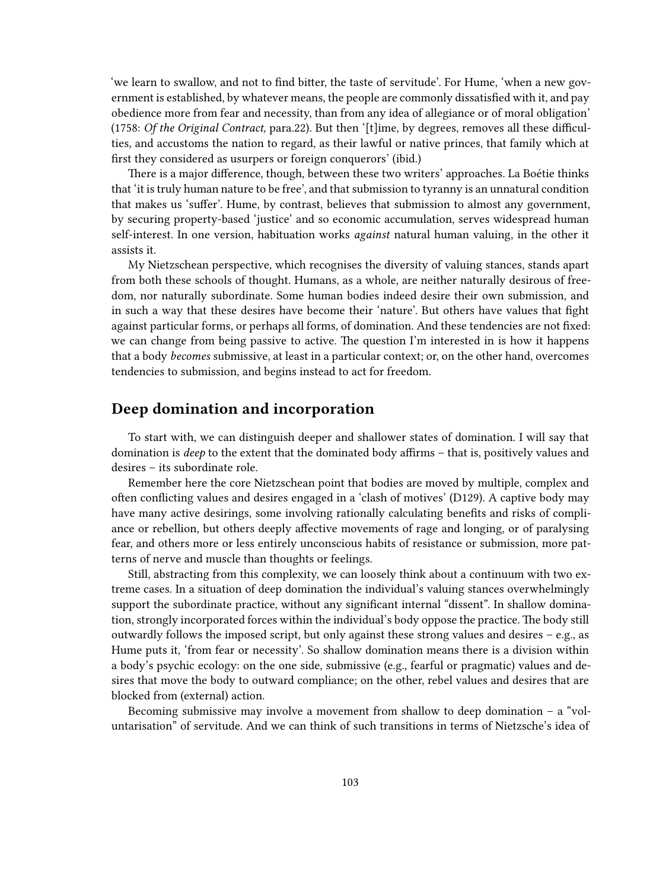'we learn to swallow, and not to find bitter, the taste of servitude'. For Hume, 'when a new government is established, by whatever means, the people are commonly dissatisfied with it, and pay obedience more from fear and necessity, than from any idea of allegiance or of moral obligation' (1758: *Of the Original Contract,* para.22). But then '[t]ime, by degrees, removes all these difficulties, and accustoms the nation to regard, as their lawful or native princes, that family which at first they considered as usurpers or foreign conquerors' (ibid.)

There is a major difference, though, between these two writers' approaches. La Boétie thinks that 'it is truly human nature to be free', and that submission to tyranny is an unnatural condition that makes us 'suffer'. Hume, by contrast, believes that submission to almost any government, by securing property-based 'justice' and so economic accumulation, serves widespread human self-interest. In one version, habituation works *against* natural human valuing, in the other it assists it.

My Nietzschean perspective, which recognises the diversity of valuing stances, stands apart from both these schools of thought. Humans, as a whole, are neither naturally desirous of freedom, nor naturally subordinate. Some human bodies indeed desire their own submission, and in such a way that these desires have become their 'nature'. But others have values that fight against particular forms, or perhaps all forms, of domination. And these tendencies are not fixed: we can change from being passive to active. The question I'm interested in is how it happens that a body *becomes* submissive, at least in a particular context; or, on the other hand, overcomes tendencies to submission, and begins instead to act for freedom.

## Deep domination and incorporation

To start with, we can distinguish deeper and shallower states of domination. I will say that domination is *deep* to the extent that the dominated body affirms – that is, positively values and desires – its subordinate role.

Remember here the core Nietzschean point that bodies are moved by multiple, complex and often conflicting values and desires engaged in a 'clash of motives' (D129). A captive body may have many active desirings, some involving rationally calculating benefits and risks of compliance or rebellion, but others deeply affective movements of rage and longing, or of paralysing fear, and others more or less entirely unconscious habits of resistance or submission, more patterns of nerve and muscle than thoughts or feelings.

Still, abstracting from this complexity, we can loosely think about a continuum with two extreme cases. In a situation of deep domination the individual's valuing stances overwhelmingly support the subordinate practice, without any significant internal "dissent". In shallow domination, strongly incorporated forces within the individual's body oppose the practice. The body still outwardly follows the imposed script, but only against these strong values and desires – e.g., as Hume puts it, 'from fear or necessity'. So shallow domination means there is a division within a body's psychic ecology: on the one side, submissive (e.g., fearful or pragmatic) values and desires that move the body to outward compliance; on the other, rebel values and desires that are blocked from (external) action.

Becoming submissive may involve a movement from shallow to deep domination – a "voluntarisation" of servitude. And we can think of such transitions in terms of Nietzsche's idea of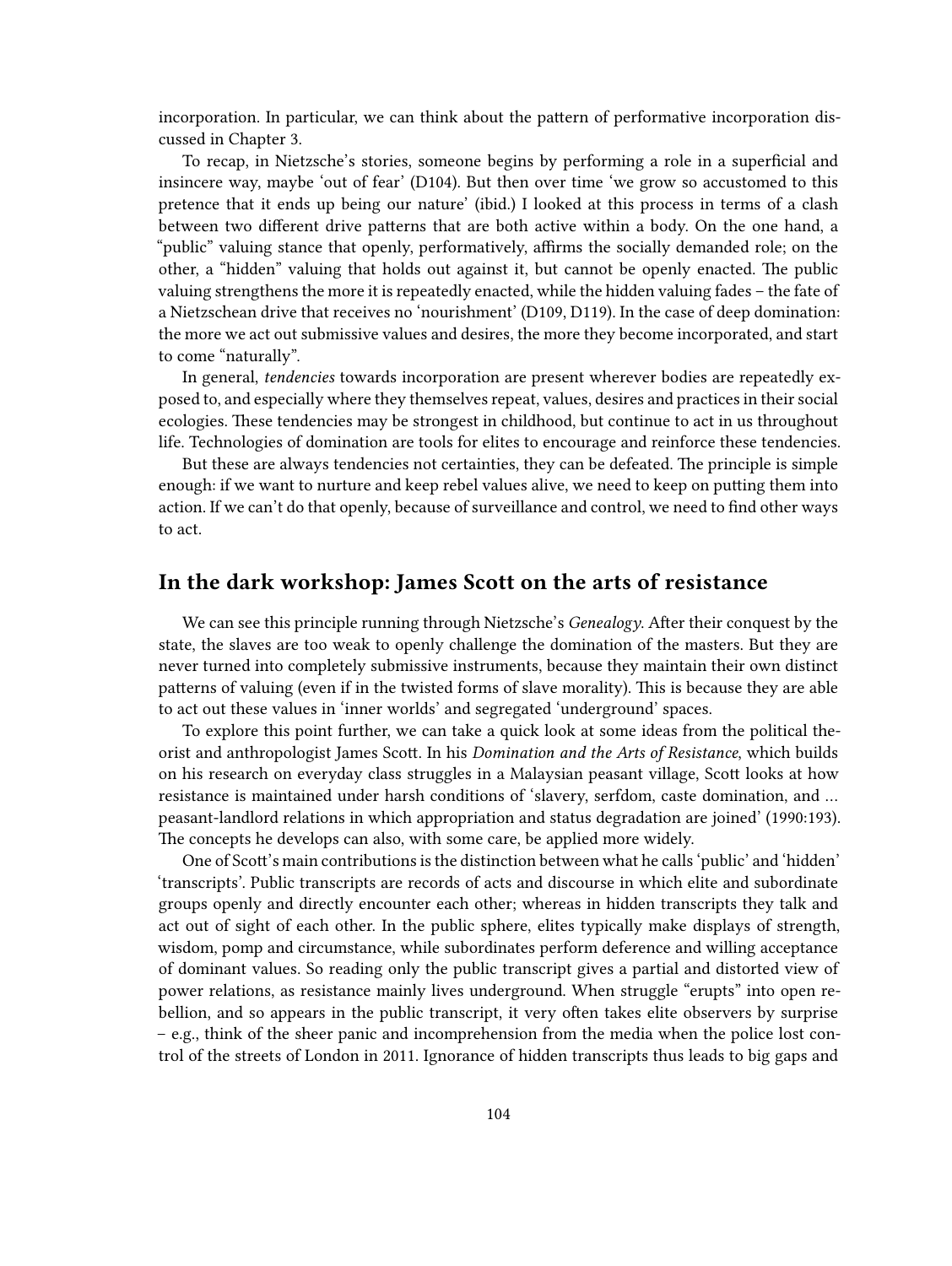incorporation. In particular, we can think about the pattern of performative incorporation discussed in Chapter 3.

To recap, in Nietzsche's stories, someone begins by performing a role in a superficial and insincere way, maybe 'out of fear' (D104). But then over time 'we grow so accustomed to this pretence that it ends up being our nature' (ibid.) I looked at this process in terms of a clash between two different drive patterns that are both active within a body. On the one hand, a "public" valuing stance that openly, performatively, affirms the socially demanded role; on the other, a "hidden" valuing that holds out against it, but cannot be openly enacted. The public valuing strengthens the more it is repeatedly enacted, while the hidden valuing fades – the fate of a Nietzschean drive that receives no 'nourishment' (D109, D119). In the case of deep domination: the more we act out submissive values and desires, the more they become incorporated, and start to come "naturally".

In general, *tendencies* towards incorporation are present wherever bodies are repeatedly exposed to, and especially where they themselves repeat, values, desires and practices in their social ecologies. These tendencies may be strongest in childhood, but continue to act in us throughout life. Technologies of domination are tools for elites to encourage and reinforce these tendencies.

But these are always tendencies not certainties, they can be defeated. The principle is simple enough: if we want to nurture and keep rebel values alive, we need to keep on putting them into action. If we can't do that openly, because of surveillance and control, we need to find other ways to act.

## In the dark workshop: James Scott on the arts of resistance

We can see this principle running through Nietzsche's *Genealogy*. After their conquest by the state, the slaves are too weak to openly challenge the domination of the masters. But they are never turned into completely submissive instruments, because they maintain their own distinct patterns of valuing (even if in the twisted forms of slave morality). This is because they are able to act out these values in 'inner worlds' and segregated 'underground' spaces.

To explore this point further, we can take a quick look at some ideas from the political theorist and anthropologist James Scott. In his *Domination and the Arts of Resistance*, which builds on his research on everyday class struggles in a Malaysian peasant village, Scott looks at how resistance is maintained under harsh conditions of 'slavery, serfdom, caste domination, and … peasant-landlord relations in which appropriation and status degradation are joined' (1990:193). The concepts he develops can also, with some care, be applied more widely.

One of Scott's main contributions is the distinction between what he calls 'public' and 'hidden' 'transcripts'. Public transcripts are records of acts and discourse in which elite and subordinate groups openly and directly encounter each other; whereas in hidden transcripts they talk and act out of sight of each other. In the public sphere, elites typically make displays of strength, wisdom, pomp and circumstance, while subordinates perform deference and willing acceptance of dominant values. So reading only the public transcript gives a partial and distorted view of power relations, as resistance mainly lives underground. When struggle "erupts" into open rebellion, and so appears in the public transcript, it very often takes elite observers by surprise – e.g., think of the sheer panic and incomprehension from the media when the police lost control of the streets of London in 2011. Ignorance of hidden transcripts thus leads to big gaps and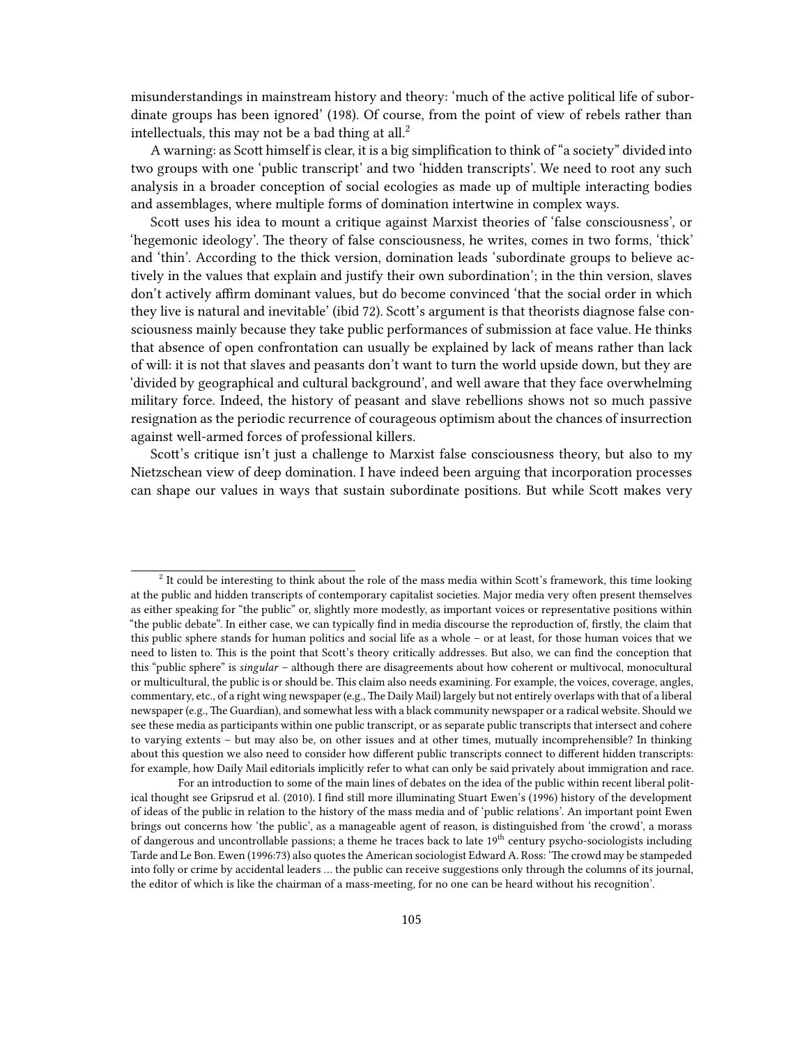misunderstandings in mainstream history and theory: 'much of the active political life of subordinate groups has been ignored' (198). Of course, from the point of view of rebels rather than intellectuals, this may not be a bad thing at all.[2]

A warning: as Scott himself is clear, it is a big simplification to think of "a society" divided into two groups with one 'public transcript' and two 'hidden transcripts'. We need to root any such analysis in a broader conception of social ecologies as made up of multiple interacting bodies and assemblages, where multiple forms of domination intertwine in complex ways.

Scott uses his idea to mount a critique against Marxist theories of 'false consciousness', or 'hegemonic ideology'. The theory of false consciousness, he writes, comes in two forms, 'thick' and 'thin'. According to the thick version, domination leads 'subordinate groups to believe actively in the values that explain and justify their own subordination'; in the thin version, slaves don't actively affirm dominant values, but do become convinced 'that the social order in which they live is natural and inevitable' (ibid 72). Scott's argument is that theorists diagnose false consciousness mainly because they take public performances of submission at face value. He thinks that absence of open confrontation can usually be explained by lack of means rather than lack of will: it is not that slaves and peasants don't want to turn the world upside down, but they are 'divided by geographical and cultural background', and well aware that they face overwhelming military force. Indeed, the history of peasant and slave rebellions shows not so much passive resignation as the periodic recurrence of courageous optimism about the chances of insurrection against well-armed forces of professional killers.

Scott's critique isn't just a challenge to Marxist false consciousness theory, but also to my Nietzschean view of deep domination. I have indeed been arguing that incorporation processes can shape our values in ways that sustain subordinate positions. But while Scott makes very

---

[2] It could be interesting to think about the role of the mass media within Scott's framework, this time looking at the public and hidden transcripts of contemporary capitalist societies. Major media very often present themselves as either speaking for "the public" or, slightly more modestly, as important voices or representative positions within "the public debate". In either case, we can typically find in media discourse the reproduction of, firstly, the claim that this public sphere stands for human politics and social life as a whole – or at least, for those human voices that we need to listen to. This is the point that Scott's theory critically addresses. But also, we can find the conception that this "public sphere" is *singular* – although there are disagreements about how coherent or multivocal, monocultural or multicultural, the public is or should be. This claim also needs examining. For example, the voices, coverage, angles, commentary, etc., of a right wing newspaper (e.g., The Daily Mail) largely but not entirely overlaps with that of a liberal newspaper (e.g., The Guardian), and somewhat less with a black community newspaper or a radical website. Should we see these media as participants within one public transcript, or as separate public transcripts that intersect and cohere to varying extents – but may also be, on other issues and at other times, mutually incomprehensible? In thinking about this question we also need to consider how different public transcripts connect to different hidden transcripts: for example, how Daily Mail editorials implicitly refer to what can only be said privately about immigration and race.

For an introduction to some of the main lines of debates on the idea of the public within recent liberal political thought see Gripsrud et al. (2010). I find still more illuminating Stuart Ewen's (1996) history of the development of ideas of the public in relation to the history of the mass media and of 'public relations'. An important point Ewen brings out concerns how 'the public', as a manageable agent of reason, is distinguished from 'the crowd', a morass of dangerous and uncontrollable passions; a theme he traces back to late 19th century psycho-sociologists including Tarde and Le Bon. Ewen (1996:73) also quotes the American sociologist Edward A. Ross: 'The crowd may be stampeded into folly or crime by accidental leaders … the public can receive suggestions only through the columns of its journal, the editor of which is like the chairman of a mass-meeting, for no one can be heard without his recognition'.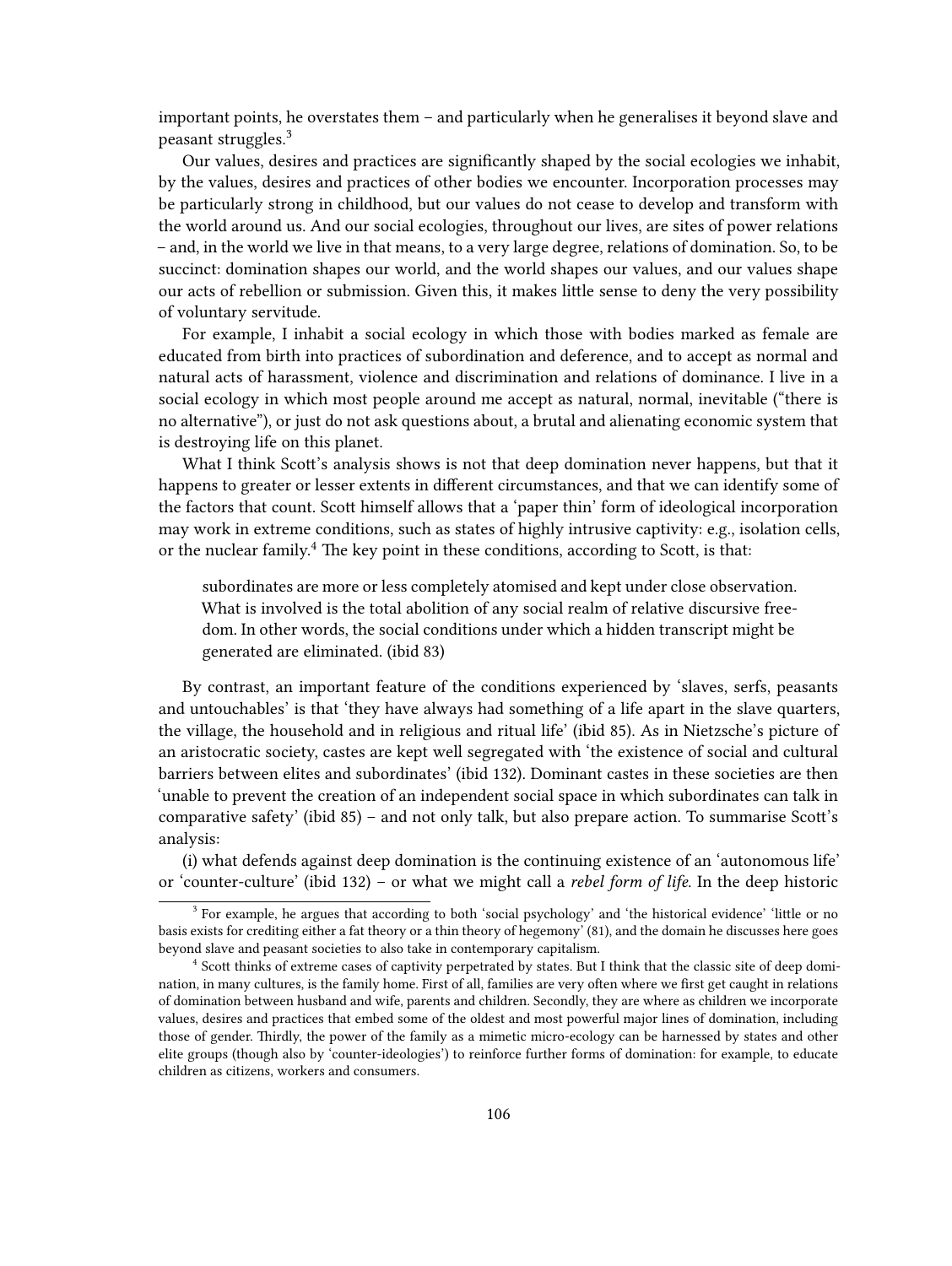important points, he overstates them – and particularly when he generalises it beyond slave and peasant struggles.[3]

Our values, desires and practices are significantly shaped by the social ecologies we inhabit, by the values, desires and practices of other bodies we encounter. Incorporation processes may be particularly strong in childhood, but our values do not cease to develop and transform with the world around us. And our social ecologies, throughout our lives, are sites of power relations – and, in the world we live in that means, to a very large degree, relations of domination. So, to be succinct: domination shapes our world, and the world shapes our values, and our values shape our acts of rebellion or submission. Given this, it makes little sense to deny the very possibility of voluntary servitude.

For example, I inhabit a social ecology in which those with bodies marked as female are educated from birth into practices of subordination and deference, and to accept as normal and natural acts of harassment, violence and discrimination and relations of dominance. I live in a social ecology in which most people around me accept as natural, normal, inevitable ("there is no alternative"), or just do not ask questions about, a brutal and alienating economic system that is destroying life on this planet.

What I think Scott's analysis shows is not that deep domination never happens, but that it happens to greater or lesser extents in different circumstances, and that we can identify some of the factors that count. Scott himself allows that a 'paper thin' form of ideological incorporation may work in extreme conditions, such as states of highly intrusive captivity: e.g., isolation cells, or the nuclear family.[4] The key point in these conditions, according to Scott, is that:

> subordinates are more or less completely atomised and kept under close observation. What is involved is the total abolition of any social realm of relative discursive freedom. In other words, the social conditions under which a hidden transcript might be generated are eliminated. (ibid 83)

By contrast, an important feature of the conditions experienced by 'slaves, serfs, peasants and untouchables' is that 'they have always had something of a life apart in the slave quarters, the village, the household and in religious and ritual life' (ibid 85). As in Nietzsche's picture of an aristocratic society, castes are kept well segregated with 'the existence of social and cultural barriers between elites and subordinates' (ibid 132). Dominant castes in these societies are then 'unable to prevent the creation of an independent social space in which subordinates can talk in comparative safety' (ibid 85) – and not only talk, but also prepare action. To summarise Scott's analysis:

(i) what defends against deep domination is the continuing existence of an 'autonomous life' or 'counter-culture' (ibid 132) – or what we might call a *rebel form of life*. In the deep historic

[3] For example, he argues that according to both 'social psychology' and 'the historical evidence' 'little or no basis exists for crediting either a fat theory or a thin theory of hegemony' (81), and the domain he discusses here goes beyond slave and peasant societies to also take in contemporary capitalism.

[4] Scott thinks of extreme cases of captivity perpetrated by states. But I think that the classic site of deep domination, in many cultures, is the family home. First of all, families are very often where we first get caught in relations of domination between husband and wife, parents and children. Secondly, they are where as children we incorporate values, desires and practices that embed some of the oldest and most powerful major lines of domination, including those of gender. Thirdly, the power of the family as a mimetic micro-ecology can be harnessed by states and other elite groups (though also by 'counter-ideologies') to reinforce further forms of domination: for example, to educate children as citizens, workers and consumers.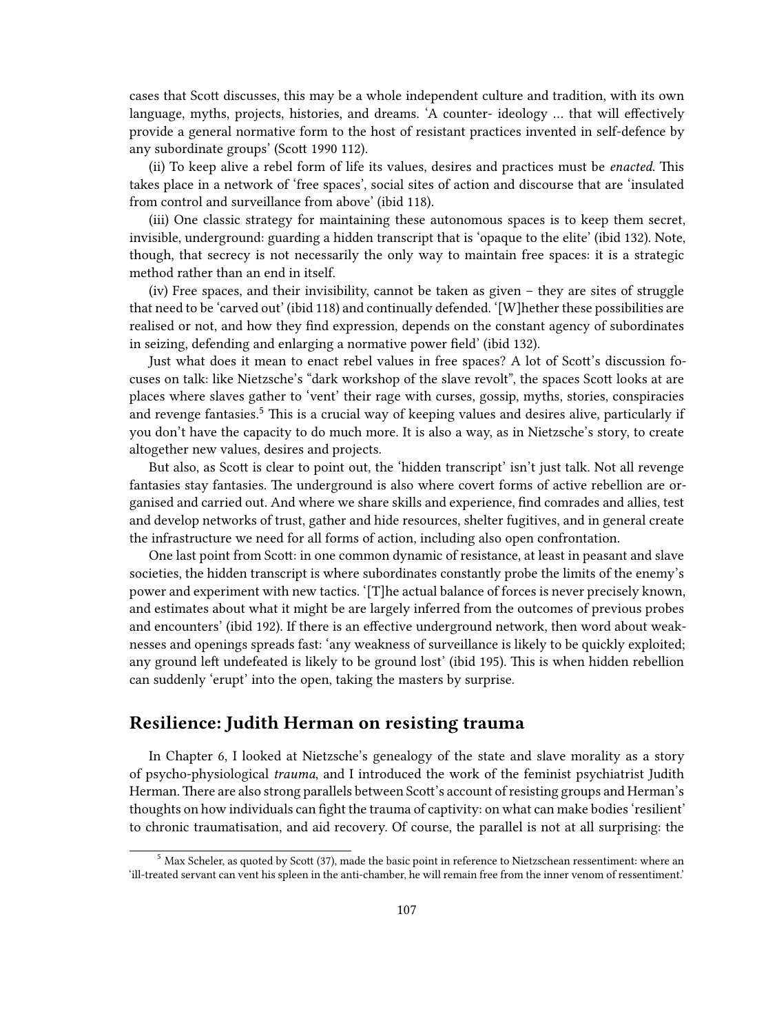cases that Scott discusses, this may be a whole independent culture and tradition, with its own language, myths, projects, histories, and dreams. 'A counter- ideology … that will effectively provide a general normative form to the host of resistant practices invented in self-defence by any subordinate groups' (Scott 1990 112).

(ii) To keep alive a rebel form of life its values, desires and practices must be *enacted*. This takes place in a network of 'free spaces', social sites of action and discourse that are 'insulated from control and surveillance from above' (ibid 118).

(iii) One classic strategy for maintaining these autonomous spaces is to keep them secret, invisible, underground: guarding a hidden transcript that is 'opaque to the elite' (ibid 132). Note, though, that secrecy is not necessarily the only way to maintain free spaces: it is a strategic method rather than an end in itself.

(iv) Free spaces, and their invisibility, cannot be taken as given – they are sites of struggle that need to be 'carved out' (ibid 118) and continually defended. '[W]hether these possibilities are realised or not, and how they find expression, depends on the constant agency of subordinates in seizing, defending and enlarging a normative power field' (ibid 132).

Just what does it mean to enact rebel values in free spaces? A lot of Scott's discussion focuses on talk: like Nietzsche's "dark workshop of the slave revolt", the spaces Scott looks at are places where slaves gather to 'vent' their rage with curses, gossip, myths, stories, conspiracies and revenge fantasies.[5] This is a crucial way of keeping values and desires alive, particularly if you don't have the capacity to do much more. It is also a way, as in Nietzsche's story, to create altogether new values, desires and projects.

But also, as Scott is clear to point out, the 'hidden transcript' isn't just talk. Not all revenge fantasies stay fantasies. The underground is also where covert forms of active rebellion are organised and carried out. And where we share skills and experience, find comrades and allies, test and develop networks of trust, gather and hide resources, shelter fugitives, and in general create the infrastructure we need for all forms of action, including also open confrontation.

One last point from Scott: in one common dynamic of resistance, at least in peasant and slave societies, the hidden transcript is where subordinates constantly probe the limits of the enemy's power and experiment with new tactics. '[T]he actual balance of forces is never precisely known, and estimates about what it might be are largely inferred from the outcomes of previous probes and encounters' (ibid 192). If there is an effective underground network, then word about weaknesses and openings spreads fast: 'any weakness of surveillance is likely to be quickly exploited; any ground left undefeated is likely to be ground lost' (ibid 195). This is when hidden rebellion can suddenly 'erupt' into the open, taking the masters by surprise.

## Resilience: Judith Herman on resisting trauma

In Chapter 6, I looked at Nietzsche's genealogy of the state and slave morality as a story of psycho-physiological *trauma*, and I introduced the work of the feminist psychiatrist Judith Herman. There are also strong parallels between Scott's account of resisting groups and Herman's thoughts on how individuals can fight the trauma of captivity: on what can make bodies 'resilient' to chronic traumatisation, and aid recovery. Of course, the parallel is not at all surprising: the

[5] Max Scheler, as quoted by Scott (37), made the basic point in reference to Nietzschean ressentiment: where an 'ill-treated servant can vent his spleen in the anti-chamber, he will remain free from the inner venom of ressentiment.'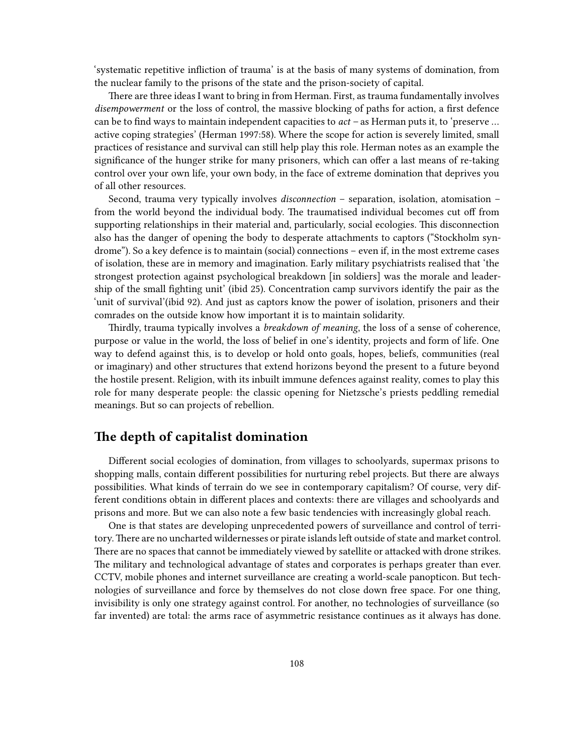'systematic repetitive infliction of trauma' is at the basis of many systems of domination, from the nuclear family to the prisons of the state and the prison-society of capital.

There are three ideas I want to bring in from Herman. First, as trauma fundamentally involves *disempowerment* or the loss of control, the massive blocking of paths for action, a first defence can be to find ways to maintain independent capacities to *act* – as Herman puts it, to 'preserve … active coping strategies' (Herman 1997:58). Where the scope for action is severely limited, small practices of resistance and survival can still help play this role. Herman notes as an example the significance of the hunger strike for many prisoners, which can offer a last means of re-taking control over your own life, your own body, in the face of extreme domination that deprives you of all other resources.

Second, trauma very typically involves *disconnection* – separation, isolation, atomisation – from the world beyond the individual body. The traumatised individual becomes cut off from supporting relationships in their material and, particularly, social ecologies. This disconnection also has the danger of opening the body to desperate attachments to captors ("Stockholm syndrome"). So a key defence is to maintain (social) connections – even if, in the most extreme cases of isolation, these are in memory and imagination. Early military psychiatrists realised that 'the strongest protection against psychological breakdown [in soldiers] was the morale and leadership of the small fighting unit' (ibid 25). Concentration camp survivors identify the pair as the 'unit of survival'(ibid 92). And just as captors know the power of isolation, prisoners and their comrades on the outside know how important it is to maintain solidarity.

Thirdly, trauma typically involves a *breakdown of meaning*, the loss of a sense of coherence, purpose or value in the world, the loss of belief in one's identity, projects and form of life. One way to defend against this, is to develop or hold onto goals, hopes, beliefs, communities (real or imaginary) and other structures that extend horizons beyond the present to a future beyond the hostile present. Religion, with its inbuilt immune defences against reality, comes to play this role for many desperate people: the classic opening for Nietzsche's priests peddling remedial meanings. But so can projects of rebellion.

## The depth of capitalist domination

Different social ecologies of domination, from villages to schoolyards, supermax prisons to shopping malls, contain different possibilities for nurturing rebel projects. But there are always possibilities. What kinds of terrain do we see in contemporary capitalism? Of course, very different conditions obtain in different places and contexts: there are villages and schoolyards and prisons and more. But we can also note a few basic tendencies with increasingly global reach.

One is that states are developing unprecedented powers of surveillance and control of territory. There are no uncharted wildernesses or pirate islands left outside of state and market control. There are no spaces that cannot be immediately viewed by satellite or attacked with drone strikes. The military and technological advantage of states and corporates is perhaps greater than ever. CCTV, mobile phones and internet surveillance are creating a world-scale panopticon. But technologies of surveillance and force by themselves do not close down free space. For one thing, invisibility is only one strategy against control. For another, no technologies of surveillance (so far invented) are total: the arms race of asymmetric resistance continues as it always has done.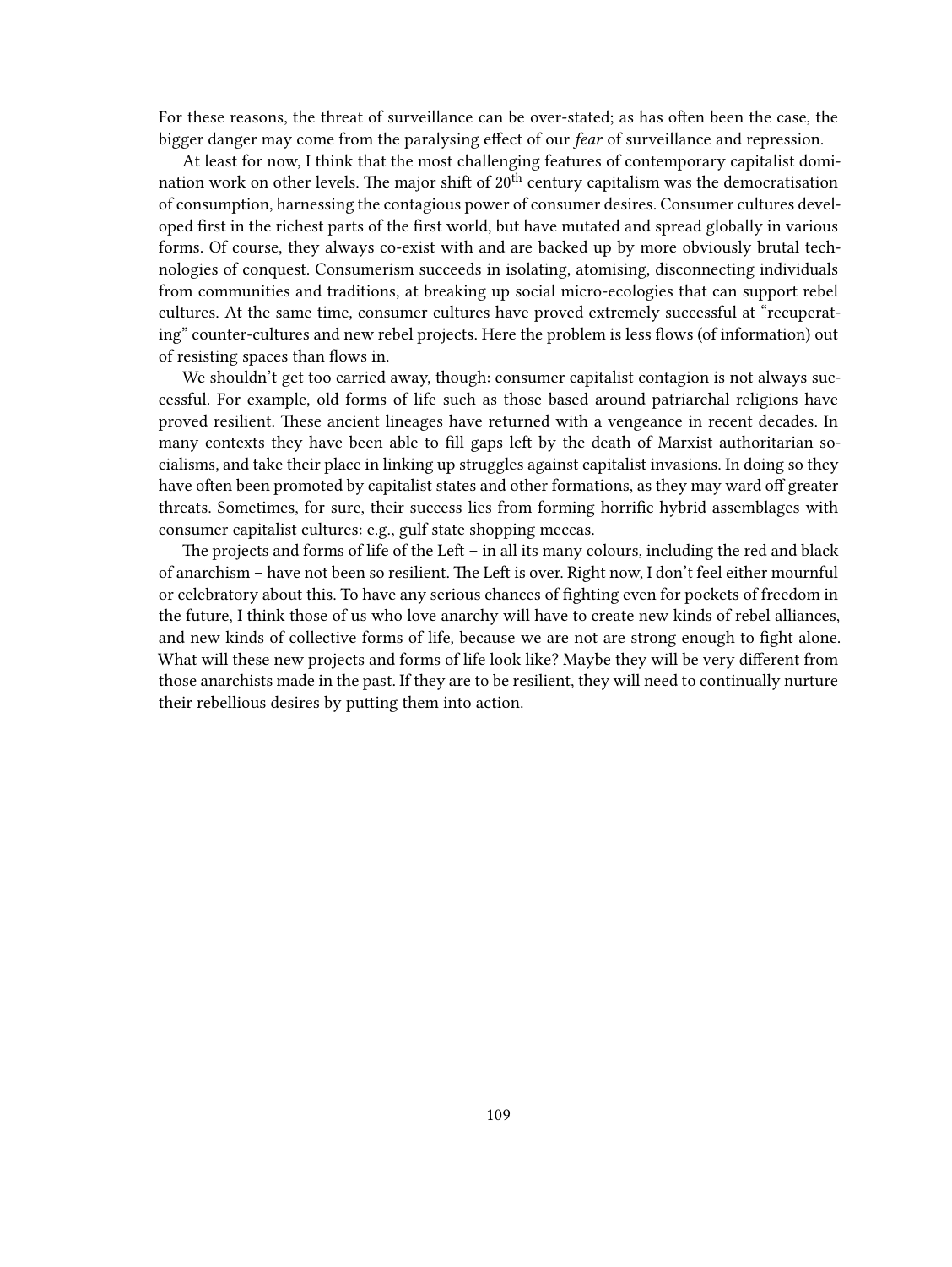For these reasons, the threat of surveillance can be over-stated; as has often been the case, the bigger danger may come from the paralysing effect of our *fear* of surveillance and repression.

At least for now, I think that the most challenging features of contemporary capitalist domination work on other levels. The major shift of 20th century capitalism was the democratisation of consumption, harnessing the contagious power of consumer desires. Consumer cultures developed first in the richest parts of the first world, but have mutated and spread globally in various forms. Of course, they always co-exist with and are backed up by more obviously brutal technologies of conquest. Consumerism succeeds in isolating, atomising, disconnecting individuals from communities and traditions, at breaking up social micro-ecologies that can support rebel cultures. At the same time, consumer cultures have proved extremely successful at "recuperating" counter-cultures and new rebel projects. Here the problem is less flows (of information) out of resisting spaces than flows in.

We shouldn't get too carried away, though: consumer capitalist contagion is not always successful. For example, old forms of life such as those based around patriarchal religions have proved resilient. These ancient lineages have returned with a vengeance in recent decades. In many contexts they have been able to fill gaps left by the death of Marxist authoritarian socialisms, and take their place in linking up struggles against capitalist invasions. In doing so they have often been promoted by capitalist states and other formations, as they may ward off greater threats. Sometimes, for sure, their success lies from forming horrific hybrid assemblages with consumer capitalist cultures: e.g., gulf state shopping meccas.

The projects and forms of life of the Left – in all its many colours, including the red and black of anarchism – have not been so resilient. The Left is over. Right now, I don't feel either mournful or celebratory about this. To have any serious chances of fighting even for pockets of freedom in the future, I think those of us who love anarchy will have to create new kinds of rebel alliances, and new kinds of collective forms of life, because we are not are strong enough to fight alone. What will these new projects and forms of life look like? Maybe they will be very different from those anarchists made in the past. If they are to be resilient, they will need to continually nurture their rebellious desires by putting them into action.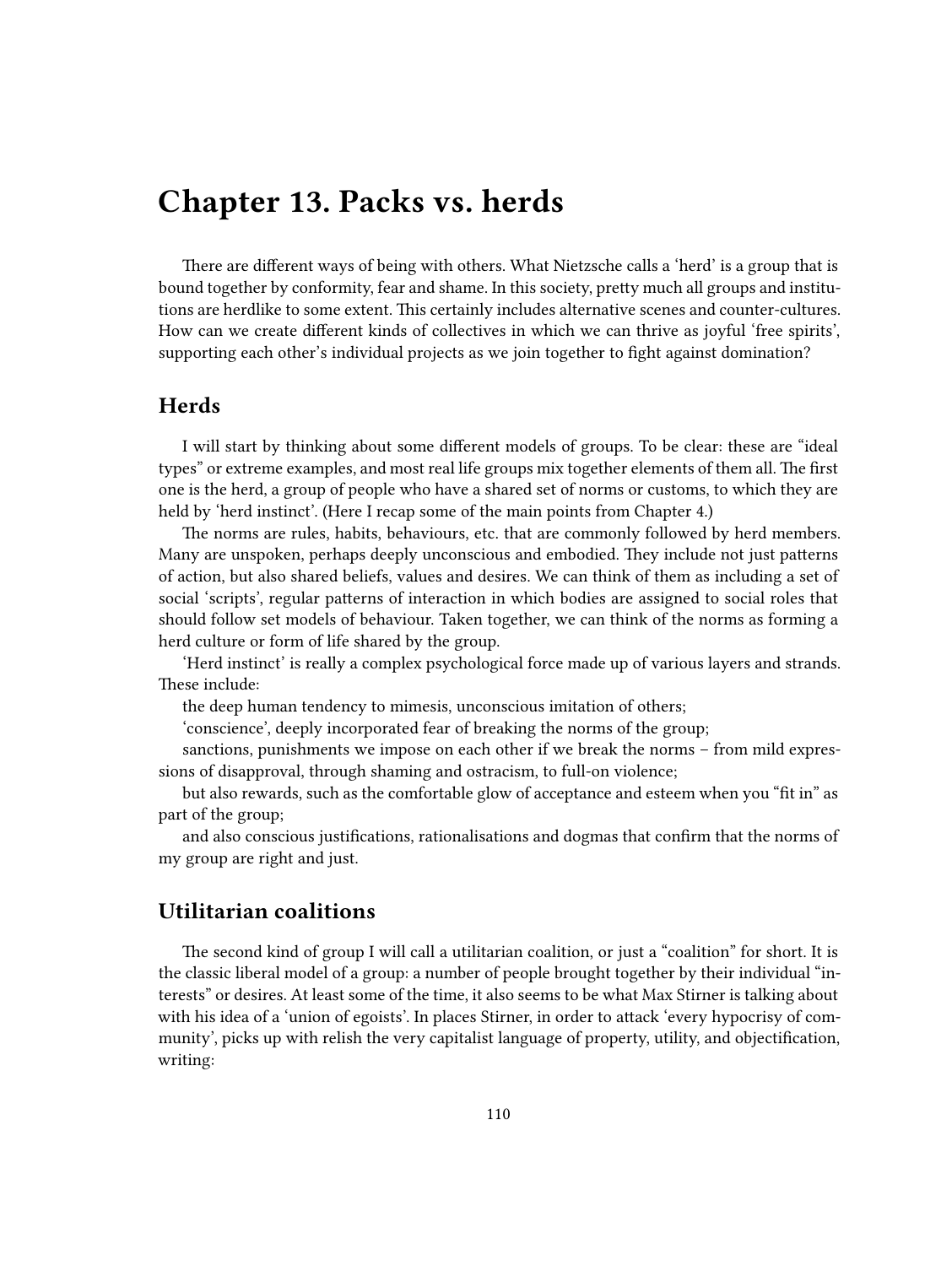# Chapter 13. Packs vs. herds

There are different ways of being with others. What Nietzsche calls a 'herd' is a group that is bound together by conformity, fear and shame. In this society, pretty much all groups and institutions are herdlike to some extent. This certainly includes alternative scenes and counter-cultures. How can we create different kinds of collectives in which we can thrive as joyful 'free spirits', supporting each other's individual projects as we join together to fight against domination?

## Herds

I will start by thinking about some different models of groups. To be clear: these are "ideal types" or extreme examples, and most real life groups mix together elements of them all. The first one is the herd, a group of people who have a shared set of norms or customs, to which they are held by 'herd instinct'. (Here I recap some of the main points from Chapter 4.)

The norms are rules, habits, behaviours, etc. that are commonly followed by herd members. Many are unspoken, perhaps deeply unconscious and embodied. They include not just patterns of action, but also shared beliefs, values and desires. We can think of them as including a set of social 'scripts', regular patterns of interaction in which bodies are assigned to social roles that should follow set models of behaviour. Taken together, we can think of the norms as forming a herd culture or form of life shared by the group.

'Herd instinct' is really a complex psychological force made up of various layers and strands. These include:

the deep human tendency to mimesis, unconscious imitation of others;

'conscience', deeply incorporated fear of breaking the norms of the group;

sanctions, punishments we impose on each other if we break the norms – from mild expressions of disapproval, through shaming and ostracism, to full-on violence;

but also rewards, such as the comfortable glow of acceptance and esteem when you "fit in" as part of the group;

and also conscious justifications, rationalisations and dogmas that confirm that the norms of my group are right and just.

## Utilitarian coalitions

The second kind of group I will call a utilitarian coalition, or just a "coalition" for short. It is the classic liberal model of a group: a number of people brought together by their individual "interests" or desires. At least some of the time, it also seems to be what Max Stirner is talking about with his idea of a 'union of egoists'. In places Stirner, in order to attack 'every hypocrisy of community', picks up with relish the very capitalist language of property, utility, and objectification, writing: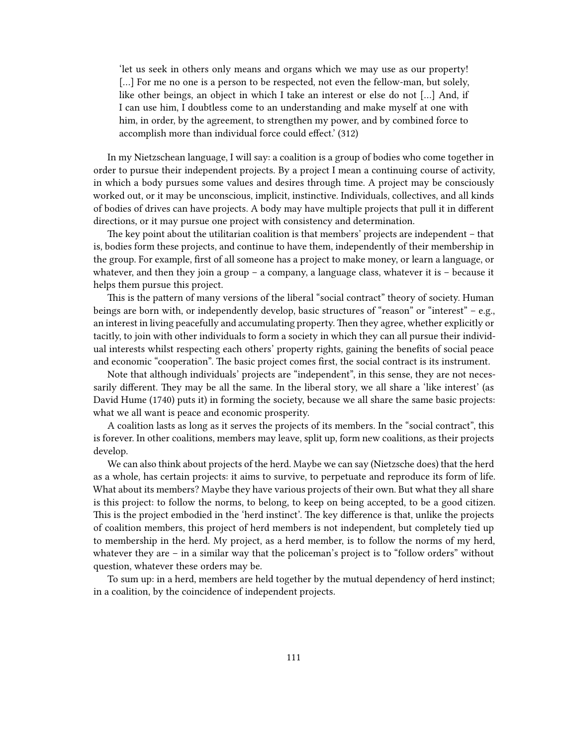> 'let us seek in others only means and organs which we may use as our property! [...] For me no one is a person to be respected, not even the fellow-man, but solely, like other beings, an object in which I take an interest or else do not [...] And, if I can use him, I doubtless come to an understanding and make myself at one with him, in order, by the agreement, to strengthen my power, and by combined force to accomplish more than individual force could effect.' (312)

In my Nietzschean language, I will say: a coalition is a group of bodies who come together in order to pursue their independent projects. By a project I mean a continuing course of activity, in which a body pursues some values and desires through time. A project may be consciously worked out, or it may be unconscious, implicit, instinctive. Individuals, collectives, and all kinds of bodies of drives can have projects. A body may have multiple projects that pull it in different directions, or it may pursue one project with consistency and determination.

The key point about the utilitarian coalition is that members' projects are independent – that is, bodies form these projects, and continue to have them, independently of their membership in the group. For example, first of all someone has a project to make money, or learn a language, or whatever, and then they join a group – a company, a language class, whatever it is – because it helps them pursue this project.

This is the pattern of many versions of the liberal "social contract" theory of society. Human beings are born with, or independently develop, basic structures of "reason" or "interest" – e.g., an interest in living peacefully and accumulating property. Then they agree, whether explicitly or tacitly, to join with other individuals to form a society in which they can all pursue their individual interests whilst respecting each others' property rights, gaining the benefits of social peace and economic "cooperation". The basic project comes first, the social contract is its instrument.

Note that although individuals' projects are "independent", in this sense, they are not necessarily different. They may be all the same. In the liberal story, we all share a 'like interest' (as David Hume (1740) puts it) in forming the society, because we all share the same basic projects: what we all want is peace and economic prosperity.

A coalition lasts as long as it serves the projects of its members. In the "social contract", this is forever. In other coalitions, members may leave, split up, form new coalitions, as their projects develop.

We can also think about projects of the herd. Maybe we can say (Nietzsche does) that the herd as a whole, has certain projects: it aims to survive, to perpetuate and reproduce its form of life. What about its members? Maybe they have various projects of their own. But what they all share is this project: to follow the norms, to belong, to keep on being accepted, to be a good citizen. This is the project embodied in the 'herd instinct'. The key difference is that, unlike the projects of coalition members, this project of herd members is not independent, but completely tied up to membership in the herd. My project, as a herd member, is to follow the norms of my herd, whatever they are – in a similar way that the policeman's project is to "follow orders" without question, whatever these orders may be.

To sum up: in a herd, members are held together by the mutual dependency of herd instinct; in a coalition, by the coincidence of independent projects.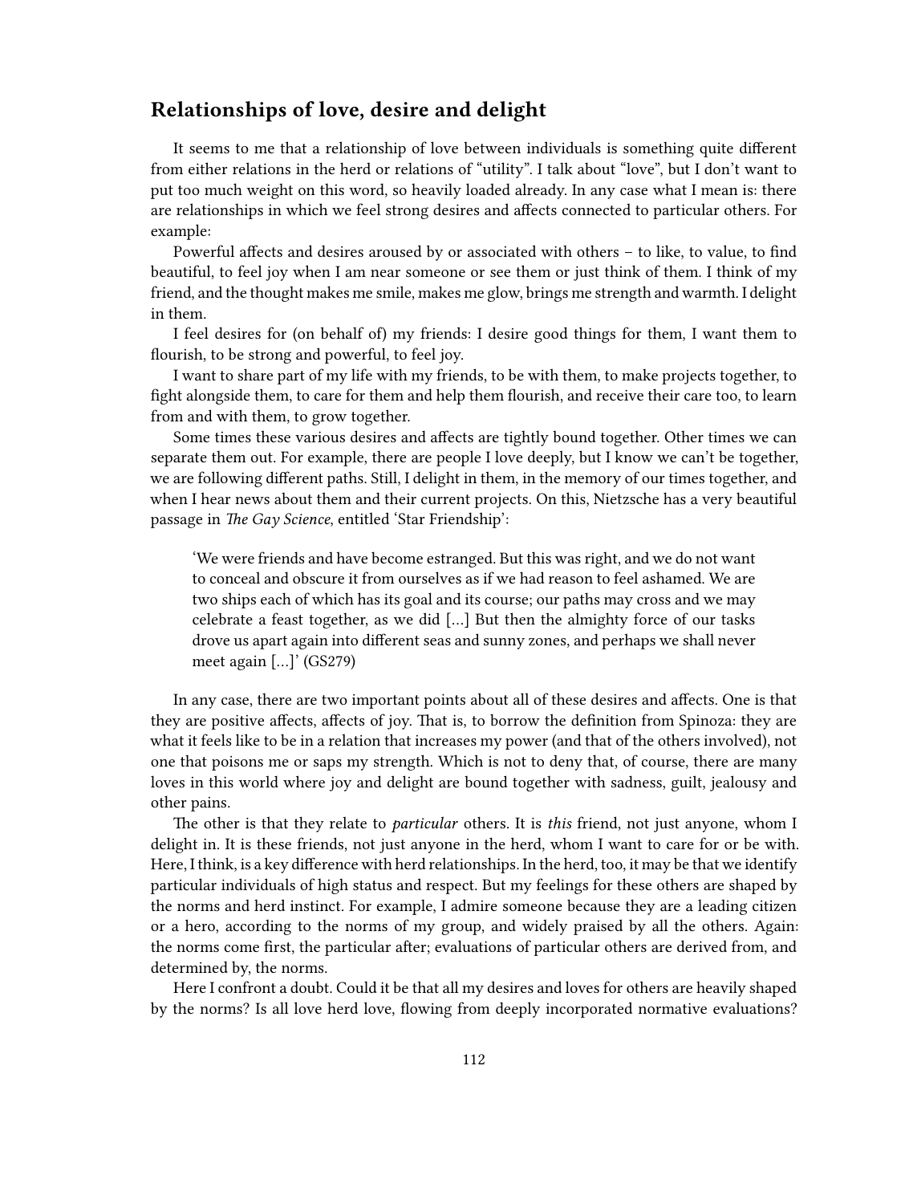## Relationships of love, desire and delight

It seems to me that a relationship of love between individuals is something quite different from either relations in the herd or relations of "utility". I talk about "love", but I don't want to put too much weight on this word, so heavily loaded already. In any case what I mean is: there are relationships in which we feel strong desires and affects connected to particular others. For example:

Powerful affects and desires aroused by or associated with others – to like, to value, to find beautiful, to feel joy when I am near someone or see them or just think of them. I think of my friend, and the thought makes me smile, makes me glow, brings me strength and warmth. I delight in them.

I feel desires for (on behalf of) my friends: I desire good things for them, I want them to flourish, to be strong and powerful, to feel joy.

I want to share part of my life with my friends, to be with them, to make projects together, to fight alongside them, to care for them and help them flourish, and receive their care too, to learn from and with them, to grow together.

Some times these various desires and affects are tightly bound together. Other times we can separate them out. For example, there are people I love deeply, but I know we can't be together, we are following different paths. Still, I delight in them, in the memory of our times together, and when I hear news about them and their current projects. On this, Nietzsche has a very beautiful passage in *The Gay Science*, entitled 'Star Friendship':

> 'We were friends and have become estranged. But this was right, and we do not want to conceal and obscure it from ourselves as if we had reason to feel ashamed. We are two ships each of which has its goal and its course; our paths may cross and we may celebrate a feast together, as we did [...] But then the almighty force of our tasks drove us apart again into different seas and sunny zones, and perhaps we shall never meet again [...]' (GS279)

In any case, there are two important points about all of these desires and affects. One is that they are positive affects, affects of joy. That is, to borrow the definition from Spinoza: they are what it feels like to be in a relation that increases my power (and that of the others involved), not one that poisons me or saps my strength. Which is not to deny that, of course, there are many loves in this world where joy and delight are bound together with sadness, guilt, jealousy and other pains.

The other is that they relate to *particular* others. It is *this* friend, not just anyone, whom I delight in. It is these friends, not just anyone in the herd, whom I want to care for or be with. Here, I think, is a key difference with herd relationships. In the herd, too, it may be that we identify particular individuals of high status and respect. But my feelings for these others are shaped by the norms and herd instinct. For example, I admire someone because they are a leading citizen or a hero, according to the norms of my group, and widely praised by all the others. Again: the norms come first, the particular after; evaluations of particular others are derived from, and determined by, the norms.

Here I confront a doubt. Could it be that all my desires and loves for others are heavily shaped by the norms? Is all love herd love, flowing from deeply incorporated normative evaluations?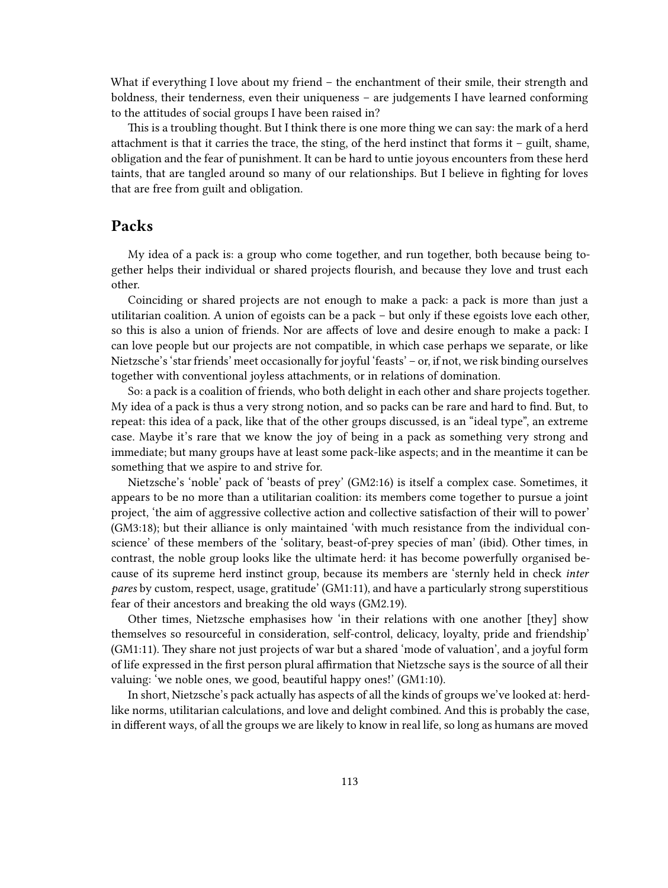What if everything I love about my friend – the enchantment of their smile, their strength and boldness, their tenderness, even their uniqueness – are judgements I have learned conforming to the attitudes of social groups I have been raised in?

This is a troubling thought. But I think there is one more thing we can say: the mark of a herd attachment is that it carries the trace, the sting, of the herd instinct that forms it – guilt, shame, obligation and the fear of punishment. It can be hard to untie joyous encounters from these herd taints, that are tangled around so many of our relationships. But I believe in fighting for loves that are free from guilt and obligation.

## Packs

My idea of a pack is: a group who come together, and run together, both because being together helps their individual or shared projects flourish, and because they love and trust each other.

Coinciding or shared projects are not enough to make a pack: a pack is more than just a utilitarian coalition. A union of egoists can be a pack – but only if these egoists love each other, so this is also a union of friends. Nor are affects of love and desire enough to make a pack: I can love people but our projects are not compatible, in which case perhaps we separate, or like Nietzsche's 'star friends' meet occasionally for joyful 'feasts' – or, if not, we risk binding ourselves together with conventional joyless attachments, or in relations of domination.

So: a pack is a coalition of friends, who both delight in each other and share projects together. My idea of a pack is thus a very strong notion, and so packs can be rare and hard to find. But, to repeat: this idea of a pack, like that of the other groups discussed, is an "ideal type", an extreme case. Maybe it's rare that we know the joy of being in a pack as something very strong and immediate; but many groups have at least some pack-like aspects; and in the meantime it can be something that we aspire to and strive for.

Nietzsche's 'noble' pack of 'beasts of prey' (GM2:16) is itself a complex case. Sometimes, it appears to be no more than a utilitarian coalition: its members come together to pursue a joint project, 'the aim of aggressive collective action and collective satisfaction of their will to power' (GM3:18); but their alliance is only maintained 'with much resistance from the individual conscience' of these members of the 'solitary, beast-of-prey species of man' (ibid). Other times, in contrast, the noble group looks like the ultimate herd: it has become powerfully organised because of its supreme herd instinct group, because its members are 'sternly held in check *inter pares* by custom, respect, usage, gratitude' (GM1:11), and have a particularly strong superstitious fear of their ancestors and breaking the old ways (GM2.19).

Other times, Nietzsche emphasises how 'in their relations with one another [they] show themselves so resourceful in consideration, self-control, delicacy, loyalty, pride and friendship' (GM1:11). They share not just projects of war but a shared 'mode of valuation', and a joyful form of life expressed in the first person plural affirmation that Nietzsche says is the source of all their valuing: 'we noble ones, we good, beautiful happy ones!' (GM1:10).

In short, Nietzsche's pack actually has aspects of all the kinds of groups we've looked at: herd-like norms, utilitarian calculations, and love and delight combined. And this is probably the case, in different ways, of all the groups we are likely to know in real life, so long as humans are moved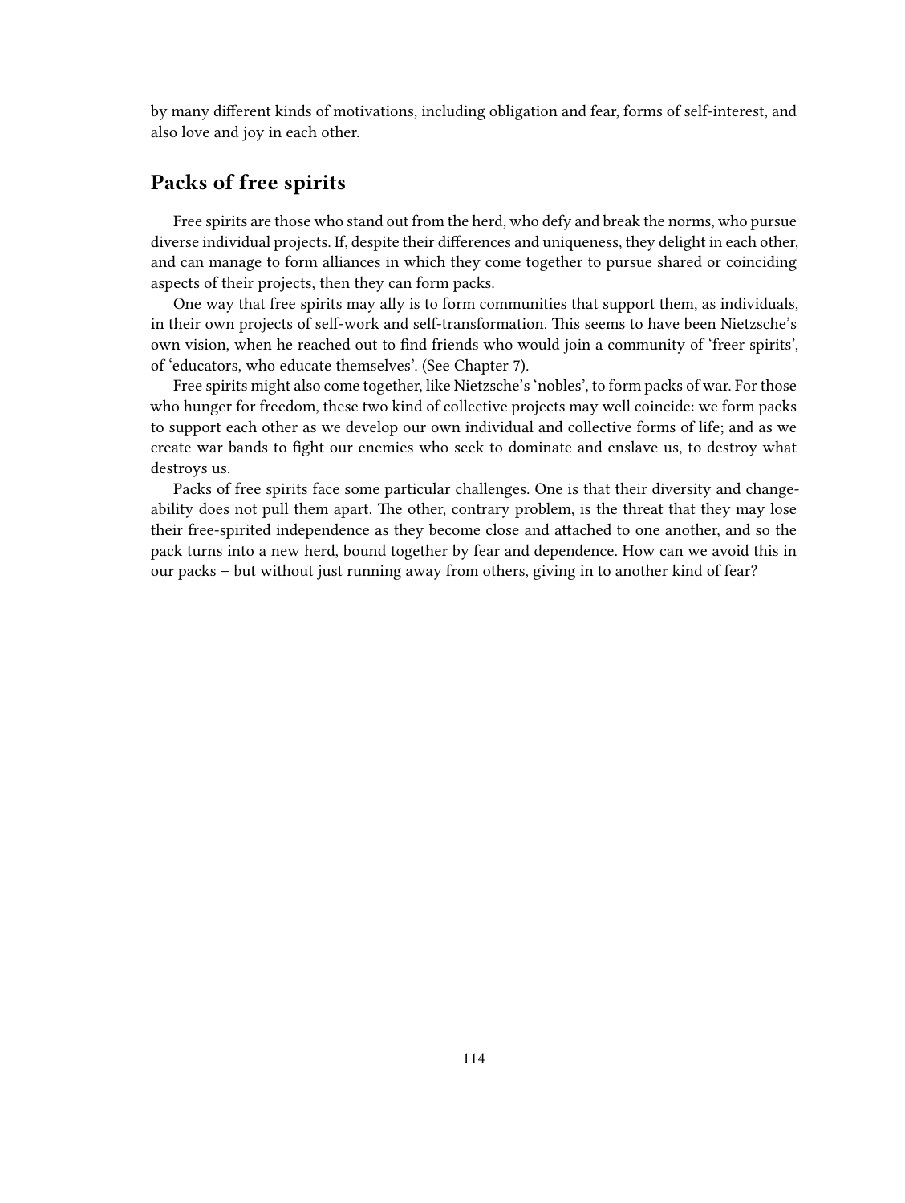by many different kinds of motivations, including obligation and fear, forms of self-interest, and also love and joy in each other.

## Packs of free spirits

Free spirits are those who stand out from the herd, who defy and break the norms, who pursue diverse individual projects. If, despite their differences and uniqueness, they delight in each other, and can manage to form alliances in which they come together to pursue shared or coinciding aspects of their projects, then they can form packs.

One way that free spirits may ally is to form communities that support them, as individuals, in their own projects of self-work and self-transformation. This seems to have been Nietzsche's own vision, when he reached out to find friends who would join a community of 'freer spirits', of 'educators, who educate themselves'. (See Chapter 7).

Free spirits might also come together, like Nietzsche's 'nobles', to form packs of war. For those who hunger for freedom, these two kind of collective projects may well coincide: we form packs to support each other as we develop our own individual and collective forms of life; and as we create war bands to fight our enemies who seek to dominate and enslave us, to destroy what destroys us.

Packs of free spirits face some particular challenges. One is that their diversity and changeability does not pull them apart. The other, contrary problem, is the threat that they may lose their free-spirited independence as they become close and attached to one another, and so the pack turns into a new herd, bound together by fear and dependence. How can we avoid this in our packs – but without just running away from others, giving in to another kind of fear?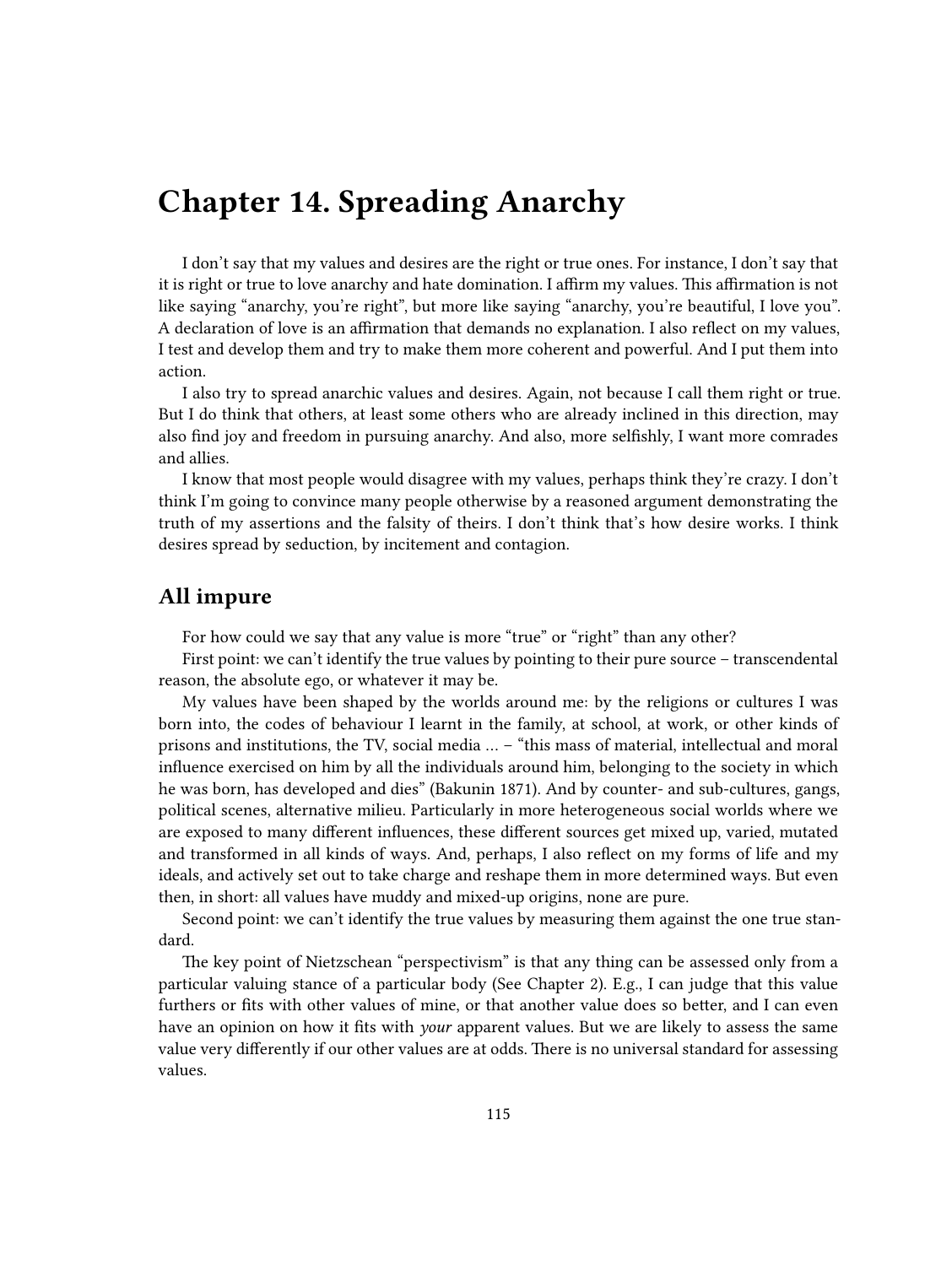# Chapter 14. Spreading Anarchy

I don't say that my values and desires are the right or true ones. For instance, I don't say that it is right or true to love anarchy and hate domination. I affirm my values. This affirmation is not like saying "anarchy, you're right", but more like saying "anarchy, you're beautiful, I love you". A declaration of love is an affirmation that demands no explanation. I also reflect on my values, I test and develop them and try to make them more coherent and powerful. And I put them into action.

I also try to spread anarchic values and desires. Again, not because I call them right or true. But I do think that others, at least some others who are already inclined in this direction, may also find joy and freedom in pursuing anarchy. And also, more selfishly, I want more comrades and allies.

I know that most people would disagree with my values, perhaps think they're crazy. I don't think I'm going to convince many people otherwise by a reasoned argument demonstrating the truth of my assertions and the falsity of theirs. I don't think that's how desire works. I think desires spread by seduction, by incitement and contagion.

## All impure

For how could we say that any value is more "true" or "right" than any other?

First point: we can't identify the true values by pointing to their pure source – transcendental reason, the absolute ego, or whatever it may be.

My values have been shaped by the worlds around me: by the religions or cultures I was born into, the codes of behaviour I learnt in the family, at school, at work, or other kinds of prisons and institutions, the TV, social media … – "this mass of material, intellectual and moral influence exercised on him by all the individuals around him, belonging to the society in which he was born, has developed and dies" (Bakunin 1871). And by counter- and sub-cultures, gangs, political scenes, alternative milieu. Particularly in more heterogeneous social worlds where we are exposed to many different influences, these different sources get mixed up, varied, mutated and transformed in all kinds of ways. And, perhaps, I also reflect on my forms of life and my ideals, and actively set out to take charge and reshape them in more determined ways. But even then, in short: all values have muddy and mixed-up origins, none are pure.

Second point: we can't identify the true values by measuring them against the one true standard.

The key point of Nietzschean "perspectivism" is that any thing can be assessed only from a particular valuing stance of a particular body (See Chapter 2). E.g., I can judge that this value furthers or fits with other values of mine, or that another value does so better, and I can even have an opinion on how it fits with *your* apparent values. But we are likely to assess the same value very differently if our other values are at odds. There is no universal standard for assessing values.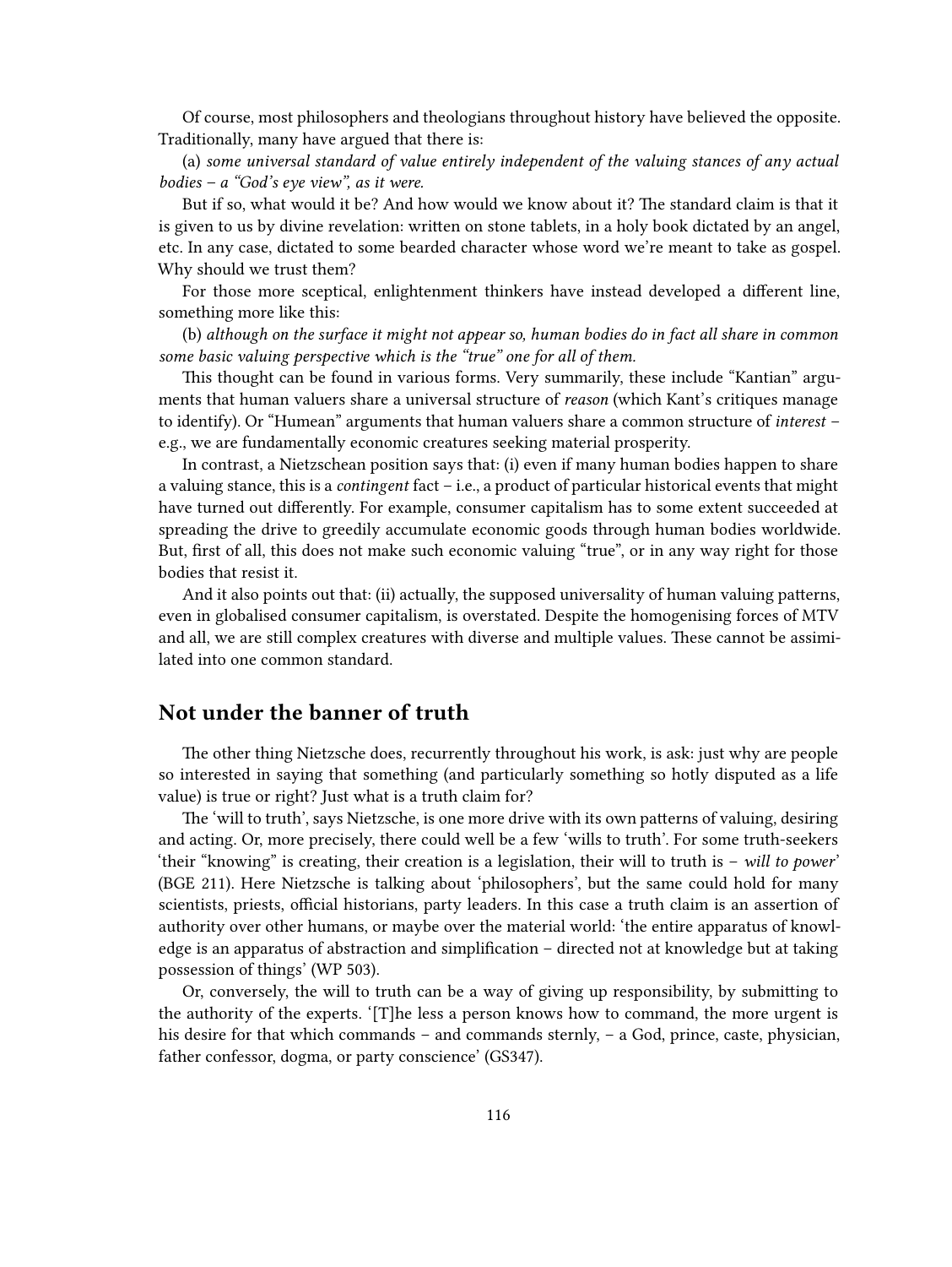Of course, most philosophers and theologians throughout history have believed the opposite. Traditionally, many have argued that there is:

(a) *some universal standard of value entirely independent of the valuing stances of any actual bodies – a "God's eye view", as it were.*

But if so, what would it be? And how would we know about it? The standard claim is that it is given to us by divine revelation: written on stone tablets, in a holy book dictated by an angel, etc. In any case, dictated to some bearded character whose word we're meant to take as gospel. Why should we trust them?

For those more sceptical, enlightenment thinkers have instead developed a different line, something more like this:

(b) *although on the surface it might not appear so, human bodies do in fact all share in common some basic valuing perspective which is the "true" one for all of them.*

This thought can be found in various forms. Very summarily, these include "Kantian" arguments that human valuers share a universal structure of *reason* (which Kant's critiques manage to identify). Or "Humean" arguments that human valuers share a common structure of *interest* – e.g., we are fundamentally economic creatures seeking material prosperity.

In contrast, a Nietzschean position says that: (i) even if many human bodies happen to share a valuing stance, this is a *contingent* fact – i.e., a product of particular historical events that might have turned out differently. For example, consumer capitalism has to some extent succeeded at spreading the drive to greedily accumulate economic goods through human bodies worldwide. But, first of all, this does not make such economic valuing "true", or in any way right for those bodies that resist it.

And it also points out that: (ii) actually, the supposed universality of human valuing patterns, even in globalised consumer capitalism, is overstated. Despite the homogenising forces of MTV and all, we are still complex creatures with diverse and multiple values. These cannot be assimilated into one common standard.

## Not under the banner of truth

The other thing Nietzsche does, recurrently throughout his work, is ask: just why are people so interested in saying that something (and particularly something so hotly disputed as a life value) is true or right? Just what is a truth claim for?

The 'will to truth', says Nietzsche, is one more drive with its own patterns of valuing, desiring and acting. Or, more precisely, there could well be a few 'wills to truth'. For some truth-seekers 'their "knowing" is creating, their creation is a legislation, their will to truth is – *will to power*' (BGE 211). Here Nietzsche is talking about 'philosophers', but the same could hold for many scientists, priests, official historians, party leaders. In this case a truth claim is an assertion of authority over other humans, or maybe over the material world: 'the entire apparatus of knowledge is an apparatus of abstraction and simplification – directed not at knowledge but at taking possession of things' (WP 503).

Or, conversely, the will to truth can be a way of giving up responsibility, by submitting to the authority of the experts. '[T]he less a person knows how to command, the more urgent is his desire for that which commands – and commands sternly, – a God, prince, caste, physician, father confessor, dogma, or party conscience' (GS347).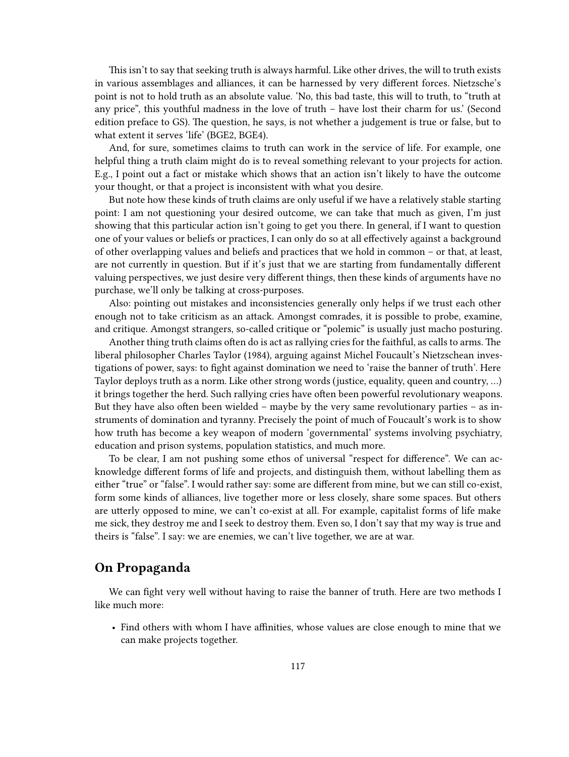This isn't to say that seeking truth is always harmful. Like other drives, the will to truth exists in various assemblages and alliances, it can be harnessed by very different forces. Nietzsche's point is not to hold truth as an absolute value. 'No, this bad taste, this will to truth, to "truth at any price", this youthful madness in the love of truth – have lost their charm for us.' (Second edition preface to GS). The question, he says, is not whether a judgement is true or false, but to what extent it serves 'life' (BGE2, BGE4).

And, for sure, sometimes claims to truth can work in the service of life. For example, one helpful thing a truth claim might do is to reveal something relevant to your projects for action. E.g., I point out a fact or mistake which shows that an action isn't likely to have the outcome your thought, or that a project is inconsistent with what you desire.

But note how these kinds of truth claims are only useful if we have a relatively stable starting point: I am not questioning your desired outcome, we can take that much as given, I'm just showing that this particular action isn't going to get you there. In general, if I want to question one of your values or beliefs or practices, I can only do so at all effectively against a background of other overlapping values and beliefs and practices that we hold in common – or that, at least, are not currently in question. But if it's just that we are starting from fundamentally different valuing perspectives, we just desire very different things, then these kinds of arguments have no purchase, we'll only be talking at cross-purposes.

Also: pointing out mistakes and inconsistencies generally only helps if we trust each other enough not to take criticism as an attack. Amongst comrades, it is possible to probe, examine, and critique. Amongst strangers, so-called critique or "polemic" is usually just macho posturing.

Another thing truth claims often do is act as rallying cries for the faithful, as calls to arms. The liberal philosopher Charles Taylor (1984), arguing against Michel Foucault's Nietzschean investigations of power, says: to fight against domination we need to 'raise the banner of truth'. Here Taylor deploys truth as a norm. Like other strong words (justice, equality, queen and country, …) it brings together the herd. Such rallying cries have often been powerful revolutionary weapons. But they have also often been wielded – maybe by the very same revolutionary parties – as instruments of domination and tyranny. Precisely the point of much of Foucault's work is to show how truth has become a key weapon of modern 'governmental' systems involving psychiatry, education and prison systems, population statistics, and much more.

To be clear, I am not pushing some ethos of universal "respect for difference". We can acknowledge different forms of life and projects, and distinguish them, without labelling them as either "true" or "false". I would rather say: some are different from mine, but we can still co-exist, form some kinds of alliances, live together more or less closely, share some spaces. But others are utterly opposed to mine, we can't co-exist at all. For example, capitalist forms of life make me sick, they destroy me and I seek to destroy them. Even so, I don't say that my way is true and theirs is "false". I say: we are enemies, we can't live together, we are at war.

## On Propaganda

We can fight very well without having to raise the banner of truth. Here are two methods I like much more:

- Find others with whom I have affinities, whose values are close enough to mine that we can make projects together.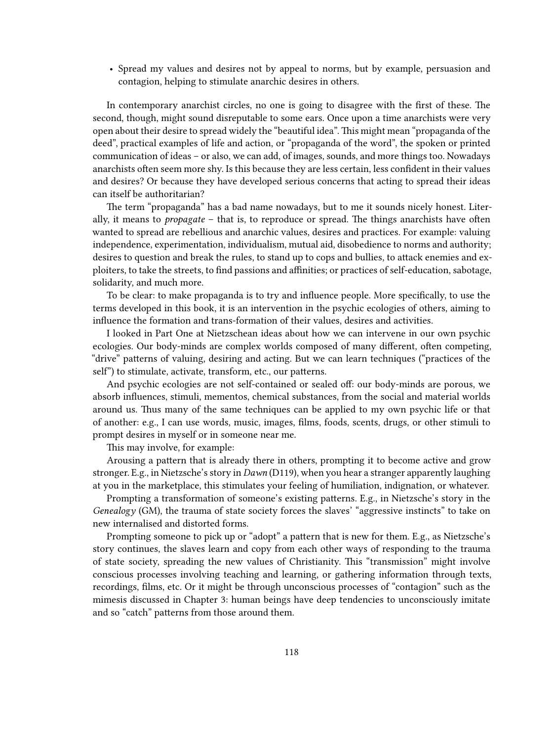- Spread my values and desires not by appeal to norms, but by example, persuasion and contagion, helping to stimulate anarchic desires in others.

In contemporary anarchist circles, no one is going to disagree with the first of these. The second, though, might sound disreputable to some ears. Once upon a time anarchists were very open about their desire to spread widely the "beautiful idea". This might mean "propaganda of the deed", practical examples of life and action, or "propaganda of the word", the spoken or printed communication of ideas – or also, we can add, of images, sounds, and more things too. Nowadays anarchists often seem more shy. Is this because they are less certain, less confident in their values and desires? Or because they have developed serious concerns that acting to spread their ideas can itself be authoritarian?

The term "propaganda" has a bad name nowadays, but to me it sounds nicely honest. Literally, it means to *propagate* – that is, to reproduce or spread. The things anarchists have often wanted to spread are rebellious and anarchic values, desires and practices. For example: valuing independence, experimentation, individualism, mutual aid, disobedience to norms and authority; desires to question and break the rules, to stand up to cops and bullies, to attack enemies and exploiters, to take the streets, to find passions and affinities; or practices of self-education, sabotage, solidarity, and much more.

To be clear: to make propaganda is to try and influence people. More specifically, to use the terms developed in this book, it is an intervention in the psychic ecologies of others, aiming to influence the formation and trans-formation of their values, desires and activities.

I looked in Part One at Nietzschean ideas about how we can intervene in our own psychic ecologies. Our body-minds are complex worlds composed of many different, often competing, "drive" patterns of valuing, desiring and acting. But we can learn techniques ("practices of the self") to stimulate, activate, transform, etc., our patterns.

And psychic ecologies are not self-contained or sealed off: our body-minds are porous, we absorb influences, stimuli, mementos, chemical substances, from the social and material worlds around us. Thus many of the same techniques can be applied to my own psychic life or that of another: e.g., I can use words, music, images, films, foods, scents, drugs, or other stimuli to prompt desires in myself or in someone near me.

This may involve, for example:

Arousing a pattern that is already there in others, prompting it to become active and grow stronger. E.g., in Nietzsche's story in *Dawn* (D119), when you hear a stranger apparently laughing at you in the marketplace, this stimulates your feeling of humiliation, indignation, or whatever.

Prompting a transformation of someone's existing patterns. E.g., in Nietzsche's story in the *Genealogy* (GM), the trauma of state society forces the slaves' "aggressive instincts" to take on new internalised and distorted forms.

Prompting someone to pick up or "adopt" a pattern that is new for them. E.g., as Nietzsche's story continues, the slaves learn and copy from each other ways of responding to the trauma of state society, spreading the new values of Christianity. This "transmission" might involve conscious processes involving teaching and learning, or gathering information through texts, recordings, films, etc. Or it might be through unconscious processes of "contagion" such as the mimesis discussed in Chapter 3: human beings have deep tendencies to unconsciously imitate and so "catch" patterns from those around them.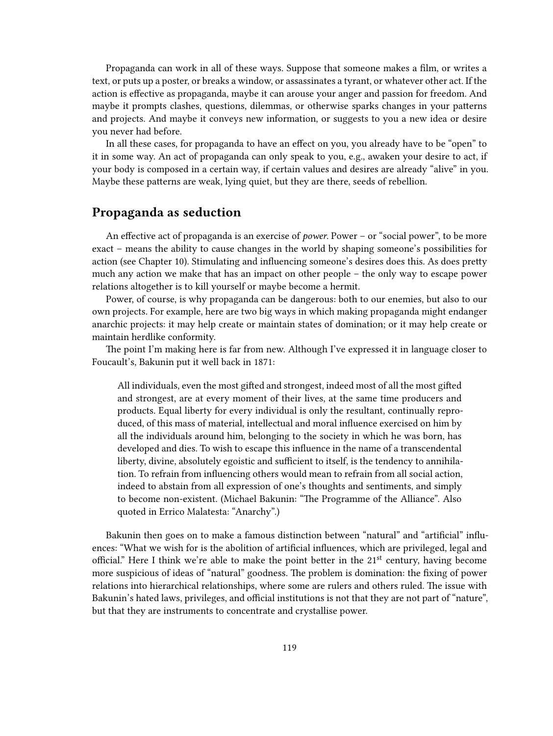Propaganda can work in all of these ways. Suppose that someone makes a film, or writes a text, or puts up a poster, or breaks a window, or assassinates a tyrant, or whatever other act. If the action is effective as propaganda, maybe it can arouse your anger and passion for freedom. And maybe it prompts clashes, questions, dilemmas, or otherwise sparks changes in your patterns and projects. And maybe it conveys new information, or suggests to you a new idea or desire you never had before.

In all these cases, for propaganda to have an effect on you, you already have to be "open" to it in some way. An act of propaganda can only speak to you, e.g., awaken your desire to act, if your body is composed in a certain way, if certain values and desires are already "alive" in you. Maybe these patterns are weak, lying quiet, but they are there, seeds of rebellion.

## Propaganda as seduction

An effective act of propaganda is an exercise of *power*. Power – or "social power", to be more exact – means the ability to cause changes in the world by shaping someone's possibilities for action (see Chapter 10). Stimulating and influencing someone's desires does this. As does pretty much any action we make that has an impact on other people – the only way to escape power relations altogether is to kill yourself or maybe become a hermit.

Power, of course, is why propaganda can be dangerous: both to our enemies, but also to our own projects. For example, here are two big ways in which making propaganda might endanger anarchic projects: it may help create or maintain states of domination; or it may help create or maintain herdlike conformity.

The point I'm making here is far from new. Although I've expressed it in language closer to Foucault's, Bakunin put it well back in 1871:

> All individuals, even the most gifted and strongest, indeed most of all the most gifted and strongest, are at every moment of their lives, at the same time producers and products. Equal liberty for every individual is only the resultant, continually reproduced, of this mass of material, intellectual and moral influence exercised on him by all the individuals around him, belonging to the society in which he was born, has developed and dies. To wish to escape this influence in the name of a transcendental liberty, divine, absolutely egoistic and sufficient to itself, is the tendency to annihilation. To refrain from influencing others would mean to refrain from all social action, indeed to abstain from all expression of one's thoughts and sentiments, and simply to become non-existent. (Michael Bakunin: "The Programme of the Alliance". Also quoted in Errico Malatesta: "Anarchy".)

Bakunin then goes on to make a famous distinction between "natural" and "artificial" influences: "What we wish for is the abolition of artificial influences, which are privileged, legal and official." Here I think we're able to make the point better in the 21st century, having become more suspicious of ideas of "natural" goodness. The problem is domination: the fixing of power relations into hierarchical relationships, where some are rulers and others ruled. The issue with Bakunin's hated laws, privileges, and official institutions is not that they are not part of "nature", but that they are instruments to concentrate and crystallise power.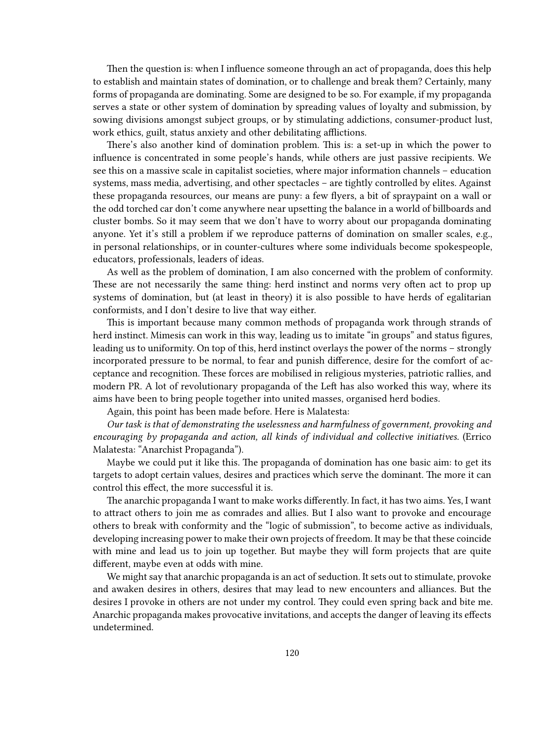Then the question is: when I influence someone through an act of propaganda, does this help to establish and maintain states of domination, or to challenge and break them? Certainly, many forms of propaganda are dominating. Some are designed to be so. For example, if my propaganda serves a state or other system of domination by spreading values of loyalty and submission, by sowing divisions amongst subject groups, or by stimulating addictions, consumer-product lust, work ethics, guilt, status anxiety and other debilitating afflictions.

There's also another kind of domination problem. This is: a set-up in which the power to influence is concentrated in some people's hands, while others are just passive recipients. We see this on a massive scale in capitalist societies, where major information channels – education systems, mass media, advertising, and other spectacles – are tightly controlled by elites. Against these propaganda resources, our means are puny: a few flyers, a bit of spraypaint on a wall or the odd torched car don't come anywhere near upsetting the balance in a world of billboards and cluster bombs. So it may seem that we don't have to worry about our propaganda dominating anyone. Yet it's still a problem if we reproduce patterns of domination on smaller scales, e.g., in personal relationships, or in counter-cultures where some individuals become spokespeople, educators, professionals, leaders of ideas.

As well as the problem of domination, I am also concerned with the problem of conformity. These are not necessarily the same thing: herd instinct and norms very often act to prop up systems of domination, but (at least in theory) it is also possible to have herds of egalitarian conformists, and I don't desire to live that way either.

This is important because many common methods of propaganda work through strands of herd instinct. Mimesis can work in this way, leading us to imitate "in groups" and status figures, leading us to uniformity. On top of this, herd instinct overlays the power of the norms – strongly incorporated pressure to be normal, to fear and punish difference, desire for the comfort of acceptance and recognition. These forces are mobilised in religious mysteries, patriotic rallies, and modern PR. A lot of revolutionary propaganda of the Left has also worked this way, where its aims have been to bring people together into united masses, organised herd bodies.

Again, this point has been made before. Here is Malatesta:

*Our task is that of demonstrating the uselessness and harmfulness of government, provoking and encouraging by propaganda and action, all kinds of individual and collective initiatives.* (Errico Malatesta: "Anarchist Propaganda").

Maybe we could put it like this. The propaganda of domination has one basic aim: to get its targets to adopt certain values, desires and practices which serve the dominant. The more it can control this effect, the more successful it is.

The anarchic propaganda I want to make works differently. In fact, it has two aims. Yes, I want to attract others to join me as comrades and allies. But I also want to provoke and encourage others to break with conformity and the "logic of submission", to become active as individuals, developing increasing power to make their own projects of freedom. It may be that these coincide with mine and lead us to join up together. But maybe they will form projects that are quite different, maybe even at odds with mine.

We might say that anarchic propaganda is an act of seduction. It sets out to stimulate, provoke and awaken desires in others, desires that may lead to new encounters and alliances. But the desires I provoke in others are not under my control. They could even spring back and bite me. Anarchic propaganda makes provocative invitations, and accepts the danger of leaving its effects undetermined.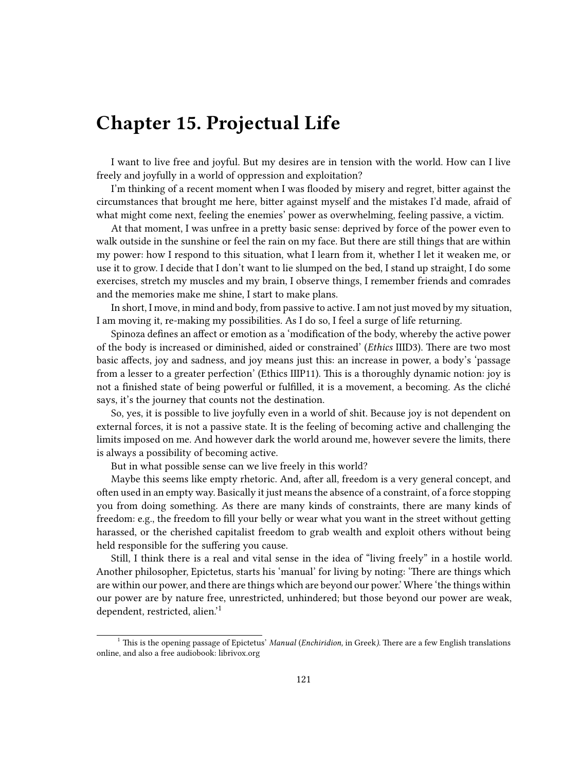# Chapter 15. Projectual Life

I want to live free and joyful. But my desires are in tension with the world. How can I live freely and joyfully in a world of oppression and exploitation?

I'm thinking of a recent moment when I was flooded by misery and regret, bitter against the circumstances that brought me here, bitter against myself and the mistakes I'd made, afraid of what might come next, feeling the enemies' power as overwhelming, feeling passive, a victim.

At that moment, I was unfree in a pretty basic sense: deprived by force of the power even to walk outside in the sunshine or feel the rain on my face. But there are still things that are within my power: how I respond to this situation, what I learn from it, whether I let it weaken me, or use it to grow. I decide that I don't want to lie slumped on the bed, I stand up straight, I do some exercises, stretch my muscles and my brain, I observe things, I remember friends and comrades and the memories make me shine, I start to make plans.

In short, I move, in mind and body, from passive to active. I am not just moved by my situation, I am moving it, re-making my possibilities. As I do so, I feel a surge of life returning.

Spinoza defines an affect or emotion as a 'modification of the body, whereby the active power of the body is increased or diminished, aided or constrained' (*Ethics* IIID3). There are two most basic affects, joy and sadness, and joy means just this: an increase in power, a body's 'passage from a lesser to a greater perfection' (Ethics IIIP11). This is a thoroughly dynamic notion: joy is not a finished state of being powerful or fulfilled, it is a movement, a becoming. As the cliché says, it's the journey that counts not the destination.

So, yes, it is possible to live joyfully even in a world of shit. Because joy is not dependent on external forces, it is not a passive state. It is the feeling of becoming active and challenging the limits imposed on me. And however dark the world around me, however severe the limits, there is always a possibility of becoming active.

But in what possible sense can we live freely in this world?

Maybe this seems like empty rhetoric. And, after all, freedom is a very general concept, and often used in an empty way. Basically it just means the absence of a constraint, of a force stopping you from doing something. As there are many kinds of constraints, there are many kinds of freedom: e.g., the freedom to fill your belly or wear what you want in the street without getting harassed, or the cherished capitalist freedom to grab wealth and exploit others without being held responsible for the suffering you cause.

Still, I think there is a real and vital sense in the idea of "living freely" in a hostile world. Another philosopher, Epictetus, starts his 'manual' for living by noting: 'There are things which are within our power, and there are things which are beyond our power.' Where 'the things within our power are by nature free, unrestricted, unhindered; but those beyond our power are weak, dependent, restricted, alien.'[1]

---

[1] This is the opening passage of Epictetus' *Manual* (*Enchiridion,* in Greek). There are a few English translations online, and also a free audiobook: librivox.org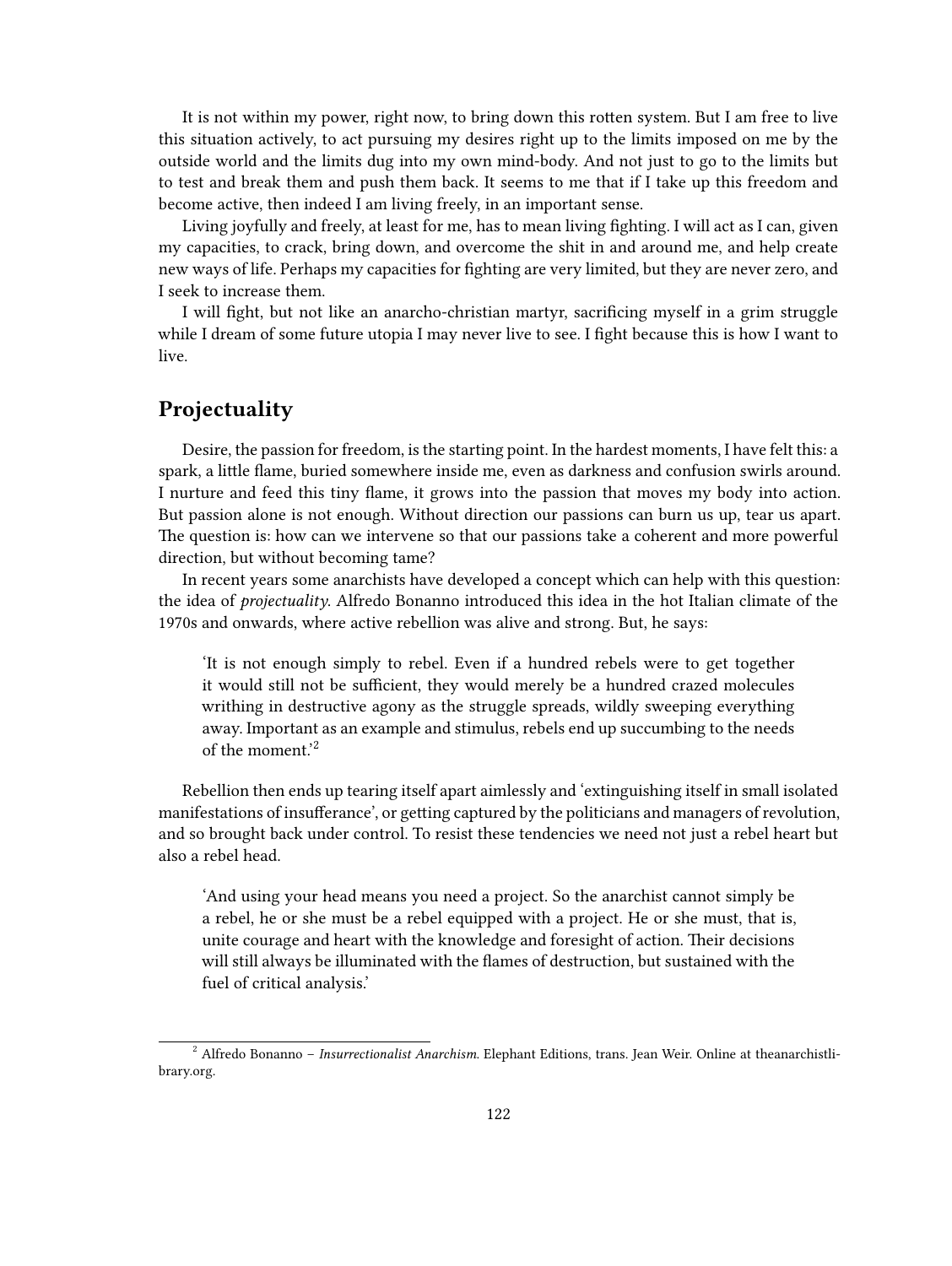It is not within my power, right now, to bring down this rotten system. But I am free to live this situation actively, to act pursuing my desires right up to the limits imposed on me by the outside world and the limits dug into my own mind-body. And not just to go to the limits but to test and break them and push them back. It seems to me that if I take up this freedom and become active, then indeed I am living freely, in an important sense.

Living joyfully and freely, at least for me, has to mean living fighting. I will act as I can, given my capacities, to crack, bring down, and overcome the shit in and around me, and help create new ways of life. Perhaps my capacities for fighting are very limited, but they are never zero, and I seek to increase them.

I will fight, but not like an anarcho-christian martyr, sacrificing myself in a grim struggle while I dream of some future utopia I may never live to see. I fight because this is how I want to live.

## Projectuality

Desire, the passion for freedom, is the starting point. In the hardest moments, I have felt this: a spark, a little flame, buried somewhere inside me, even as darkness and confusion swirls around. I nurture and feed this tiny flame, it grows into the passion that moves my body into action. But passion alone is not enough. Without direction our passions can burn us up, tear us apart. The question is: how can we intervene so that our passions take a coherent and more powerful direction, but without becoming tame?

In recent years some anarchists have developed a concept which can help with this question: the idea of *projectuality*. Alfredo Bonanno introduced this idea in the hot Italian climate of the 1970s and onwards, where active rebellion was alive and strong. But, he says:

> 'It is not enough simply to rebel. Even if a hundred rebels were to get together it would still not be sufficient, they would merely be a hundred crazed molecules writhing in destructive agony as the struggle spreads, wildly sweeping everything away. Important as an example and stimulus, rebels end up succumbing to the needs of the moment.'[2]

Rebellion then ends up tearing itself apart aimlessly and 'extinguishing itself in small isolated manifestations of insufferance', or getting captured by the politicians and managers of revolution, and so brought back under control. To resist these tendencies we need not just a rebel heart but also a rebel head.

> 'And using your head means you need a project. So the anarchist cannot simply be a rebel, he or she must be a rebel equipped with a project. He or she must, that is, unite courage and heart with the knowledge and foresight of action. Their decisions will still always be illuminated with the flames of destruction, but sustained with the fuel of critical analysis.'

[2] Alfredo Bonanno – *Insurrectionalist Anarchism*. Elephant Editions, trans. Jean Weir. Online at theanarchistlibrary.org.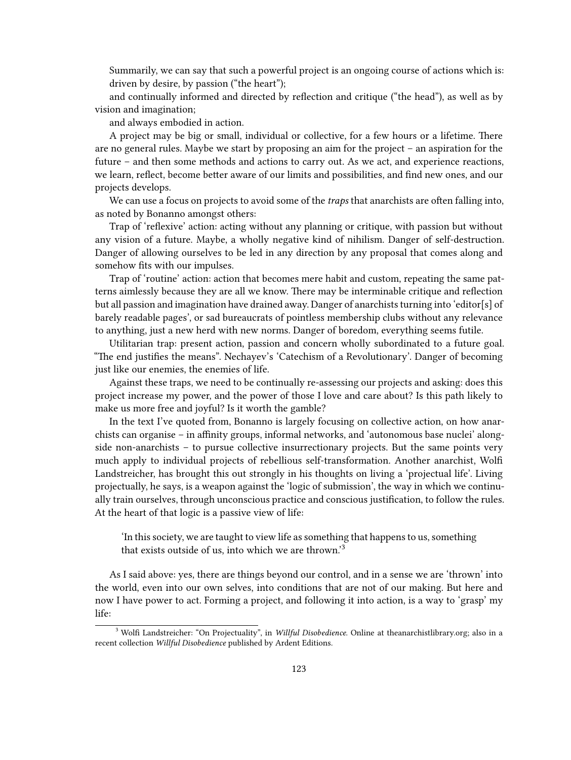Summarily, we can say that such a powerful project is an ongoing course of actions which is:

driven by desire, by passion ("the heart");

and continually informed and directed by reflection and critique ("the head"), as well as by vision and imagination;

and always embodied in action.

A project may be big or small, individual or collective, for a few hours or a lifetime. There are no general rules. Maybe we start by proposing an aim for the project – an aspiration for the future – and then some methods and actions to carry out. As we act, and experience reactions, we learn, reflect, become better aware of our limits and possibilities, and find new ones, and our projects develops.

We can use a focus on projects to avoid some of the *traps* that anarchists are often falling into, as noted by Bonanno amongst others:

Trap of 'reflexive' action: acting without any planning or critique, with passion but without any vision of a future. Maybe, a wholly negative kind of nihilism. Danger of self-destruction. Danger of allowing ourselves to be led in any direction by any proposal that comes along and somehow fits with our impulses.

Trap of 'routine' action: action that becomes mere habit and custom, repeating the same patterns aimlessly because they are all we know. There may be interminable critique and reflection but all passion and imagination have drained away. Danger of anarchists turning into 'editor[s] of barely readable pages', or sad bureaucrats of pointless membership clubs without any relevance to anything, just a new herd with new norms. Danger of boredom, everything seems futile.

Utilitarian trap: present action, passion and concern wholly subordinated to a future goal. "The end justifies the means". Nechayev's 'Catechism of a Revolutionary'. Danger of becoming just like our enemies, the enemies of life.

Against these traps, we need to be continually re-assessing our projects and asking: does this project increase my power, and the power of those I love and care about? Is this path likely to make us more free and joyful? Is it worth the gamble?

In the text I've quoted from, Bonanno is largely focusing on collective action, on how anarchists can organise – in affinity groups, informal networks, and 'autonomous base nuclei' alongside non-anarchists – to pursue collective insurrectionary projects. But the same points very much apply to individual projects of rebellious self-transformation. Another anarchist, Wolfi Landstreicher, has brought this out strongly in his thoughts on living a 'projectual life'. Living projectually, he says, is a weapon against the 'logic of submission', the way in which we continually train ourselves, through unconscious practice and conscious justification, to follow the rules. At the heart of that logic is a passive view of life:

> 'In this society, we are taught to view life as something that happens to us, something that exists outside of us, into which we are thrown.'[3]

As I said above: yes, there are things beyond our control, and in a sense we are 'thrown' into the world, even into our own selves, into conditions that are not of our making. But here and now I have power to act. Forming a project, and following it into action, is a way to 'grasp' my life:

[3] Wolfi Landstreicher: "On Projectuality", in *Willful Disobedience*. Online at theanarchistlibrary.org; also in a recent collection *Willful Disobedience* published by Ardent Editions.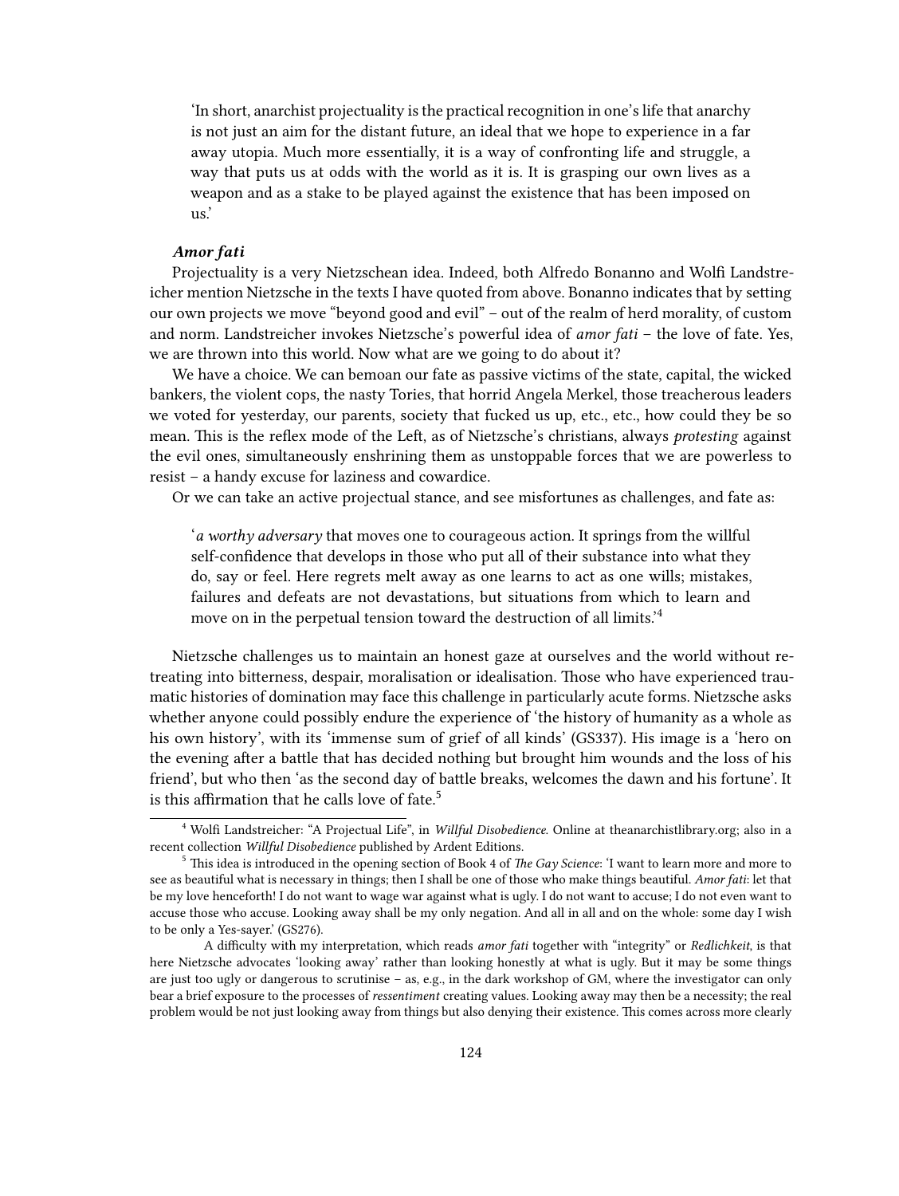> 'In short, anarchist projectuality is the practical recognition in one's life that anarchy is not just an aim for the distant future, an ideal that we hope to experience in a far away utopia. Much more essentially, it is a way of confronting life and struggle, a way that puts us at odds with the world as it is. It is grasping our own lives as a weapon and as a stake to be played against the existence that has been imposed on us.'

***Amor fati***

Projectuality is a very Nietzschean idea. Indeed, both Alfredo Bonanno and Wolfi Landstreicher mention Nietzsche in the texts I have quoted from above. Bonanno indicates that by setting our own projects we move "beyond good and evil" – out of the realm of herd morality, of custom and norm. Landstreicher invokes Nietzsche's powerful idea of *amor fati* – the love of fate. Yes, we are thrown into this world. Now what are we going to do about it?

We have a choice. We can bemoan our fate as passive victims of the state, capital, the wicked bankers, the violent cops, the nasty Tories, that horrid Angela Merkel, those treacherous leaders we voted for yesterday, our parents, society that fucked us up, etc., etc., how could they be so mean. This is the reflex mode of the Left, as of Nietzsche's christians, always *protesting* against the evil ones, simultaneously enshrining them as unstoppable forces that we are powerless to resist – a handy excuse for laziness and cowardice.

Or we can take an active projectual stance, and see misfortunes as challenges, and fate as:

> '*a worthy adversary* that moves one to courageous action. It springs from the willful self-confidence that develops in those who put all of their substance into what they do, say or feel. Here regrets melt away as one learns to act as one wills; mistakes, failures and defeats are not devastations, but situations from which to learn and move on in the perpetual tension toward the destruction of all limits.'[4]

Nietzsche challenges us to maintain an honest gaze at ourselves and the world without retreating into bitterness, despair, moralisation or idealisation. Those who have experienced traumatic histories of domination may face this challenge in particularly acute forms. Nietzsche asks whether anyone could possibly endure the experience of 'the history of humanity as a whole as his own history', with its 'immense sum of grief of all kinds' (GS337). His image is a 'hero on the evening after a battle that has decided nothing but brought him wounds and the loss of his friend', but who then 'as the second day of battle breaks, welcomes the dawn and his fortune'. It is this affirmation that he calls love of fate.[5]

---

[4] Wolfi Landstreicher: "A Projectual Life", in *Willful Disobedience*. Online at theanarchistlibrary.org; also in a recent collection *Willful Disobedience* published by Ardent Editions.

[5] This idea is introduced in the opening section of Book 4 of *The Gay Science*: 'I want to learn more and more to see as beautiful what is necessary in things; then I shall be one of those who make things beautiful. *Amor fati*: let that be my love henceforth! I do not want to wage war against what is ugly. I do not want to accuse; I do not even want to accuse those who accuse. Looking away shall be my only negation. And all in all and on the whole: some day I wish to be only a Yes-sayer.' (GS276).

A difficulty with my interpretation, which reads *amor fati* together with "integrity" or *Redlichkeit*, is that here Nietzsche advocates 'looking away' rather than looking honestly at what is ugly. But it may be some things are just too ugly or dangerous to scrutinise – as, e.g., in the dark workshop of GM, where the investigator can only bear a brief exposure to the processes of *ressentiment* creating values. Looking away may then be a necessity; the real problem would be not just looking away from things but also denying their existence. This comes across more clearly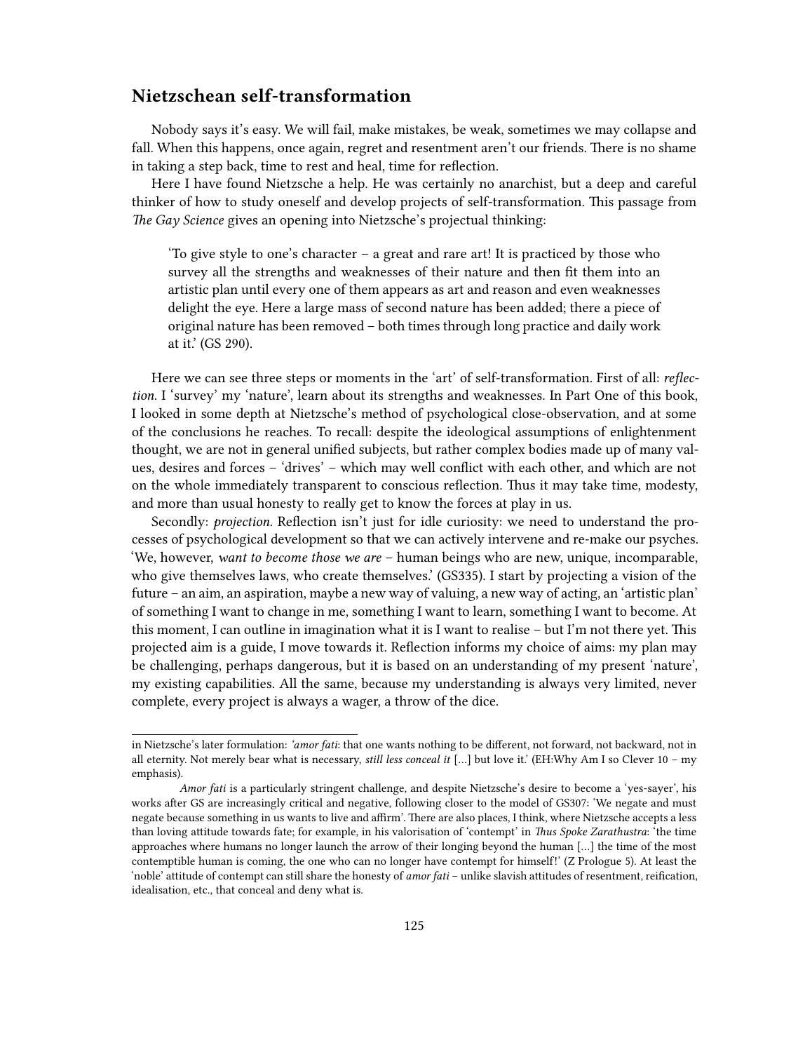## Nietzschean self-transformation

Nobody says it's easy. We will fail, make mistakes, be weak, sometimes we may collapse and fall. When this happens, once again, regret and resentment aren't our friends. There is no shame in taking a step back, time to rest and heal, time for reflection.

Here I have found Nietzsche a help. He was certainly no anarchist, but a deep and careful thinker of how to study oneself and develop projects of self-transformation. This passage from *The Gay Science* gives an opening into Nietzsche's projectual thinking:

> 'To give style to one's character – a great and rare art! It is practiced by those who survey all the strengths and weaknesses of their nature and then fit them into an artistic plan until every one of them appears as art and reason and even weaknesses delight the eye. Here a large mass of second nature has been added; there a piece of original nature has been removed – both times through long practice and daily work at it.' (GS 290).

Here we can see three steps or moments in the 'art' of self-transformation. First of all: *reflection*. I 'survey' my 'nature', learn about its strengths and weaknesses. In Part One of this book, I looked in some depth at Nietzsche's method of psychological close-observation, and at some of the conclusions he reaches. To recall: despite the ideological assumptions of enlightenment thought, we are not in general unified subjects, but rather complex bodies made up of many values, desires and forces – 'drives' – which may well conflict with each other, and which are not on the whole immediately transparent to conscious reflection. Thus it may take time, modesty, and more than usual honesty to really get to know the forces at play in us.

Secondly: *projection*. Reflection isn't just for idle curiosity: we need to understand the processes of psychological development so that we can actively intervene and re-make our psyches. 'We, however, *want to become those we are* – human beings who are new, unique, incomparable, who give themselves laws, who create themselves.' (GS335). I start by projecting a vision of the future – an aim, an aspiration, maybe a new way of valuing, a new way of acting, an 'artistic plan' of something I want to change in me, something I want to learn, something I want to become. At this moment, I can outline in imagination what it is I want to realise – but I'm not there yet. This projected aim is a guide, I move towards it. Reflection informs my choice of aims: my plan may be challenging, perhaps dangerous, but it is based on an understanding of my present 'nature', my existing capabilities. All the same, because my understanding is always very limited, never complete, every project is always a wager, a throw of the dice.

---

in Nietzsche's later formulation: *'amor fati*: that one wants nothing to be different, not forward, not backward, not in all eternity. Not merely bear what is necessary, *still less conceal it* […] but love it.' (EH:Why Am I so Clever 10 – my emphasis).

*Amor fati* is a particularly stringent challenge, and despite Nietzsche's desire to become a 'yes-sayer', his works after GS are increasingly critical and negative, following closer to the model of GS307: 'We negate and must negate because something in us wants to live and affirm'. There are also places, I think, where Nietzsche accepts a less than loving attitude towards fate; for example, in his valorisation of 'contempt' in *Thus Spoke Zarathustra*: 'the time approaches where humans no longer launch the arrow of their longing beyond the human […] the time of the most contemptible human is coming, the one who can no longer have contempt for himself!' (Z Prologue 5). At least the 'noble' attitude of contempt can still share the honesty of *amor fati* – unlike slavish attitudes of resentment, reification, idealisation, etc., that conceal and deny what is.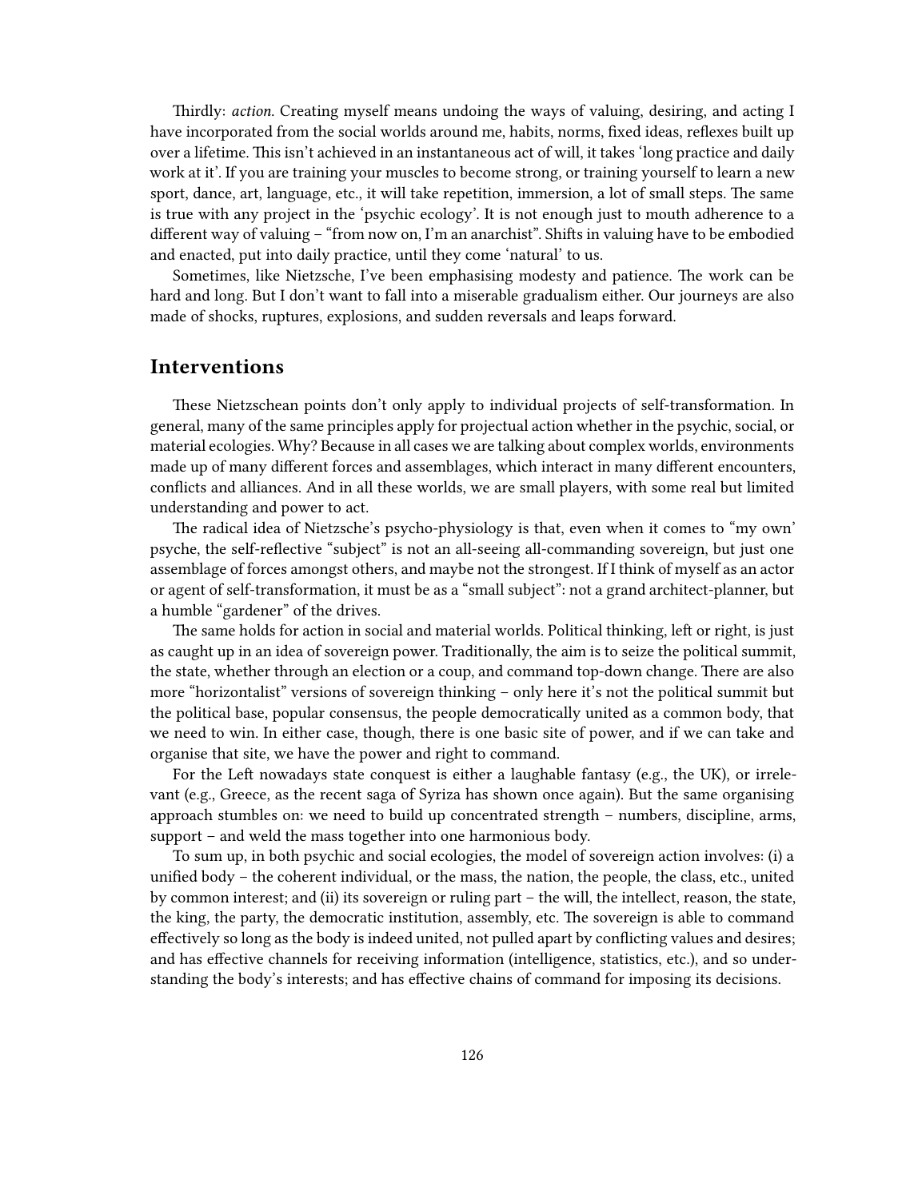Thirdly: *action*. Creating myself means undoing the ways of valuing, desiring, and acting I have incorporated from the social worlds around me, habits, norms, fixed ideas, reflexes built up over a lifetime. This isn't achieved in an instantaneous act of will, it takes 'long practice and daily work at it'. If you are training your muscles to become strong, or training yourself to learn a new sport, dance, art, language, etc., it will take repetition, immersion, a lot of small steps. The same is true with any project in the 'psychic ecology'. It is not enough just to mouth adherence to a different way of valuing – "from now on, I'm an anarchist". Shifts in valuing have to be embodied and enacted, put into daily practice, until they come 'natural' to us.

Sometimes, like Nietzsche, I've been emphasising modesty and patience. The work can be hard and long. But I don't want to fall into a miserable gradualism either. Our journeys are also made of shocks, ruptures, explosions, and sudden reversals and leaps forward.

## Interventions

These Nietzschean points don't only apply to individual projects of self-transformation. In general, many of the same principles apply for projectual action whether in the psychic, social, or material ecologies. Why? Because in all cases we are talking about complex worlds, environments made up of many different forces and assemblages, which interact in many different encounters, conflicts and alliances. And in all these worlds, we are small players, with some real but limited understanding and power to act.

The radical idea of Nietzsche's psycho-physiology is that, even when it comes to "my own' psyche, the self-reflective "subject" is not an all-seeing all-commanding sovereign, but just one assemblage of forces amongst others, and maybe not the strongest. If I think of myself as an actor or agent of self-transformation, it must be as a "small subject": not a grand architect-planner, but a humble "gardener" of the drives.

The same holds for action in social and material worlds. Political thinking, left or right, is just as caught up in an idea of sovereign power. Traditionally, the aim is to seize the political summit, the state, whether through an election or a coup, and command top-down change. There are also more "horizontalist" versions of sovereign thinking – only here it's not the political summit but the political base, popular consensus, the people democratically united as a common body, that we need to win. In either case, though, there is one basic site of power, and if we can take and organise that site, we have the power and right to command.

For the Left nowadays state conquest is either a laughable fantasy (e.g., the UK), or irrelevant (e.g., Greece, as the recent saga of Syriza has shown once again). But the same organising approach stumbles on: we need to build up concentrated strength – numbers, discipline, arms, support – and weld the mass together into one harmonious body.

To sum up, in both psychic and social ecologies, the model of sovereign action involves: (i) a unified body – the coherent individual, or the mass, the nation, the people, the class, etc., united by common interest; and (ii) its sovereign or ruling part – the will, the intellect, reason, the state, the king, the party, the democratic institution, assembly, etc. The sovereign is able to command effectively so long as the body is indeed united, not pulled apart by conflicting values and desires; and has effective channels for receiving information (intelligence, statistics, etc.), and so understanding the body's interests; and has effective chains of command for imposing its decisions.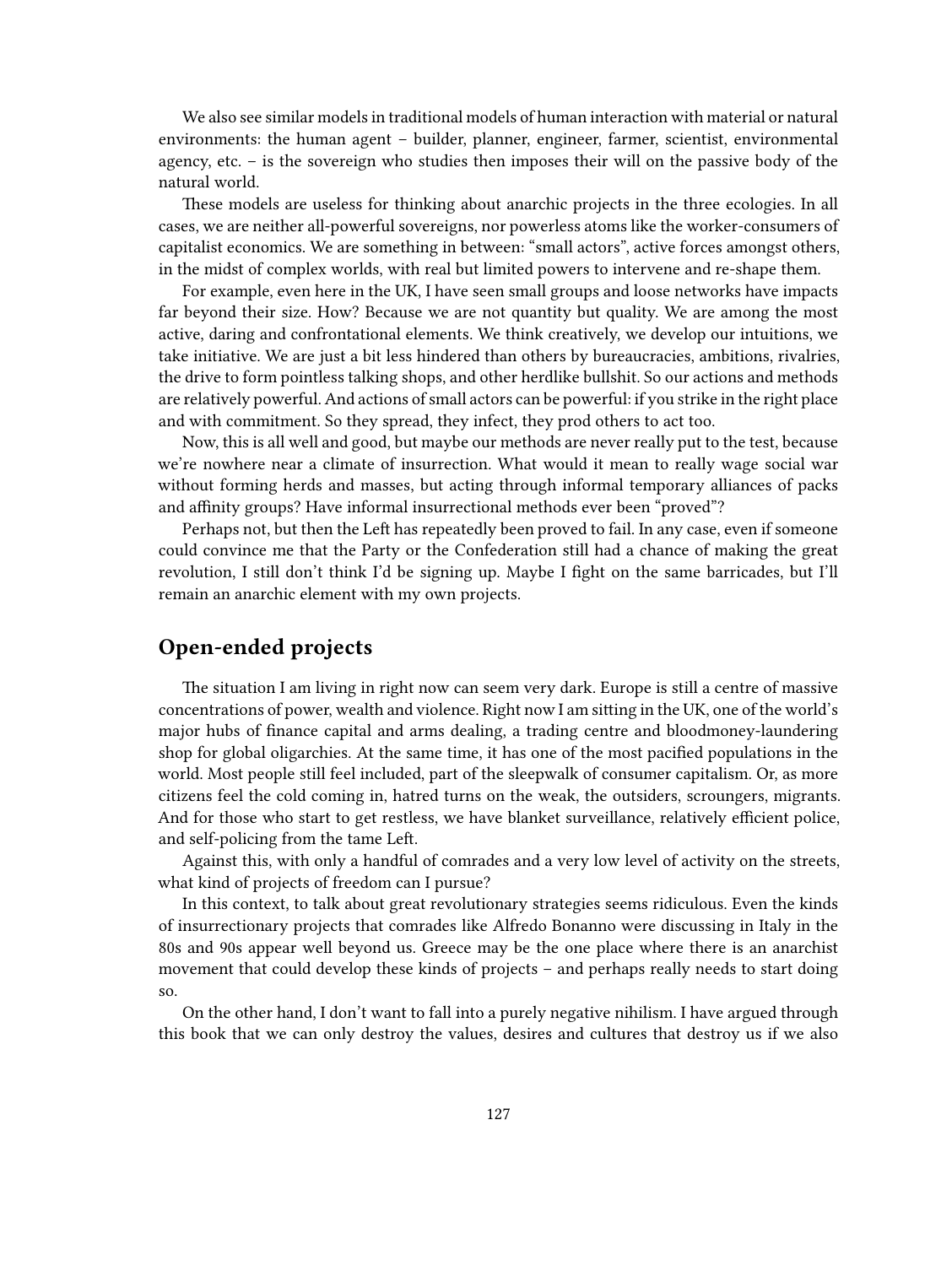We also see similar models in traditional models of human interaction with material or natural environments: the human agent – builder, planner, engineer, farmer, scientist, environmental agency, etc. – is the sovereign who studies then imposes their will on the passive body of the natural world.

These models are useless for thinking about anarchic projects in the three ecologies. In all cases, we are neither all-powerful sovereigns, nor powerless atoms like the worker-consumers of capitalist economics. We are something in between: "small actors", active forces amongst others, in the midst of complex worlds, with real but limited powers to intervene and re-shape them.

For example, even here in the UK, I have seen small groups and loose networks have impacts far beyond their size. How? Because we are not quantity but quality. We are among the most active, daring and confrontational elements. We think creatively, we develop our intuitions, we take initiative. We are just a bit less hindered than others by bureaucracies, ambitions, rivalries, the drive to form pointless talking shops, and other herdlike bullshit. So our actions and methods are relatively powerful. And actions of small actors can be powerful: if you strike in the right place and with commitment. So they spread, they infect, they prod others to act too.

Now, this is all well and good, but maybe our methods are never really put to the test, because we're nowhere near a climate of insurrection. What would it mean to really wage social war without forming herds and masses, but acting through informal temporary alliances of packs and affinity groups? Have informal insurrectional methods ever been "proved"?

Perhaps not, but then the Left has repeatedly been proved to fail. In any case, even if someone could convince me that the Party or the Confederation still had a chance of making the great revolution, I still don't think I'd be signing up. Maybe I fight on the same barricades, but I'll remain an anarchic element with my own projects.

## Open-ended projects

The situation I am living in right now can seem very dark. Europe is still a centre of massive concentrations of power, wealth and violence. Right now I am sitting in the UK, one of the world's major hubs of finance capital and arms dealing, a trading centre and bloodmoney-laundering shop for global oligarchies. At the same time, it has one of the most pacified populations in the world. Most people still feel included, part of the sleepwalk of consumer capitalism. Or, as more citizens feel the cold coming in, hatred turns on the weak, the outsiders, scroungers, migrants. And for those who start to get restless, we have blanket surveillance, relatively efficient police, and self-policing from the tame Left.

Against this, with only a handful of comrades and a very low level of activity on the streets, what kind of projects of freedom can I pursue?

In this context, to talk about great revolutionary strategies seems ridiculous. Even the kinds of insurrectionary projects that comrades like Alfredo Bonanno were discussing in Italy in the 80s and 90s appear well beyond us. Greece may be the one place where there is an anarchist movement that could develop these kinds of projects – and perhaps really needs to start doing so.

On the other hand, I don't want to fall into a purely negative nihilism. I have argued through this book that we can only destroy the values, desires and cultures that destroy us if we also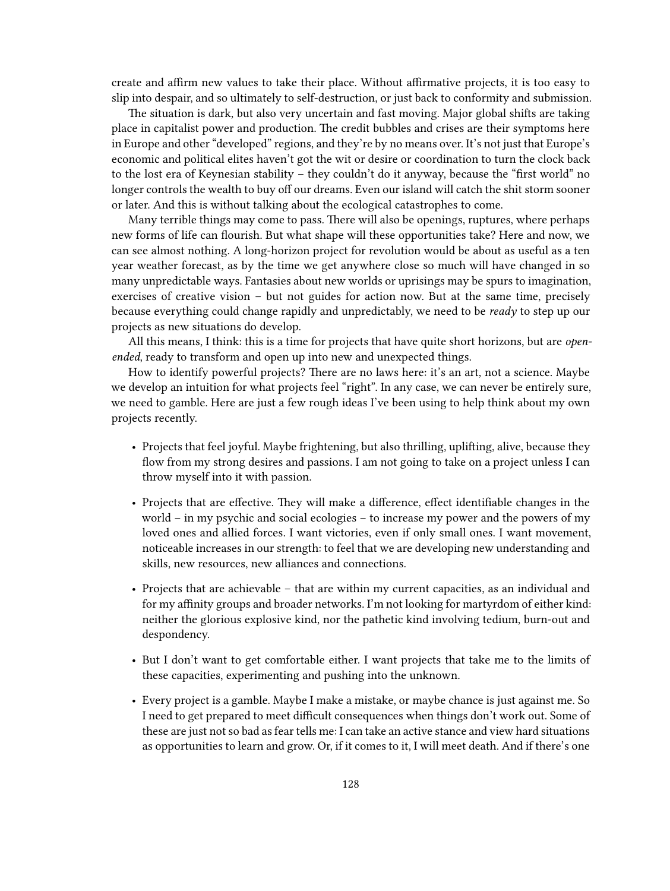create and affirm new values to take their place. Without affirmative projects, it is too easy to slip into despair, and so ultimately to self-destruction, or just back to conformity and submission.

The situation is dark, but also very uncertain and fast moving. Major global shifts are taking place in capitalist power and production. The credit bubbles and crises are their symptoms here in Europe and other "developed" regions, and they're by no means over. It's not just that Europe's economic and political elites haven't got the wit or desire or coordination to turn the clock back to the lost era of Keynesian stability – they couldn't do it anyway, because the "first world" no longer controls the wealth to buy off our dreams. Even our island will catch the shit storm sooner or later. And this is without talking about the ecological catastrophes to come.

Many terrible things may come to pass. There will also be openings, ruptures, where perhaps new forms of life can flourish. But what shape will these opportunities take? Here and now, we can see almost nothing. A long-horizon project for revolution would be about as useful as a ten year weather forecast, as by the time we get anywhere close so much will have changed in so many unpredictable ways. Fantasies about new worlds or uprisings may be spurs to imagination, exercises of creative vision – but not guides for action now. But at the same time, precisely because everything could change rapidly and unpredictably, we need to be *ready* to step up our projects as new situations do develop.

All this means, I think: this is a time for projects that have quite short horizons, but are *open-ended*, ready to transform and open up into new and unexpected things.

How to identify powerful projects? There are no laws here: it's an art, not a science. Maybe we develop an intuition for what projects feel "right". In any case, we can never be entirely sure, we need to gamble. Here are just a few rough ideas I've been using to help think about my own projects recently.

- Projects that feel joyful. Maybe frightening, but also thrilling, uplifting, alive, because they flow from my strong desires and passions. I am not going to take on a project unless I can throw myself into it with passion.
- Projects that are effective. They will make a difference, effect identifiable changes in the world – in my psychic and social ecologies – to increase my power and the powers of my loved ones and allied forces. I want victories, even if only small ones. I want movement, noticeable increases in our strength: to feel that we are developing new understanding and skills, new resources, new alliances and connections.
- Projects that are achievable – that are within my current capacities, as an individual and for my affinity groups and broader networks. I'm not looking for martyrdom of either kind: neither the glorious explosive kind, nor the pathetic kind involving tedium, burn-out and despondency.
- But I don't want to get comfortable either. I want projects that take me to the limits of these capacities, experimenting and pushing into the unknown.
- Every project is a gamble. Maybe I make a mistake, or maybe chance is just against me. So I need to get prepared to meet difficult consequences when things don't work out. Some of these are just not so bad as fear tells me: I can take an active stance and view hard situations as opportunities to learn and grow. Or, if it comes to it, I will meet death. And if there's one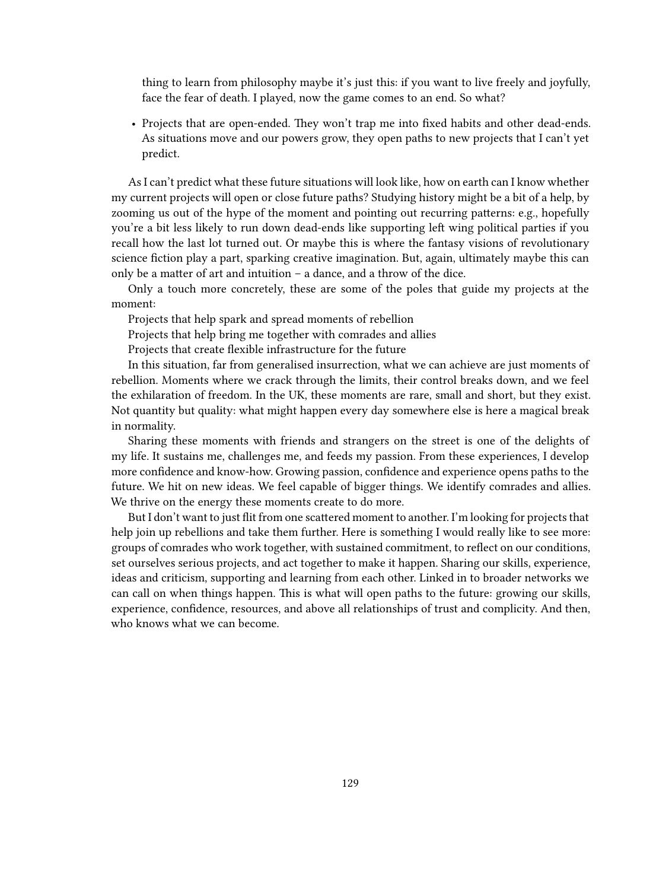thing to learn from philosophy maybe it's just this: if you want to live freely and joyfully, face the fear of death. I played, now the game comes to an end. So what?

- Projects that are open-ended. They won't trap me into fixed habits and other dead-ends. As situations move and our powers grow, they open paths to new projects that I can't yet predict.

As I can't predict what these future situations will look like, how on earth can I know whether my current projects will open or close future paths? Studying history might be a bit of a help, by zooming us out of the hype of the moment and pointing out recurring patterns: e.g., hopefully you're a bit less likely to run down dead-ends like supporting left wing political parties if you recall how the last lot turned out. Or maybe this is where the fantasy visions of revolutionary science fiction play a part, sparking creative imagination. But, again, ultimately maybe this can only be a matter of art and intuition – a dance, and a throw of the dice.

Only a touch more concretely, these are some of the poles that guide my projects at the moment:

Projects that help spark and spread moments of rebellion

Projects that help bring me together with comrades and allies

Projects that create flexible infrastructure for the future

In this situation, far from generalised insurrection, what we can achieve are just moments of rebellion. Moments where we crack through the limits, their control breaks down, and we feel the exhilaration of freedom. In the UK, these moments are rare, small and short, but they exist. Not quantity but quality: what might happen every day somewhere else is here a magical break in normality.

Sharing these moments with friends and strangers on the street is one of the delights of my life. It sustains me, challenges me, and feeds my passion. From these experiences, I develop more confidence and know-how. Growing passion, confidence and experience opens paths to the future. We hit on new ideas. We feel capable of bigger things. We identify comrades and allies. We thrive on the energy these moments create to do more.

But I don't want to just flit from one scattered moment to another. I'm looking for projects that help join up rebellions and take them further. Here is something I would really like to see more: groups of comrades who work together, with sustained commitment, to reflect on our conditions, set ourselves serious projects, and act together to make it happen. Sharing our skills, experience, ideas and criticism, supporting and learning from each other. Linked in to broader networks we can call on when things happen. This is what will open paths to the future: growing our skills, experience, confidence, resources, and above all relationships of trust and complicity. And then, who knows what we can become.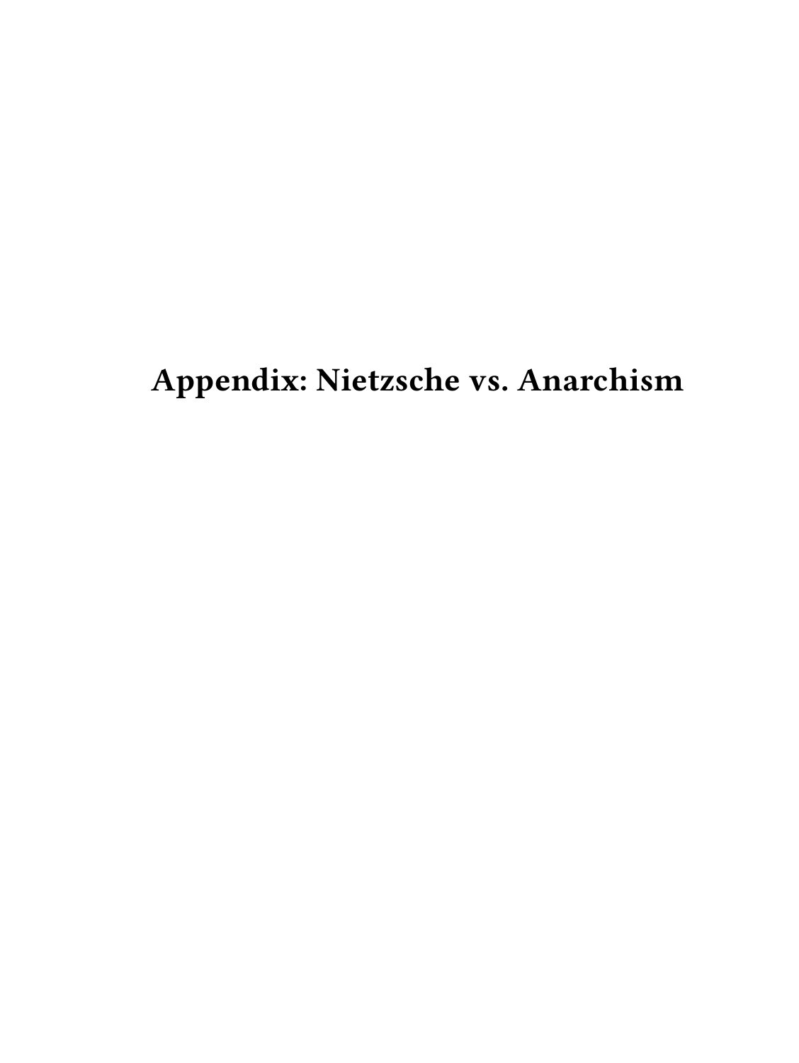# Appendix: Nietzsche vs. Anarchism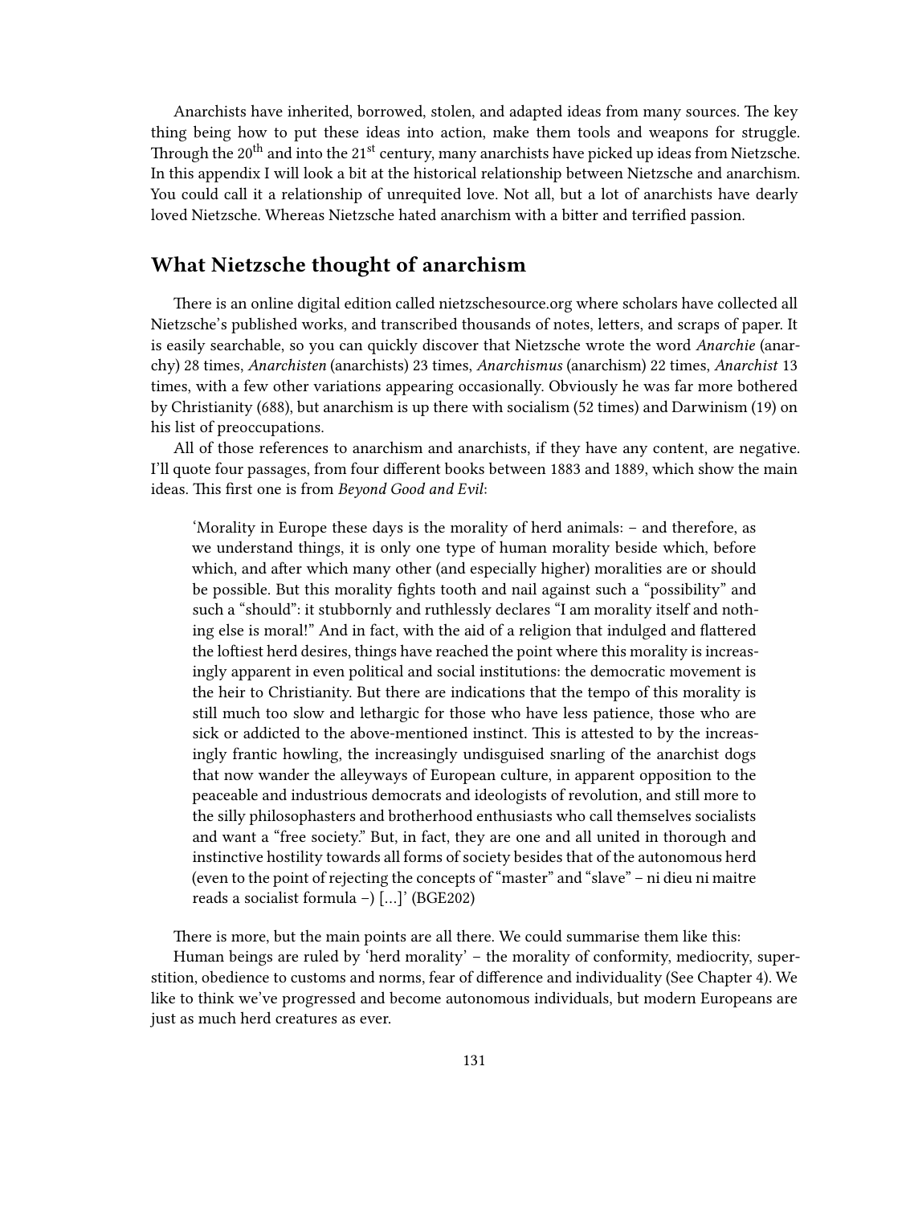Anarchists have inherited, borrowed, stolen, and adapted ideas from many sources. The key thing being how to put these ideas into action, make them tools and weapons for struggle. Through the 20th and into the 21st century, many anarchists have picked up ideas from Nietzsche. In this appendix I will look a bit at the historical relationship between Nietzsche and anarchism. You could call it a relationship of unrequited love. Not all, but a lot of anarchists have dearly loved Nietzsche. Whereas Nietzsche hated anarchism with a bitter and terrified passion.

## What Nietzsche thought of anarchism

There is an online digital edition called nietzschesource.org where scholars have collected all Nietzsche's published works, and transcribed thousands of notes, letters, and scraps of paper. It is easily searchable, so you can quickly discover that Nietzsche wrote the word *Anarchie* (anarchy) 28 times, *Anarchisten* (anarchists) 23 times, *Anarchismus* (anarchism) 22 times, *Anarchist* 13 times, with a few other variations appearing occasionally. Obviously he was far more bothered by Christianity (688), but anarchism is up there with socialism (52 times) and Darwinism (19) on his list of preoccupations.

All of those references to anarchism and anarchists, if they have any content, are negative. I'll quote four passages, from four different books between 1883 and 1889, which show the main ideas. This first one is from *Beyond Good and Evil*:

> 'Morality in Europe these days is the morality of herd animals: – and therefore, as we understand things, it is only one type of human morality beside which, before which, and after which many other (and especially higher) moralities are or should be possible. But this morality fights tooth and nail against such a "possibility" and such a "should": it stubbornly and ruthlessly declares "I am morality itself and nothing else is moral!" And in fact, with the aid of a religion that indulged and flattered the loftiest herd desires, things have reached the point where this morality is increasingly apparent in even political and social institutions: the democratic movement is the heir to Christianity. But there are indications that the tempo of this morality is still much too slow and lethargic for those who have less patience, those who are sick or addicted to the above-mentioned instinct. This is attested to by the increasingly frantic howling, the increasingly undisguised snarling of the anarchist dogs that now wander the alleyways of European culture, in apparent opposition to the peaceable and industrious democrats and ideologists of revolution, and still more to the silly philosophasters and brotherhood enthusiasts who call themselves socialists and want a "free society." But, in fact, they are one and all united in thorough and instinctive hostility towards all forms of society besides that of the autonomous herd (even to the point of rejecting the concepts of "master" and "slave" – ni dieu ni maitre reads a socialist formula –) […]' (BGE202)

There is more, but the main points are all there. We could summarise them like this:

Human beings are ruled by 'herd morality' – the morality of conformity, mediocrity, superstition, obedience to customs and norms, fear of difference and individuality (See Chapter 4). We like to think we've progressed and become autonomous individuals, but modern Europeans are just as much herd creatures as ever.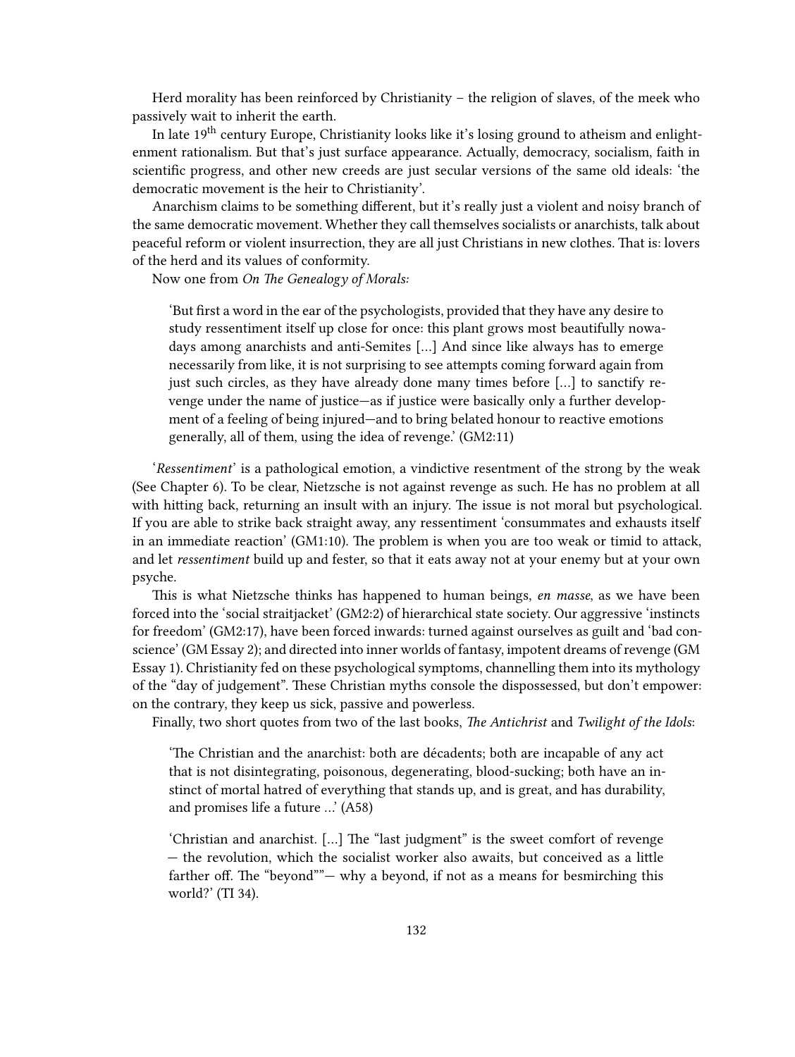Herd morality has been reinforced by Christianity – the religion of slaves, of the meek who passively wait to inherit the earth.

In late 19th century Europe, Christianity looks like it's losing ground to atheism and enlightenment rationalism. But that's just surface appearance. Actually, democracy, socialism, faith in scientific progress, and other new creeds are just secular versions of the same old ideals: 'the democratic movement is the heir to Christianity'.

Anarchism claims to be something different, but it's really just a violent and noisy branch of the same democratic movement. Whether they call themselves socialists or anarchists, talk about peaceful reform or violent insurrection, they are all just Christians in new clothes. That is: lovers of the herd and its values of conformity.

Now one from *On The Genealogy of Morals:*

> 'But first a word in the ear of the psychologists, provided that they have any desire to study ressentiment itself up close for once: this plant grows most beautifully nowadays among anarchists and anti-Semites […] And since like always has to emerge necessarily from like, it is not surprising to see attempts coming forward again from just such circles, as they have already done many times before […] to sanctify revenge under the name of justice—as if justice were basically only a further development of a feeling of being injured—and to bring belated honour to reactive emotions generally, all of them, using the idea of revenge.' (GM2:11)

'*Ressentiment*' is a pathological emotion, a vindictive resentment of the strong by the weak (See Chapter 6). To be clear, Nietzsche is not against revenge as such. He has no problem at all with hitting back, returning an insult with an injury. The issue is not moral but psychological. If you are able to strike back straight away, any ressentiment 'consummates and exhausts itself in an immediate reaction' (GM1:10). The problem is when you are too weak or timid to attack, and let *ressentiment* build up and fester, so that it eats away not at your enemy but at your own psyche.

This is what Nietzsche thinks has happened to human beings, *en masse*, as we have been forced into the 'social straitjacket' (GM2:2) of hierarchical state society. Our aggressive 'instincts for freedom' (GM2:17), have been forced inwards: turned against ourselves as guilt and 'bad conscience' (GM Essay 2); and directed into inner worlds of fantasy, impotent dreams of revenge (GM Essay 1). Christianity fed on these psychological symptoms, channelling them into its mythology of the "day of judgement". These Christian myths console the dispossessed, but don't empower: on the contrary, they keep us sick, passive and powerless.

Finally, two short quotes from two of the last books, *The Antichrist* and *Twilight of the Idols*:

> 'The Christian and the anarchist: both are décadents; both are incapable of any act that is not disintegrating, poisonous, degenerating, blood-sucking; both have an instinct of mortal hatred of everything that stands up, and is great, and has durability, and promises life a future …' (A58)

> 'Christian and anarchist. […] The "last judgment" is the sweet comfort of revenge — the revolution, which the socialist worker also awaits, but conceived as a little farther off. The "beyond""— why a beyond, if not as a means for besmirching this world?' (TI 34).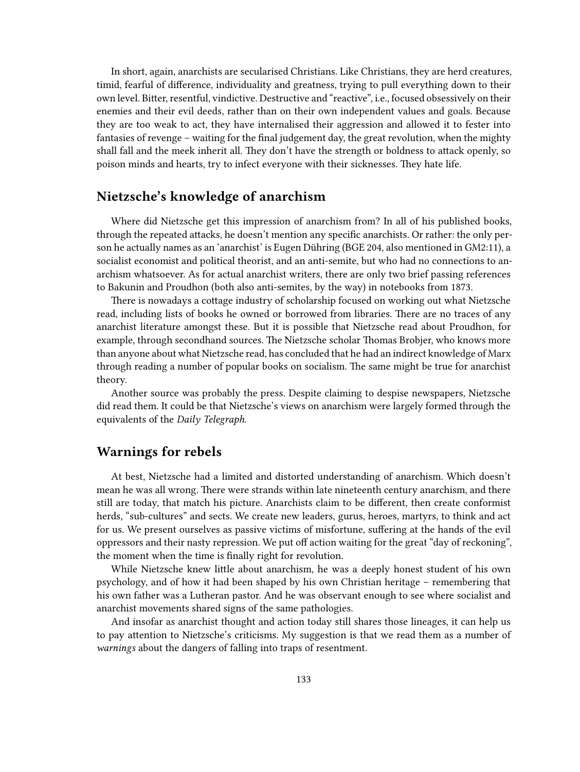In short, again, anarchists are secularised Christians. Like Christians, they are herd creatures, timid, fearful of difference, individuality and greatness, trying to pull everything down to their own level. Bitter, resentful, vindictive. Destructive and "reactive", i.e., focused obsessively on their enemies and their evil deeds, rather than on their own independent values and goals. Because they are too weak to act, they have internalised their aggression and allowed it to fester into fantasies of revenge – waiting for the final judgement day, the great revolution, when the mighty shall fall and the meek inherit all. They don't have the strength or boldness to attack openly, so poison minds and hearts, try to infect everyone with their sicknesses. They hate life.

## Nietzsche's knowledge of anarchism

Where did Nietzsche get this impression of anarchism from? In all of his published books, through the repeated attacks, he doesn't mention any specific anarchists. Or rather: the only person he actually names as an 'anarchist' is Eugen Dühring (BGE 204, also mentioned in GM2:11), a socialist economist and political theorist, and an anti-semite, but who had no connections to anarchism whatsoever. As for actual anarchist writers, there are only two brief passing references to Bakunin and Proudhon (both also anti-semites, by the way) in notebooks from 1873.

There is nowadays a cottage industry of scholarship focused on working out what Nietzsche read, including lists of books he owned or borrowed from libraries. There are no traces of any anarchist literature amongst these. But it is possible that Nietzsche read about Proudhon, for example, through secondhand sources. The Nietzsche scholar Thomas Brobjer, who knows more than anyone about what Nietzsche read, has concluded that he had an indirect knowledge of Marx through reading a number of popular books on socialism. The same might be true for anarchist theory.

Another source was probably the press. Despite claiming to despise newspapers, Nietzsche did read them. It could be that Nietzsche's views on anarchism were largely formed through the equivalents of the *Daily Telegraph.*

## Warnings for rebels

At best, Nietzsche had a limited and distorted understanding of anarchism. Which doesn't mean he was all wrong. There were strands within late nineteenth century anarchism, and there still are today, that match his picture. Anarchists claim to be different, then create conformist herds, "sub-cultures" and sects. We create new leaders, gurus, heroes, martyrs, to think and act for us. We present ourselves as passive victims of misfortune, suffering at the hands of the evil oppressors and their nasty repression. We put off action waiting for the great "day of reckoning", the moment when the time is finally right for revolution.

While Nietzsche knew little about anarchism, he was a deeply honest student of his own psychology, and of how it had been shaped by his own Christian heritage – remembering that his own father was a Lutheran pastor. And he was observant enough to see where socialist and anarchist movements shared signs of the same pathologies.

And insofar as anarchist thought and action today still shares those lineages, it can help us to pay attention to Nietzsche's criticisms. My suggestion is that we read them as a number of *warnings* about the dangers of falling into traps of resentment.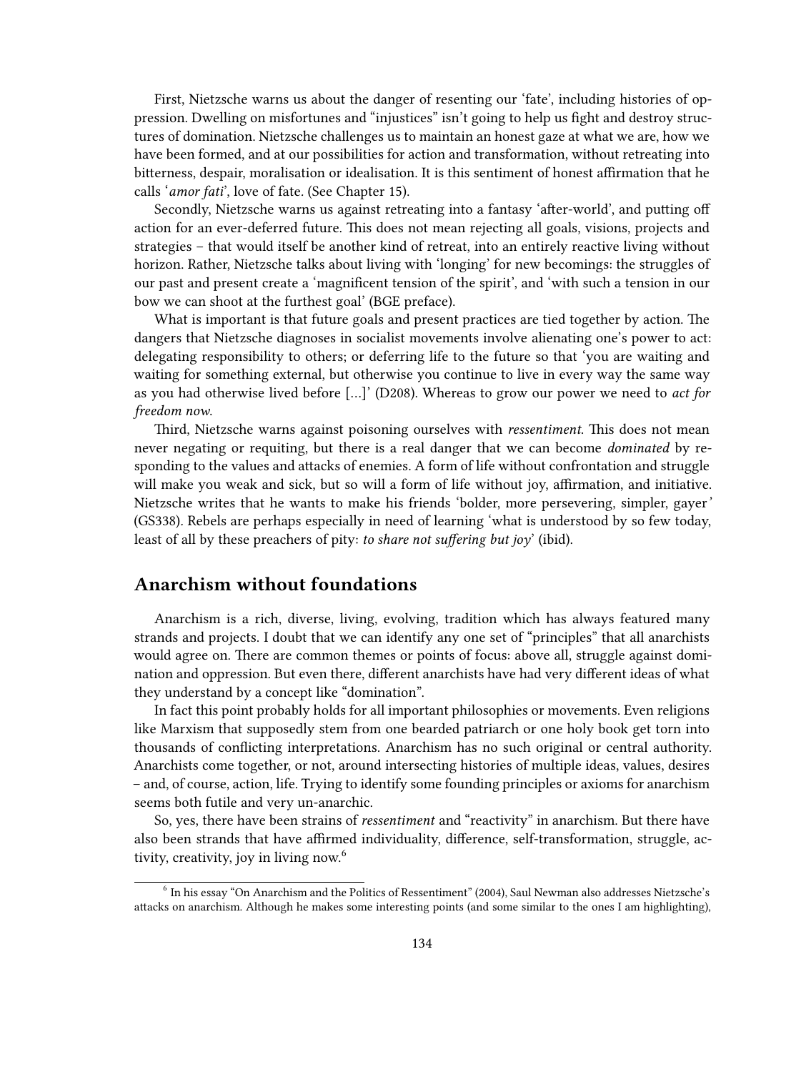First, Nietzsche warns us about the danger of resenting our 'fate', including histories of oppression. Dwelling on misfortunes and "injustices" isn't going to help us fight and destroy structures of domination. Nietzsche challenges us to maintain an honest gaze at what we are, how we have been formed, and at our possibilities for action and transformation, without retreating into bitterness, despair, moralisation or idealisation. It is this sentiment of honest affirmation that he calls '*amor fati*', love of fate. (See Chapter 15).

Secondly, Nietzsche warns us against retreating into a fantasy 'after-world', and putting off action for an ever-deferred future. This does not mean rejecting all goals, visions, projects and strategies – that would itself be another kind of retreat, into an entirely reactive living without horizon. Rather, Nietzsche talks about living with 'longing' for new becomings: the struggles of our past and present create a 'magnificent tension of the spirit', and 'with such a tension in our bow we can shoot at the furthest goal' (BGE preface).

What is important is that future goals and present practices are tied together by action. The dangers that Nietzsche diagnoses in socialist movements involve alienating one's power to act: delegating responsibility to others; or deferring life to the future so that 'you are waiting and waiting for something external, but otherwise you continue to live in every way the same way as you had otherwise lived before […]' (D208). Whereas to grow our power we need to *act for freedom now*.

Third, Nietzsche warns against poisoning ourselves with *ressentiment*. This does not mean never negating or requiting, but there is a real danger that we can become *dominated* by responding to the values and attacks of enemies. A form of life without confrontation and struggle will make you weak and sick, but so will a form of life without joy, affirmation, and initiative. Nietzsche writes that he wants to make his friends 'bolder, more persevering, simpler, gayer' (GS338). Rebels are perhaps especially in need of learning 'what is understood by so few today, least of all by these preachers of pity: *to share not suffering but joy*' (ibid).

## Anarchism without foundations

Anarchism is a rich, diverse, living, evolving, tradition which has always featured many strands and projects. I doubt that we can identify any one set of "principles" that all anarchists would agree on. There are common themes or points of focus: above all, struggle against domination and oppression. But even there, different anarchists have had very different ideas of what they understand by a concept like "domination".

In fact this point probably holds for all important philosophies or movements. Even religions like Marxism that supposedly stem from one bearded patriarch or one holy book get torn into thousands of conflicting interpretations. Anarchism has no such original or central authority. Anarchists come together, or not, around intersecting histories of multiple ideas, values, desires – and, of course, action, life. Trying to identify some founding principles or axioms for anarchism seems both futile and very un-anarchic.

So, yes, there have been strains of *ressentiment* and "reactivity" in anarchism. But there have also been strands that have affirmed individuality, difference, self-transformation, struggle, activity, creativity, joy in living now.[6]

[6] In his essay "On Anarchism and the Politics of Ressentiment" (2004), Saul Newman also addresses Nietzsche's attacks on anarchism. Although he makes some interesting points (and some similar to the ones I am highlighting),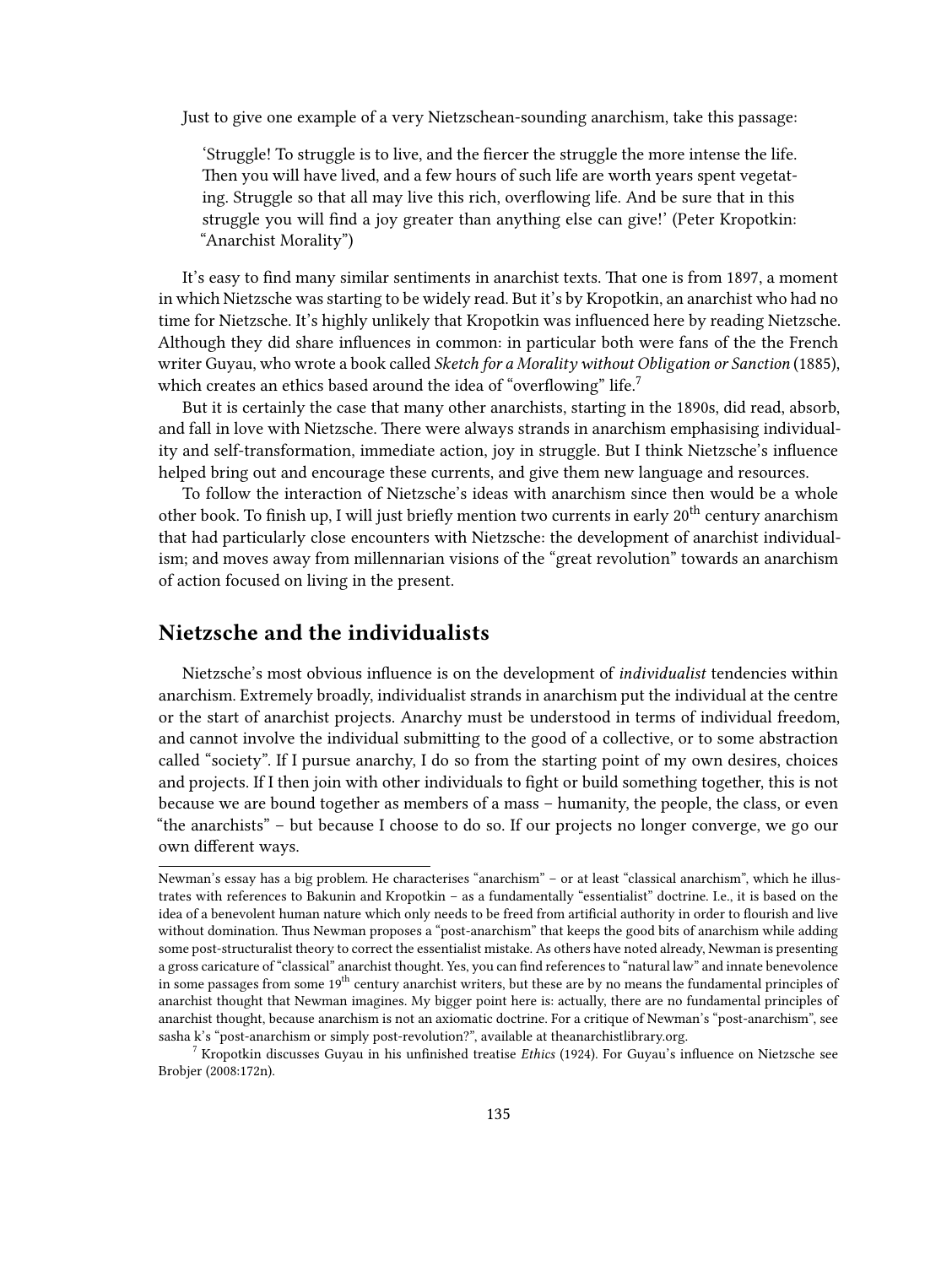Just to give one example of a very Nietzschean-sounding anarchism, take this passage:

> 'Struggle! To struggle is to live, and the fiercer the struggle the more intense the life. Then you will have lived, and a few hours of such life are worth years spent vegetating. Struggle so that all may live this rich, overflowing life. And be sure that in this struggle you will find a joy greater than anything else can give!' (Peter Kropotkin: "Anarchist Morality")

It's easy to find many similar sentiments in anarchist texts. That one is from 1897, a moment in which Nietzsche was starting to be widely read. But it's by Kropotkin, an anarchist who had no time for Nietzsche. It's highly unlikely that Kropotkin was influenced here by reading Nietzsche. Although they did share influences in common: in particular both were fans of the the French writer Guyau, who wrote a book called *Sketch for a Morality without Obligation or Sanction* (1885), which creates an ethics based around the idea of "overflowing" life.[7]

But it is certainly the case that many other anarchists, starting in the 1890s, did read, absorb, and fall in love with Nietzsche. There were always strands in anarchism emphasising individuality and self-transformation, immediate action, joy in struggle. But I think Nietzsche's influence helped bring out and encourage these currents, and give them new language and resources.

To follow the interaction of Nietzsche's ideas with anarchism since then would be a whole other book. To finish up, I will just briefly mention two currents in early 20th century anarchism that had particularly close encounters with Nietzsche: the development of anarchist individualism; and moves away from millennarian visions of the "great revolution" towards an anarchism of action focused on living in the present.

## Nietzsche and the individualists

Nietzsche's most obvious influence is on the development of *individualist* tendencies within anarchism. Extremely broadly, individualist strands in anarchism put the individual at the centre or the start of anarchist projects. Anarchy must be understood in terms of individual freedom, and cannot involve the individual submitting to the good of a collective, or to some abstraction called "society". If I pursue anarchy, I do so from the starting point of my own desires, choices and projects. If I then join with other individuals to fight or build something together, this is not because we are bound together as members of a mass – humanity, the people, the class, or even "the anarchists" – but because I choose to do so. If our projects no longer converge, we go our own different ways.

---

Newman's essay has a big problem. He characterises "anarchism" – or at least "classical anarchism", which he illustrates with references to Bakunin and Kropotkin – as a fundamentally "essentialist" doctrine. I.e., it is based on the idea of a benevolent human nature which only needs to be freed from artificial authority in order to flourish and live without domination. Thus Newman proposes a "post-anarchism" that keeps the good bits of anarchism while adding some post-structuralist theory to correct the essentialist mistake. As others have noted already, Newman is presenting a gross caricature of "classical" anarchist thought. Yes, you can find references to "natural law" and innate benevolence in some passages from some 19th century anarchist writers, but these are by no means the fundamental principles of anarchist thought that Newman imagines. My bigger point here is: actually, there are no fundamental principles of anarchist thought, because anarchism is not an axiomatic doctrine. For a critique of Newman's "post-anarchism", see sasha k's "post-anarchism or simply post-revolution?", available at theanarchistlibrary.org.

[7] Kropotkin discusses Guyau in his unfinished treatise *Ethics* (1924). For Guyau's influence on Nietzsche see Brobjer (2008:172n).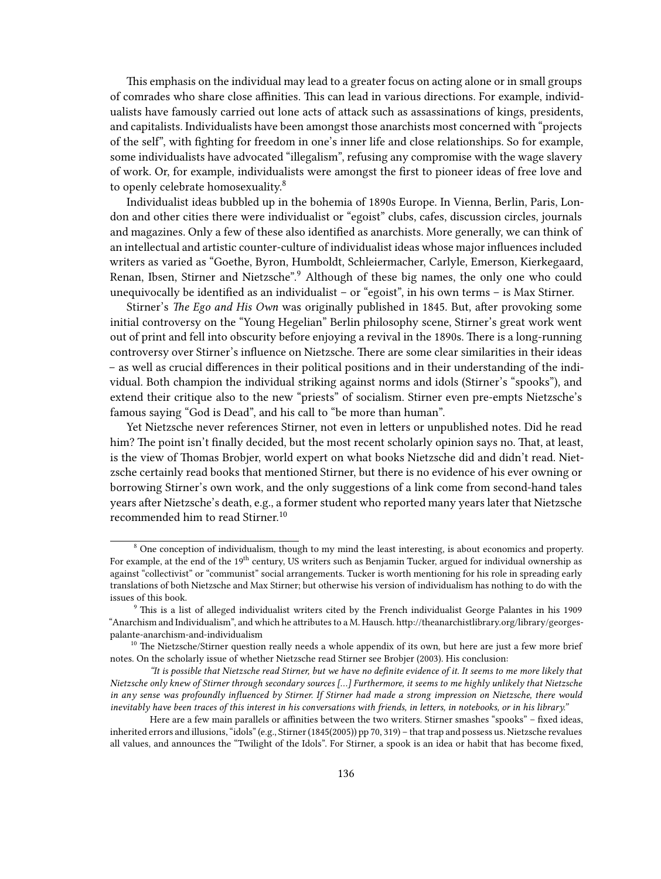This emphasis on the individual may lead to a greater focus on acting alone or in small groups of comrades who share close affinities. This can lead in various directions. For example, individualists have famously carried out lone acts of attack such as assassinations of kings, presidents, and capitalists. Individualists have been amongst those anarchists most concerned with "projects of the self", with fighting for freedom in one's inner life and close relationships. So for example, some individualists have advocated "illegalism", refusing any compromise with the wage slavery of work. Or, for example, individualists were amongst the first to pioneer ideas of free love and to openly celebrate homosexuality.[8]

Individualist ideas bubbled up in the bohemia of 1890s Europe. In Vienna, Berlin, Paris, London and other cities there were individualist or "egoist" clubs, cafes, discussion circles, journals and magazines. Only a few of these also identified as anarchists. More generally, we can think of an intellectual and artistic counter-culture of individualist ideas whose major influences included writers as varied as "Goethe, Byron, Humboldt, Schleiermacher, Carlyle, Emerson, Kierkegaard, Renan, Ibsen, Stirner and Nietzsche".[9] Although of these big names, the only one who could unequivocally be identified as an individualist – or "egoist", in his own terms – is Max Stirner.

Stirner's *The Ego and His Own* was originally published in 1845. But, after provoking some initial controversy on the "Young Hegelian" Berlin philosophy scene, Stirner's great work went out of print and fell into obscurity before enjoying a revival in the 1890s. There is a long-running controversy over Stirner's influence on Nietzsche. There are some clear similarities in their ideas – as well as crucial differences in their political positions and in their understanding of the individual. Both champion the individual striking against norms and idols (Stirner's "spooks"), and extend their critique also to the new "priests" of socialism. Stirner even pre-empts Nietzsche's famous saying "God is Dead", and his call to "be more than human".

Yet Nietzsche never references Stirner, not even in letters or unpublished notes. Did he read him? The point isn't finally decided, but the most recent scholarly opinion says no. That, at least, is the view of Thomas Brobjer, world expert on what books Nietzsche did and didn't read. Nietzsche certainly read books that mentioned Stirner, but there is no evidence of his ever owning or borrowing Stirner's own work, and the only suggestions of a link come from second-hand tales years after Nietzsche's death, e.g., a former student who reported many years later that Nietzsche recommended him to read Stirner.[10]

---

[8] One conception of individualism, though to my mind the least interesting, is about economics and property. For example, at the end of the 19th century, US writers such as Benjamin Tucker, argued for individual ownership as against "collectivist" or "communist" social arrangements. Tucker is worth mentioning for his role in spreading early translations of both Nietzsche and Max Stirner; but otherwise his version of individualism has nothing to do with the issues of this book.

[9] This is a list of alleged individualist writers cited by the French individualist George Palantes in his 1909 "Anarchism and Individualism", and which he attributes to a M. Hausch. http://theanarchistlibrary.org/library/georges-palante-anarchism-and-individualism

[10] The Nietzsche/Stirner question really needs a whole appendix of its own, but here are just a few more brief notes. On the scholarly issue of whether Nietzsche read Stirner see Brobjer (2003). His conclusion:

*"It is possible that Nietzsche read Stirner, but we have no definite evidence of it. It seems to me more likely that Nietzsche only knew of Stirner through secondary sources […] Furthermore, it seems to me highly unlikely that Nietzsche in any sense was profoundly influenced by Stirner. If Stirner had made a strong impression on Nietzsche, there would inevitably have been traces of this interest in his conversations with friends, in letters, in notebooks, or in his library."*

Here are a few main parallels or affinities between the two writers. Stirner smashes "spooks" – fixed ideas, inherited errors and illusions, "idols" (e.g., Stirner (1845(2005)) pp 70, 319) – that trap and possess us. Nietzsche revalues all values, and announces the "Twilight of the Idols". For Stirner, a spook is an idea or habit that has become fixed,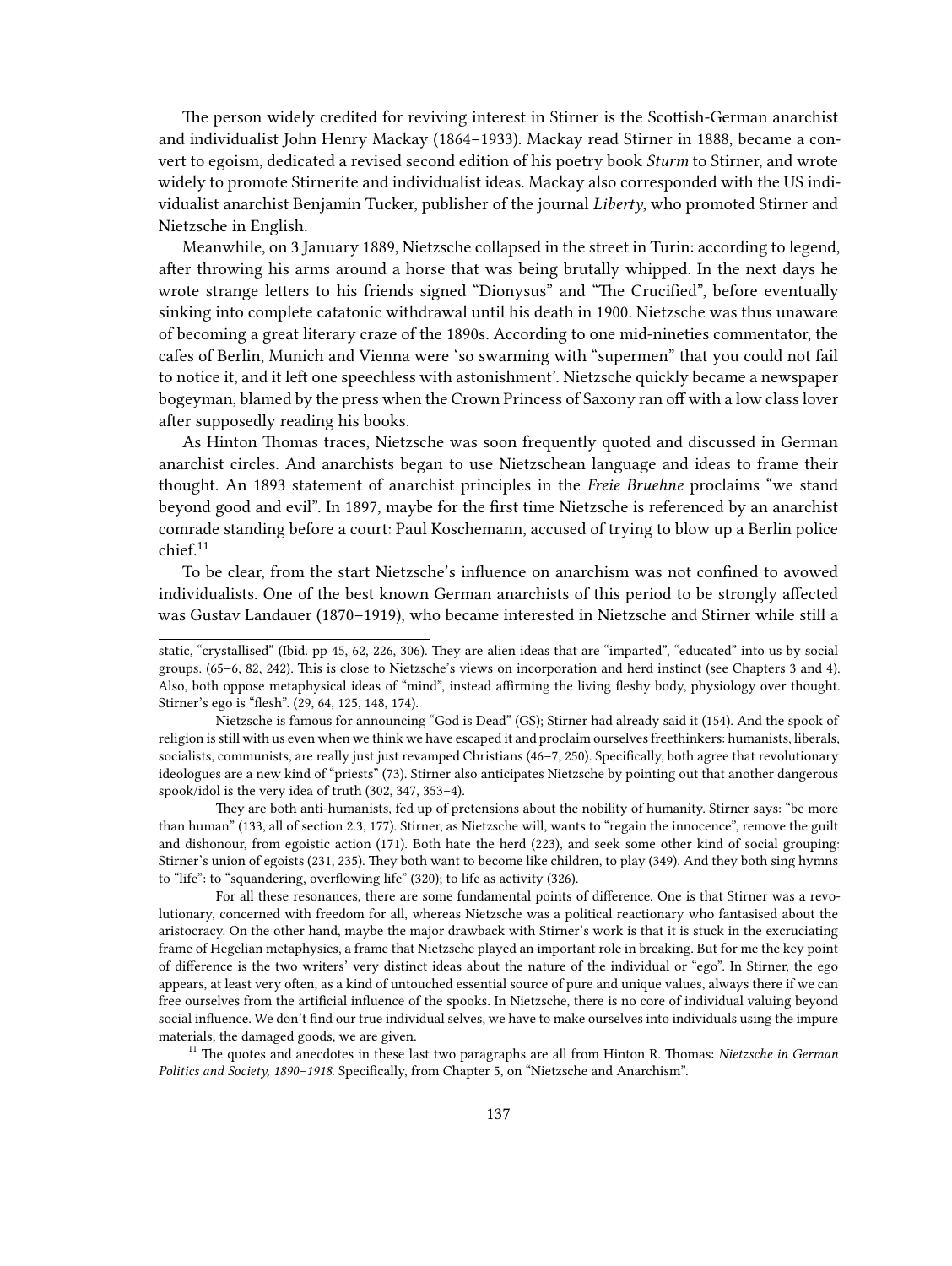The person widely credited for reviving interest in Stirner is the Scottish-German anarchist and individualist John Henry Mackay (1864–1933). Mackay read Stirner in 1888, became a convert to egoism, dedicated a revised second edition of his poetry book *Sturm* to Stirner, and wrote widely to promote Stirnerite and individualist ideas. Mackay also corresponded with the US individualist anarchist Benjamin Tucker, publisher of the journal *Liberty*, who promoted Stirner and Nietzsche in English.

Meanwhile, on 3 January 1889, Nietzsche collapsed in the street in Turin: according to legend, after throwing his arms around a horse that was being brutally whipped. In the next days he wrote strange letters to his friends signed "Dionysus" and "The Crucified", before eventually sinking into complete catatonic withdrawal until his death in 1900. Nietzsche was thus unaware of becoming a great literary craze of the 1890s. According to one mid-nineties commentator, the cafes of Berlin, Munich and Vienna were 'so swarming with "supermen" that you could not fail to notice it, and it left one speechless with astonishment'. Nietzsche quickly became a newspaper bogeyman, blamed by the press when the Crown Princess of Saxony ran off with a low class lover after supposedly reading his books.

As Hinton Thomas traces, Nietzsche was soon frequently quoted and discussed in German anarchist circles. And anarchists began to use Nietzschean language and ideas to frame their thought. An 1893 statement of anarchist principles in the *Freie Bruehne* proclaims "we stand beyond good and evil". In 1897, maybe for the first time Nietzsche is referenced by an anarchist comrade standing before a court: Paul Koschemann, accused of trying to blow up a Berlin police chief.[11]

To be clear, from the start Nietzsche's influence on anarchism was not confined to avowed individualists. One of the best known German anarchists of this period to be strongly affected was Gustav Landauer (1870–1919), who became interested in Nietzsche and Stirner while still a

---

static, "crystallised" (Ibid. pp 45, 62, 226, 306). They are alien ideas that are "imparted", "educated" into us by social groups. (65–6, 82, 242). This is close to Nietzsche's views on incorporation and herd instinct (see Chapters 3 and 4). Also, both oppose metaphysical ideas of "mind", instead affirming the living fleshy body, physiology over thought. Stirner's ego is "flesh". (29, 64, 125, 148, 174).

Nietzsche is famous for announcing "God is Dead" (GS); Stirner had already said it (154). And the spook of religion is still with us even when we think we have escaped it and proclaim ourselves freethinkers: humanists, liberals, socialists, communists, are really just just revamped Christians (46–7, 250). Specifically, both agree that revolutionary ideologues are a new kind of "priests" (73). Stirner also anticipates Nietzsche by pointing out that another dangerous spook/idol is the very idea of truth (302, 347, 353–4).

They are both anti-humanists, fed up of pretensions about the nobility of humanity. Stirner says: "be more than human" (133, all of section 2.3, 177). Stirner, as Nietzsche will, wants to "regain the innocence", remove the guilt and dishonour, from egoistic action (171). Both hate the herd (223), and seek some other kind of social grouping: Stirner's union of egoists (231, 235). They both want to become like children, to play (349). And they both sing hymns to "life": to "squandering, overflowing life" (320); to life as activity (326).

For all these resonances, there are some fundamental points of difference. One is that Stirner was a revolutionary, concerned with freedom for all, whereas Nietzsche was a political reactionary who fantasised about the aristocracy. On the other hand, maybe the major drawback with Stirner's work is that it is stuck in the excruciating frame of Hegelian metaphysics, a frame that Nietzsche played an important role in breaking. But for me the key point of difference is the two writers' very distinct ideas about the nature of the individual or "ego". In Stirner, the ego appears, at least very often, as a kind of untouched essential source of pure and unique values, always there if we can free ourselves from the artificial influence of the spooks. In Nietzsche, there is no core of individual valuing beyond social influence. We don't find our true individual selves, we have to make ourselves into individuals using the impure materials, the damaged goods, we are given.

[11] The quotes and anecdotes in these last two paragraphs are all from Hinton R. Thomas: *Nietzsche in German Politics and Society, 1890–1918*. Specifically, from Chapter 5, on "Nietzsche and Anarchism".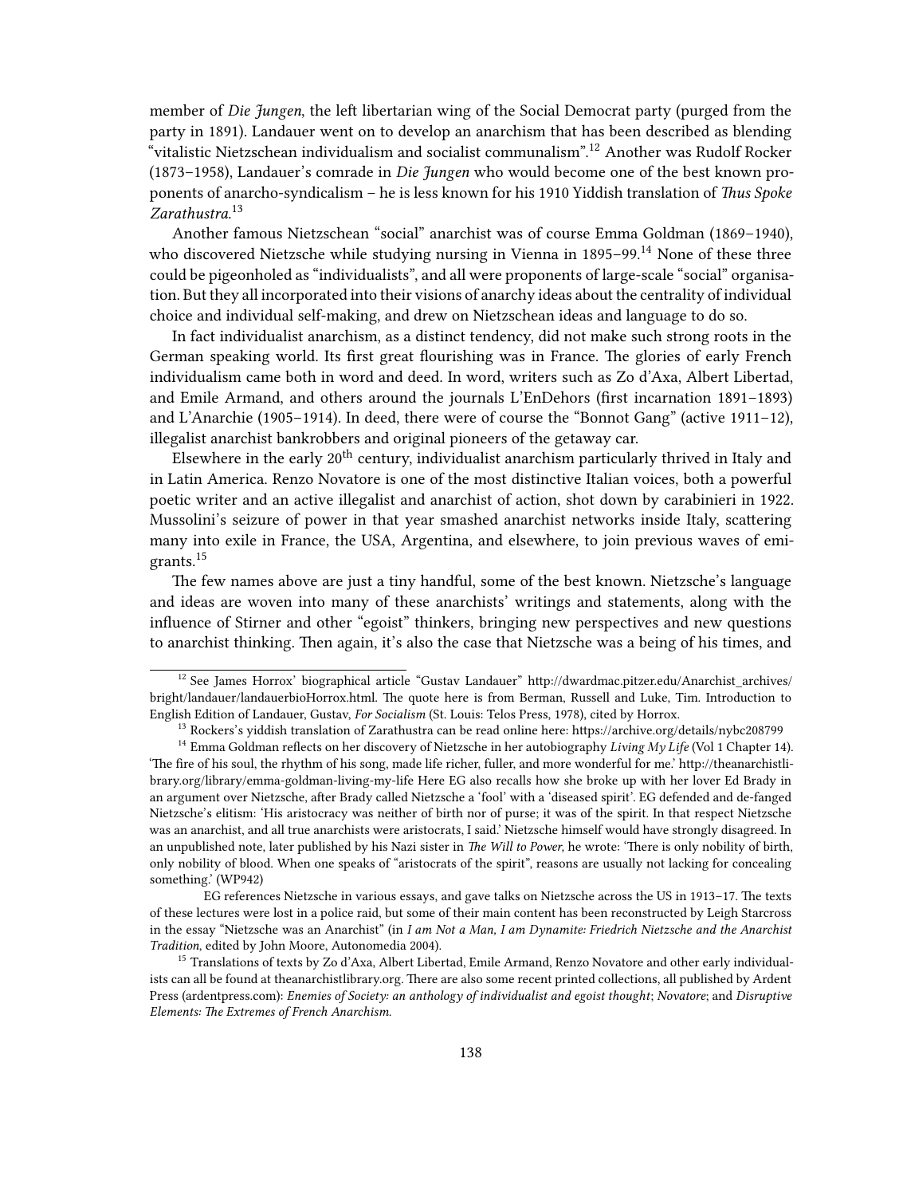member of *Die Jungen*, the left libertarian wing of the Social Democrat party (purged from the party in 1891). Landauer went on to develop an anarchism that has been described as blending "vitalistic Nietzschean individualism and socialist communalism".[12] Another was Rudolf Rocker (1873–1958), Landauer's comrade in *Die Jungen* who would become one of the best known proponents of anarcho-syndicalism – he is less known for his 1910 Yiddish translation of *Thus Spoke Zarathustra*.[13]

Another famous Nietzschean "social" anarchist was of course Emma Goldman (1869–1940), who discovered Nietzsche while studying nursing in Vienna in 1895–99.[14] None of these three could be pigeonholed as "individualists", and all were proponents of large-scale "social" organisation. But they all incorporated into their visions of anarchy ideas about the centrality of individual choice and individual self-making, and drew on Nietzschean ideas and language to do so.

In fact individualist anarchism, as a distinct tendency, did not make such strong roots in the German speaking world. Its first great flourishing was in France. The glories of early French individualism came both in word and deed. In word, writers such as Zo d'Axa, Albert Libertad, and Emile Armand, and others around the journals L'EnDehors (first incarnation 1891–1893) and L'Anarchie (1905–1914). In deed, there were of course the "Bonnot Gang" (active 1911–12), illegalist anarchist bankrobbers and original pioneers of the getaway car.

Elsewhere in the early 20th century, individualist anarchism particularly thrived in Italy and in Latin America. Renzo Novatore is one of the most distinctive Italian voices, both a powerful poetic writer and an active illegalist and anarchist of action, shot down by carabinieri in 1922. Mussolini's seizure of power in that year smashed anarchist networks inside Italy, scattering many into exile in France, the USA, Argentina, and elsewhere, to join previous waves of emigrants.[15]

The few names above are just a tiny handful, some of the best known. Nietzsche's language and ideas are woven into many of these anarchists' writings and statements, along with the influence of Stirner and other "egoist" thinkers, bringing new perspectives and new questions to anarchist thinking. Then again, it's also the case that Nietzsche was a being of his times, and

---

[12] See James Horrox' biographical article "Gustav Landauer" http://dwardmac.pitzer.edu/Anarchist_archives/bright/landauer/landauerbioHorrox.html. The quote here is from Berman, Russell and Luke, Tim. Introduction to English Edition of Landauer, Gustav, *For Socialism* (St. Louis: Telos Press, 1978), cited by Horrox.

[13] Rockers's yiddish translation of Zarathustra can be read online here: https://archive.org/details/nybc208799

[14] Emma Goldman reflects on her discovery of Nietzsche in her autobiography *Living My Life* (Vol 1 Chapter 14). 'The fire of his soul, the rhythm of his song, made life richer, fuller, and more wonderful for me.' http://theanarchistlibrary.org/library/emma-goldman-living-my-life Here EG also recalls how she broke up with her lover Ed Brady in an argument over Nietzsche, after Brady called Nietzsche a 'fool' with a 'diseased spirit'. EG defended and de-fanged Nietzsche's elitism: 'His aristocracy was neither of birth nor of purse; it was of the spirit. In that respect Nietzsche was an anarchist, and all true anarchists were aristocrats, I said.' Nietzsche himself would have strongly disagreed. In an unpublished note, later published by his Nazi sister in *The Will to Power*, he wrote: 'There is only nobility of birth, only nobility of blood. When one speaks of "aristocrats of the spirit", reasons are usually not lacking for concealing something.' (WP942)

EG references Nietzsche in various essays, and gave talks on Nietzsche across the US in 1913–17. The texts of these lectures were lost in a police raid, but some of their main content has been reconstructed by Leigh Starcross in the essay "Nietzsche was an Anarchist" (in *I am Not a Man, I am Dynamite: Friedrich Nietzsche and the Anarchist Tradition*, edited by John Moore, Autonomedia 2004).

[15] Translations of texts by Zo d'Axa, Albert Libertad, Emile Armand, Renzo Novatore and other early individualists can all be found at theanarchistlibrary.org. There are also some recent printed collections, all published by Ardent Press (ardentpress.com): *Enemies of Society: an anthology of individualist and egoist thought*; *Novatore*; and *Disruptive Elements: The Extremes of French Anarchism.*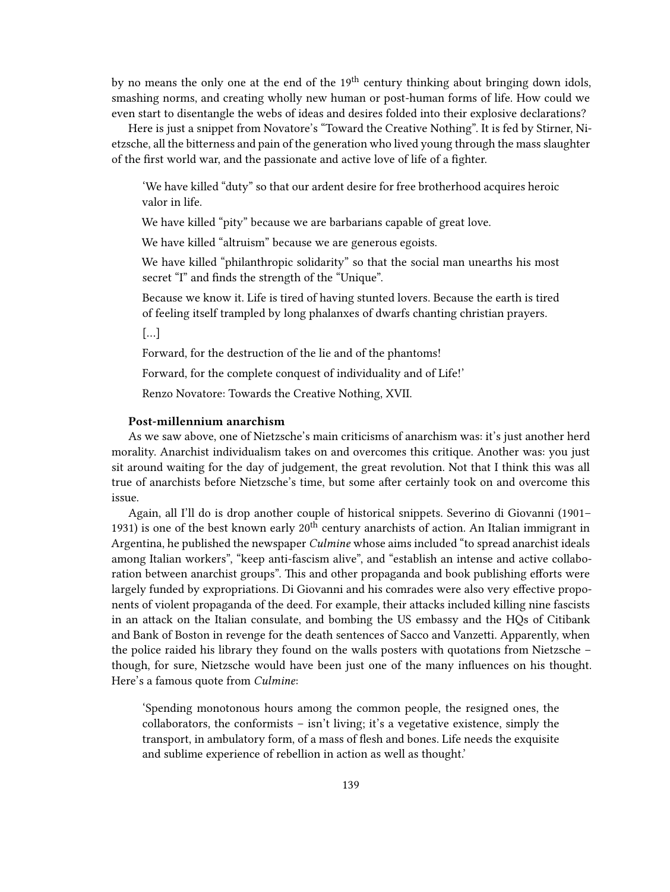by no means the only one at the end of the 19th century thinking about bringing down idols, smashing norms, and creating wholly new human or post-human forms of life. How could we even start to disentangle the webs of ideas and desires folded into their explosive declarations?

Here is just a snippet from Novatore's "Toward the Creative Nothing". It is fed by Stirner, Nietzsche, all the bitterness and pain of the generation who lived young through the mass slaughter of the first world war, and the passionate and active love of life of a fighter.

> 'We have killed "duty" so that our ardent desire for free brotherhood acquires heroic valor in life.
>
> We have killed "pity" because we are barbarians capable of great love.
>
> We have killed "altruism" because we are generous egoists.
>
> We have killed "philanthropic solidarity" so that the social man unearths his most secret "I" and finds the strength of the "Unique".
>
> Because we know it. Life is tired of having stunted lovers. Because the earth is tired of feeling itself trampled by long phalanxes of dwarfs chanting christian prayers.
>
> [...]
>
> Forward, for the destruction of the lie and of the phantoms!
>
> Forward, for the complete conquest of individuality and of Life!'
>
> Renzo Novatore: Towards the Creative Nothing, XVII.

**Post-millennium anarchism**

As we saw above, one of Nietzsche's main criticisms of anarchism was: it's just another herd morality. Anarchist individualism takes on and overcomes this critique. Another was: you just sit around waiting for the day of judgement, the great revolution. Not that I think this was all true of anarchists before Nietzsche's time, but some after certainly took on and overcome this issue.

Again, all I'll do is drop another couple of historical snippets. Severino di Giovanni (1901–1931) is one of the best known early 20th century anarchists of action. An Italian immigrant in Argentina, he published the newspaper *Culmine* whose aims included "to spread anarchist ideals among Italian workers", "keep anti-fascism alive", and "establish an intense and active collaboration between anarchist groups". This and other propaganda and book publishing efforts were largely funded by expropriations. Di Giovanni and his comrades were also very effective proponents of violent propaganda of the deed. For example, their attacks included killing nine fascists in an attack on the Italian consulate, and bombing the US embassy and the HQs of Citibank and Bank of Boston in revenge for the death sentences of Sacco and Vanzetti. Apparently, when the police raided his library they found on the walls posters with quotations from Nietzsche – though, for sure, Nietzsche would have been just one of the many influences on his thought. Here's a famous quote from *Culmine*:

> 'Spending monotonous hours among the common people, the resigned ones, the collaborators, the conformists – isn't living; it's a vegetative existence, simply the transport, in ambulatory form, of a mass of flesh and bones. Life needs the exquisite and sublime experience of rebellion in action as well as thought.'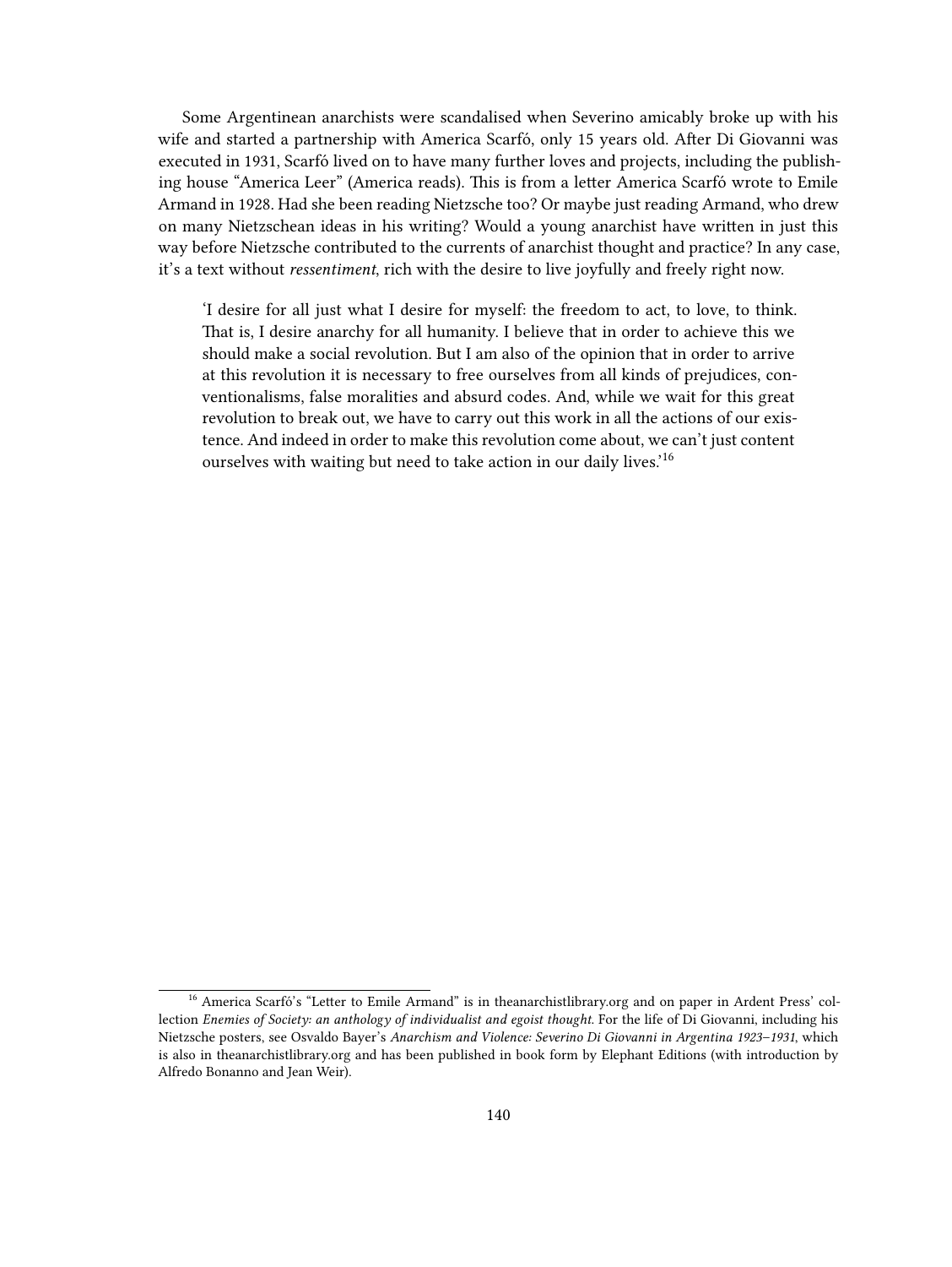Some Argentinean anarchists were scandalised when Severino amicably broke up with his wife and started a partnership with America Scarfó, only 15 years old. After Di Giovanni was executed in 1931, Scarfó lived on to have many further loves and projects, including the publishing house "America Leer" (America reads). This is from a letter America Scarfó wrote to Emile Armand in 1928. Had she been reading Nietzsche too? Or maybe just reading Armand, who drew on many Nietzschean ideas in his writing? Would a young anarchist have written in just this way before Nietzsche contributed to the currents of anarchist thought and practice? In any case, it's a text without *ressentiment*, rich with the desire to live joyfully and freely right now.

> 'I desire for all just what I desire for myself: the freedom to act, to love, to think. That is, I desire anarchy for all humanity. I believe that in order to achieve this we should make a social revolution. But I am also of the opinion that in order to arrive at this revolution it is necessary to free ourselves from all kinds of prejudices, conventionalisms, false moralities and absurd codes. And, while we wait for this great revolution to break out, we have to carry out this work in all the actions of our existence. And indeed in order to make this revolution come about, we can't just content ourselves with waiting but need to take action in our daily lives.'[16]

[16] America Scarfó's "Letter to Emile Armand" is in theanarchistlibrary.org and on paper in Ardent Press' collection *Enemies of Society: an anthology of individualist and egoist thought*. For the life of Di Giovanni, including his Nietzsche posters, see Osvaldo Bayer's *Anarchism and Violence: Severino Di Giovanni in Argentina 1923–1931*, which is also in theanarchistlibrary.org and has been published in book form by Elephant Editions (with introduction by Alfredo Bonanno and Jean Weir).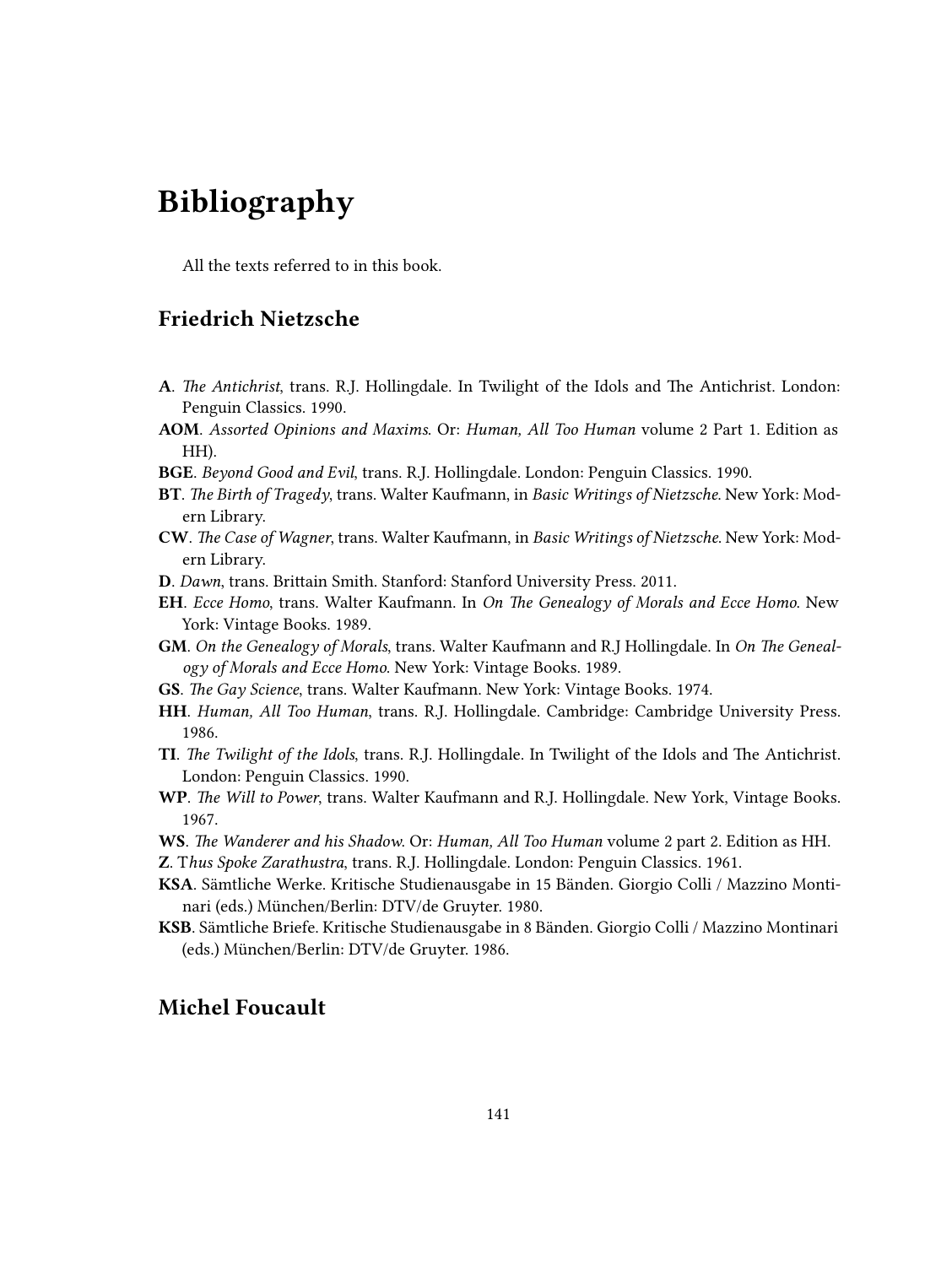# Bibliography

All the texts referred to in this book.

## Friedrich Nietzsche

**A**. *The Antichrist*, trans. R.J. Hollingdale. In Twilight of the Idols and The Antichrist. London: Penguin Classics. 1990.

**AOM**. *Assorted Opinions and Maxims*. Or: *Human, All Too Human* volume 2 Part 1. Edition as HH).

**BGE**. *Beyond Good and Evil*, trans. R.J. Hollingdale. London: Penguin Classics. 1990.

**BT**. *The Birth of Tragedy*, trans. Walter Kaufmann, in *Basic Writings of Nietzsche*. New York: Modern Library.

**CW**. *The Case of Wagner*, trans. Walter Kaufmann, in *Basic Writings of Nietzsche*. New York: Modern Library.

**D**. *Dawn*, trans. Brittain Smith. Stanford: Stanford University Press. 2011.

**EH**. *Ecce Homo*, trans. Walter Kaufmann. In *On The Genealogy of Morals and Ecce Homo*. New York: Vintage Books. 1989.

**GM**. *On the Genealogy of Morals*, trans. Walter Kaufmann and R.J Hollingdale. In *On The Genealogy of Morals and Ecce Homo*. New York: Vintage Books. 1989.

**GS**. *The Gay Science*, trans. Walter Kaufmann. New York: Vintage Books. 1974.

**HH**. *Human, All Too Human*, trans. R.J. Hollingdale. Cambridge: Cambridge University Press. 1986.

**TI**. *The Twilight of the Idols*, trans. R.J. Hollingdale. In Twilight of the Idols and The Antichrist. London: Penguin Classics. 1990.

**WP**. *The Will to Power*, trans. Walter Kaufmann and R.J. Hollingdale. New York, Vintage Books. 1967.

**WS**. *The Wanderer and his Shadow*. Or: *Human, All Too Human* volume 2 part 2. Edition as HH.

**Z**. T*hus Spoke Zarathustra*, trans. R.J. Hollingdale. London: Penguin Classics. 1961.

**KSA**. Sämtliche Werke. Kritische Studienausgabe in 15 Bänden. Giorgio Colli / Mazzino Montinari (eds.) München/Berlin: DTV/de Gruyter. 1980.

**KSB**. Sämtliche Briefe. Kritische Studienausgabe in 8 Bänden. Giorgio Colli / Mazzino Montinari (eds.) München/Berlin: DTV/de Gruyter. 1986.

## Michel Foucault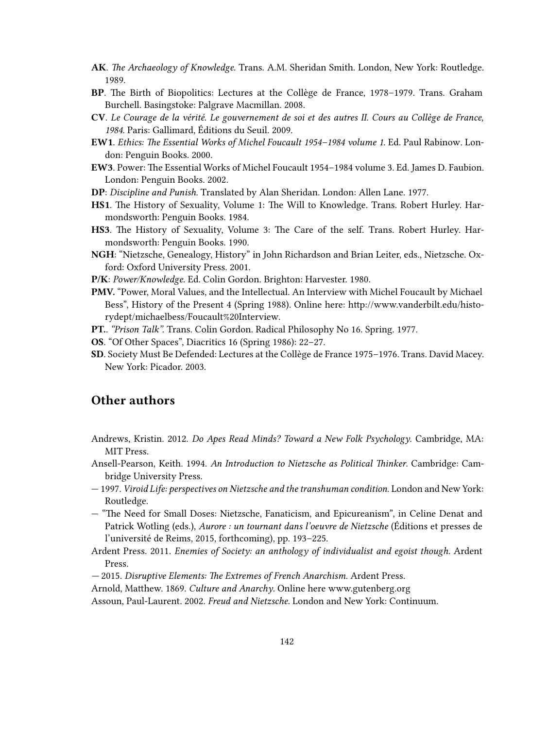**AK**. *The Archaeology of Knowledge.* Trans. A.M. Sheridan Smith. London, New York: Routledge. 1989.

**BP**. The Birth of Biopolitics: Lectures at the Collège de France, 1978–1979. Trans. Graham Burchell. Basingstoke: Palgrave Macmillan. 2008.

**CV**. *Le Courage de la vérité. Le gouvernement de soi et des autres II. Cours au Collège de France, 1984.* Paris: Gallimard, Éditions du Seuil. 2009.

**EW1**. *Ethics: The Essential Works of Michel Foucault 1954–1984 volume 1.* Ed. Paul Rabinow. London: Penguin Books. 2000.

**EW3**. Power: The Essential Works of Michel Foucault 1954–1984 volume 3. Ed. James D. Faubion. London: Penguin Books. 2002.

**DP**: *Discipline and Punish.* Translated by Alan Sheridan. London: Allen Lane. 1977.

**HS1**. The History of Sexuality, Volume 1: The Will to Knowledge. Trans. Robert Hurley. Harmondsworth: Penguin Books. 1984.

**HS3**. The History of Sexuality, Volume 3: The Care of the self. Trans. Robert Hurley. Harmondsworth: Penguin Books. 1990.

**NGH**: "Nietzsche, Genealogy, History" in John Richardson and Brian Leiter, eds., Nietzsche. Oxford: Oxford University Press. 2001.

**P/K**: *Power/Knowledge.* Ed. Colin Gordon. Brighton: Harvester. 1980.

**PMV.** "Power, Moral Values, and the Intellectual. An Interview with Michel Foucault by Michael Bess", History of the Present 4 (Spring 1988). Online here: http://www.vanderbilt.edu/historydept/michaelbess/Foucault%20Interview.

**PT.**. *"Prison Talk".* Trans. Colin Gordon. Radical Philosophy No 16. Spring. 1977.

**OS**. "Of Other Spaces", Diacritics 16 (Spring 1986): 22–27.

**SD**. Society Must Be Defended: Lectures at the Collège de France 1975–1976. Trans. David Macey. New York: Picador. 2003.

## Other authors

Andrews, Kristin. 2012. *Do Apes Read Minds? Toward a New Folk Psychology.* Cambridge, MA: MIT Press.

Ansell-Pearson, Keith. 1994. *An Introduction to Nietzsche as Political Thinker.* Cambridge: Cambridge University Press.

— 1997. *Viroid Life: perspectives on Nietzsche and the transhuman condition.* London and New York: Routledge.

— "The Need for Small Doses: Nietzsche, Fanaticism, and Epicureanism", in Celine Denat and Patrick Wotling (eds.), *Aurore : un tournant dans l'oeuvre de Nietzsche* (Éditions et presses de l'université de Reims, 2015, forthcoming), pp. 193–225.

Ardent Press. 2011. *Enemies of Society: an anthology of individualist and egoist though.* Ardent Press.

— 2015. *Disruptive Elements: The Extremes of French Anarchism.* Ardent Press.

Arnold, Matthew. 1869. *Culture and Anarchy.* Online here www.gutenberg.org

Assoun, Paul-Laurent. 2002. *Freud and Nietzsche.* London and New York: Continuum.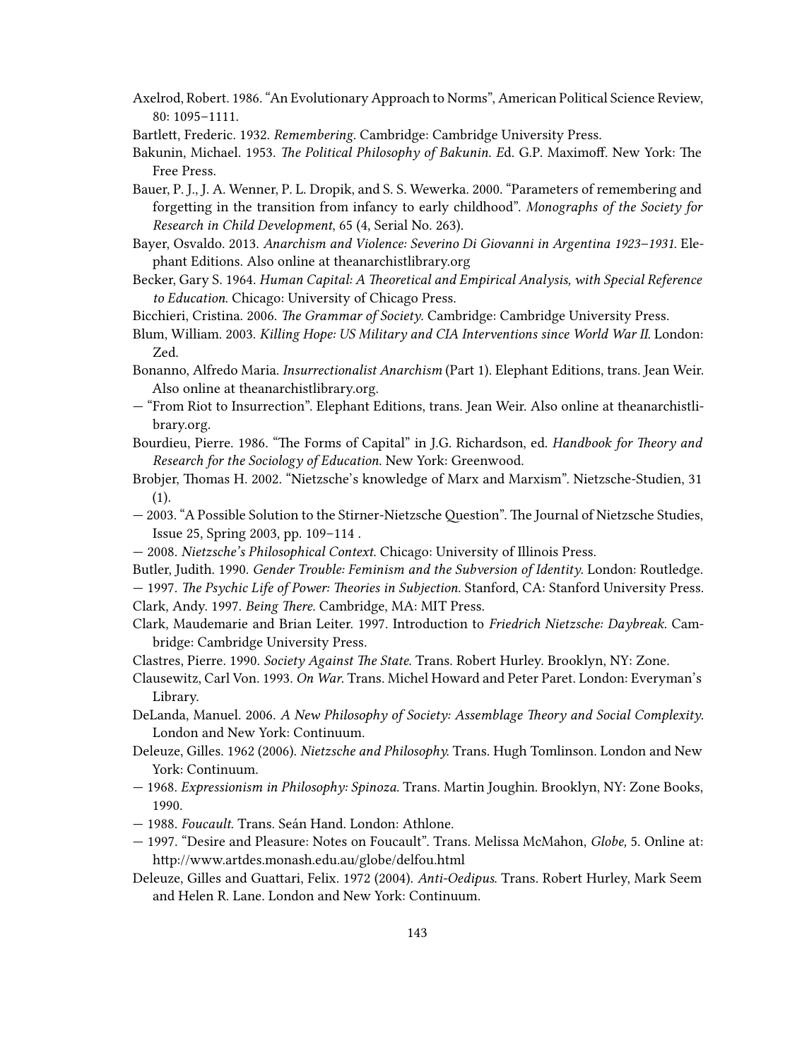Axelrod, Robert. 1986. "An Evolutionary Approach to Norms", American Political Science Review, 80: 1095–1111.

Bartlett, Frederic. 1932. *Remembering*. Cambridge: Cambridge University Press.

Bakunin, Michael. 1953. *The Political Philosophy of Bakunin. E*d. G.P. Maximoff. New York: The Free Press.

Bauer, P. J., J. A. Wenner, P. L. Dropik, and S. S. Wewerka. 2000. "Parameters of remembering and forgetting in the transition from infancy to early childhood". *Monographs of the Society for Research in Child Development*, 65 (4, Serial No. 263).

Bayer, Osvaldo. 2013. *Anarchism and Violence: Severino Di Giovanni in Argentina 1923–1931.* Elephant Editions. Also online at theanarchistlibrary.org

Becker, Gary S. 1964. *Human Capital: A Theoretical and Empirical Analysis, with Special Reference to Education.* Chicago: University of Chicago Press.

Bicchieri, Cristina. 2006. *The Grammar of Society.* Cambridge: Cambridge University Press.

Blum, William. 2003. *Killing Hope: US Military and CIA Interventions since World War II.* London: Zed.

Bonanno, Alfredo Maria. *Insurrectionalist Anarchism* (Part 1). Elephant Editions, trans. Jean Weir. Also online at theanarchistlibrary.org.

— "From Riot to Insurrection". Elephant Editions, trans. Jean Weir. Also online at theanarchistlibrary.org.

Bourdieu, Pierre. 1986. "The Forms of Capital" in J.G. Richardson, ed. *Handbook for Theory and Research for the Sociology of Education.* New York: Greenwood.

Brobjer, Thomas H. 2002. "Nietzsche's knowledge of Marx and Marxism". Nietzsche-Studien, 31 (1).

— 2003. "A Possible Solution to the Stirner-Nietzsche Question". The Journal of Nietzsche Studies, Issue 25, Spring 2003, pp. 109–114 .

— 2008. *Nietzsche's Philosophical Context.* Chicago: University of Illinois Press.

Butler, Judith. 1990. *Gender Trouble: Feminism and the Subversion of Identity.* London: Routledge.

— 1997. *The Psychic Life of Power: Theories in Subjection.* Stanford, CA: Stanford University Press.

Clark, Andy. 1997. *Being There.* Cambridge, MA: MIT Press.

Clark, Maudemarie and Brian Leiter. 1997. Introduction to *Friedrich Nietzsche: Daybreak.* Cambridge: Cambridge University Press.

Clastres, Pierre. 1990. *Society Against The State.* Trans. Robert Hurley. Brooklyn, NY: Zone.

Clausewitz, Carl Von. 1993. *On War.* Trans. Michel Howard and Peter Paret. London: Everyman's Library.

DeLanda, Manuel. 2006. *A New Philosophy of Society: Assemblage Theory and Social Complexity.* London and New York: Continuum.

Deleuze, Gilles. 1962 (2006). *Nietzsche and Philosophy.* Trans. Hugh Tomlinson. London and New York: Continuum.

— 1968. *Expressionism in Philosophy: Spinoza.* Trans. Martin Joughin. Brooklyn, NY: Zone Books, 1990.

— 1988. *Foucault.* Trans. Seán Hand. London: Athlone.

— 1997. "Desire and Pleasure: Notes on Foucault". Trans. Melissa McMahon, *Globe,* 5. Online at: http://www.artdes.monash.edu.au/globe/delfou.html

Deleuze, Gilles and Guattari, Felix. 1972 (2004). *Anti-Oedipus.* Trans. Robert Hurley, Mark Seem and Helen R. Lane. London and New York: Continuum.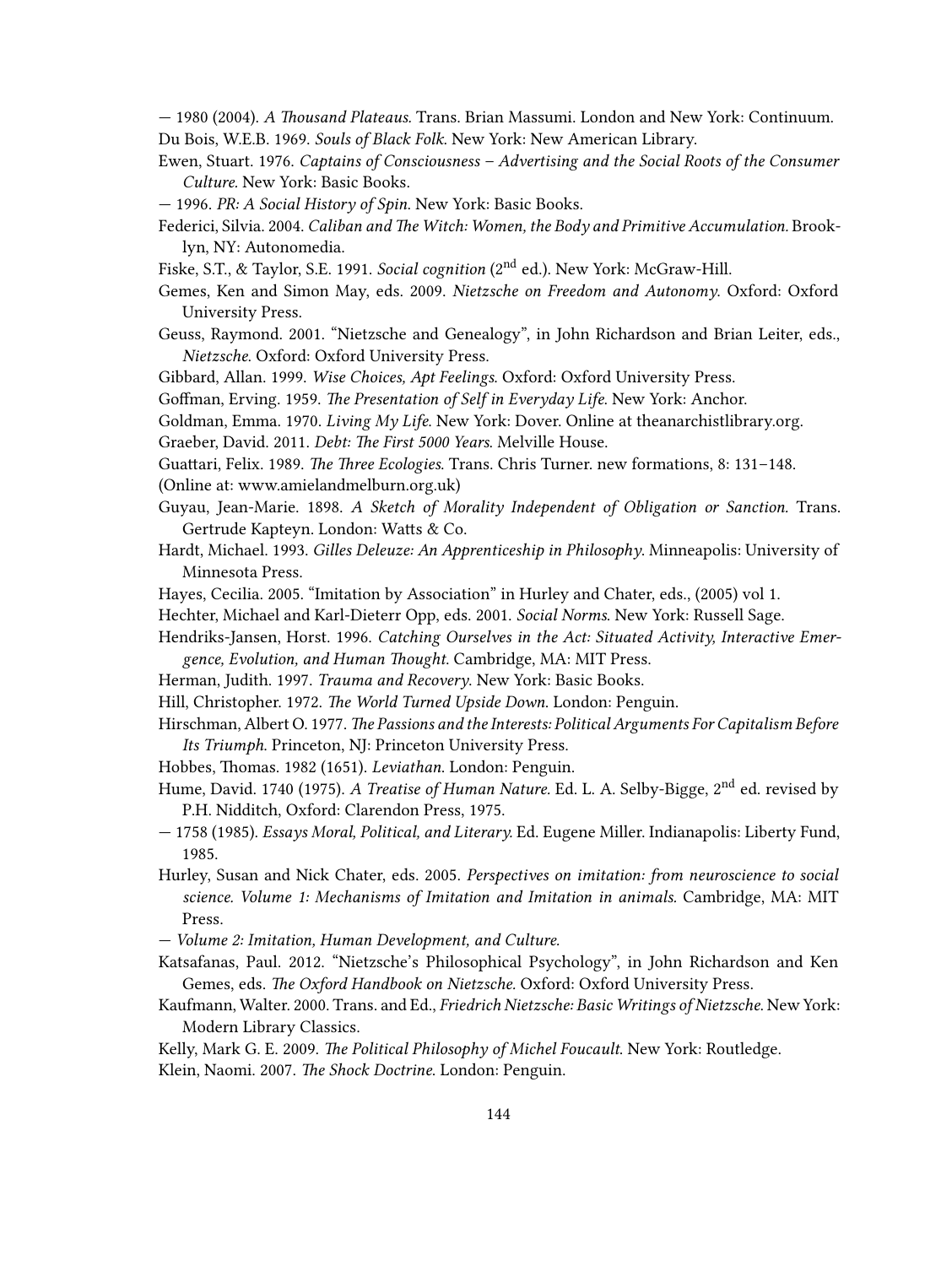— 1980 (2004). *A Thousand Plateaus.* Trans. Brian Massumi. London and New York: Continuum.

Du Bois, W.E.B. 1969. *Souls of Black Folk*. New York: New American Library.

Ewen, Stuart. 1976. *Captains of Consciousness – Advertising and the Social Roots of the Consumer Culture*. New York: Basic Books.

— 1996. *PR: A Social History of Spin*. New York: Basic Books.

Federici, Silvia. 2004. *Caliban and The Witch: Women, the Body and Primitive Accumulation.* Brooklyn, NY: Autonomedia.

Fiske, S.T., & Taylor, S.E. 1991. *Social cognition* (2nd ed.). New York: McGraw-Hill.

Gemes, Ken and Simon May, eds. 2009. *Nietzsche on Freedom and Autonomy*. Oxford: Oxford University Press.

Geuss, Raymond. 2001. "Nietzsche and Genealogy", in John Richardson and Brian Leiter, eds., *Nietzsche*. Oxford: Oxford University Press.

Gibbard, Allan. 1999. *Wise Choices, Apt Feelings.* Oxford: Oxford University Press.

Goffman, Erving. 1959. *The Presentation of Self in Everyday Life*. New York: Anchor.

Goldman, Emma. 1970. *Living My Life*. New York: Dover. Online at theanarchistlibrary.org.

Graeber, David. 2011. *Debt: The First 5000 Years*. Melville House.

Guattari, Felix. 1989. *The Three Ecologies*. Trans. Chris Turner. new formations, 8: 131–148.
(Online at: www.amielandmelburn.org.uk)

Guyau, Jean-Marie. 1898. *A Sketch of Morality Independent of Obligation or Sanction.* Trans. Gertrude Kapteyn. London: Watts & Co.

Hardt, Michael. 1993. *Gilles Deleuze: An Apprenticeship in Philosophy*. Minneapolis: University of Minnesota Press.

Hayes, Cecilia. 2005. "Imitation by Association" in Hurley and Chater, eds., (2005) vol 1.

Hechter, Michael and Karl-Dieterr Opp, eds. 2001. *Social Norms*. New York: Russell Sage.

Hendriks-Jansen, Horst. 1996. *Catching Ourselves in the Act: Situated Activity, Interactive Emergence, Evolution, and Human Thought*. Cambridge, MA: MIT Press.

Herman, Judith. 1997. *Trauma and Recovery*. New York: Basic Books.

Hill, Christopher. 1972. *The World Turned Upside Down*. London: Penguin.

Hirschman, Albert O. 1977. *The Passions and the Interests: Political Arguments For Capitalism Before Its Triumph*. Princeton, NJ: Princeton University Press.

Hobbes, Thomas. 1982 (1651). *Leviathan.* London: Penguin.

Hume, David. 1740 (1975). *A Treatise of Human Nature*. Ed. L. A. Selby-Bigge, 2nd ed. revised by P.H. Nidditch, Oxford: Clarendon Press, 1975.

— 1758 (1985). *Essays Moral, Political, and Literary.* Ed. Eugene Miller. Indianapolis: Liberty Fund, 1985.

Hurley, Susan and Nick Chater, eds. 2005. *Perspectives on imitation: from neuroscience to social science. Volume 1: Mechanisms of Imitation and Imitation in animals.* Cambridge, MA: MIT Press.

— *Volume 2: Imitation, Human Development, and Culture.*

Katsafanas, Paul. 2012. "Nietzsche's Philosophical Psychology", in John Richardson and Ken Gemes, eds. *The Oxford Handbook on Nietzsche.* Oxford: Oxford University Press.

Kaufmann, Walter. 2000. Trans. and Ed., *Friedrich Nietzsche: Basic Writings of Nietzsche*. New York: Modern Library Classics.

Kelly, Mark G. E. 2009. *The Political Philosophy of Michel Foucault.* New York: Routledge.

Klein, Naomi. 2007. *The Shock Doctrine*. London: Penguin.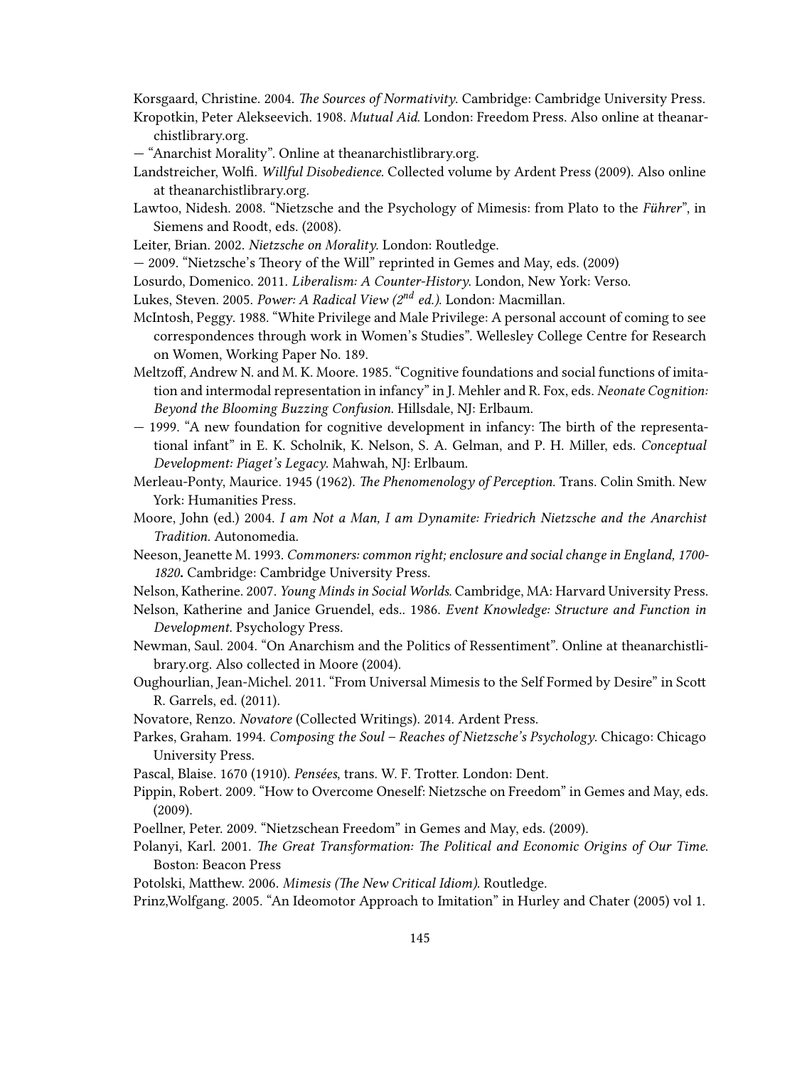Korsgaard, Christine. 2004. *The Sources of Normativity*. Cambridge: Cambridge University Press.

Kropotkin, Peter Alekseevich. 1908. *Mutual Aid*. London: Freedom Press. Also online at theanarchistlibrary.org.

— "Anarchist Morality". Online at theanarchistlibrary.org.

Landstreicher, Wolfi. *Willful Disobedience*. Collected volume by Ardent Press (2009). Also online at theanarchistlibrary.org.

Lawtoo, Nidesh. 2008. "Nietzsche and the Psychology of Mimesis: from Plato to the *Führer*", in Siemens and Roodt, eds. (2008).

Leiter, Brian. 2002. *Nietzsche on Morality*. London: Routledge.

— 2009. "Nietzsche's Theory of the Will" reprinted in Gemes and May, eds. (2009)

Losurdo, Domenico. 2011. *Liberalism: A Counter-History*. London, New York: Verso.

Lukes, Steven. 2005. *Power: A Radical View (2nd ed.)*. London: Macmillan.

McIntosh, Peggy. 1988. "White Privilege and Male Privilege: A personal account of coming to see correspondences through work in Women's Studies". Wellesley College Centre for Research on Women, Working Paper No. 189.

Meltzoff, Andrew N. and M. K. Moore. 1985. "Cognitive foundations and social functions of imitation and intermodal representation in infancy" in J. Mehler and R. Fox, eds. *Neonate Cognition: Beyond the Blooming Buzzing Confusion*. Hillsdale, NJ: Erlbaum.

— 1999. "A new foundation for cognitive development in infancy: The birth of the representational infant" in E. K. Scholnik, K. Nelson, S. A. Gelman, and P. H. Miller, eds. *Conceptual Development: Piaget's Legacy*. Mahwah, NJ: Erlbaum.

Merleau-Ponty, Maurice. 1945 (1962). *The Phenomenology of Perception*. Trans. Colin Smith. New York: Humanities Press.

Moore, John (ed.) 2004. *I am Not a Man, I am Dynamite: Friedrich Nietzsche and the Anarchist Tradition*. Autonomedia.

Neeson, Jeanette M. 1993. *Commoners: common right; enclosure and social change in England, 1700-1820.* Cambridge: Cambridge University Press.

Nelson, Katherine. 2007. *Young Minds in Social Worlds*. Cambridge, MA: Harvard University Press.

Nelson, Katherine and Janice Gruendel, eds.. 1986. *Event Knowledge: Structure and Function in Development*. Psychology Press.

Newman, Saul. 2004. "On Anarchism and the Politics of Ressentiment". Online at theanarchistlibrary.org. Also collected in Moore (2004).

Oughourlian, Jean-Michel. 2011. "From Universal Mimesis to the Self Formed by Desire" in Scott R. Garrels, ed. (2011).

Novatore, Renzo. *Novatore* (Collected Writings). 2014. Ardent Press.

Parkes, Graham. 1994. *Composing the Soul – Reaches of Nietzsche's Psychology*. Chicago: Chicago University Press.

Pascal, Blaise. 1670 (1910). *Pensées*, trans. W. F. Trotter. London: Dent.

Pippin, Robert. 2009. "How to Overcome Oneself: Nietzsche on Freedom" in Gemes and May, eds. (2009).

Poellner, Peter. 2009. "Nietzschean Freedom" in Gemes and May, eds. (2009).

Polanyi, Karl. 2001. *The Great Transformation: The Political and Economic Origins of Our Time*. Boston: Beacon Press

Potolski, Matthew. 2006. *Mimesis (The New Critical Idiom)*. Routledge.

Prinz,Wolfgang. 2005. "An Ideomotor Approach to Imitation" in Hurley and Chater (2005) vol 1.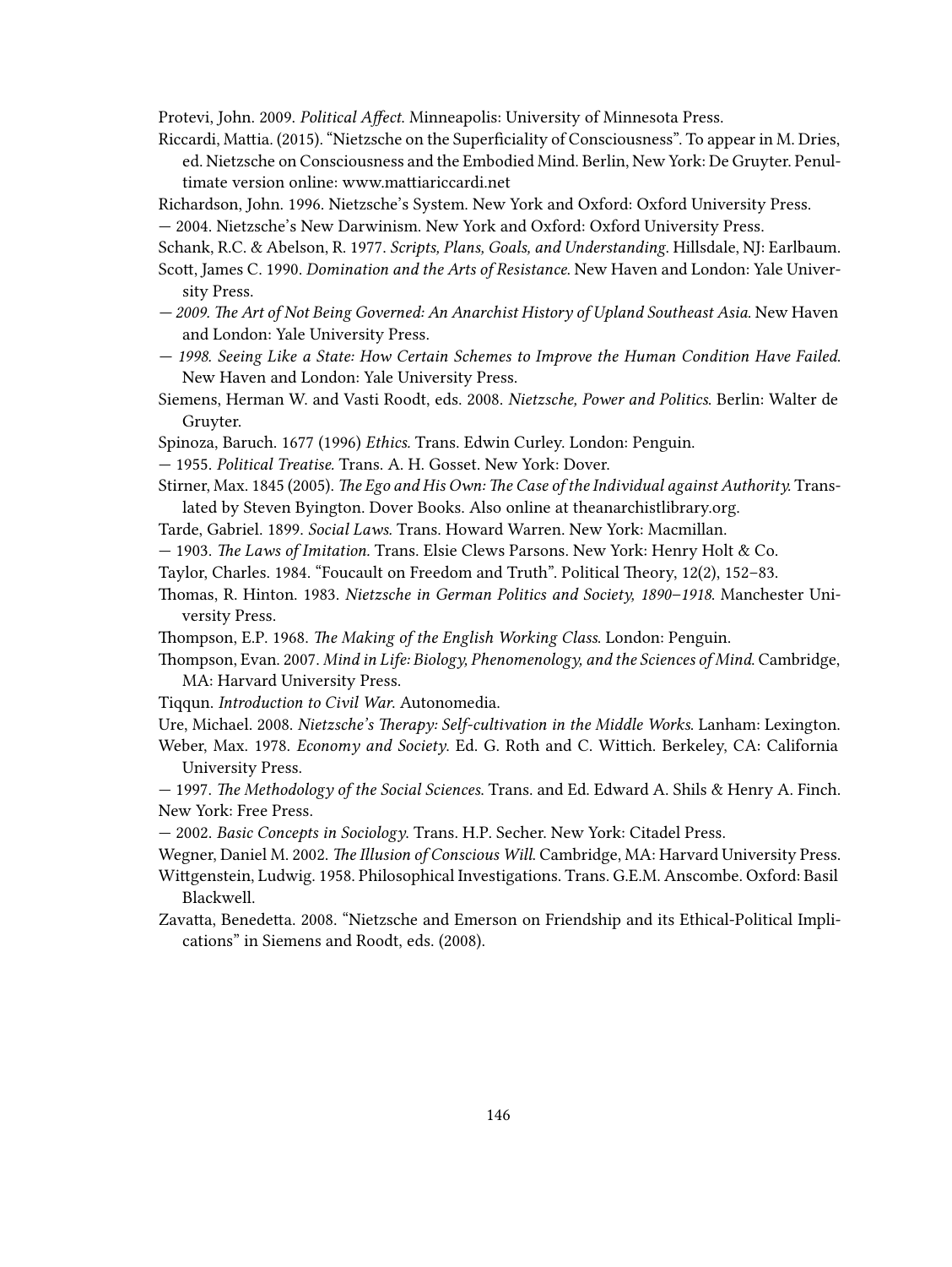Protevi, John. 2009. *Political Affect.* Minneapolis: University of Minnesota Press.

Riccardi, Mattia. (2015). "Nietzsche on the Superficiality of Consciousness". To appear in M. Dries, ed. Nietzsche on Consciousness and the Embodied Mind. Berlin, New York: De Gruyter. Penultimate version online: www.mattiariccardi.net

Richardson, John. 1996. Nietzsche's System. New York and Oxford: Oxford University Press.

— 2004. Nietzsche's New Darwinism. New York and Oxford: Oxford University Press.

Schank, R.C. & Abelson, R. 1977. *Scripts, Plans, Goals, and Understanding.* Hillsdale, NJ: Earlbaum.

Scott, James C. 1990. *Domination and the Arts of Resistance.* New Haven and London: Yale University Press.

*— 2009. The Art of Not Being Governed: An Anarchist History of Upland Southeast Asia.* New Haven and London: Yale University Press.

*— 1998. Seeing Like a State: How Certain Schemes to Improve the Human Condition Have Failed.* New Haven and London: Yale University Press.

Siemens, Herman W. and Vasti Roodt, eds. 2008. *Nietzsche, Power and Politics.* Berlin: Walter de Gruyter.

Spinoza, Baruch. 1677 (1996) *Ethics.* Trans. Edwin Curley. London: Penguin.

— 1955. *Political Treatise.* Trans. A. H. Gosset. New York: Dover.

Stirner, Max. 1845 (2005). *The Ego and His Own: The Case of the Individual against Authority.* Translated by Steven Byington. Dover Books. Also online at theanarchistlibrary.org.

Tarde, Gabriel. 1899. *Social Laws.* Trans. Howard Warren. New York: Macmillan.

— 1903. *The Laws of Imitation.* Trans. Elsie Clews Parsons. New York: Henry Holt & Co.

Taylor, Charles. 1984. "Foucault on Freedom and Truth". Political Theory, 12(2), 152–83.

Thomas, R. Hinton. 1983. *Nietzsche in German Politics and Society, 1890–1918.* Manchester University Press.

Thompson, E.P. 1968. *The Making of the English Working Class.* London: Penguin.

Thompson, Evan. 2007. *Mind in Life: Biology, Phenomenology, and the Sciences of Mind.* Cambridge, MA: Harvard University Press.

Tiqqun. *Introduction to Civil War.* Autonomedia.

Ure, Michael. 2008. *Nietzsche's Therapy: Self-cultivation in the Middle Works.* Lanham: Lexington.

Weber, Max. 1978. *Economy and Society.* Ed. G. Roth and C. Wittich. Berkeley, CA: California University Press.

— 1997. *The Methodology of the Social Sciences.* Trans. and Ed. Edward A. Shils & Henry A. Finch. New York: Free Press.

— 2002. *Basic Concepts in Sociology.* Trans. H.P. Secher. New York: Citadel Press.

Wegner, Daniel M. 2002. *The Illusion of Conscious Will.* Cambridge, MA: Harvard University Press.

Wittgenstein, Ludwig. 1958. Philosophical Investigations. Trans. G.E.M. Anscombe. Oxford: Basil Blackwell.

Zavatta, Benedetta. 2008. "Nietzsche and Emerson on Friendship and its Ethical-Political Implications" in Siemens and Roodt, eds. (2008).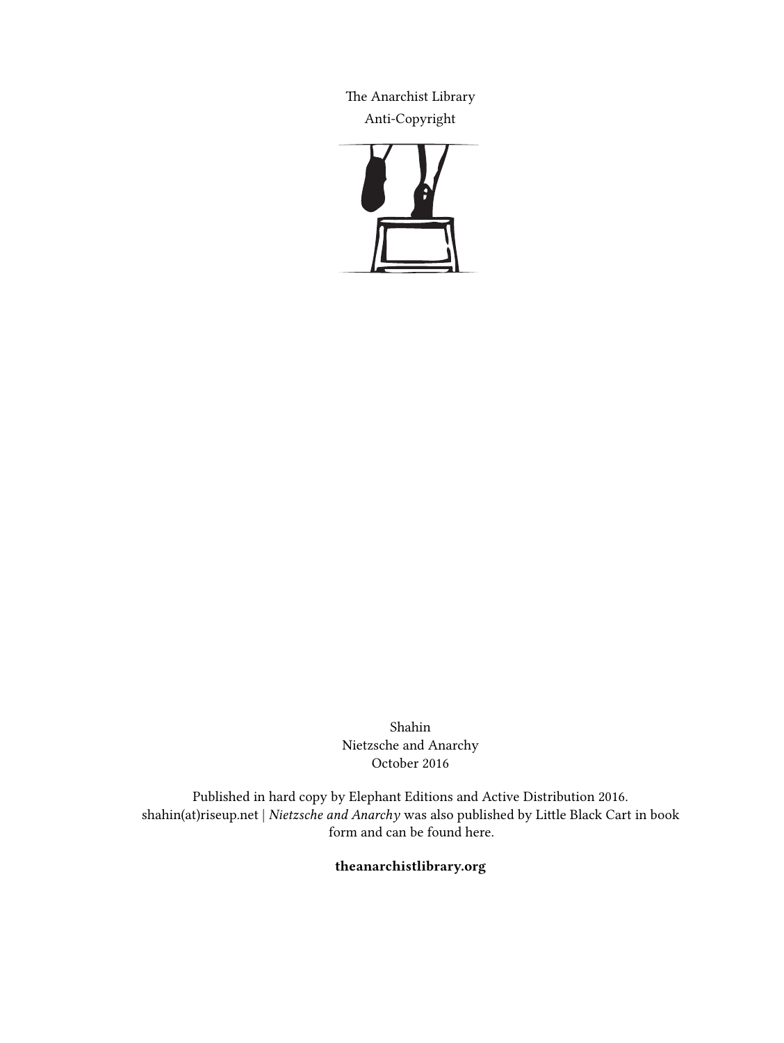The Anarchist Library
Anti-Copyright

Shahin
Nietzsche and Anarchy
October 2016

Published in hard copy by Elephant Editions and Active Distribution 2016.
shahin(at)riseup.net | *Nietzsche and Anarchy* was also published by Little Black Cart in book form and can be found here.

**theanarchistlibrary.org**